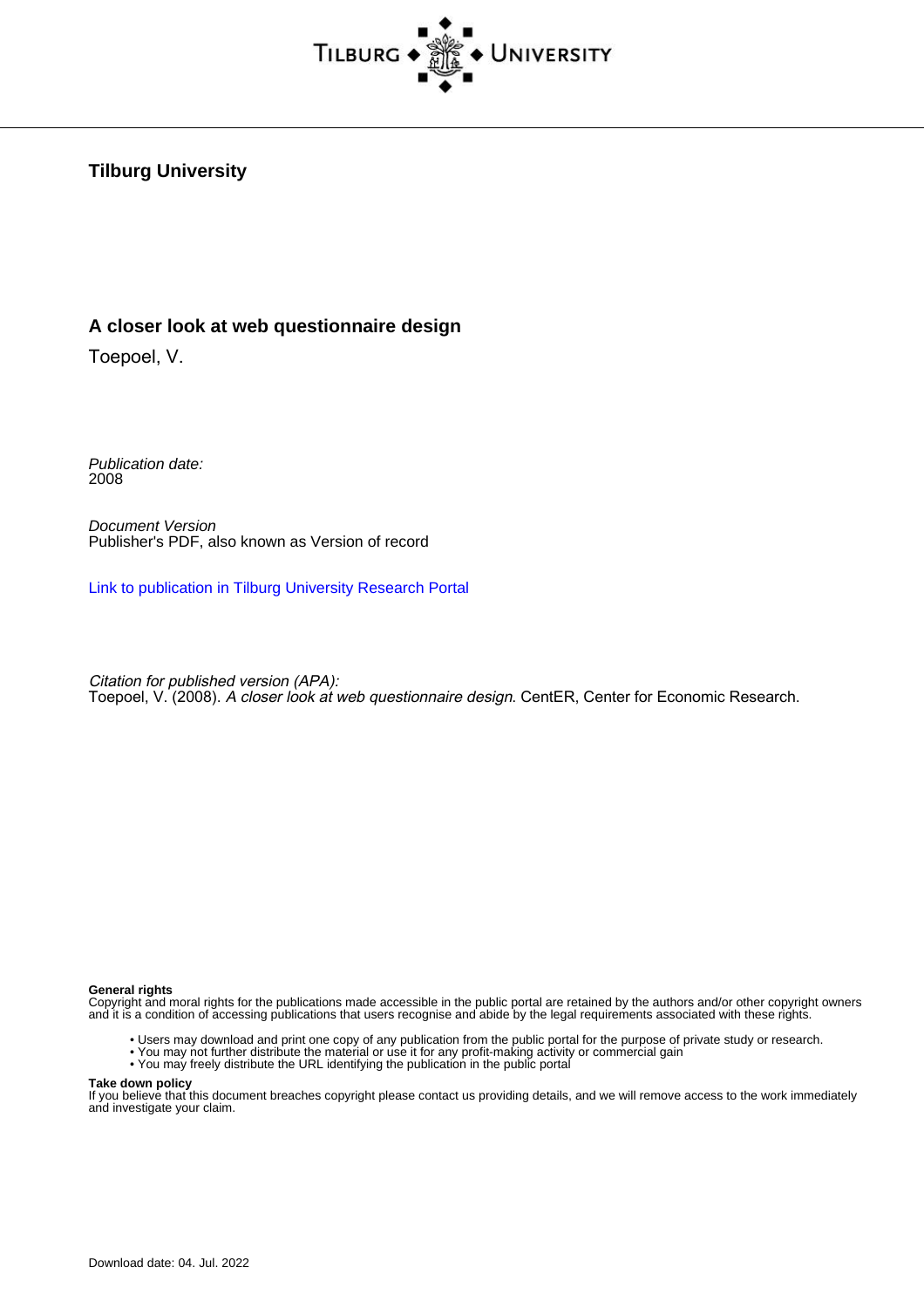**Tilburg University**

**A closer look at web questionnaire design**

Toepoel, V.

*Publication date:*
2008

*Document Version*
Publisher's PDF, also known as Version of record

Link to publication in Tilburg University Research Portal

*Citation for published version (APA):*
Toepoel, V. (2008). *A closer look at web questionnaire design*. CentER, Center for Economic Research.

**General rights**
Copyright and moral rights for the publications made accessible in the public portal are retained by the authors and/or other copyright owners and it is a condition of accessing publications that users recognise and abide by the legal requirements associated with these rights.

- Users may download and print one copy of any publication from the public portal for the purpose of private study or research.
- You may not further distribute the material or use it for any profit-making activity or commercial gain
- You may freely distribute the URL identifying the publication in the public portal

**Take down policy**
If you believe that this document breaches copyright please contact us providing details, and we will remove access to the work immediately and investigate your claim.

Download date: 04. Jul. 2022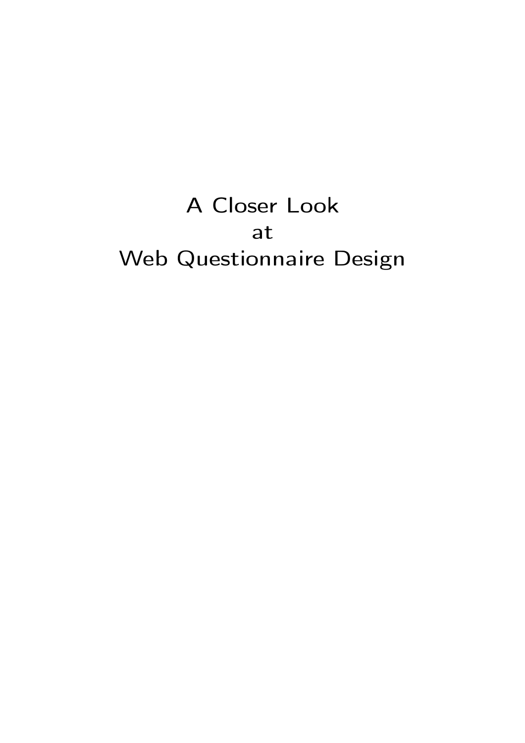# A Closer Look at Web Questionnaire Design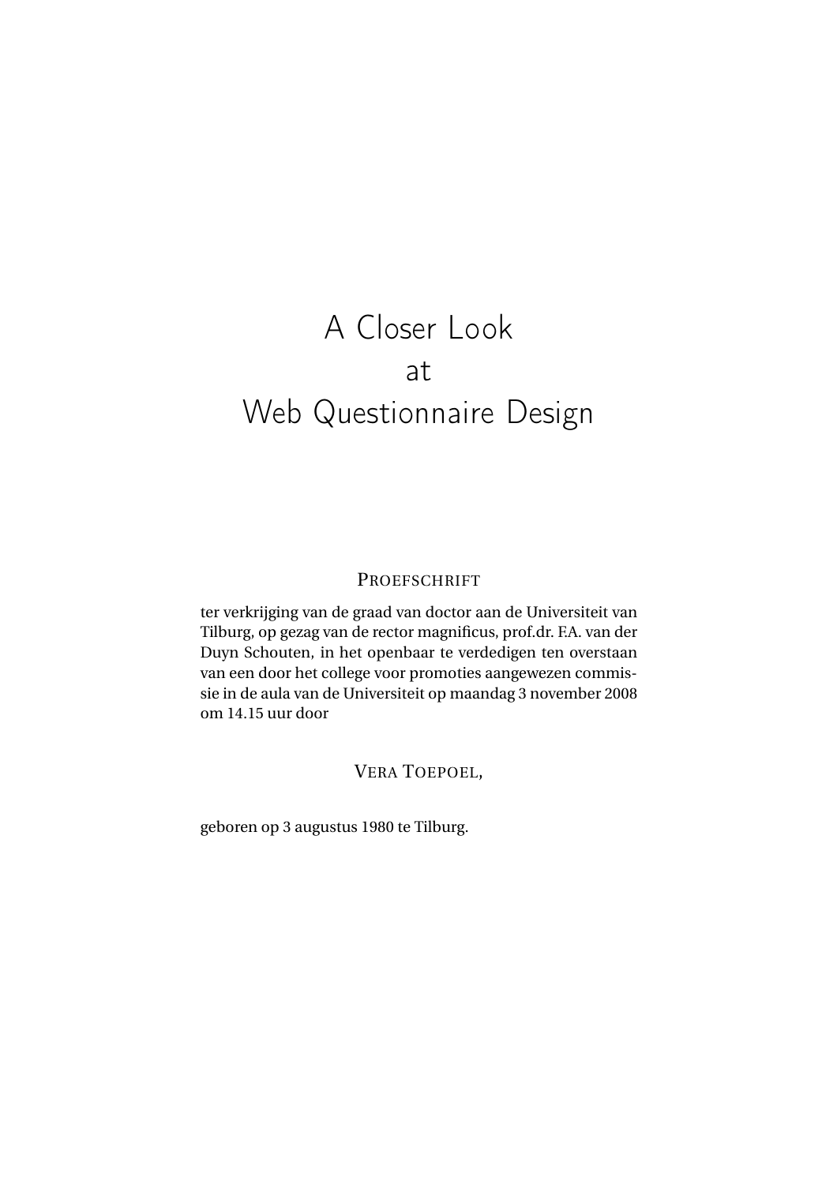# A Closer Look
# at
# Web Questionnaire Design

PROEFSCHRIFT

ter verkrijging van de graad van doctor aan de Universiteit van Tilburg, op gezag van de rector magnificus, prof.dr. F.A. van der Duyn Schouten, in het openbaar te verdedigen ten overstaan van een door het college voor promoties aangewezen commissie in de aula van de Universiteit op maandag 3 november 2008 om 14.15 uur door

VERA TOEPOEL,

geboren op 3 augustus 1980 te Tilburg.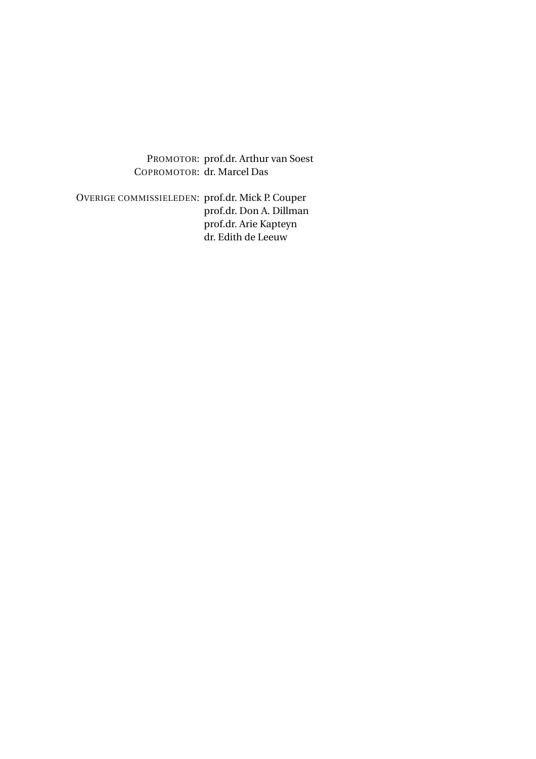PROMOTOR: prof.dr. Arthur van Soest
COPROMOTOR: dr. Marcel Das

OVERIGE COMMISSIELEDEN: prof.dr. Mick P. Couper
prof.dr. Don A. Dillman
prof.dr. Arie Kapteyn
dr. Edith de Leeuw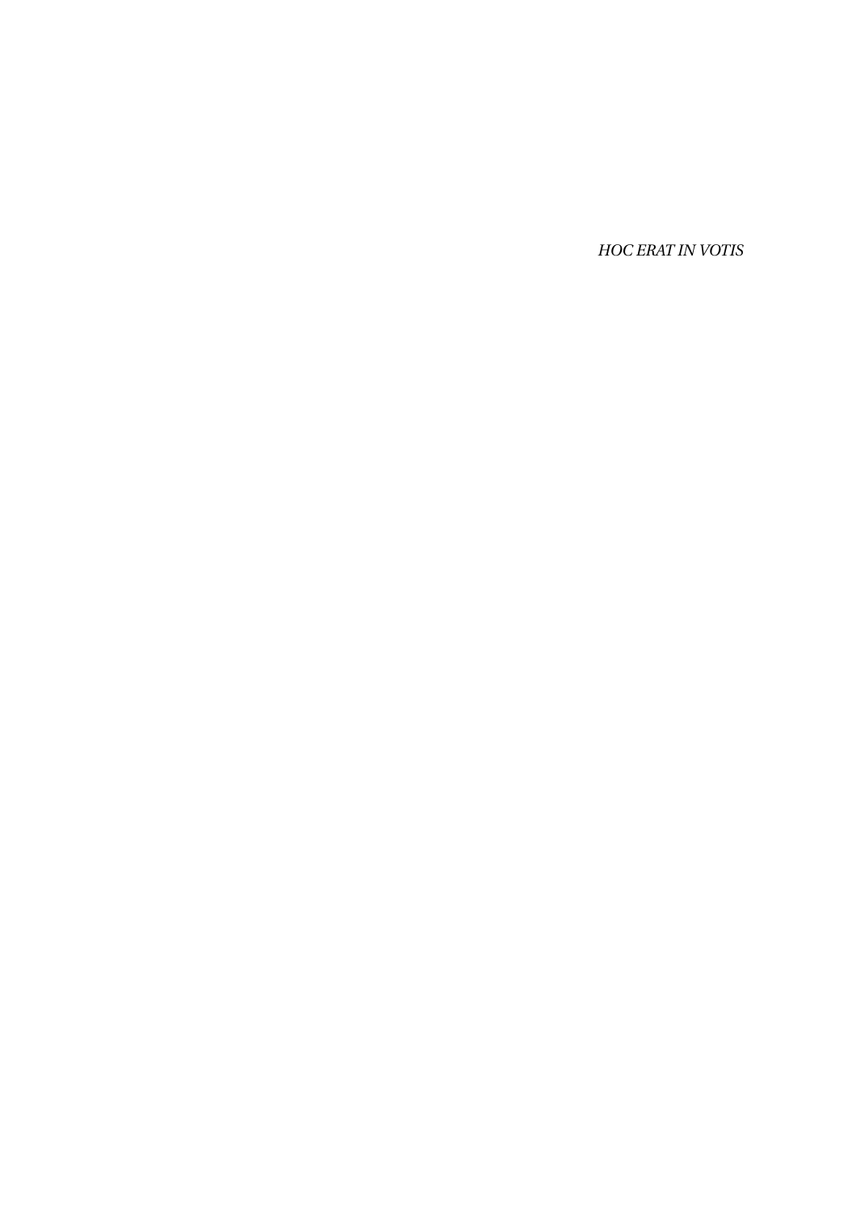*HOC ERAT IN VOTIS*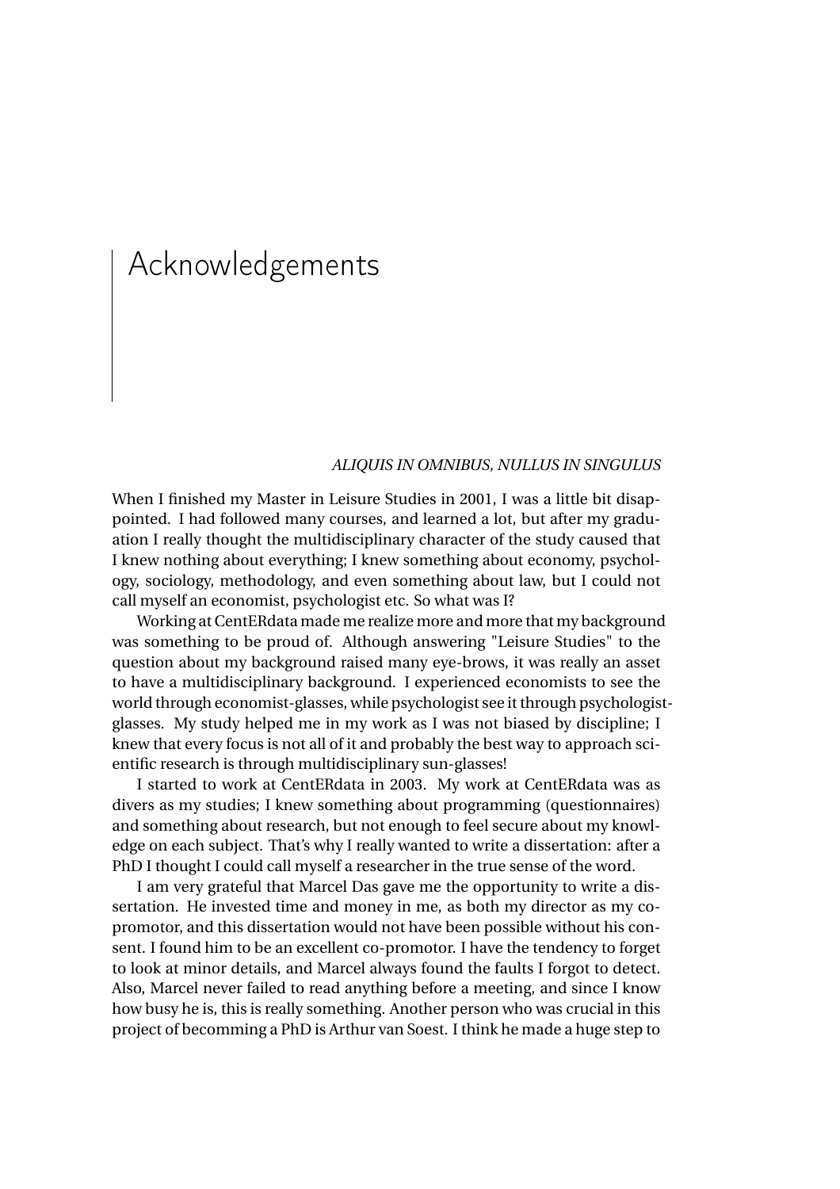# Acknowledgements

*ALIQUIS IN OMNIBUS, NULLUS IN SINGULUS*

When I finished my Master in Leisure Studies in 2001, I was a little bit disappointed. I had followed many courses, and learned a lot, but after my graduation I really thought the multidisciplinary character of the study caused that I knew nothing about everything; I knew something about economy, psychology, sociology, methodology, and even something about law, but I could not call myself an economist, psychologist etc. So what was I?

Working at CentERdata made me realize more and more that my background was something to be proud of. Although answering "Leisure Studies" to the question about my background raised many eye-brows, it was really an asset to have a multidisciplinary background. I experienced economists to see the world through economist-glasses, while psychologist see it through psychologist-glasses. My study helped me in my work as I was not biased by discipline; I knew that every focus is not all of it and probably the best way to approach scientific research is through multidisciplinary sun-glasses!

I started to work at CentERdata in 2003. My work at CentERdata was as divers as my studies; I knew something about programming (questionnaires) and something about research, but not enough to feel secure about my knowledge on each subject. That's why I really wanted to write a dissertation: after a PhD I thought I could call myself a researcher in the true sense of the word.

I am very grateful that Marcel Das gave me the opportunity to write a dissertation. He invested time and money in me, as both my director as my co-promotor, and this dissertation would not have been possible without his consent. I found him to be an excellent co-promotor. I have the tendency to forget to look at minor details, and Marcel always found the faults I forgot to detect. Also, Marcel never failed to read anything before a meeting, and since I know how busy he is, this is really something. Another person who was crucial in this project of becomming a PhD is Arthur van Soest. I think he made a huge step to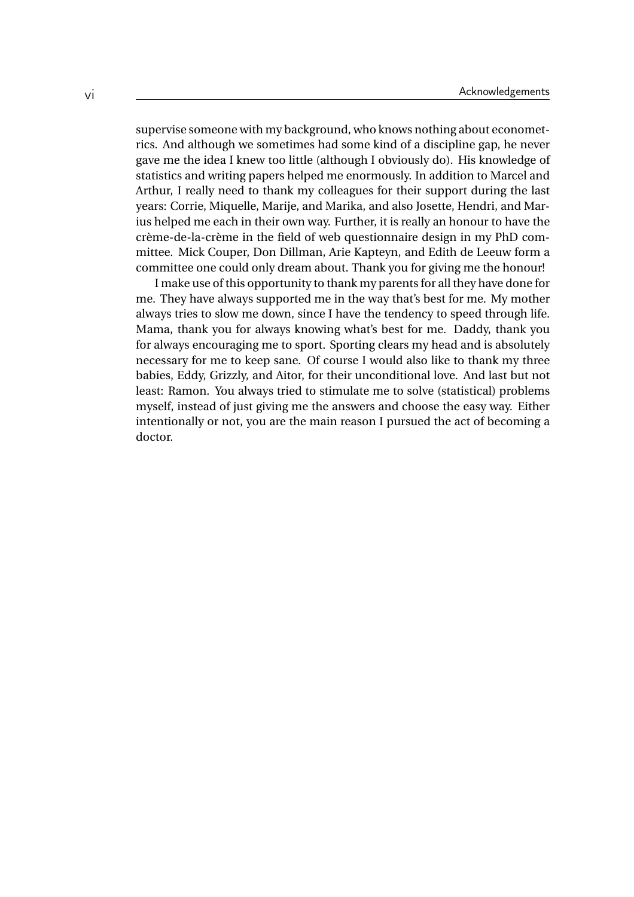supervise someone with my background, who knows nothing about econometrics. And although we sometimes had some kind of a discipline gap, he never gave me the idea I knew too little (although I obviously do). His knowledge of statistics and writing papers helped me enormously. In addition to Marcel and Arthur, I really need to thank my colleagues for their support during the last years: Corrie, Miquelle, Marije, and Marika, and also Josette, Hendri, and Marius helped me each in their own way. Further, it is really an honour to have the crème-de-la-crème in the field of web questionnaire design in my PhD committee. Mick Couper, Don Dillman, Arie Kapteyn, and Edith de Leeuw form a committee one could only dream about. Thank you for giving me the honour!

I make use of this opportunity to thank my parents for all they have done for me. They have always supported me in the way that's best for me. My mother always tries to slow me down, since I have the tendency to speed through life. Mama, thank you for always knowing what's best for me. Daddy, thank you for always encouraging me to sport. Sporting clears my head and is absolutely necessary for me to keep sane. Of course I would also like to thank my three babies, Eddy, Grizzly, and Aitor, for their unconditional love. And last but not least: Ramon. You always tried to stimulate me to solve (statistical) problems myself, instead of just giving me the answers and choose the easy way. Either intentionally or not, you are the main reason I pursued the act of becoming a doctor.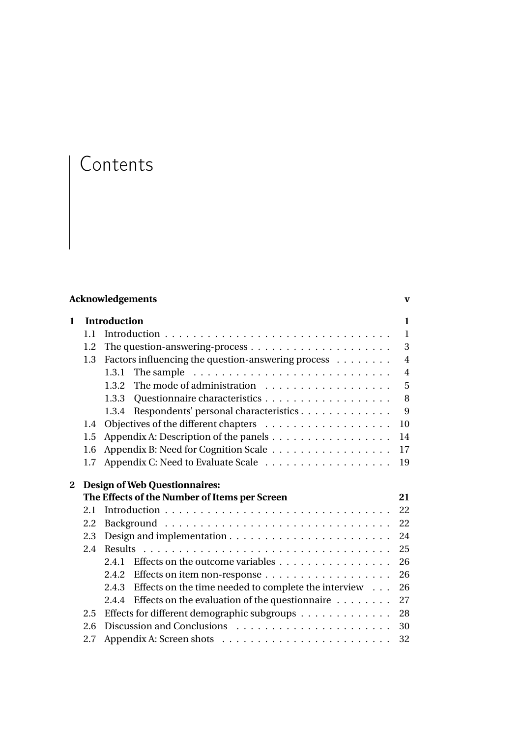# Contents

**Acknowledgements** **v**

**1 Introduction** **1**

- 1.1 Introduction . . . 1
- 1.2 The question-answering-process . . . 3
- 1.3 Factors influencing the question-answering process . . . 4
  - 1.3.1 The sample . . . 4
  - 1.3.2 The mode of administration . . . 5
  - 1.3.3 Questionnaire characteristics . . . 8
  - 1.3.4 Respondents' personal characteristics . . . 9
- 1.4 Objectives of the different chapters . . . 10
- 1.5 Appendix A: Description of the panels . . . 14
- 1.6 Appendix B: Need for Cognition Scale . . . 17
- 1.7 Appendix C: Need to Evaluate Scale . . . 19

**2 Design of Web Questionnaires: The Effects of the Number of Items per Screen** **21**

- 2.1 Introduction . . . 22
- 2.2 Background . . . 22
- 2.3 Design and implementation . . . 24
- 2.4 Results . . . 25
  - 2.4.1 Effects on the outcome variables . . . 26
  - 2.4.2 Effects on item non-response . . . 26
  - 2.4.3 Effects on the time needed to complete the interview . . . 26
  - 2.4.4 Effects on the evaluation of the questionnaire . . . 27
- 2.5 Effects for different demographic subgroups . . . 28
- 2.6 Discussion and Conclusions . . . 30
- 2.7 Appendix A: Screen shots . . . 32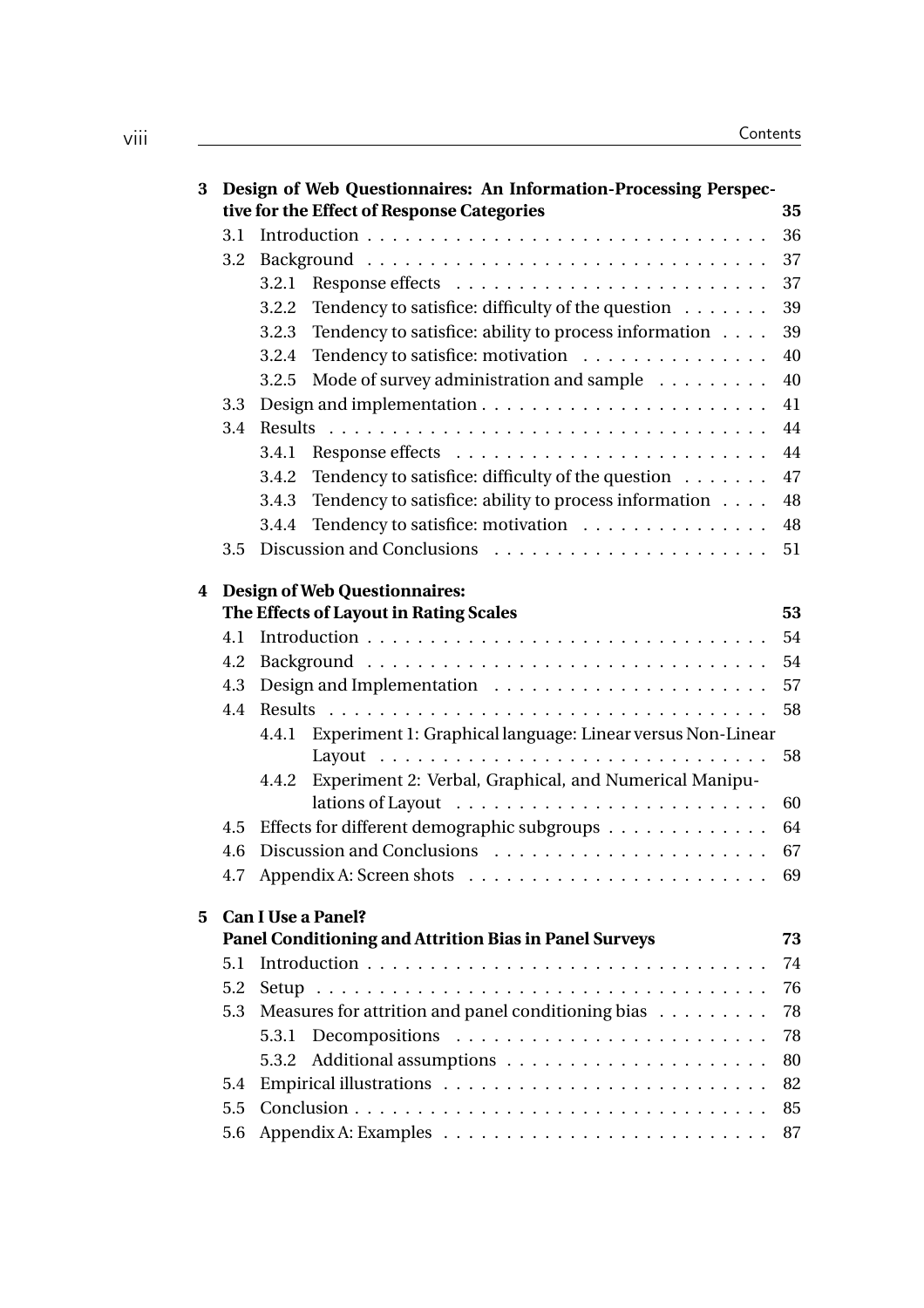**3 Design of Web Questionnaires: An Information-Processing Perspective for the Effect of Response Categories** — 35

- 3.1 Introduction — 36
- 3.2 Background — 37
  - 3.2.1 Response effects — 37
  - 3.2.2 Tendency to satisfice: difficulty of the question — 39
  - 3.2.3 Tendency to satisfice: ability to process information — 39
  - 3.2.4 Tendency to satisfice: motivation — 40
  - 3.2.5 Mode of survey administration and sample — 40
- 3.3 Design and implementation — 41
- 3.4 Results — 44
  - 3.4.1 Response effects — 44
  - 3.4.2 Tendency to satisfice: difficulty of the question — 47
  - 3.4.3 Tendency to satisfice: ability to process information — 48
  - 3.4.4 Tendency to satisfice: motivation — 48
- 3.5 Discussion and Conclusions — 51

**4 Design of Web Questionnaires: The Effects of Layout in Rating Scales** — 53

- 4.1 Introduction — 54
- 4.2 Background — 54
- 4.3 Design and Implementation — 57
- 4.4 Results — 58
  - 4.4.1 Experiment 1: Graphical language: Linear versus Non-Linear Layout — 58
  - 4.4.2 Experiment 2: Verbal, Graphical, and Numerical Manipulations of Layout — 60
- 4.5 Effects for different demographic subgroups — 64
- 4.6 Discussion and Conclusions — 67
- 4.7 Appendix A: Screen shots — 69

**5 Can I Use a Panel? Panel Conditioning and Attrition Bias in Panel Surveys** — 73

- 5.1 Introduction — 74
- 5.2 Setup — 76
- 5.3 Measures for attrition and panel conditioning bias — 78
  - 5.3.1 Decompositions — 78
  - 5.3.2 Additional assumptions — 80
- 5.4 Empirical illustrations — 82
- 5.5 Conclusion — 85
- 5.6 Appendix A: Examples — 87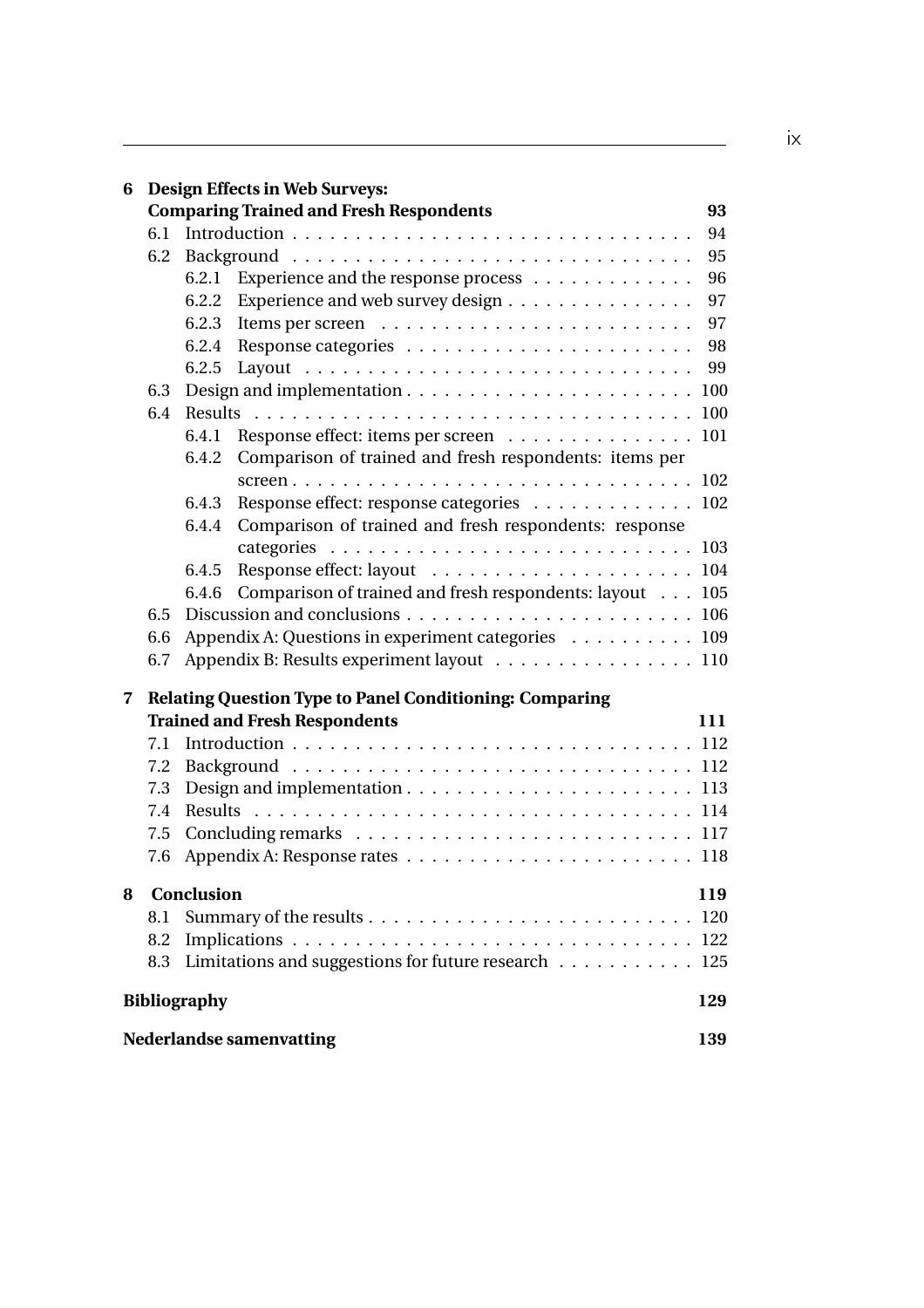**6 Design Effects in Web Surveys: Comparing Trained and Fresh Respondents** 93

- 6.1 Introduction . . . . . . . . . . 94
- 6.2 Background . . . . . . . . . . 95
  - 6.2.1 Experience and the response process . . . . . . . . . . 96
  - 6.2.2 Experience and web survey design . . . . . . . . . . 97
  - 6.2.3 Items per screen . . . . . . . . . . 97
  - 6.2.4 Response categories . . . . . . . . . . 98
  - 6.2.5 Layout . . . . . . . . . . 99
- 6.3 Design and implementation . . . . . . . . . . 100
- 6.4 Results . . . . . . . . . . 100
  - 6.4.1 Response effect: items per screen . . . . . . . . . . 101
  - 6.4.2 Comparison of trained and fresh respondents: items per screen . . . . . . . . . . 102
  - 6.4.3 Response effect: response categories . . . . . . . . . . 102
  - 6.4.4 Comparison of trained and fresh respondents: response categories . . . . . . . . . . 103
  - 6.4.5 Response effect: layout . . . . . . . . . . 104
  - 6.4.6 Comparison of trained and fresh respondents: layout . . . 105
- 6.5 Discussion and conclusions . . . . . . . . . . 106
- 6.6 Appendix A: Questions in experiment categories . . . . . . . . . . 109
- 6.7 Appendix B: Results experiment layout . . . . . . . . . . 110

**7 Relating Question Type to Panel Conditioning: Comparing Trained and Fresh Respondents** 111

- 7.1 Introduction . . . . . . . . . . 112
- 7.2 Background . . . . . . . . . . 112
- 7.3 Design and implementation . . . . . . . . . . 113
- 7.4 Results . . . . . . . . . . 114
- 7.5 Concluding remarks . . . . . . . . . . 117
- 7.6 Appendix A: Response rates . . . . . . . . . . 118

**8 Conclusion** 119

- 8.1 Summary of the results . . . . . . . . . . 120
- 8.2 Implications . . . . . . . . . . 122
- 8.3 Limitations and suggestions for future research . . . . . . . . . . 125

**Bibliography** 129

**Nederlandse samenvatting** 139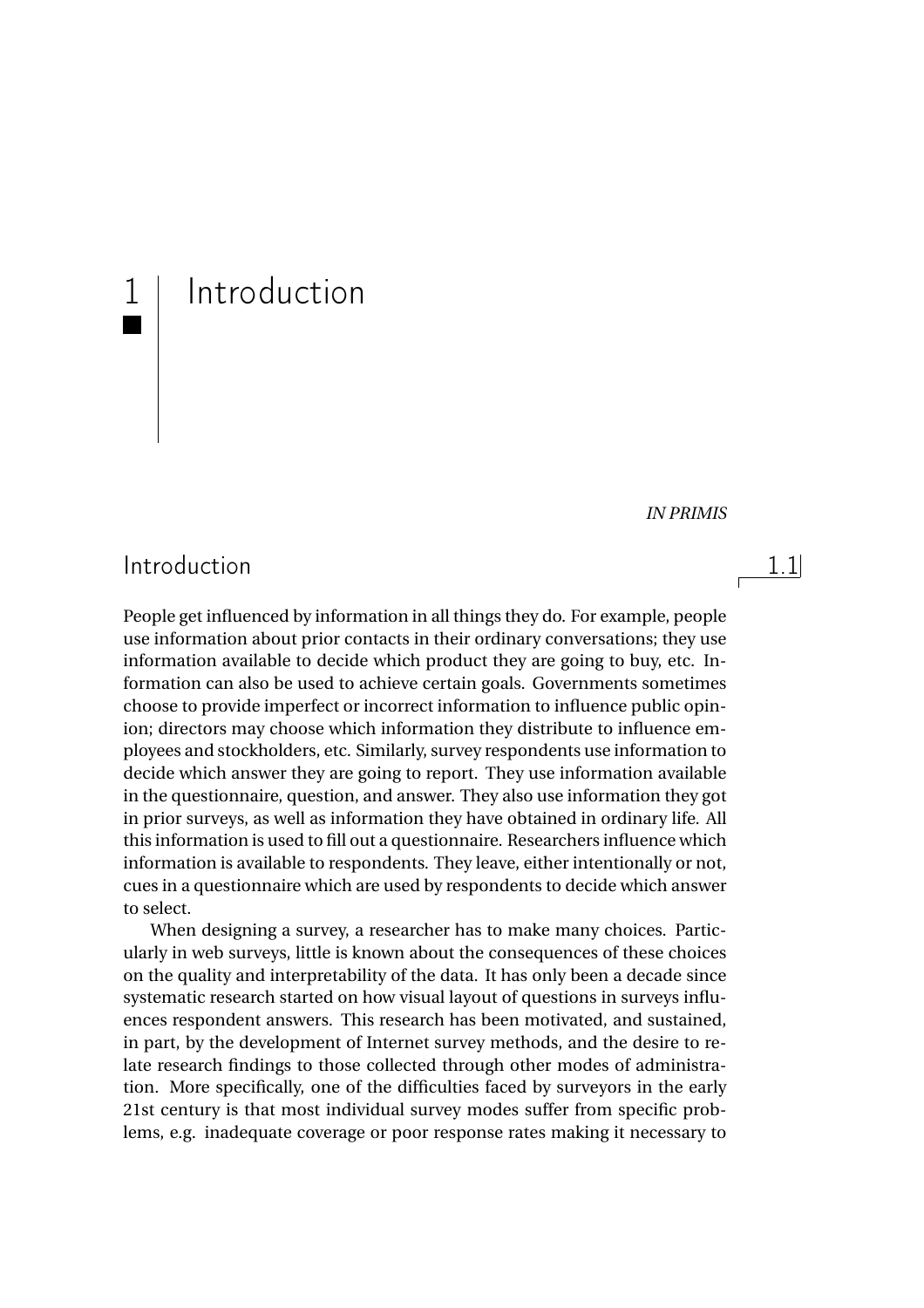# 1 Introduction

*IN PRIMIS*

## 1.1 Introduction

People get influenced by information in all things they do. For example, people use information about prior contacts in their ordinary conversations; they use information available to decide which product they are going to buy, etc. Information can also be used to achieve certain goals. Governments sometimes choose to provide imperfect or incorrect information to influence public opinion; directors may choose which information they distribute to influence employees and stockholders, etc. Similarly, survey respondents use information to decide which answer they are going to report. They use information available in the questionnaire, question, and answer. They also use information they got in prior surveys, as well as information they have obtained in ordinary life. All this information is used to fill out a questionnaire. Researchers influence which information is available to respondents. They leave, either intentionally or not, cues in a questionnaire which are used by respondents to decide which answer to select.

When designing a survey, a researcher has to make many choices. Particularly in web surveys, little is known about the consequences of these choices on the quality and interpretability of the data. It has only been a decade since systematic research started on how visual layout of questions in surveys influences respondent answers. This research has been motivated, and sustained, in part, by the development of Internet survey methods, and the desire to relate research findings to those collected through other modes of administration. More specifically, one of the difficulties faced by surveyors in the early 21st century is that most individual survey modes suffer from specific problems, e.g. inadequate coverage or poor response rates making it necessary to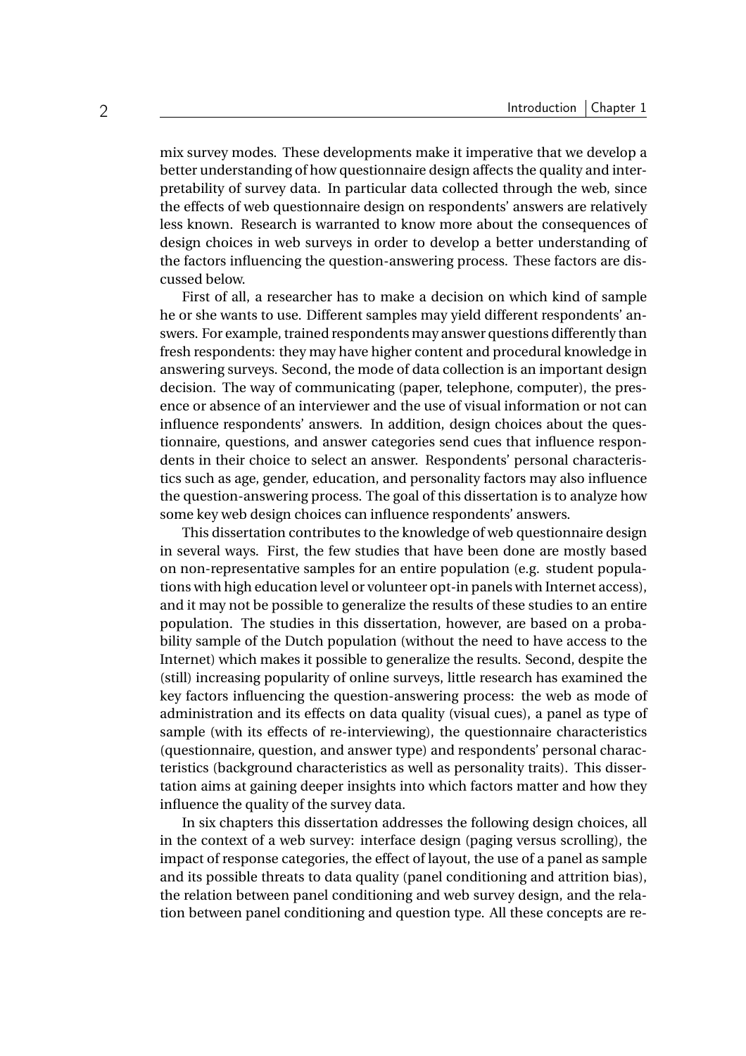mix survey modes. These developments make it imperative that we develop a better understanding of how questionnaire design affects the quality and interpretability of survey data. In particular data collected through the web, since the effects of web questionnaire design on respondents' answers are relatively less known. Research is warranted to know more about the consequences of design choices in web surveys in order to develop a better understanding of the factors influencing the question-answering process. These factors are discussed below.

First of all, a researcher has to make a decision on which kind of sample he or she wants to use. Different samples may yield different respondents' answers. For example, trained respondents may answer questions differently than fresh respondents: they may have higher content and procedural knowledge in answering surveys. Second, the mode of data collection is an important design decision. The way of communicating (paper, telephone, computer), the presence or absence of an interviewer and the use of visual information or not can influence respondents' answers. In addition, design choices about the questionnaire, questions, and answer categories send cues that influence respondents in their choice to select an answer. Respondents' personal characteristics such as age, gender, education, and personality factors may also influence the question-answering process. The goal of this dissertation is to analyze how some key web design choices can influence respondents' answers.

This dissertation contributes to the knowledge of web questionnaire design in several ways. First, the few studies that have been done are mostly based on non-representative samples for an entire population (e.g. student populations with high education level or volunteer opt-in panels with Internet access), and it may not be possible to generalize the results of these studies to an entire population. The studies in this dissertation, however, are based on a probability sample of the Dutch population (without the need to have access to the Internet) which makes it possible to generalize the results. Second, despite the (still) increasing popularity of online surveys, little research has examined the key factors influencing the question-answering process: the web as mode of administration and its effects on data quality (visual cues), a panel as type of sample (with its effects of re-interviewing), the questionnaire characteristics (questionnaire, question, and answer type) and respondents' personal characteristics (background characteristics as well as personality traits). This dissertation aims at gaining deeper insights into which factors matter and how they influence the quality of the survey data.

In six chapters this dissertation addresses the following design choices, all in the context of a web survey: interface design (paging versus scrolling), the impact of response categories, the effect of layout, the use of a panel as sample and its possible threats to data quality (panel conditioning and attrition bias), the relation between panel conditioning and web survey design, and the relation between panel conditioning and question type. All these concepts are re-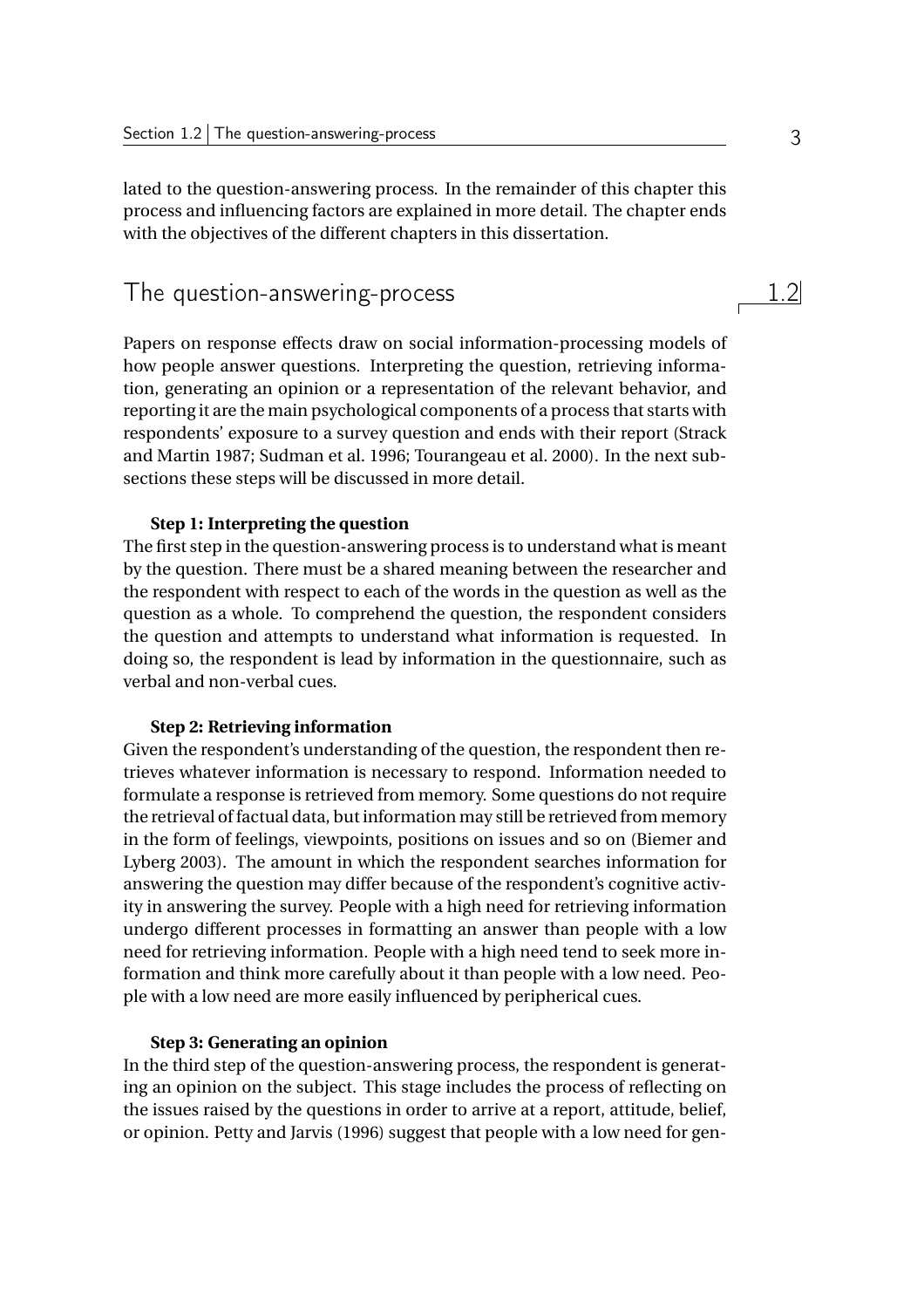lated to the question-answering process. In the remainder of this chapter this process and influencing factors are explained in more detail. The chapter ends with the objectives of the different chapters in this dissertation.

## 1.2 The question-answering-process

Papers on response effects draw on social information-processing models of how people answer questions. Interpreting the question, retrieving information, generating an opinion or a representation of the relevant behavior, and reporting it are the main psychological components of a process that starts with respondents' exposure to a survey question and ends with their report (Strack and Martin 1987; Sudman et al. 1996; Tourangeau et al. 2000). In the next subsections these steps will be discussed in more detail.

**Step 1: Interpreting the question**

The first step in the question-answering process is to understand what is meant by the question. There must be a shared meaning between the researcher and the respondent with respect to each of the words in the question as well as the question as a whole. To comprehend the question, the respondent considers the question and attempts to understand what information is requested. In doing so, the respondent is lead by information in the questionnaire, such as verbal and non-verbal cues.

**Step 2: Retrieving information**

Given the respondent's understanding of the question, the respondent then retrieves whatever information is necessary to respond. Information needed to formulate a response is retrieved from memory. Some questions do not require the retrieval of factual data, but information may still be retrieved from memory in the form of feelings, viewpoints, positions on issues and so on (Biemer and Lyberg 2003). The amount in which the respondent searches information for answering the question may differ because of the respondent's cognitive activity in answering the survey. People with a high need for retrieving information undergo different processes in formatting an answer than people with a low need for retrieving information. People with a high need tend to seek more information and think more carefully about it than people with a low need. People with a low need are more easily influenced by peripherical cues.

**Step 3: Generating an opinion**

In the third step of the question-answering process, the respondent is generating an opinion on the subject. This stage includes the process of reflecting on the issues raised by the questions in order to arrive at a report, attitude, belief, or opinion. Petty and Jarvis (1996) suggest that people with a low need for gen-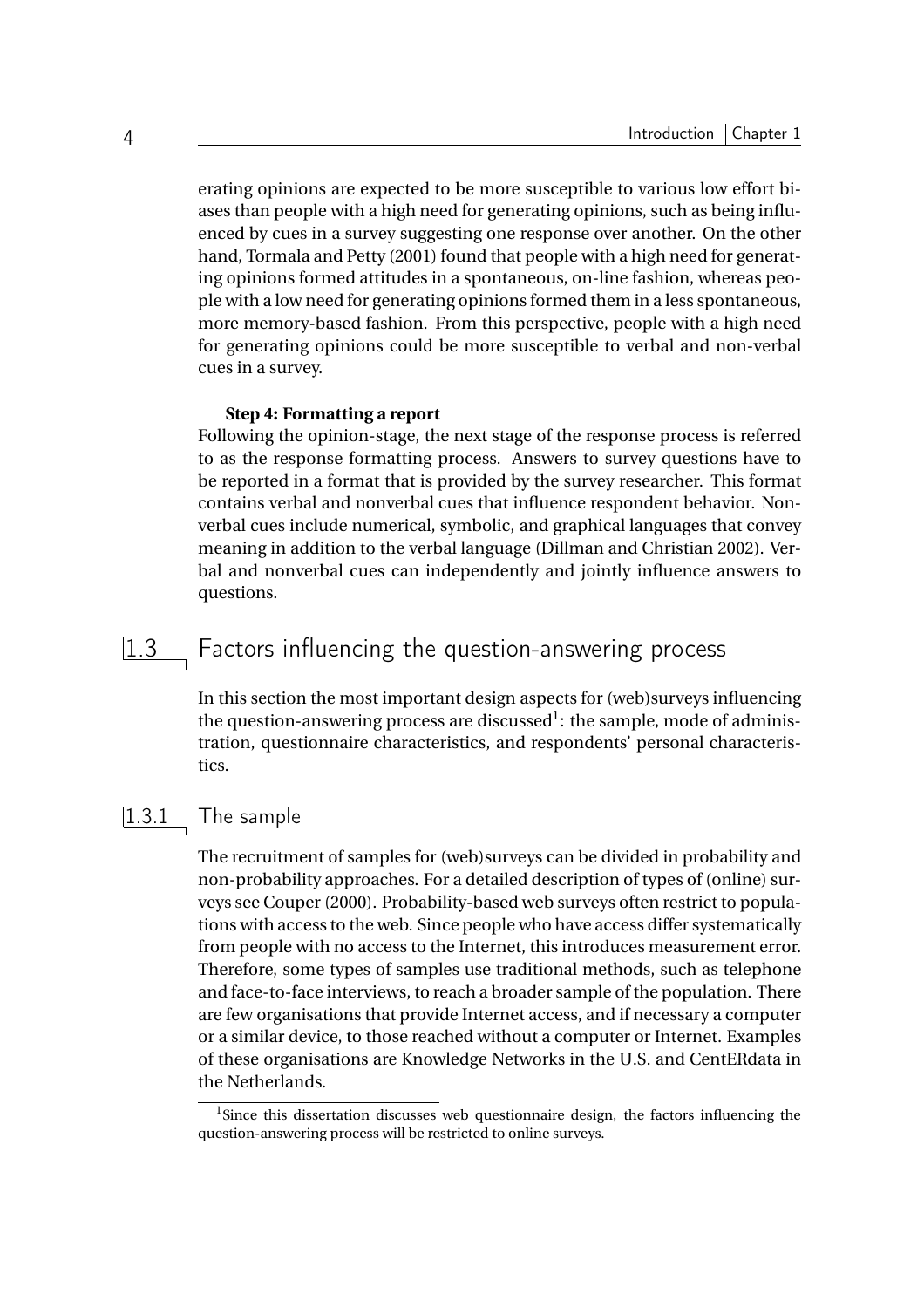erating opinions are expected to be more susceptible to various low effort biases than people with a high need for generating opinions, such as being influenced by cues in a survey suggesting one response over another. On the other hand, Tormala and Petty (2001) found that people with a high need for generating opinions formed attitudes in a spontaneous, on-line fashion, whereas people with a low need for generating opinions formed them in a less spontaneous, more memory-based fashion. From this perspective, people with a high need for generating opinions could be more susceptible to verbal and non-verbal cues in a survey.

**Step 4: Formatting a report**

Following the opinion-stage, the next stage of the response process is referred to as the response formatting process. Answers to survey questions have to be reported in a format that is provided by the survey researcher. This format contains verbal and nonverbal cues that influence respondent behavior. Nonverbal cues include numerical, symbolic, and graphical languages that convey meaning in addition to the verbal language (Dillman and Christian 2002). Verbal and nonverbal cues can independently and jointly influence answers to questions.

## 1.3 Factors influencing the question-answering process

In this section the most important design aspects for (web)surveys influencing the question-answering process are discussed[1]: the sample, mode of administration, questionnaire characteristics, and respondents' personal characteristics.

### 1.3.1 The sample

The recruitment of samples for (web)surveys can be divided in probability and non-probability approaches. For a detailed description of types of (online) surveys see Couper (2000). Probability-based web surveys often restrict to populations with access to the web. Since people who have access differ systematically from people with no access to the Internet, this introduces measurement error. Therefore, some types of samples use traditional methods, such as telephone and face-to-face interviews, to reach a broader sample of the population. There are few organisations that provide Internet access, and if necessary a computer or a similar device, to those reached without a computer or Internet. Examples of these organisations are Knowledge Networks in the U.S. and CentERdata in the Netherlands.

[1] Since this dissertation discusses web questionnaire design, the factors influencing the question-answering process will be restricted to online surveys.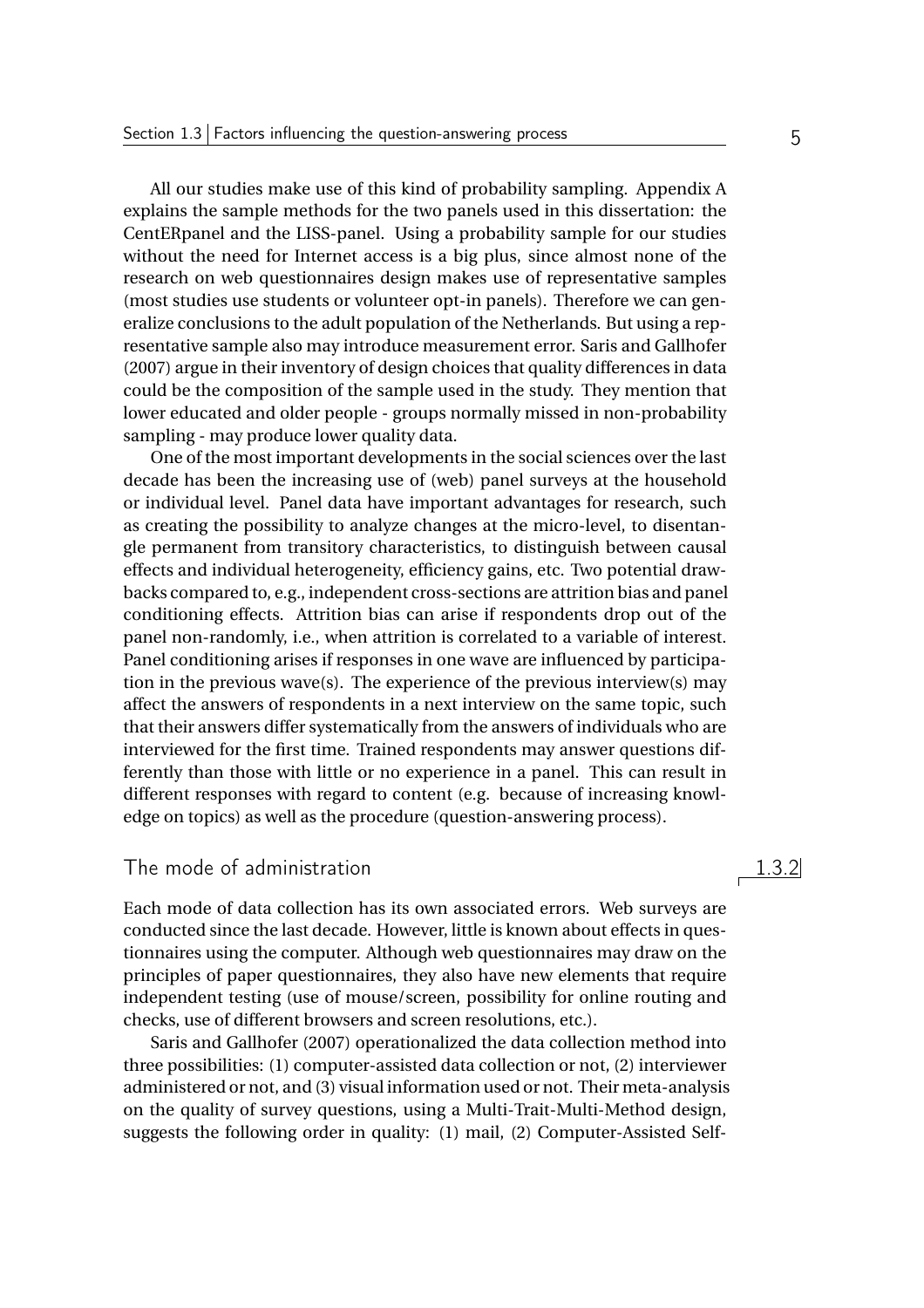All our studies make use of this kind of probability sampling. Appendix A explains the sample methods for the two panels used in this dissertation: the CentERpanel and the LISS-panel. Using a probability sample for our studies without the need for Internet access is a big plus, since almost none of the research on web questionnaires design makes use of representative samples (most studies use students or volunteer opt-in panels). Therefore we can generalize conclusions to the adult population of the Netherlands. But using a representative sample also may introduce measurement error. Saris and Gallhofer (2007) argue in their inventory of design choices that quality differences in data could be the composition of the sample used in the study. They mention that lower educated and older people - groups normally missed in non-probability sampling - may produce lower quality data.

One of the most important developments in the social sciences over the last decade has been the increasing use of (web) panel surveys at the household or individual level. Panel data have important advantages for research, such as creating the possibility to analyze changes at the micro-level, to disentangle permanent from transitory characteristics, to distinguish between causal effects and individual heterogeneity, efficiency gains, etc. Two potential drawbacks compared to, e.g., independent cross-sections are attrition bias and panel conditioning effects. Attrition bias can arise if respondents drop out of the panel non-randomly, i.e., when attrition is correlated to a variable of interest. Panel conditioning arises if responses in one wave are influenced by participation in the previous wave(s). The experience of the previous interview(s) may affect the answers of respondents in a next interview on the same topic, such that their answers differ systematically from the answers of individuals who are interviewed for the first time. Trained respondents may answer questions differently than those with little or no experience in a panel. This can result in different responses with regard to content (e.g. because of increasing knowledge on topics) as well as the procedure (question-answering process).

### 1.3.2 The mode of administration

Each mode of data collection has its own associated errors. Web surveys are conducted since the last decade. However, little is known about effects in questionnaires using the computer. Although web questionnaires may draw on the principles of paper questionnaires, they also have new elements that require independent testing (use of mouse/screen, possibility for online routing and checks, use of different browsers and screen resolutions, etc.).

Saris and Gallhofer (2007) operationalized the data collection method into three possibilities: (1) computer-assisted data collection or not, (2) interviewer administered or not, and (3) visual information used or not. Their meta-analysis on the quality of survey questions, using a Multi-Trait-Multi-Method design, suggests the following order in quality: (1) mail, (2) Computer-Assisted Self-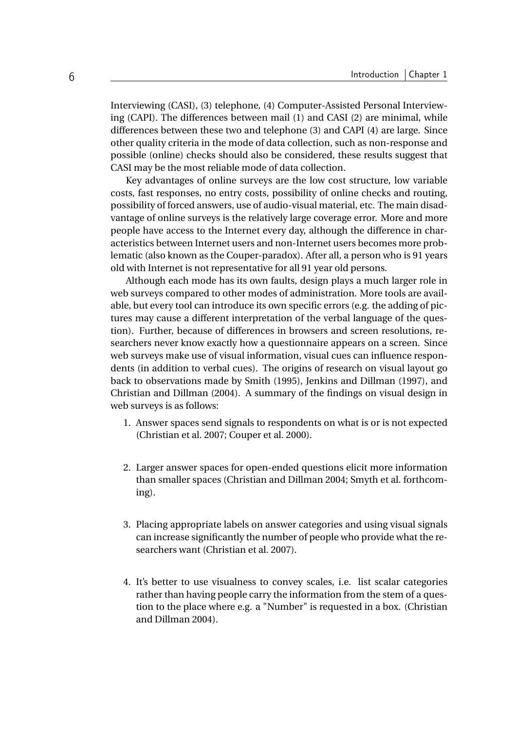Interviewing (CASI), (3) telephone, (4) Computer-Assisted Personal Interviewing (CAPI). The differences between mail (1) and CASI (2) are minimal, while differences between these two and telephone (3) and CAPI (4) are large. Since other quality criteria in the mode of data collection, such as non-response and possible (online) checks should also be considered, these results suggest that CASI may be the most reliable mode of data collection.

Key advantages of online surveys are the low cost structure, low variable costs, fast responses, no entry costs, possibility of online checks and routing, possibility of forced answers, use of audio-visual material, etc. The main disadvantage of online surveys is the relatively large coverage error. More and more people have access to the Internet every day, although the difference in characteristics between Internet users and non-Internet users becomes more problematic (also known as the Couper-paradox). After all, a person who is 91 years old with Internet is not representative for all 91 year old persons.

Although each mode has its own faults, design plays a much larger role in web surveys compared to other modes of administration. More tools are available, but every tool can introduce its own specific errors (e.g. the adding of pictures may cause a different interpretation of the verbal language of the question). Further, because of differences in browsers and screen resolutions, researchers never know exactly how a questionnaire appears on a screen. Since web surveys make use of visual information, visual cues can influence respondents (in addition to verbal cues). The origins of research on visual layout go back to observations made by Smith (1995), Jenkins and Dillman (1997), and Christian and Dillman (2004). A summary of the findings on visual design in web surveys is as follows:

1. Answer spaces send signals to respondents on what is or is not expected (Christian et al. 2007; Couper et al. 2000).

2. Larger answer spaces for open-ended questions elicit more information than smaller spaces (Christian and Dillman 2004; Smyth et al. forthcoming).

3. Placing appropriate labels on answer categories and using visual signals can increase significantly the number of people who provide what the researchers want (Christian et al. 2007).

4. It's better to use visualness to convey scales, i.e. list scalar categories rather than having people carry the information from the stem of a question to the place where e.g. a "Number" is requested in a box. (Christian and Dillman 2004).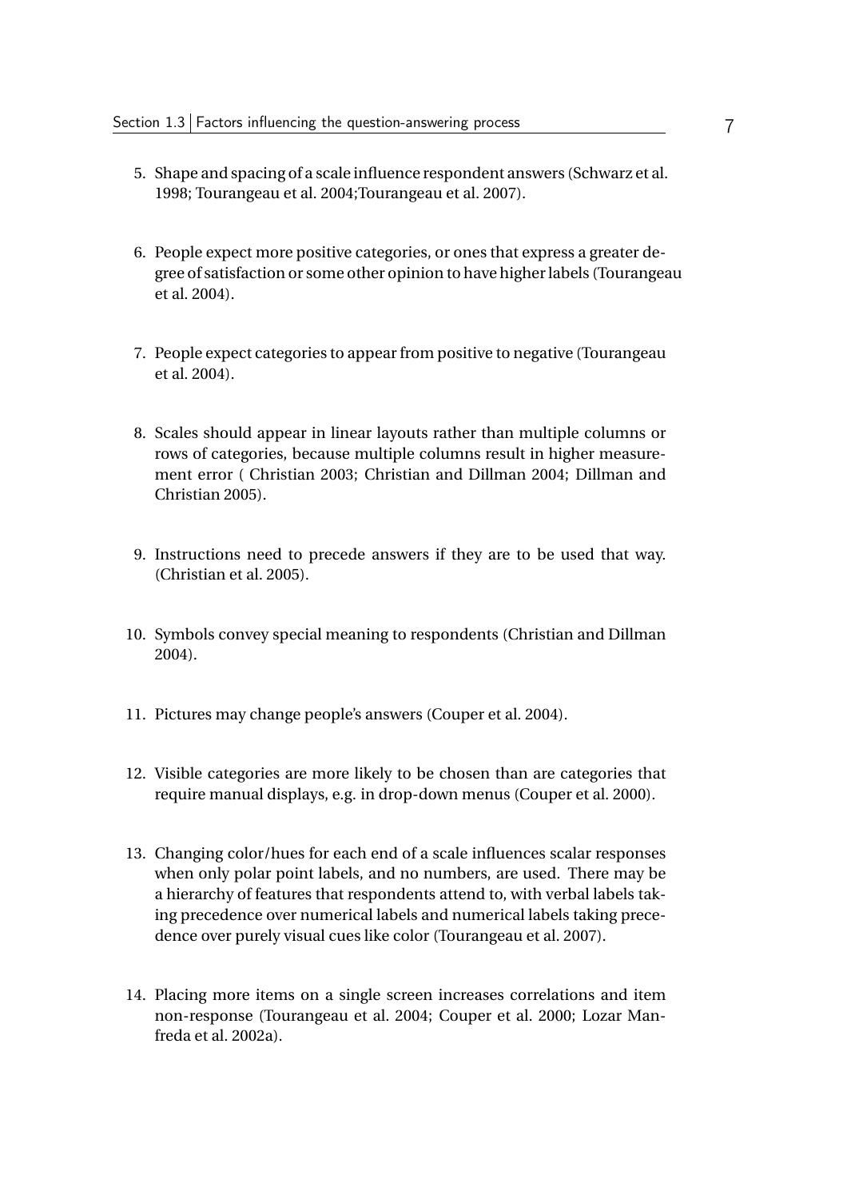5. Shape and spacing of a scale influence respondent answers (Schwarz et al. 1998; Tourangeau et al. 2004;Tourangeau et al. 2007).

6. People expect more positive categories, or ones that express a greater degree of satisfaction or some other opinion to have higher labels (Tourangeau et al. 2004).

7. People expect categories to appear from positive to negative (Tourangeau et al. 2004).

8. Scales should appear in linear layouts rather than multiple columns or rows of categories, because multiple columns result in higher measurement error ( Christian 2003; Christian and Dillman 2004; Dillman and Christian 2005).

9. Instructions need to precede answers if they are to be used that way. (Christian et al. 2005).

10. Symbols convey special meaning to respondents (Christian and Dillman 2004).

11. Pictures may change people's answers (Couper et al. 2004).

12. Visible categories are more likely to be chosen than are categories that require manual displays, e.g. in drop-down menus (Couper et al. 2000).

13. Changing color/hues for each end of a scale influences scalar responses when only polar point labels, and no numbers, are used. There may be a hierarchy of features that respondents attend to, with verbal labels taking precedence over numerical labels and numerical labels taking precedence over purely visual cues like color (Tourangeau et al. 2007).

14. Placing more items on a single screen increases correlations and item non-response (Tourangeau et al. 2004; Couper et al. 2000; Lozar Manfreda et al. 2002a).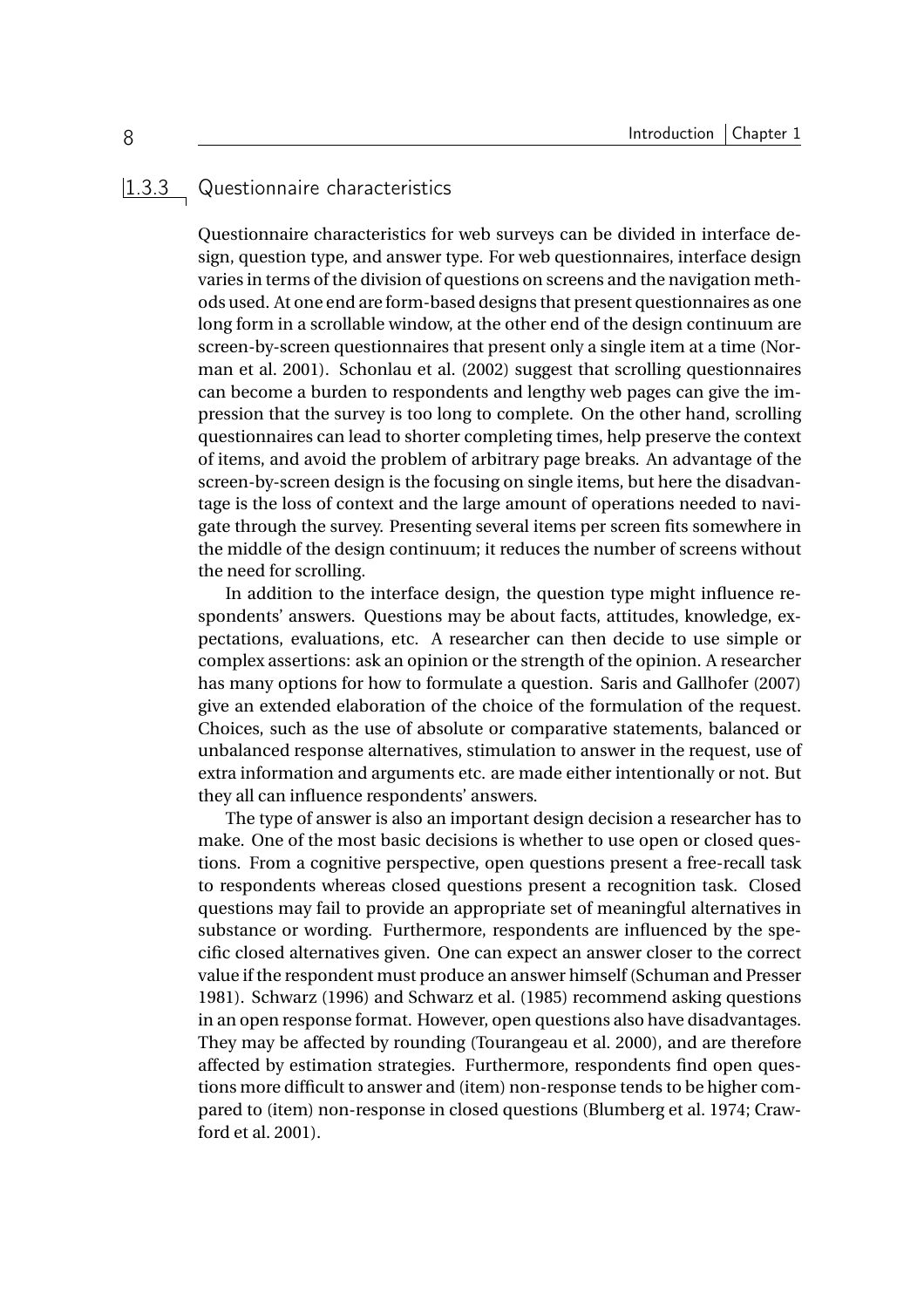### 1.3.3 Questionnaire characteristics

Questionnaire characteristics for web surveys can be divided in interface design, question type, and answer type. For web questionnaires, interface design varies in terms of the division of questions on screens and the navigation methods used. At one end are form-based designs that present questionnaires as one long form in a scrollable window, at the other end of the design continuum are screen-by-screen questionnaires that present only a single item at a time (Norman et al. 2001). Schonlau et al. (2002) suggest that scrolling questionnaires can become a burden to respondents and lengthy web pages can give the impression that the survey is too long to complete. On the other hand, scrolling questionnaires can lead to shorter completing times, help preserve the context of items, and avoid the problem of arbitrary page breaks. An advantage of the screen-by-screen design is the focusing on single items, but here the disadvantage is the loss of context and the large amount of operations needed to navigate through the survey. Presenting several items per screen fits somewhere in the middle of the design continuum; it reduces the number of screens without the need for scrolling.

In addition to the interface design, the question type might influence respondents' answers. Questions may be about facts, attitudes, knowledge, expectations, evaluations, etc. A researcher can then decide to use simple or complex assertions: ask an opinion or the strength of the opinion. A researcher has many options for how to formulate a question. Saris and Gallhofer (2007) give an extended elaboration of the choice of the formulation of the request. Choices, such as the use of absolute or comparative statements, balanced or unbalanced response alternatives, stimulation to answer in the request, use of extra information and arguments etc. are made either intentionally or not. But they all can influence respondents' answers.

The type of answer is also an important design decision a researcher has to make. One of the most basic decisions is whether to use open or closed questions. From a cognitive perspective, open questions present a free-recall task to respondents whereas closed questions present a recognition task. Closed questions may fail to provide an appropriate set of meaningful alternatives in substance or wording. Furthermore, respondents are influenced by the specific closed alternatives given. One can expect an answer closer to the correct value if the respondent must produce an answer himself (Schuman and Presser 1981). Schwarz (1996) and Schwarz et al. (1985) recommend asking questions in an open response format. However, open questions also have disadvantages. They may be affected by rounding (Tourangeau et al. 2000), and are therefore affected by estimation strategies. Furthermore, respondents find open questions more difficult to answer and (item) non-response tends to be higher compared to (item) non-response in closed questions (Blumberg et al. 1974; Crawford et al. 2001).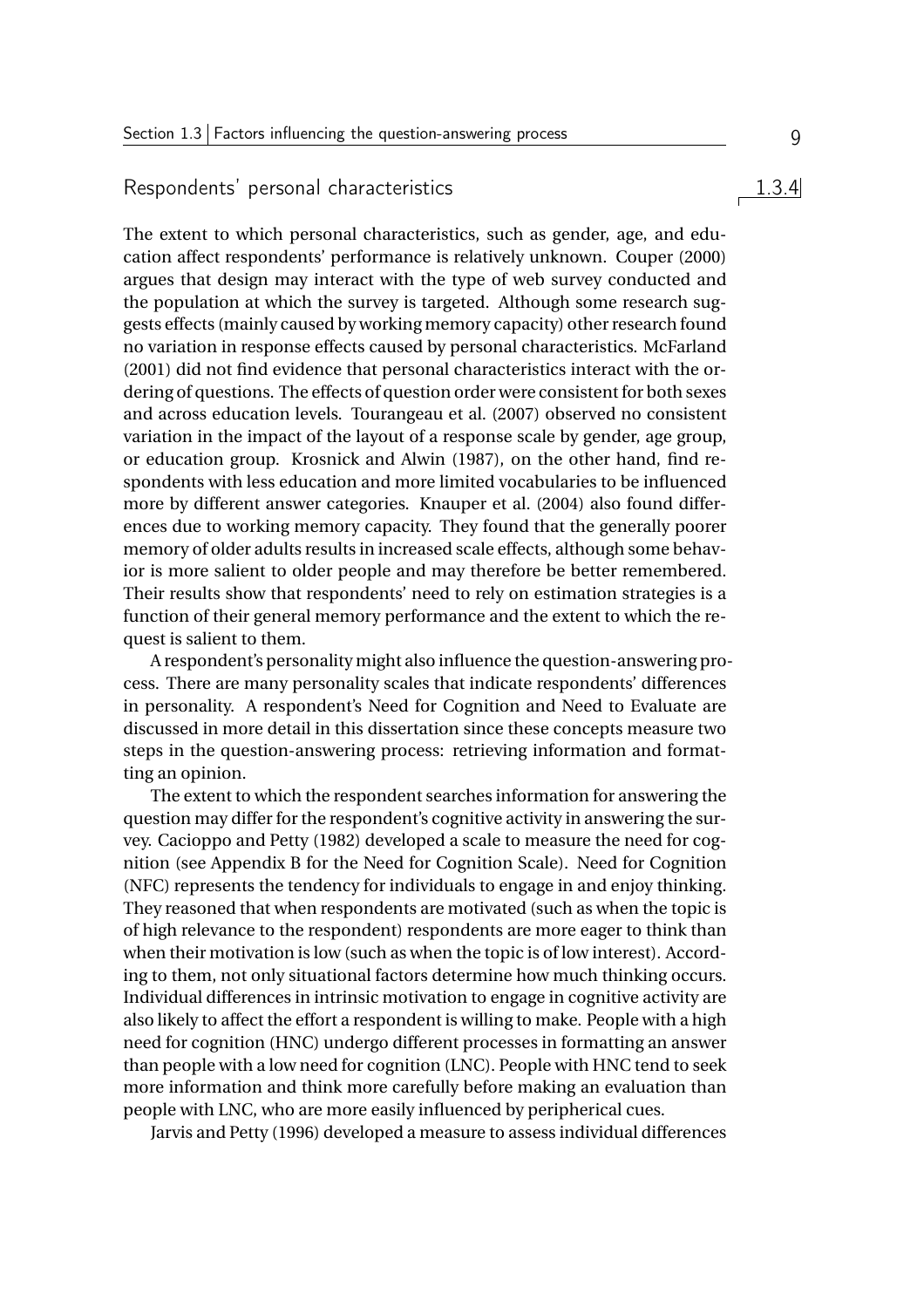### 1.3.4 Respondents' personal characteristics

The extent to which personal characteristics, such as gender, age, and education affect respondents' performance is relatively unknown. Couper (2000) argues that design may interact with the type of web survey conducted and the population at which the survey is targeted. Although some research suggests effects (mainly caused by working memory capacity) other research found no variation in response effects caused by personal characteristics. McFarland (2001) did not find evidence that personal characteristics interact with the ordering of questions. The effects of question order were consistent for both sexes and across education levels. Tourangeau et al. (2007) observed no consistent variation in the impact of the layout of a response scale by gender, age group, or education group. Krosnick and Alwin (1987), on the other hand, find respondents with less education and more limited vocabularies to be influenced more by different answer categories. Knauper et al. (2004) also found differences due to working memory capacity. They found that the generally poorer memory of older adults results in increased scale effects, although some behavior is more salient to older people and may therefore be better remembered. Their results show that respondents' need to rely on estimation strategies is a function of their general memory performance and the extent to which the request is salient to them.

A respondent's personality might also influence the question-answering process. There are many personality scales that indicate respondents' differences in personality. A respondent's Need for Cognition and Need to Evaluate are discussed in more detail in this dissertation since these concepts measure two steps in the question-answering process: retrieving information and formatting an opinion.

The extent to which the respondent searches information for answering the question may differ for the respondent's cognitive activity in answering the survey. Cacioppo and Petty (1982) developed a scale to measure the need for cognition (see Appendix B for the Need for Cognition Scale). Need for Cognition (NFC) represents the tendency for individuals to engage in and enjoy thinking. They reasoned that when respondents are motivated (such as when the topic is of high relevance to the respondent) respondents are more eager to think than when their motivation is low (such as when the topic is of low interest). According to them, not only situational factors determine how much thinking occurs. Individual differences in intrinsic motivation to engage in cognitive activity are also likely to affect the effort a respondent is willing to make. People with a high need for cognition (HNC) undergo different processes in formatting an answer than people with a low need for cognition (LNC). People with HNC tend to seek more information and think more carefully before making an evaluation than people with LNC, who are more easily influenced by peripherical cues.

Jarvis and Petty (1996) developed a measure to assess individual differences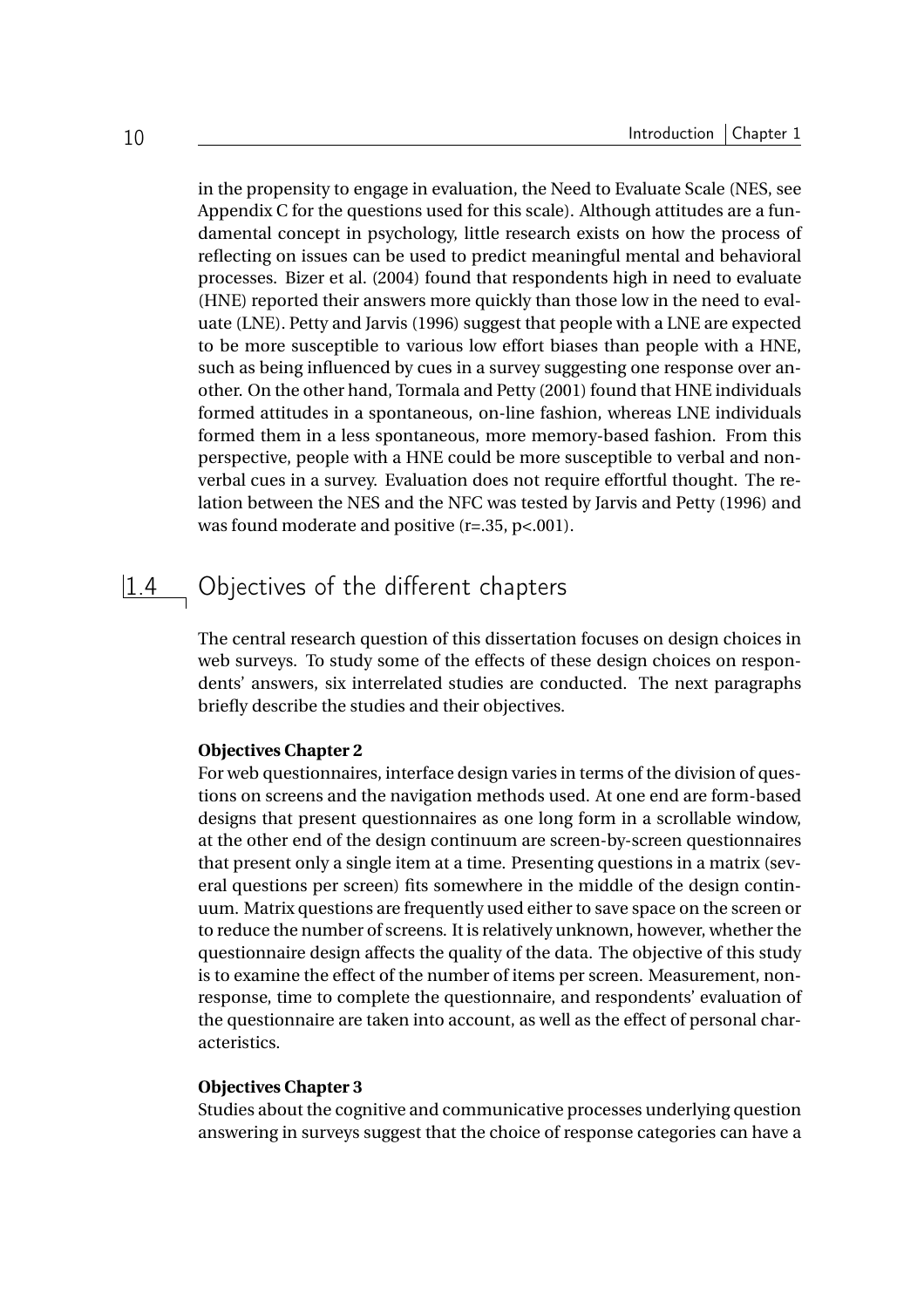in the propensity to engage in evaluation, the Need to Evaluate Scale (NES, see Appendix C for the questions used for this scale). Although attitudes are a fundamental concept in psychology, little research exists on how the process of reflecting on issues can be used to predict meaningful mental and behavioral processes. Bizer et al. (2004) found that respondents high in need to evaluate (HNE) reported their answers more quickly than those low in the need to evaluate (LNE). Petty and Jarvis (1996) suggest that people with a LNE are expected to be more susceptible to various low effort biases than people with a HNE, such as being influenced by cues in a survey suggesting one response over another. On the other hand, Tormala and Petty (2001) found that HNE individuals formed attitudes in a spontaneous, on-line fashion, whereas LNE individuals formed them in a less spontaneous, more memory-based fashion. From this perspective, people with a HNE could be more susceptible to verbal and nonverbal cues in a survey. Evaluation does not require effortful thought. The relation between the NES and the NFC was tested by Jarvis and Petty (1996) and was found moderate and positive ($r=.35$, $p<.001$).

## 1.4 Objectives of the different chapters

The central research question of this dissertation focuses on design choices in web surveys. To study some of the effects of these design choices on respondents' answers, six interrelated studies are conducted. The next paragraphs briefly describe the studies and their objectives.

**Objectives Chapter 2**

For web questionnaires, interface design varies in terms of the division of questions on screens and the navigation methods used. At one end are form-based designs that present questionnaires as one long form in a scrollable window, at the other end of the design continuum are screen-by-screen questionnaires that present only a single item at a time. Presenting questions in a matrix (several questions per screen) fits somewhere in the middle of the design continuum. Matrix questions are frequently used either to save space on the screen or to reduce the number of screens. It is relatively unknown, however, whether the questionnaire design affects the quality of the data. The objective of this study is to examine the effect of the number of items per screen. Measurement, nonresponse, time to complete the questionnaire, and respondents' evaluation of the questionnaire are taken into account, as well as the effect of personal characteristics.

**Objectives Chapter 3**

Studies about the cognitive and communicative processes underlying question answering in surveys suggest that the choice of response categories can have a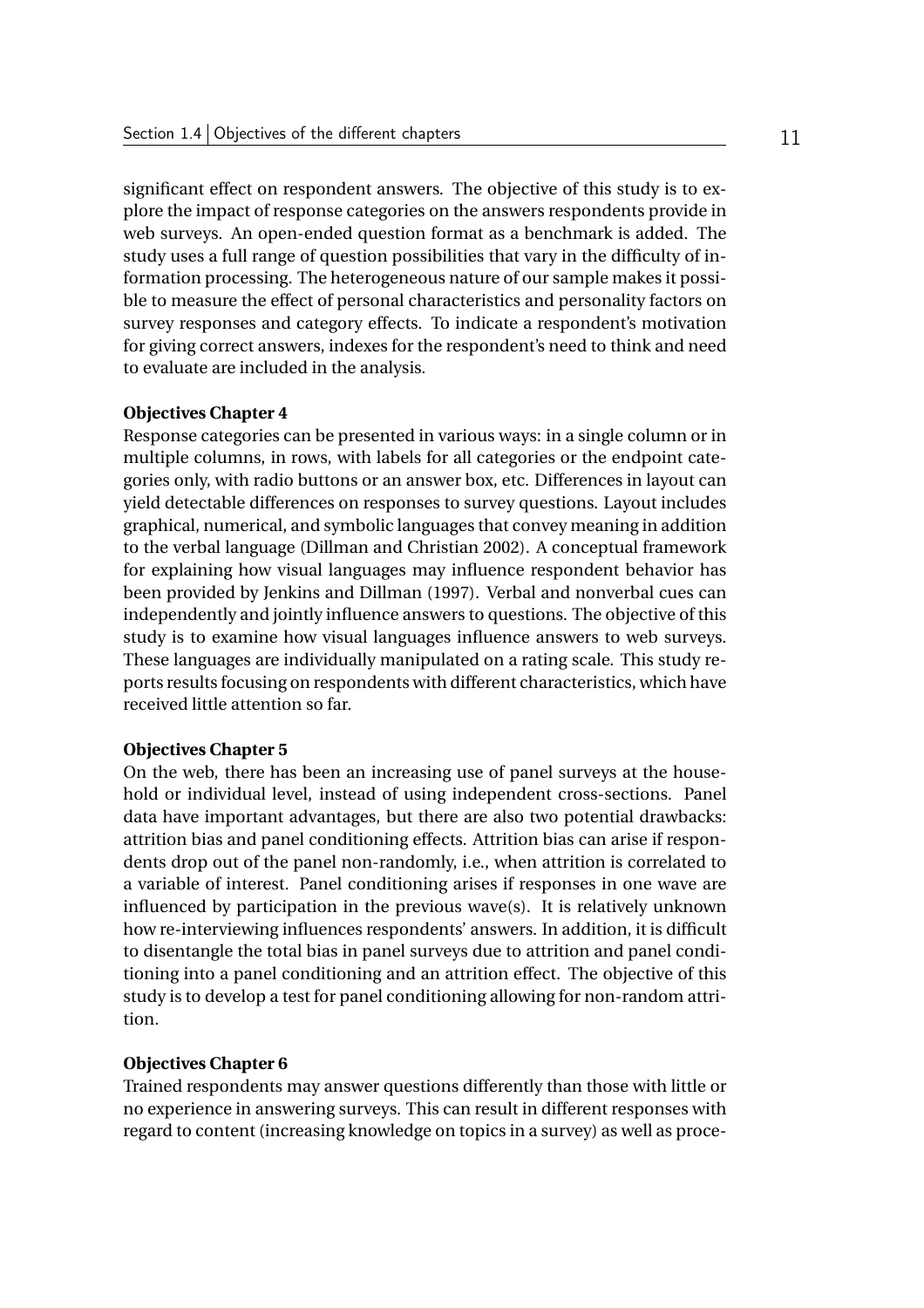significant effect on respondent answers. The objective of this study is to explore the impact of response categories on the answers respondents provide in web surveys. An open-ended question format as a benchmark is added. The study uses a full range of question possibilities that vary in the difficulty of information processing. The heterogeneous nature of our sample makes it possible to measure the effect of personal characteristics and personality factors on survey responses and category effects. To indicate a respondent's motivation for giving correct answers, indexes for the respondent's need to think and need to evaluate are included in the analysis.

**Objectives Chapter 4**

Response categories can be presented in various ways: in a single column or in multiple columns, in rows, with labels for all categories or the endpoint categories only, with radio buttons or an answer box, etc. Differences in layout can yield detectable differences on responses to survey questions. Layout includes graphical, numerical, and symbolic languages that convey meaning in addition to the verbal language (Dillman and Christian 2002). A conceptual framework for explaining how visual languages may influence respondent behavior has been provided by Jenkins and Dillman (1997). Verbal and nonverbal cues can independently and jointly influence answers to questions. The objective of this study is to examine how visual languages influence answers to web surveys. These languages are individually manipulated on a rating scale. This study reports results focusing on respondents with different characteristics, which have received little attention so far.

**Objectives Chapter 5**

On the web, there has been an increasing use of panel surveys at the household or individual level, instead of using independent cross-sections. Panel data have important advantages, but there are also two potential drawbacks: attrition bias and panel conditioning effects. Attrition bias can arise if respondents drop out of the panel non-randomly, i.e., when attrition is correlated to a variable of interest. Panel conditioning arises if responses in one wave are influenced by participation in the previous wave(s). It is relatively unknown how re-interviewing influences respondents' answers. In addition, it is difficult to disentangle the total bias in panel surveys due to attrition and panel conditioning into a panel conditioning and an attrition effect. The objective of this study is to develop a test for panel conditioning allowing for non-random attrition.

**Objectives Chapter 6**

Trained respondents may answer questions differently than those with little or no experience in answering surveys. This can result in different responses with regard to content (increasing knowledge on topics in a survey) as well as proce-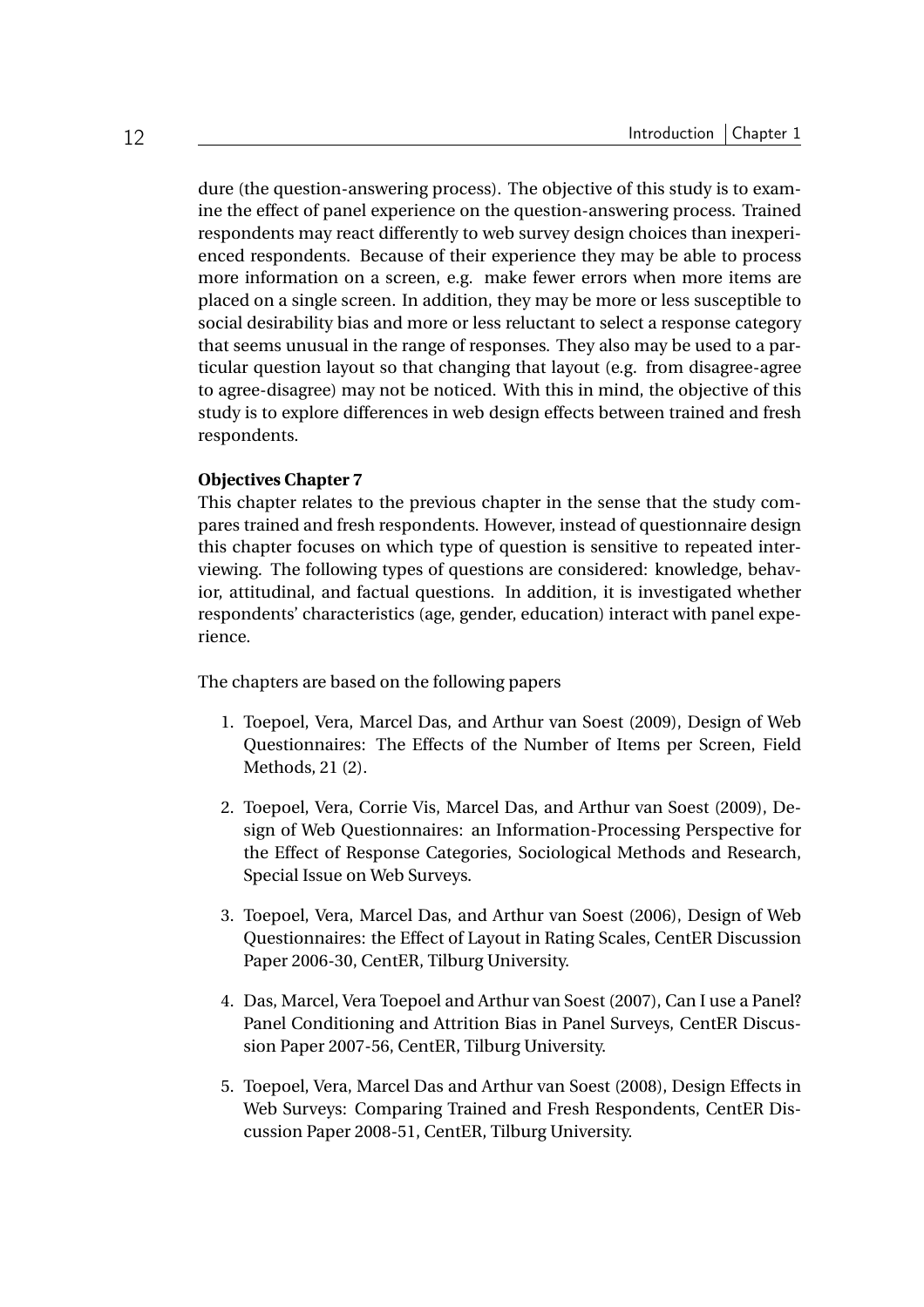dure (the question-answering process). The objective of this study is to examine the effect of panel experience on the question-answering process. Trained respondents may react differently to web survey design choices than inexperienced respondents. Because of their experience they may be able to process more information on a screen, e.g. make fewer errors when more items are placed on a single screen. In addition, they may be more or less susceptible to social desirability bias and more or less reluctant to select a response category that seems unusual in the range of responses. They also may be used to a particular question layout so that changing that layout (e.g. from disagree-agree to agree-disagree) may not be noticed. With this in mind, the objective of this study is to explore differences in web design effects between trained and fresh respondents.

**Objectives Chapter 7**

This chapter relates to the previous chapter in the sense that the study compares trained and fresh respondents. However, instead of questionnaire design this chapter focuses on which type of question is sensitive to repeated interviewing. The following types of questions are considered: knowledge, behavior, attitudinal, and factual questions. In addition, it is investigated whether respondents' characteristics (age, gender, education) interact with panel experience.

The chapters are based on the following papers

1. Toepoel, Vera, Marcel Das, and Arthur van Soest (2009), Design of Web Questionnaires: The Effects of the Number of Items per Screen, Field Methods, 21 (2).

2. Toepoel, Vera, Corrie Vis, Marcel Das, and Arthur van Soest (2009), Design of Web Questionnaires: an Information-Processing Perspective for the Effect of Response Categories, Sociological Methods and Research, Special Issue on Web Surveys.

3. Toepoel, Vera, Marcel Das, and Arthur van Soest (2006), Design of Web Questionnaires: the Effect of Layout in Rating Scales, CentER Discussion Paper 2006-30, CentER, Tilburg University.

4. Das, Marcel, Vera Toepoel and Arthur van Soest (2007), Can I use a Panel? Panel Conditioning and Attrition Bias in Panel Surveys, CentER Discussion Paper 2007-56, CentER, Tilburg University.

5. Toepoel, Vera, Marcel Das and Arthur van Soest (2008), Design Effects in Web Surveys: Comparing Trained and Fresh Respondents, CentER Discussion Paper 2008-51, CentER, Tilburg University.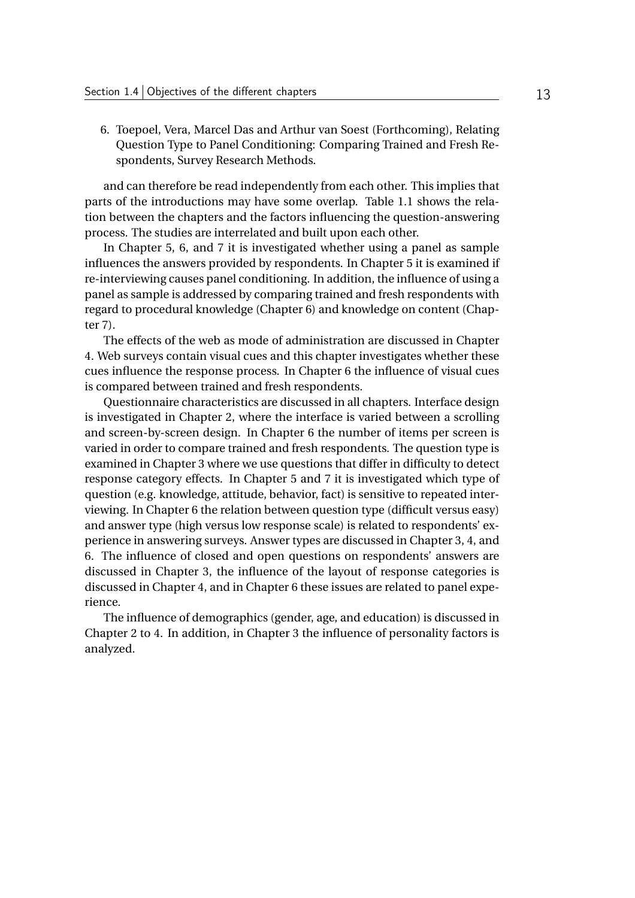6. Toepoel, Vera, Marcel Das and Arthur van Soest (Forthcoming), Relating Question Type to Panel Conditioning: Comparing Trained and Fresh Respondents, Survey Research Methods.

and can therefore be read independently from each other. This implies that parts of the introductions may have some overlap. Table 1.1 shows the relation between the chapters and the factors influencing the question-answering process. The studies are interrelated and built upon each other.

In Chapter 5, 6, and 7 it is investigated whether using a panel as sample influences the answers provided by respondents. In Chapter 5 it is examined if re-interviewing causes panel conditioning. In addition, the influence of using a panel as sample is addressed by comparing trained and fresh respondents with regard to procedural knowledge (Chapter 6) and knowledge on content (Chapter 7).

The effects of the web as mode of administration are discussed in Chapter 4. Web surveys contain visual cues and this chapter investigates whether these cues influence the response process. In Chapter 6 the influence of visual cues is compared between trained and fresh respondents.

Questionnaire characteristics are discussed in all chapters. Interface design is investigated in Chapter 2, where the interface is varied between a scrolling and screen-by-screen design. In Chapter 6 the number of items per screen is varied in order to compare trained and fresh respondents. The question type is examined in Chapter 3 where we use questions that differ in difficulty to detect response category effects. In Chapter 5 and 7 it is investigated which type of question (e.g. knowledge, attitude, behavior, fact) is sensitive to repeated interviewing. In Chapter 6 the relation between question type (difficult versus easy) and answer type (high versus low response scale) is related to respondents' experience in answering surveys. Answer types are discussed in Chapter 3, 4, and 6. The influence of closed and open questions on respondents' answers are discussed in Chapter 3, the influence of the layout of response categories is discussed in Chapter 4, and in Chapter 6 these issues are related to panel experience.

The influence of demographics (gender, age, and education) is discussed in Chapter 2 to 4. In addition, in Chapter 3 the influence of personality factors is analyzed.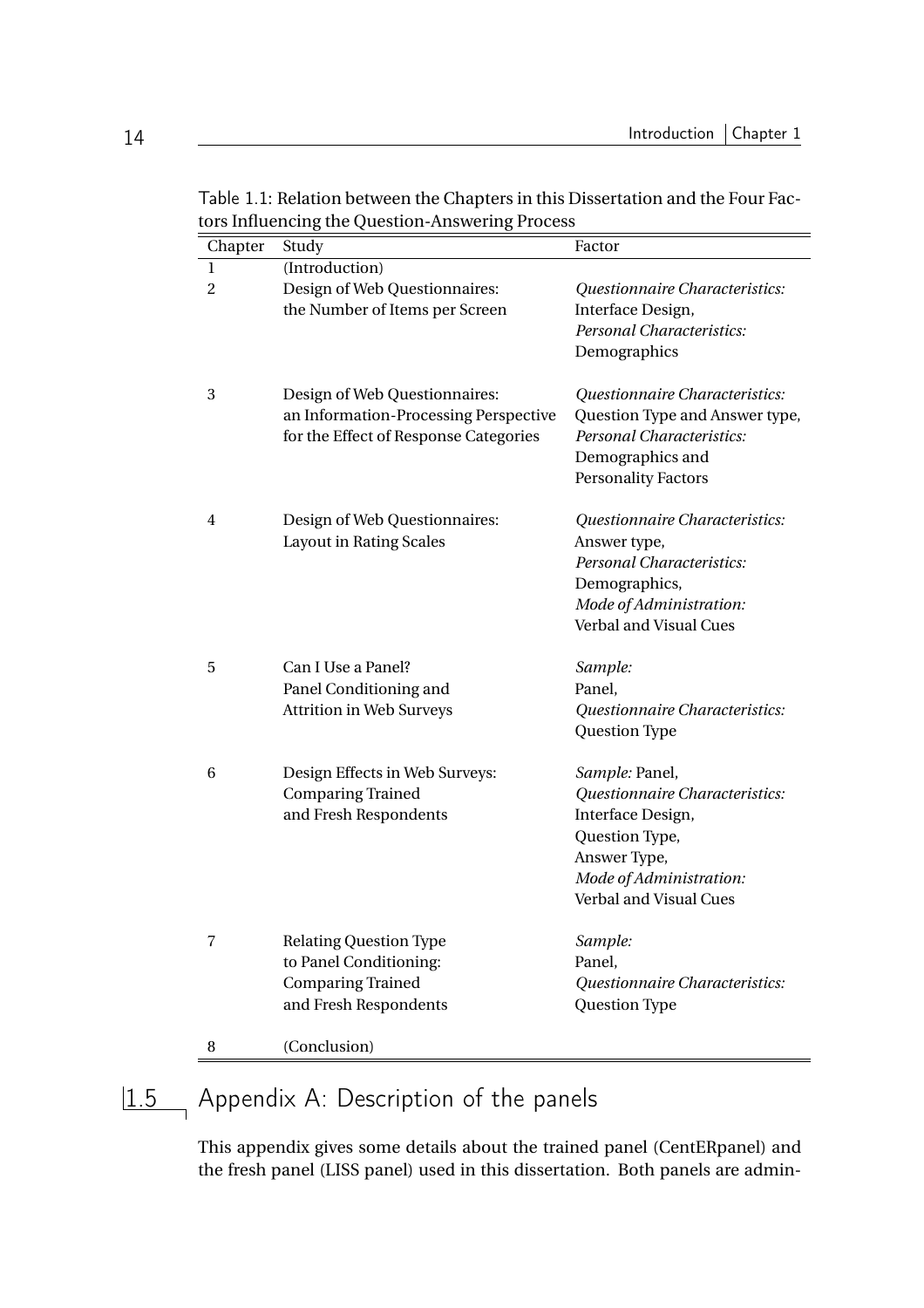Table 1.1: Relation between the Chapters in this Dissertation and the Four Factors Influencing the Question-Answering Process

| Chapter | Study | Factor |
|---|---|---|
| 1 | (Introduction) | |
| 2 | Design of Web Questionnaires: the Number of Items per Screen | *Questionnaire Characteristics:* Interface Design, *Personal Characteristics:* Demographics |
| 3 | Design of Web Questionnaires: an Information-Processing Perspective for the Effect of Response Categories | *Questionnaire Characteristics:* Question Type and Answer type, *Personal Characteristics:* Demographics and Personality Factors |
| 4 | Design of Web Questionnaires: Layout in Rating Scales | *Questionnaire Characteristics:* Answer type, *Personal Characteristics:* Demographics, *Mode of Administration:* Verbal and Visual Cues |
| 5 | Can I Use a Panel? Panel Conditioning and Attrition in Web Surveys | *Sample:* Panel, *Questionnaire Characteristics:* Question Type |
| 6 | Design Effects in Web Surveys: Comparing Trained and Fresh Respondents | *Sample:* Panel, *Questionnaire Characteristics:* Interface Design, Question Type, Answer Type, *Mode of Administration:* Verbal and Visual Cues |
| 7 | Relating Question Type to Panel Conditioning: Comparing Trained and Fresh Respondents | *Sample:* Panel, *Questionnaire Characteristics:* Question Type |
| 8 | (Conclusion) | |

## 1.5 Appendix A: Description of the panels

This appendix gives some details about the trained panel (CentERpanel) and the fresh panel (LISS panel) used in this dissertation. Both panels are admin-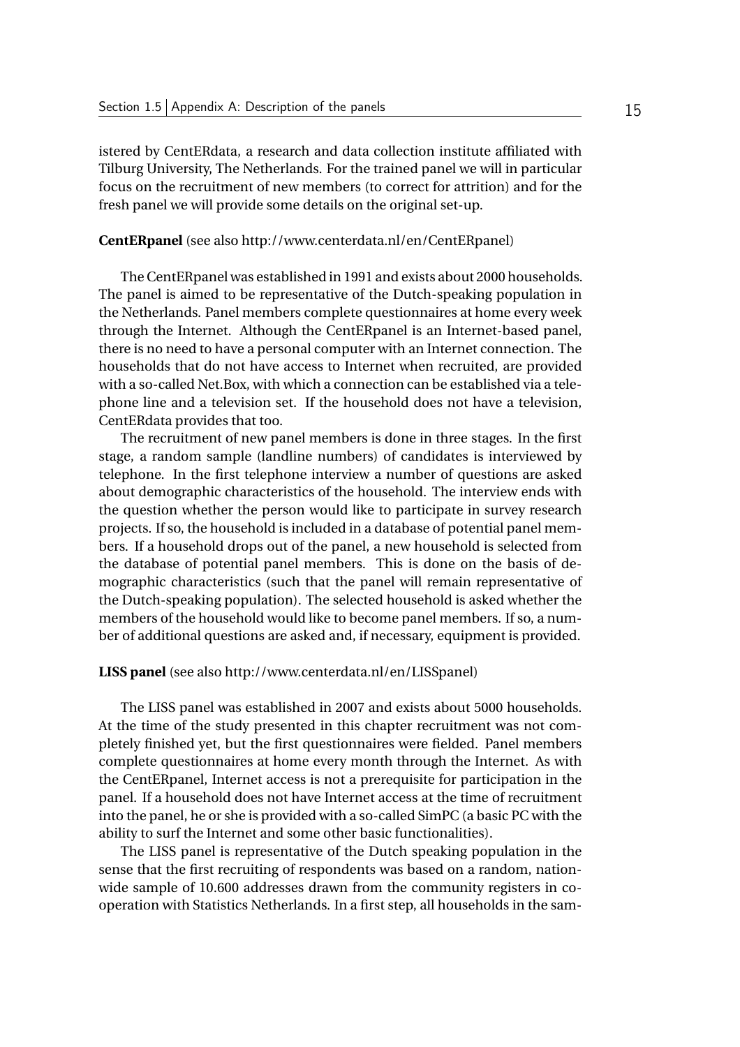istered by CentERdata, a research and data collection institute affiliated with Tilburg University, The Netherlands. For the trained panel we will in particular focus on the recruitment of new members (to correct for attrition) and for the fresh panel we will provide some details on the original set-up.

**CentERpanel** (see also http://www.centerdata.nl/en/CentERpanel)

The CentERpanel was established in 1991 and exists about 2000 households. The panel is aimed to be representative of the Dutch-speaking population in the Netherlands. Panel members complete questionnaires at home every week through the Internet. Although the CentERpanel is an Internet-based panel, there is no need to have a personal computer with an Internet connection. The households that do not have access to Internet when recruited, are provided with a so-called Net.Box, with which a connection can be established via a telephone line and a television set. If the household does not have a television, CentERdata provides that too.

The recruitment of new panel members is done in three stages. In the first stage, a random sample (landline numbers) of candidates is interviewed by telephone. In the first telephone interview a number of questions are asked about demographic characteristics of the household. The interview ends with the question whether the person would like to participate in survey research projects. If so, the household is included in a database of potential panel members. If a household drops out of the panel, a new household is selected from the database of potential panel members. This is done on the basis of demographic characteristics (such that the panel will remain representative of the Dutch-speaking population). The selected household is asked whether the members of the household would like to become panel members. If so, a number of additional questions are asked and, if necessary, equipment is provided.

**LISS panel** (see also http://www.centerdata.nl/en/LISSpanel)

The LISS panel was established in 2007 and exists about 5000 households. At the time of the study presented in this chapter recruitment was not completely finished yet, but the first questionnaires were fielded. Panel members complete questionnaires at home every month through the Internet. As with the CentERpanel, Internet access is not a prerequisite for participation in the panel. If a household does not have Internet access at the time of recruitment into the panel, he or she is provided with a so-called SimPC (a basic PC with the ability to surf the Internet and some other basic functionalities).

The LISS panel is representative of the Dutch speaking population in the sense that the first recruiting of respondents was based on a random, nationwide sample of 10.600 addresses drawn from the community registers in cooperation with Statistics Netherlands. In a first step, all households in the sam-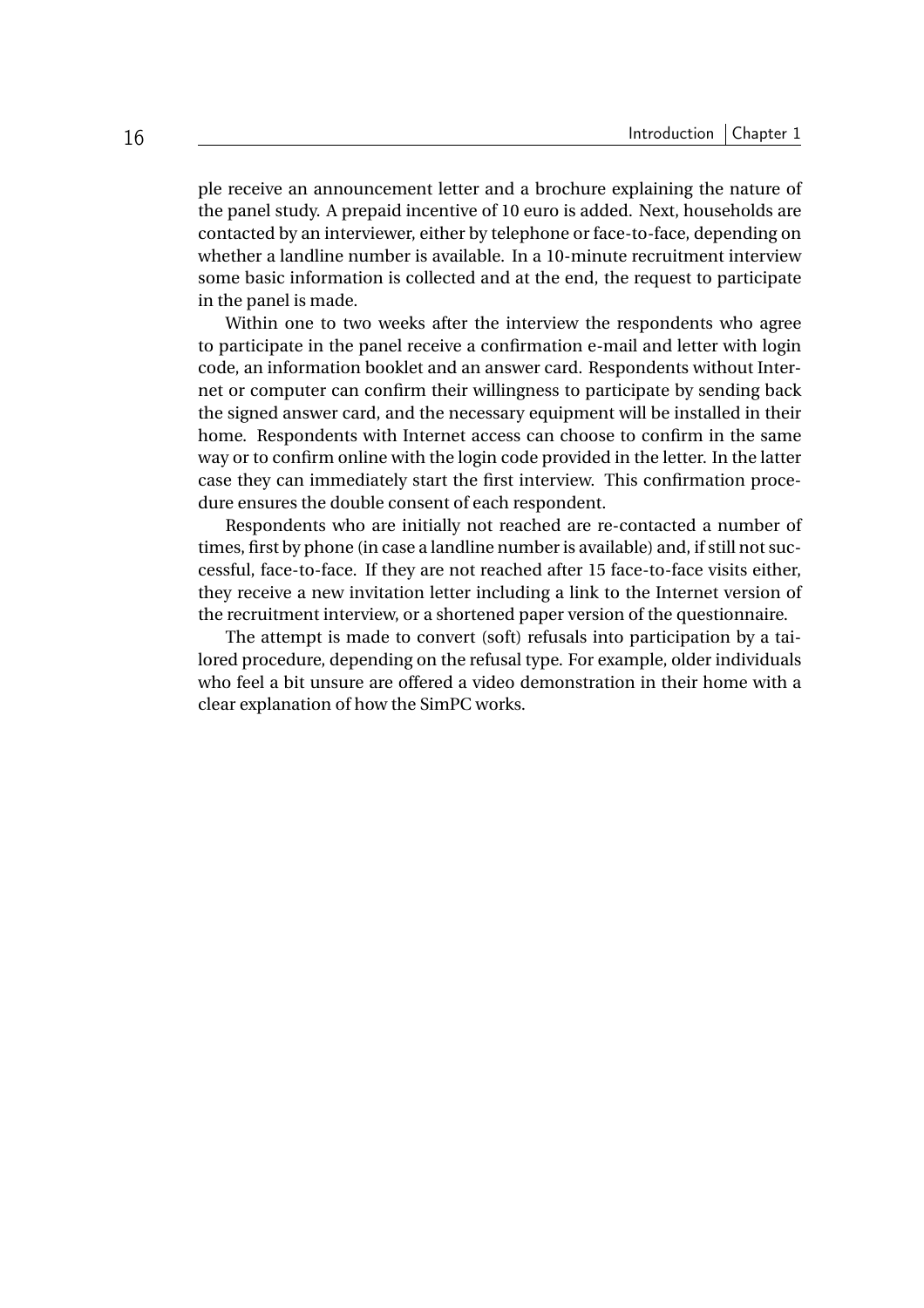ple receive an announcement letter and a brochure explaining the nature of the panel study. A prepaid incentive of 10 euro is added. Next, households are contacted by an interviewer, either by telephone or face-to-face, depending on whether a landline number is available. In a 10-minute recruitment interview some basic information is collected and at the end, the request to participate in the panel is made.

Within one to two weeks after the interview the respondents who agree to participate in the panel receive a confirmation e-mail and letter with login code, an information booklet and an answer card. Respondents without Internet or computer can confirm their willingness to participate by sending back the signed answer card, and the necessary equipment will be installed in their home. Respondents with Internet access can choose to confirm in the same way or to confirm online with the login code provided in the letter. In the latter case they can immediately start the first interview. This confirmation procedure ensures the double consent of each respondent.

Respondents who are initially not reached are re-contacted a number of times, first by phone (in case a landline number is available) and, if still not successful, face-to-face. If they are not reached after 15 face-to-face visits either, they receive a new invitation letter including a link to the Internet version of the recruitment interview, or a shortened paper version of the questionnaire.

The attempt is made to convert (soft) refusals into participation by a tailored procedure, depending on the refusal type. For example, older individuals who feel a bit unsure are offered a video demonstration in their home with a clear explanation of how the SimPC works.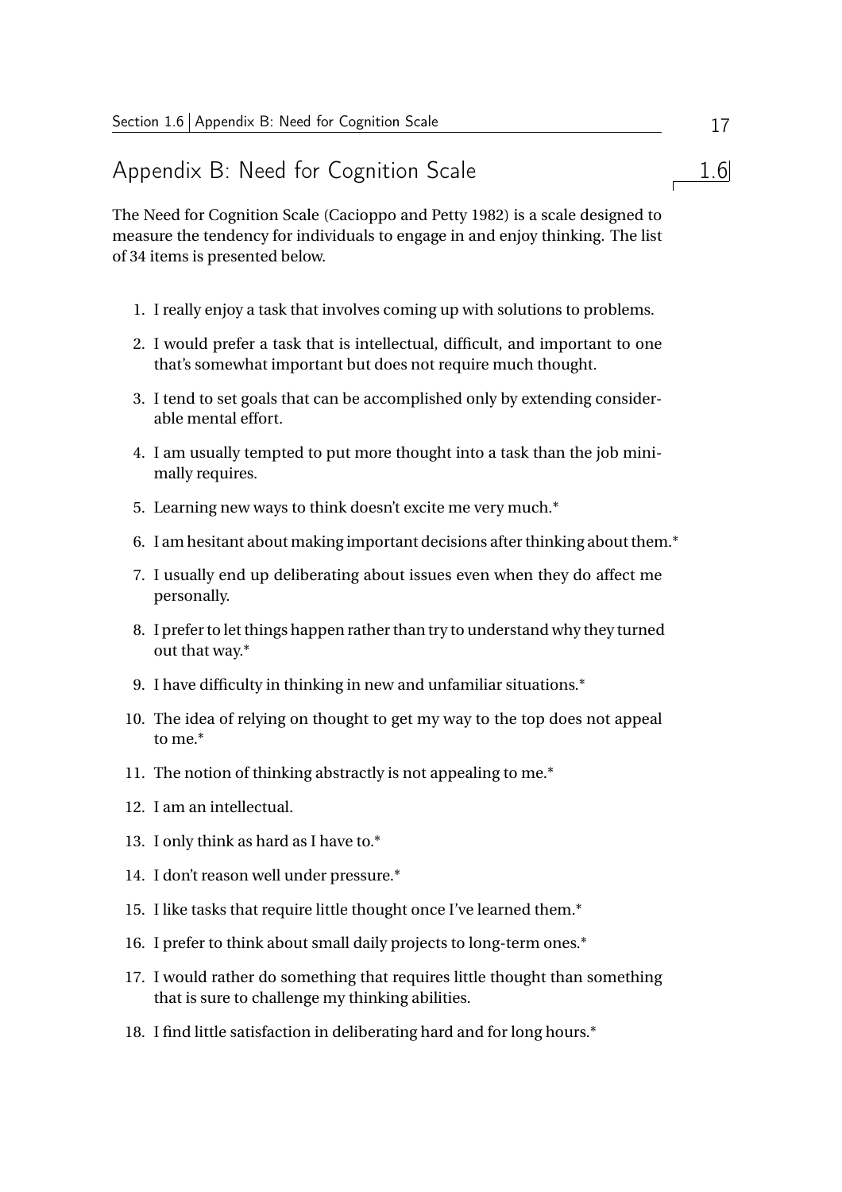## Appendix B: Need for Cognition Scale

The Need for Cognition Scale (Cacioppo and Petty 1982) is a scale designed to measure the tendency for individuals to engage in and enjoy thinking. The list of 34 items is presented below.

1. I really enjoy a task that involves coming up with solutions to problems.
2. I would prefer a task that is intellectual, difficult, and important to one that's somewhat important but does not require much thought.
3. I tend to set goals that can be accomplished only by extending considerable mental effort.
4. I am usually tempted to put more thought into a task than the job minimally requires.
5. Learning new ways to think doesn't excite me very much.*
6. I am hesitant about making important decisions after thinking about them.*
7. I usually end up deliberating about issues even when they do affect me personally.
8. I prefer to let things happen rather than try to understand why they turned out that way.*
9. I have difficulty in thinking in new and unfamiliar situations.*
10. The idea of relying on thought to get my way to the top does not appeal to me.*
11. The notion of thinking abstractly is not appealing to me.*
12. I am an intellectual.
13. I only think as hard as I have to.*
14. I don't reason well under pressure.*
15. I like tasks that require little thought once I've learned them.*
16. I prefer to think about small daily projects to long-term ones.*
17. I would rather do something that requires little thought than something that is sure to challenge my thinking abilities.
18. I find little satisfaction in deliberating hard and for long hours.*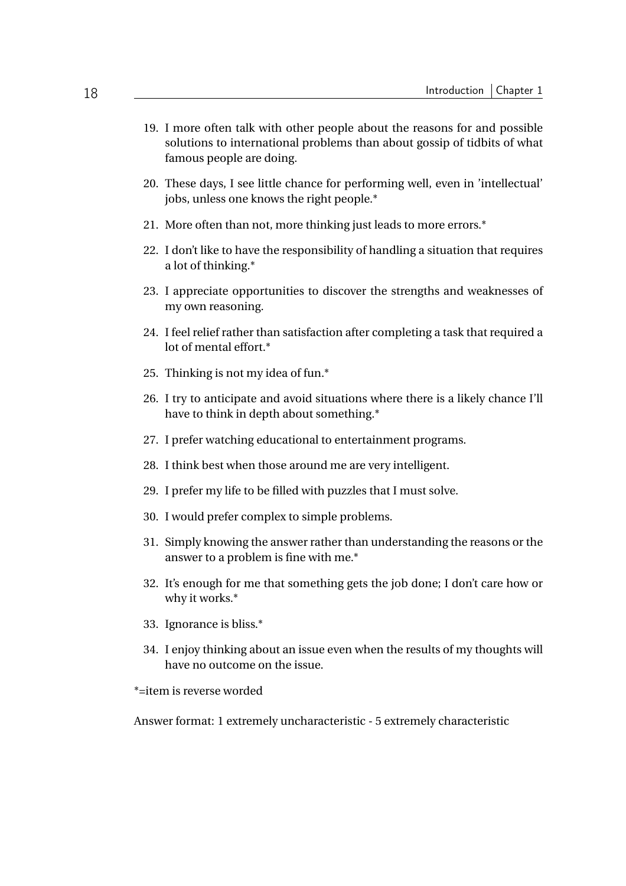19. I more often talk with other people about the reasons for and possible solutions to international problems than about gossip of tidbits of what famous people are doing.
20. These days, I see little chance for performing well, even in 'intellectual' jobs, unless one knows the right people.*
21. More often than not, more thinking just leads to more errors.*
22. I don't like to have the responsibility of handling a situation that requires a lot of thinking.*
23. I appreciate opportunities to discover the strengths and weaknesses of my own reasoning.
24. I feel relief rather than satisfaction after completing a task that required a lot of mental effort.*
25. Thinking is not my idea of fun.*
26. I try to anticipate and avoid situations where there is a likely chance I'll have to think in depth about something.*
27. I prefer watching educational to entertainment programs.
28. I think best when those around me are very intelligent.
29. I prefer my life to be filled with puzzles that I must solve.
30. I would prefer complex to simple problems.
31. Simply knowing the answer rather than understanding the reasons or the answer to a problem is fine with me.*
32. It's enough for me that something gets the job done; I don't care how or why it works.*
33. Ignorance is bliss.*
34. I enjoy thinking about an issue even when the results of my thoughts will have no outcome on the issue.

*=item is reverse worded

Answer format: 1 extremely uncharacteristic - 5 extremely characteristic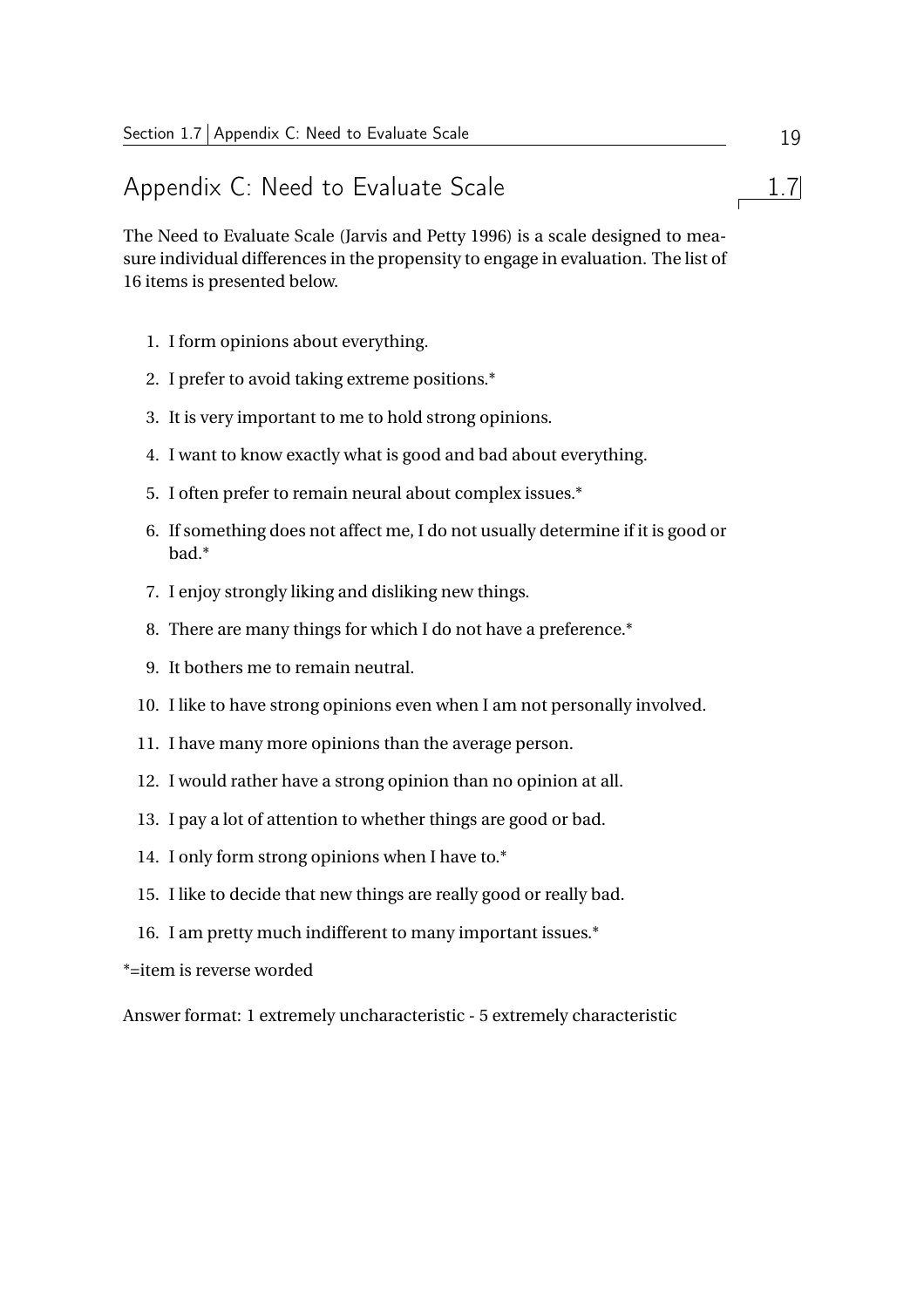## Appendix C: Need to Evaluate Scale

The Need to Evaluate Scale (Jarvis and Petty 1996) is a scale designed to measure individual differences in the propensity to engage in evaluation. The list of 16 items is presented below.

1. I form opinions about everything.
2. I prefer to avoid taking extreme positions.*
3. It is very important to me to hold strong opinions.
4. I want to know exactly what is good and bad about everything.
5. I often prefer to remain neural about complex issues.*
6. If something does not affect me, I do not usually determine if it is good or bad.*
7. I enjoy strongly liking and disliking new things.
8. There are many things for which I do not have a preference.*
9. It bothers me to remain neutral.
10. I like to have strong opinions even when I am not personally involved.
11. I have many more opinions than the average person.
12. I would rather have a strong opinion than no opinion at all.
13. I pay a lot of attention to whether things are good or bad.
14. I only form strong opinions when I have to.*
15. I like to decide that new things are really good or really bad.
16. I am pretty much indifferent to many important issues.*

*=item is reverse worded

Answer format: 1 extremely uncharacteristic - 5 extremely characteristic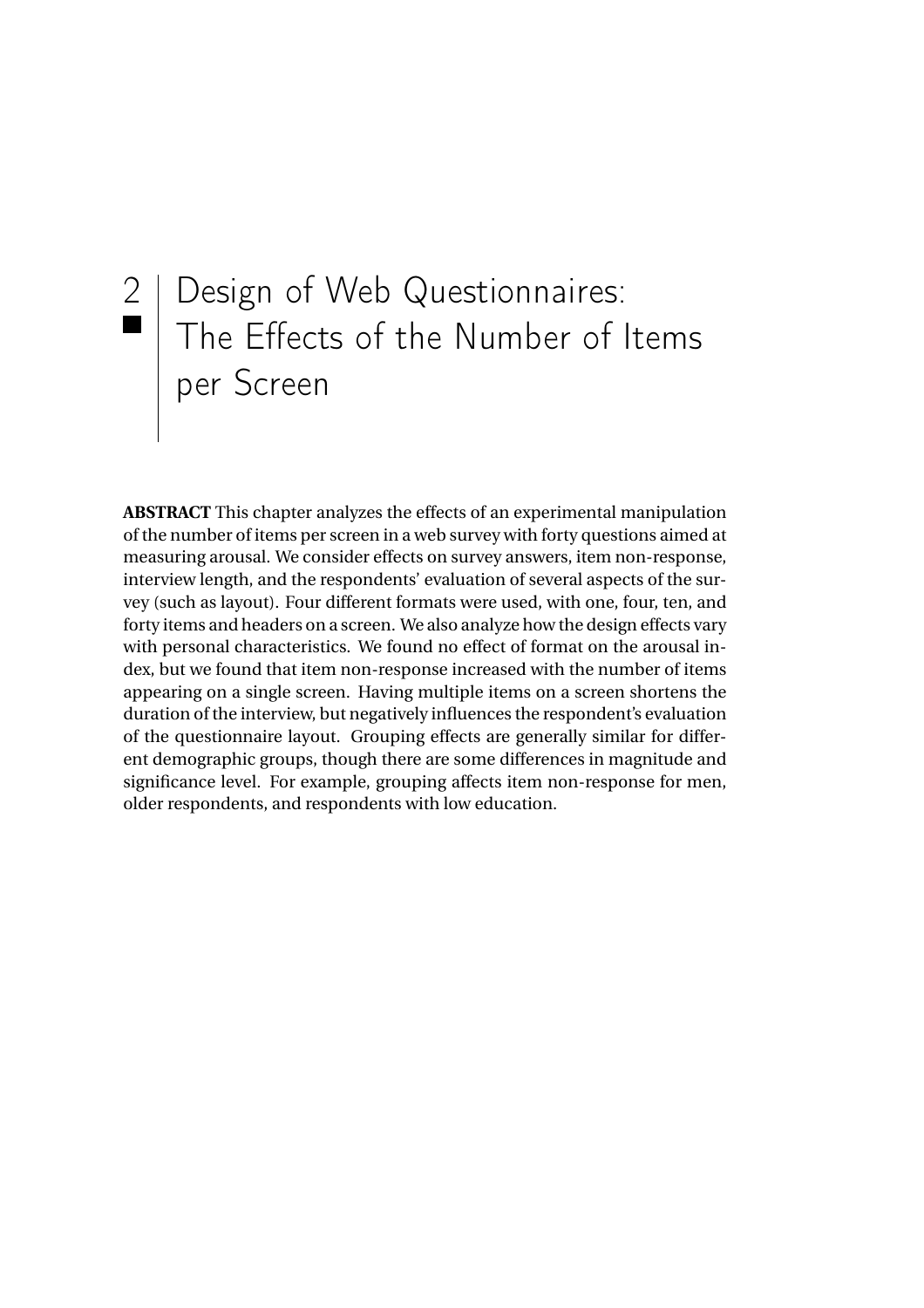# 2 Design of Web Questionnaires: The Effects of the Number of Items per Screen

**ABSTRACT** This chapter analyzes the effects of an experimental manipulation of the number of items per screen in a web survey with forty questions aimed at measuring arousal. We consider effects on survey answers, item non-response, interview length, and the respondents' evaluation of several aspects of the survey (such as layout). Four different formats were used, with one, four, ten, and forty items and headers on a screen. We also analyze how the design effects vary with personal characteristics. We found no effect of format on the arousal index, but we found that item non-response increased with the number of items appearing on a single screen. Having multiple items on a screen shortens the duration of the interview, but negatively influences the respondent's evaluation of the questionnaire layout. Grouping effects are generally similar for different demographic groups, though there are some differences in magnitude and significance level. For example, grouping affects item non-response for men, older respondents, and respondents with low education.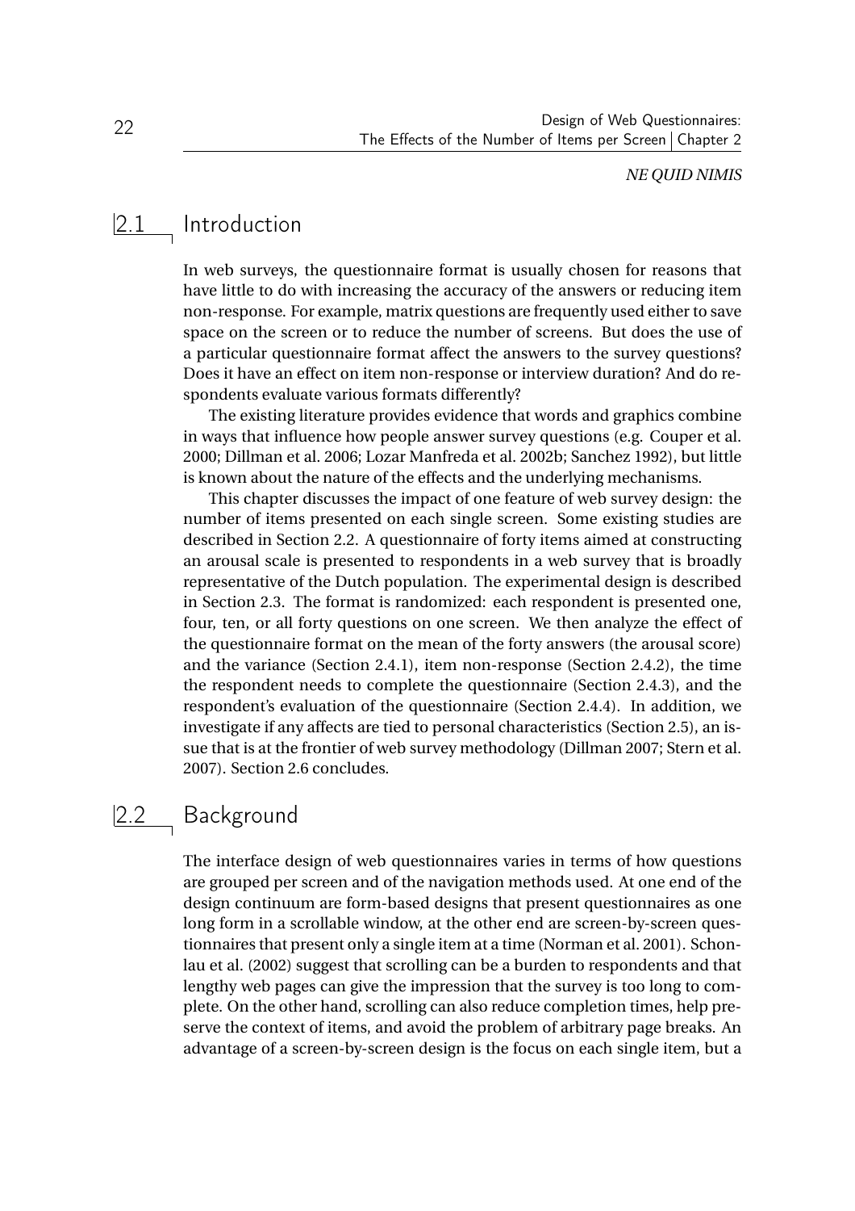*NE QUID NIMIS*

## 2.1 Introduction

In web surveys, the questionnaire format is usually chosen for reasons that have little to do with increasing the accuracy of the answers or reducing item non-response. For example, matrix questions are frequently used either to save space on the screen or to reduce the number of screens. But does the use of a particular questionnaire format affect the answers to the survey questions? Does it have an effect on item non-response or interview duration? And do respondents evaluate various formats differently?

The existing literature provides evidence that words and graphics combine in ways that influence how people answer survey questions (e.g. Couper et al. 2000; Dillman et al. 2006; Lozar Manfreda et al. 2002b; Sanchez 1992), but little is known about the nature of the effects and the underlying mechanisms.

This chapter discusses the impact of one feature of web survey design: the number of items presented on each single screen. Some existing studies are described in Section 2.2. A questionnaire of forty items aimed at constructing an arousal scale is presented to respondents in a web survey that is broadly representative of the Dutch population. The experimental design is described in Section 2.3. The format is randomized: each respondent is presented one, four, ten, or all forty questions on one screen. We then analyze the effect of the questionnaire format on the mean of the forty answers (the arousal score) and the variance (Section 2.4.1), item non-response (Section 2.4.2), the time the respondent needs to complete the questionnaire (Section 2.4.3), and the respondent's evaluation of the questionnaire (Section 2.4.4). In addition, we investigate if any affects are tied to personal characteristics (Section 2.5), an issue that is at the frontier of web survey methodology (Dillman 2007; Stern et al. 2007). Section 2.6 concludes.

## 2.2 Background

The interface design of web questionnaires varies in terms of how questions are grouped per screen and of the navigation methods used. At one end of the design continuum are form-based designs that present questionnaires as one long form in a scrollable window, at the other end are screen-by-screen questionnaires that present only a single item at a time (Norman et al. 2001). Schonlau et al. (2002) suggest that scrolling can be a burden to respondents and that lengthy web pages can give the impression that the survey is too long to complete. On the other hand, scrolling can also reduce completion times, help preserve the context of items, and avoid the problem of arbitrary page breaks. An advantage of a screen-by-screen design is the focus on each single item, but a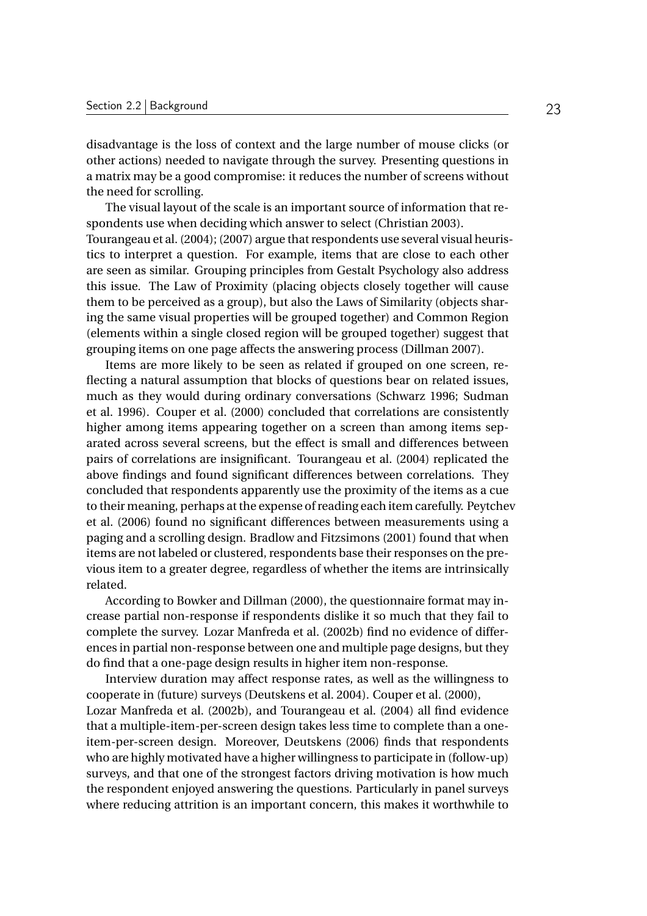disadvantage is the loss of context and the large number of mouse clicks (or other actions) needed to navigate through the survey. Presenting questions in a matrix may be a good compromise: it reduces the number of screens without the need for scrolling.

The visual layout of the scale is an important source of information that respondents use when deciding which answer to select (Christian 2003). Tourangeau et al. (2004); (2007) argue that respondents use several visual heuristics to interpret a question. For example, items that are close to each other are seen as similar. Grouping principles from Gestalt Psychology also address this issue. The Law of Proximity (placing objects closely together will cause them to be perceived as a group), but also the Laws of Similarity (objects sharing the same visual properties will be grouped together) and Common Region (elements within a single closed region will be grouped together) suggest that grouping items on one page affects the answering process (Dillman 2007).

Items are more likely to be seen as related if grouped on one screen, reflecting a natural assumption that blocks of questions bear on related issues, much as they would during ordinary conversations (Schwarz 1996; Sudman et al. 1996). Couper et al. (2000) concluded that correlations are consistently higher among items appearing together on a screen than among items separated across several screens, but the effect is small and differences between pairs of correlations are insignificant. Tourangeau et al. (2004) replicated the above findings and found significant differences between correlations. They concluded that respondents apparently use the proximity of the items as a cue to their meaning, perhaps at the expense of reading each item carefully. Peytchev et al. (2006) found no significant differences between measurements using a paging and a scrolling design. Bradlow and Fitzsimons (2001) found that when items are not labeled or clustered, respondents base their responses on the previous item to a greater degree, regardless of whether the items are intrinsically related.

According to Bowker and Dillman (2000), the questionnaire format may increase partial non-response if respondents dislike it so much that they fail to complete the survey. Lozar Manfreda et al. (2002b) find no evidence of differences in partial non-response between one and multiple page designs, but they do find that a one-page design results in higher item non-response.

Interview duration may affect response rates, as well as the willingness to cooperate in (future) surveys (Deutskens et al. 2004). Couper et al. (2000), Lozar Manfreda et al. (2002b), and Tourangeau et al. (2004) all find evidence that a multiple-item-per-screen design takes less time to complete than a one-item-per-screen design. Moreover, Deutskens (2006) finds that respondents who are highly motivated have a higher willingness to participate in (follow-up) surveys, and that one of the strongest factors driving motivation is how much the respondent enjoyed answering the questions. Particularly in panel surveys where reducing attrition is an important concern, this makes it worthwhile to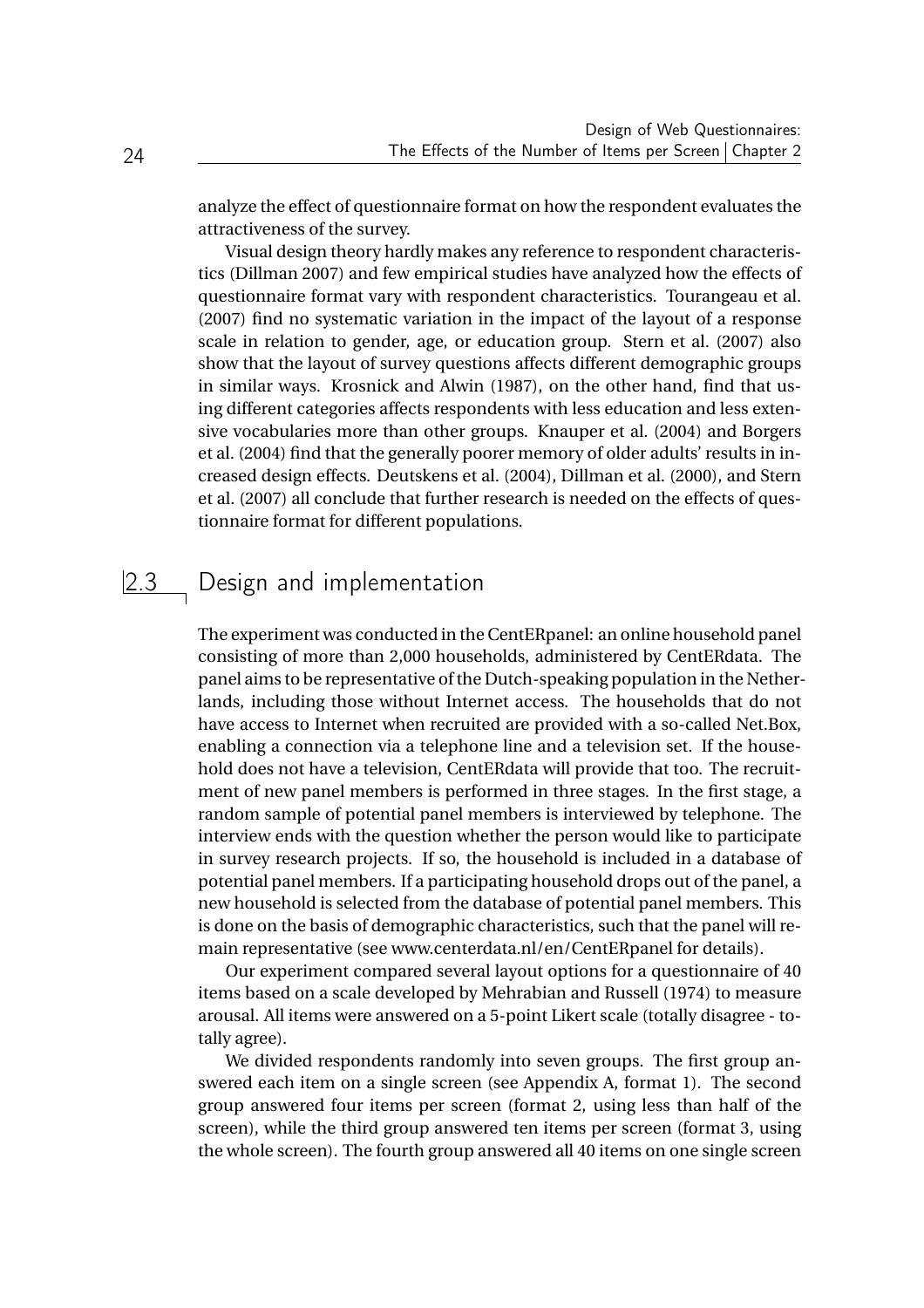analyze the effect of questionnaire format on how the respondent evaluates the attractiveness of the survey.

Visual design theory hardly makes any reference to respondent characteristics (Dillman 2007) and few empirical studies have analyzed how the effects of questionnaire format vary with respondent characteristics. Tourangeau et al. (2007) find no systematic variation in the impact of the layout of a response scale in relation to gender, age, or education group. Stern et al. (2007) also show that the layout of survey questions affects different demographic groups in similar ways. Krosnick and Alwin (1987), on the other hand, find that using different categories affects respondents with less education and less extensive vocabularies more than other groups. Knauper et al. (2004) and Borgers et al. (2004) find that the generally poorer memory of older adults' results in increased design effects. Deutskens et al. (2004), Dillman et al. (2000), and Stern et al. (2007) all conclude that further research is needed on the effects of questionnaire format for different populations.

## 2.3 Design and implementation

The experiment was conducted in the CentERpanel: an online household panel consisting of more than 2,000 households, administered by CentERdata. The panel aims to be representative of the Dutch-speaking population in the Netherlands, including those without Internet access. The households that do not have access to Internet when recruited are provided with a so-called Net.Box, enabling a connection via a telephone line and a television set. If the household does not have a television, CentERdata will provide that too. The recruitment of new panel members is performed in three stages. In the first stage, a random sample of potential panel members is interviewed by telephone. The interview ends with the question whether the person would like to participate in survey research projects. If so, the household is included in a database of potential panel members. If a participating household drops out of the panel, a new household is selected from the database of potential panel members. This is done on the basis of demographic characteristics, such that the panel will remain representative (see www.centerdata.nl/en/CentERpanel for details).

Our experiment compared several layout options for a questionnaire of 40 items based on a scale developed by Mehrabian and Russell (1974) to measure arousal. All items were answered on a 5-point Likert scale (totally disagree - totally agree).

We divided respondents randomly into seven groups. The first group answered each item on a single screen (see Appendix A, format 1). The second group answered four items per screen (format 2, using less than half of the screen), while the third group answered ten items per screen (format 3, using the whole screen). The fourth group answered all 40 items on one single screen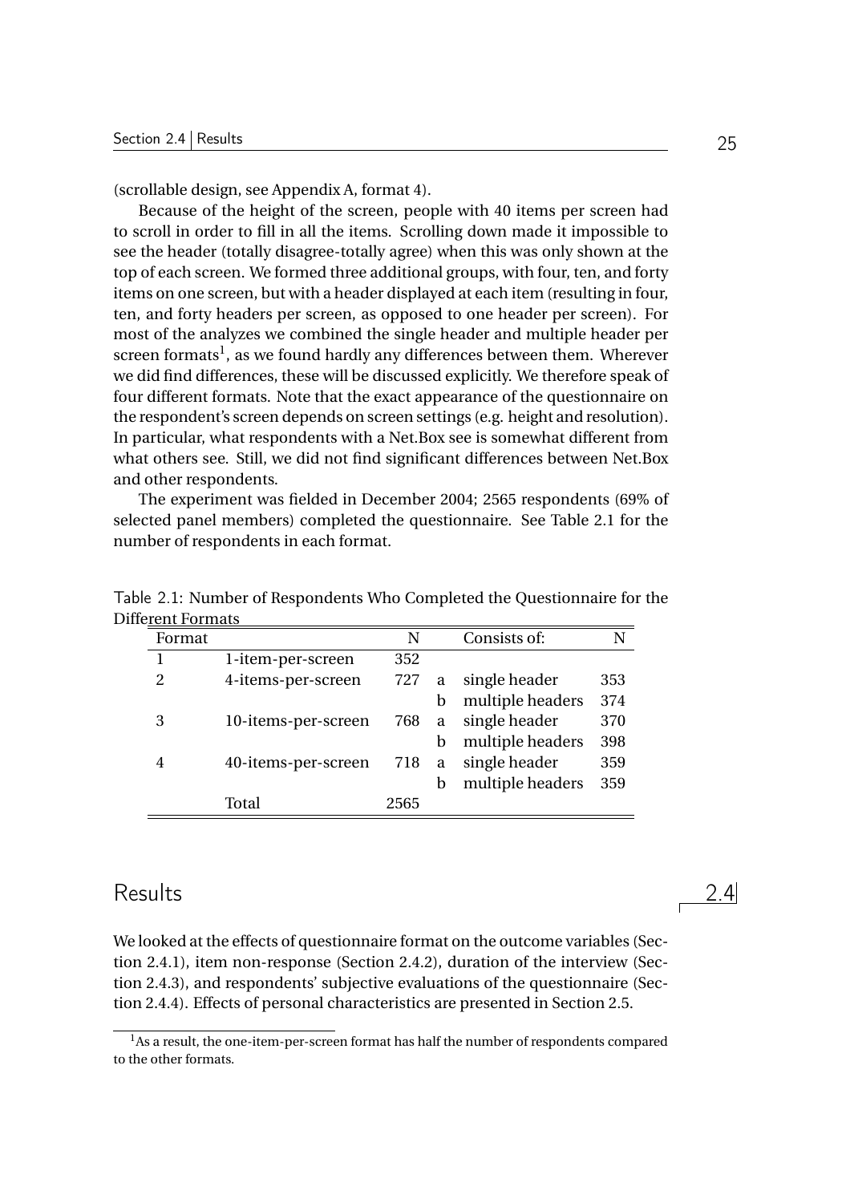(scrollable design, see Appendix A, format 4).

Because of the height of the screen, people with 40 items per screen had to scroll in order to fill in all the items. Scrolling down made it impossible to see the header (totally disagree-totally agree) when this was only shown at the top of each screen. We formed three additional groups, with four, ten, and forty items on one screen, but with a header displayed at each item (resulting in four, ten, and forty headers per screen, as opposed to one header per screen). For most of the analyzes we combined the single header and multiple header per screen formats[1], as we found hardly any differences between them. Wherever we did find differences, these will be discussed explicitly. We therefore speak of four different formats. Note that the exact appearance of the questionnaire on the respondent's screen depends on screen settings (e.g. height and resolution). In particular, what respondents with a Net.Box see is somewhat different from what others see. Still, we did not find significant differences between Net.Box and other respondents.

The experiment was fielded in December 2004; 2565 respondents (69% of selected panel members) completed the questionnaire. See Table 2.1 for the number of respondents in each format.

Table 2.1: Number of Respondents Who Completed the Questionnaire for the Different Formats

| Format | | N | | Consists of: | N |
|---|---|---|---|---|---|
| 1 | 1-item-per-screen | 352 | | | |
| 2 | 4-items-per-screen | 727 | a | single header | 353 |
| | | | b | multiple headers | 374 |
| 3 | 10-items-per-screen | 768 | a | single header | 370 |
| | | | b | multiple headers | 398 |
| 4 | 40-items-per-screen | 718 | a | single header | 359 |
| | | | b | multiple headers | 359 |
| | Total | 2565 | | | |

## 2.4 Results

We looked at the effects of questionnaire format on the outcome variables (Section 2.4.1), item non-response (Section 2.4.2), duration of the interview (Section 2.4.3), and respondents' subjective evaluations of the questionnaire (Section 2.4.4). Effects of personal characteristics are presented in Section 2.5.

[1] As a result, the one-item-per-screen format has half the number of respondents compared to the other formats.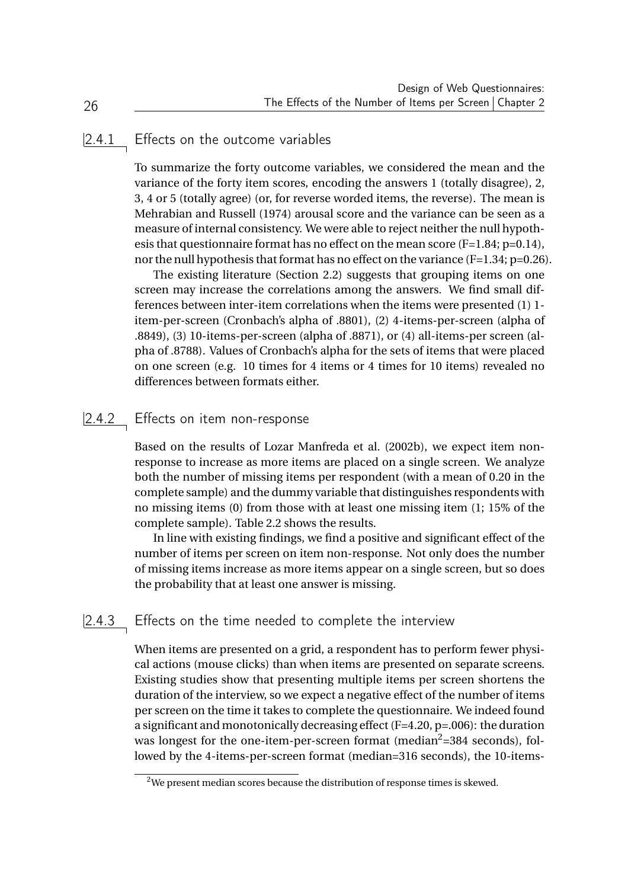### 2.4.1 Effects on the outcome variables

To summarize the forty outcome variables, we considered the mean and the variance of the forty item scores, encoding the answers 1 (totally disagree), 2, 3, 4 or 5 (totally agree) (or, for reverse worded items, the reverse). The mean is Mehrabian and Russell (1974) arousal score and the variance can be seen as a measure of internal consistency. We were able to reject neither the null hypothesis that questionnaire format has no effect on the mean score ($F=1.84$; $p=0.14$), nor the null hypothesis that format has no effect on the variance ($F=1.34$; $p=0.26$).

The existing literature (Section 2.2) suggests that grouping items on one screen may increase the correlations among the answers. We find small differences between inter-item correlations when the items were presented (1) 1-item-per-screen (Cronbach's alpha of .8801), (2) 4-items-per-screen (alpha of .8849), (3) 10-items-per-screen (alpha of .8871), or (4) all-items-per screen (alpha of .8788). Values of Cronbach's alpha for the sets of items that were placed on one screen (e.g. 10 times for 4 items or 4 times for 10 items) revealed no differences between formats either.

### 2.4.2 Effects on item non-response

Based on the results of Lozar Manfreda et al. (2002b), we expect item non-response to increase as more items are placed on a single screen. We analyze both the number of missing items per respondent (with a mean of 0.20 in the complete sample) and the dummy variable that distinguishes respondents with no missing items (0) from those with at least one missing item (1; 15% of the complete sample). Table 2.2 shows the results.

In line with existing findings, we find a positive and significant effect of the number of items per screen on item non-response. Not only does the number of missing items increase as more items appear on a single screen, but so does the probability that at least one answer is missing.

### 2.4.3 Effects on the time needed to complete the interview

When items are presented on a grid, a respondent has to perform fewer physical actions (mouse clicks) than when items are presented on separate screens. Existing studies show that presenting multiple items per screen shortens the duration of the interview, so we expect a negative effect of the number of items per screen on the time it takes to complete the questionnaire. We indeed found a significant and monotonically decreasing effect ($F=4.20$, $p=.006$): the duration was longest for the one-item-per-screen format (median[2]=384 seconds), followed by the 4-items-per-screen format (median=316 seconds), the 10-items-

[2] We present median scores because the distribution of response times is skewed.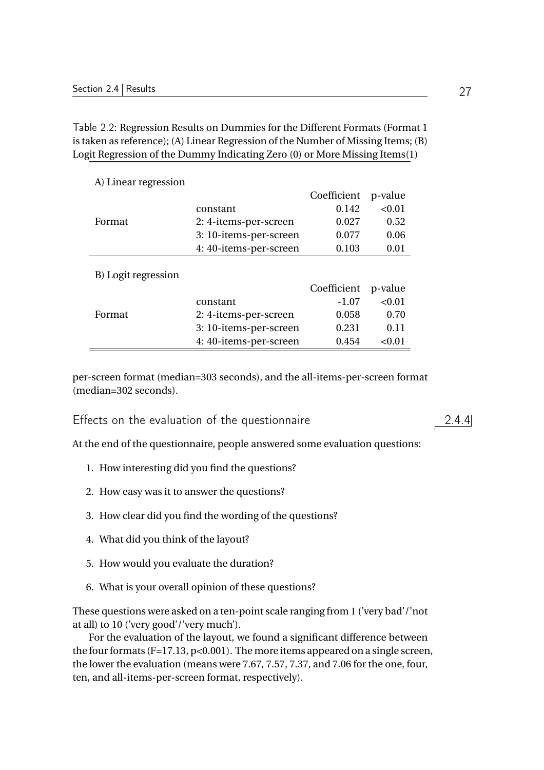Table 2.2: Regression Results on Dummies for the Different Formats (Format 1 is taken as reference); (A) Linear Regression of the Number of Missing Items; (B) Logit Regression of the Dummy Indicating Zero (0) or More Missing Items(1)

| A) Linear regression | | | |
|---|---|---|---|
| | | Coefficient | p-value |
| | constant | 0.142 | <0.01 |
| Format | 2: 4-items-per-screen | 0.027 | 0.52 |
| | 3: 10-items-per-screen | 0.077 | 0.06 |
| | 4: 40-items-per-screen | 0.103 | 0.01 |
| **B) Logit regression** | | | |
| | | Coefficient | p-value |
| | constant | -1.07 | <0.01 |
| Format | 2: 4-items-per-screen | 0.058 | 0.70 |
| | 3: 10-items-per-screen | 0.231 | 0.11 |
| | 4: 40-items-per-screen | 0.454 | <0.01 |

per-screen format (median=303 seconds), and the all-items-per-screen format (median=302 seconds).

### 2.4.4 Effects on the evaluation of the questionnaire

At the end of the questionnaire, people answered some evaluation questions:

1. How interesting did you find the questions?
2. How easy was it to answer the questions?
3. How clear did you find the wording of the questions?
4. What did you think of the layout?
5. How would you evaluate the duration?
6. What is your overall opinion of these questions?

These questions were asked on a ten-point scale ranging from 1 ('very bad'/'not at all) to 10 ('very good'/'very much').

For the evaluation of the layout, we found a significant difference between the four formats ($F=17.13$, $p<0.001$). The more items appeared on a single screen, the lower the evaluation (means were 7.67, 7.57, 7.37, and 7.06 for the one, four, ten, and all-items-per-screen format, respectively).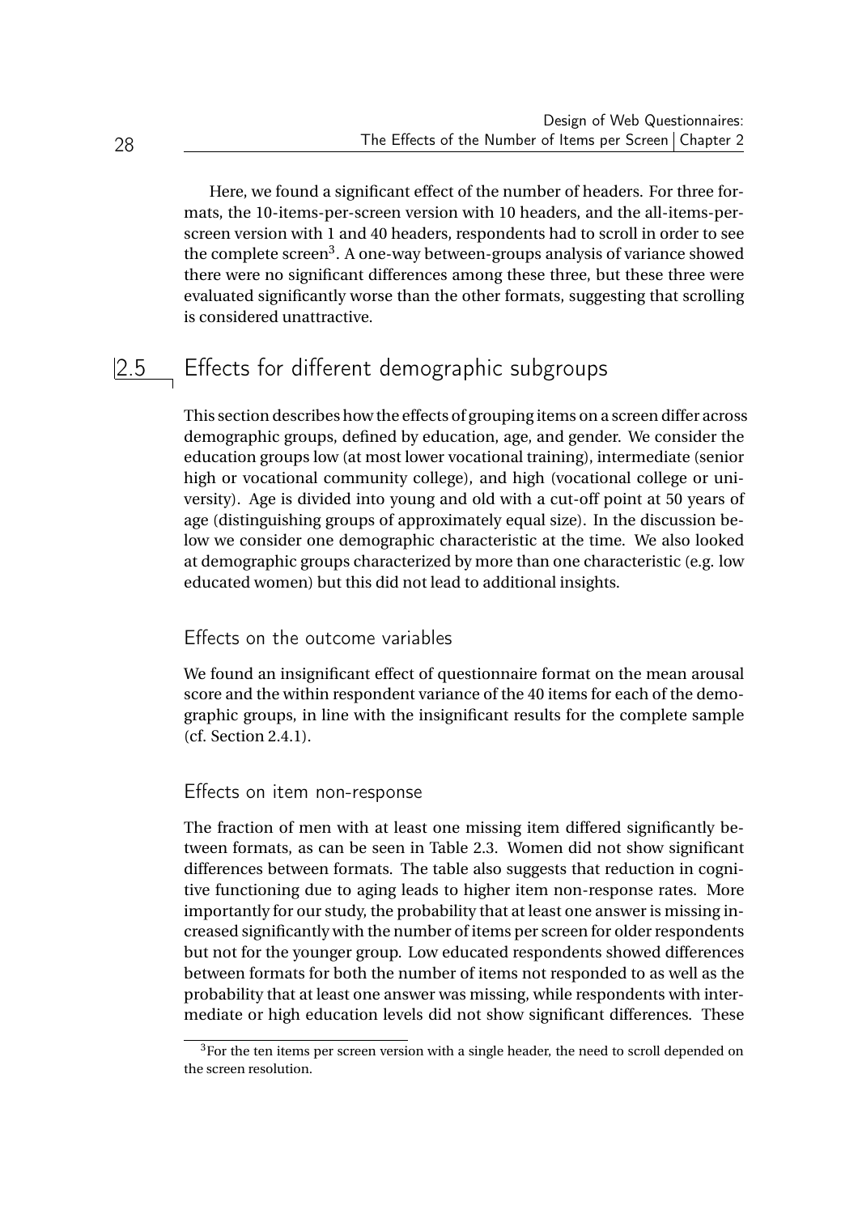Here, we found a significant effect of the number of headers. For three formats, the 10-items-per-screen version with 10 headers, and the all-items-per-screen version with 1 and 40 headers, respondents had to scroll in order to see the complete screen[3]. A one-way between-groups analysis of variance showed there were no significant differences among these three, but these three were evaluated significantly worse than the other formats, suggesting that scrolling is considered unattractive.

## 2.5 Effects for different demographic subgroups

This section describes how the effects of grouping items on a screen differ across demographic groups, defined by education, age, and gender. We consider the education groups low (at most lower vocational training), intermediate (senior high or vocational community college), and high (vocational college or university). Age is divided into young and old with a cut-off point at 50 years of age (distinguishing groups of approximately equal size). In the discussion below we consider one demographic characteristic at the time. We also looked at demographic groups characterized by more than one characteristic (e.g. low educated women) but this did not lead to additional insights.

### Effects on the outcome variables

We found an insignificant effect of questionnaire format on the mean arousal score and the within respondent variance of the 40 items for each of the demographic groups, in line with the insignificant results for the complete sample (cf. Section 2.4.1).

### Effects on item non-response

The fraction of men with at least one missing item differed significantly between formats, as can be seen in Table 2.3. Women did not show significant differences between formats. The table also suggests that reduction in cognitive functioning due to aging leads to higher item non-response rates. More importantly for our study, the probability that at least one answer is missing increased significantly with the number of items per screen for older respondents but not for the younger group. Low educated respondents showed differences between formats for both the number of items not responded to as well as the probability that at least one answer was missing, while respondents with intermediate or high education levels did not show significant differences. These

[3] For the ten items per screen version with a single header, the need to scroll depended on the screen resolution.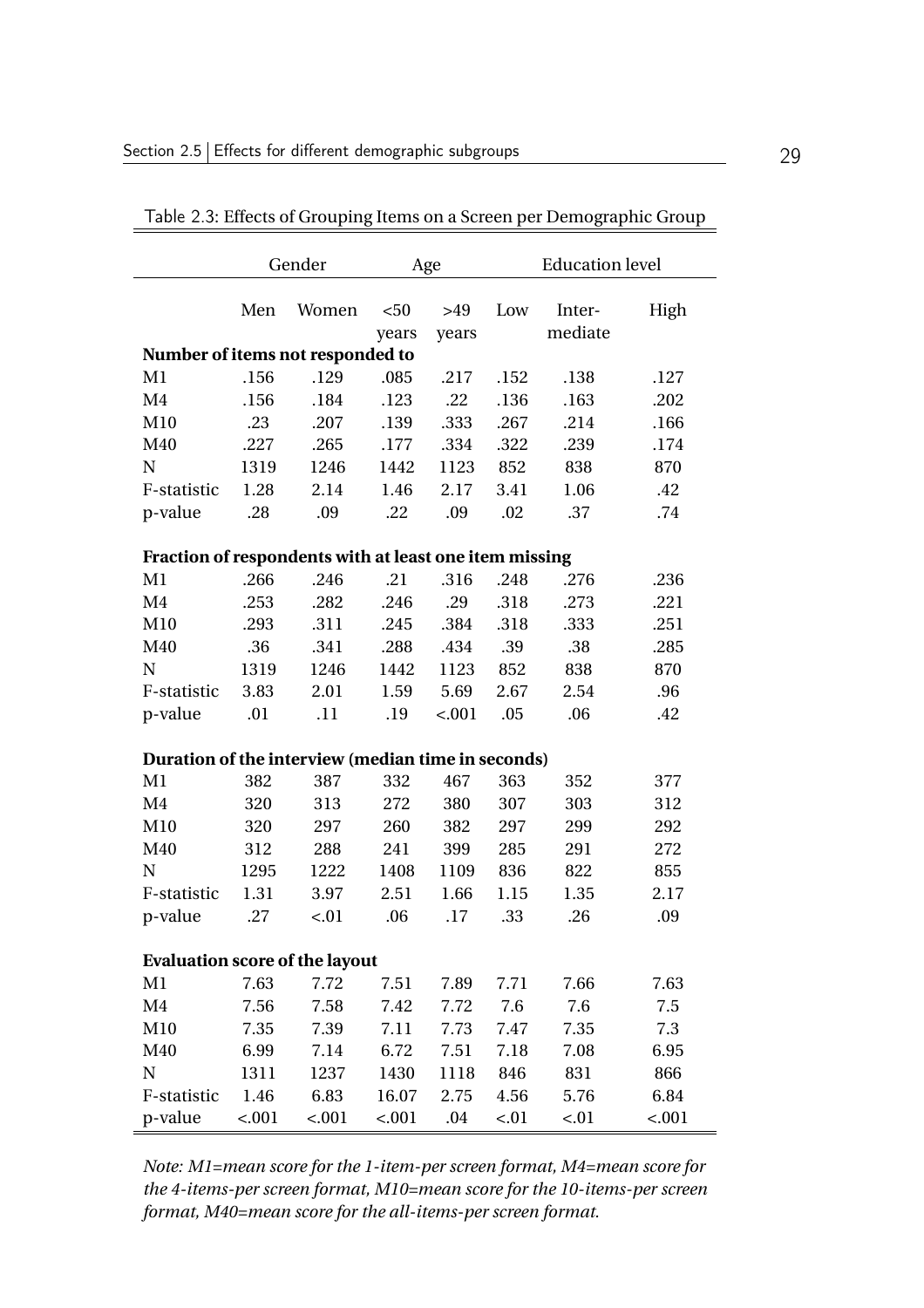Table 2.3: Effects of Grouping Items on a Screen per Demographic Group

| | Gender | | Age | | Education level | | |
|---|---|---|---|---|---|---|---|
| | Men | Women | <50 years | >49 years | Low | Inter-mediate | High |
| **Number of items not responded to** | | | | | | | |
| M1 | .156 | .129 | .085 | .217 | .152 | .138 | .127 |
| M4 | .156 | .184 | .123 | .22 | .136 | .163 | .202 |
| M10 | .23 | .207 | .139 | .333 | .267 | .214 | .166 |
| M40 | .227 | .265 | .177 | .334 | .322 | .239 | .174 |
| N | 1319 | 1246 | 1442 | 1123 | 852 | 838 | 870 |
| F-statistic | 1.28 | 2.14 | 1.46 | 2.17 | 3.41 | 1.06 | .42 |
| p-value | .28 | .09 | .22 | .09 | .02 | .37 | .74 |
| **Fraction of respondents with at least one item missing** | | | | | | | |
| M1 | .266 | .246 | .21 | .316 | .248 | .276 | .236 |
| M4 | .253 | .282 | .246 | .29 | .318 | .273 | .221 |
| M10 | .293 | .311 | .245 | .384 | .318 | .333 | .251 |
| M40 | .36 | .341 | .288 | .434 | .39 | .38 | .285 |
| N | 1319 | 1246 | 1442 | 1123 | 852 | 838 | 870 |
| F-statistic | 3.83 | 2.01 | 1.59 | 5.69 | 2.67 | 2.54 | .96 |
| p-value | .01 | .11 | .19 | <.001 | .05 | .06 | .42 |
| **Duration of the interview (median time in seconds)** | | | | | | | |
| M1 | 382 | 387 | 332 | 467 | 363 | 352 | 377 |
| M4 | 320 | 313 | 272 | 380 | 307 | 303 | 312 |
| M10 | 320 | 297 | 260 | 382 | 297 | 299 | 292 |
| M40 | 312 | 288 | 241 | 399 | 285 | 291 | 272 |
| N | 1295 | 1222 | 1408 | 1109 | 836 | 822 | 855 |
| F-statistic | 1.31 | 3.97 | 2.51 | 1.66 | 1.15 | 1.35 | 2.17 |
| p-value | .27 | <.01 | .06 | .17 | .33 | .26 | .09 |
| **Evaluation score of the layout** | | | | | | | |
| M1 | 7.63 | 7.72 | 7.51 | 7.89 | 7.71 | 7.66 | 7.63 |
| M4 | 7.56 | 7.58 | 7.42 | 7.72 | 7.6 | 7.6 | 7.5 |
| M10 | 7.35 | 7.39 | 7.11 | 7.73 | 7.47 | 7.35 | 7.3 |
| M40 | 6.99 | 7.14 | 6.72 | 7.51 | 7.18 | 7.08 | 6.95 |
| N | 1311 | 1237 | 1430 | 1118 | 846 | 831 | 866 |
| F-statistic | 1.46 | 6.83 | 16.07 | 2.75 | 4.56 | 5.76 | 6.84 |
| p-value | <.001 | <.001 | <.001 | .04 | <.01 | <.01 | <.001 |

*Note: M1=mean score for the 1-item-per screen format, M4=mean score for the 4-items-per screen format, M10=mean score for the 10-items-per screen format, M40=mean score for the all-items-per screen format.*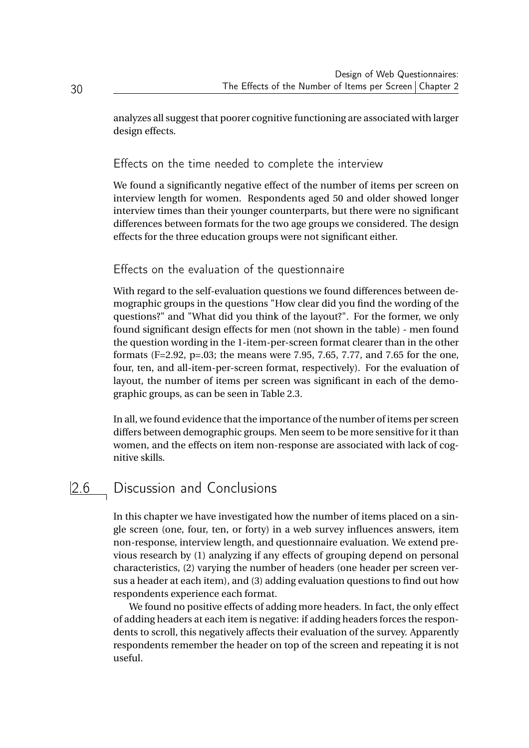analyzes all suggest that poorer cognitive functioning are associated with larger design effects.

### Effects on the time needed to complete the interview

We found a significantly negative effect of the number of items per screen on interview length for women. Respondents aged 50 and older showed longer interview times than their younger counterparts, but there were no significant differences between formats for the two age groups we considered. The design effects for the three education groups were not significant either.

### Effects on the evaluation of the questionnaire

With regard to the self-evaluation questions we found differences between demographic groups in the questions "How clear did you find the wording of the questions?" and "What did you think of the layout?". For the former, we only found significant design effects for men (not shown in the table) - men found the question wording in the 1-item-per-screen format clearer than in the other formats ($F=2.92$, $p=.03$; the means were 7.95, 7.65, 7.77, and 7.65 for the one, four, ten, and all-item-per-screen format, respectively). For the evaluation of layout, the number of items per screen was significant in each of the demographic groups, as can be seen in Table 2.3.

In all, we found evidence that the importance of the number of items per screen differs between demographic groups. Men seem to be more sensitive for it than women, and the effects on item non-response are associated with lack of cognitive skills.

## 2.6 Discussion and Conclusions

In this chapter we have investigated how the number of items placed on a single screen (one, four, ten, or forty) in a web survey influences answers, item non-response, interview length, and questionnaire evaluation. We extend previous research by (1) analyzing if any effects of grouping depend on personal characteristics, (2) varying the number of headers (one header per screen versus a header at each item), and (3) adding evaluation questions to find out how respondents experience each format.

We found no positive effects of adding more headers. In fact, the only effect of adding headers at each item is negative: if adding headers forces the respondents to scroll, this negatively affects their evaluation of the survey. Apparently respondents remember the header on top of the screen and repeating it is not useful.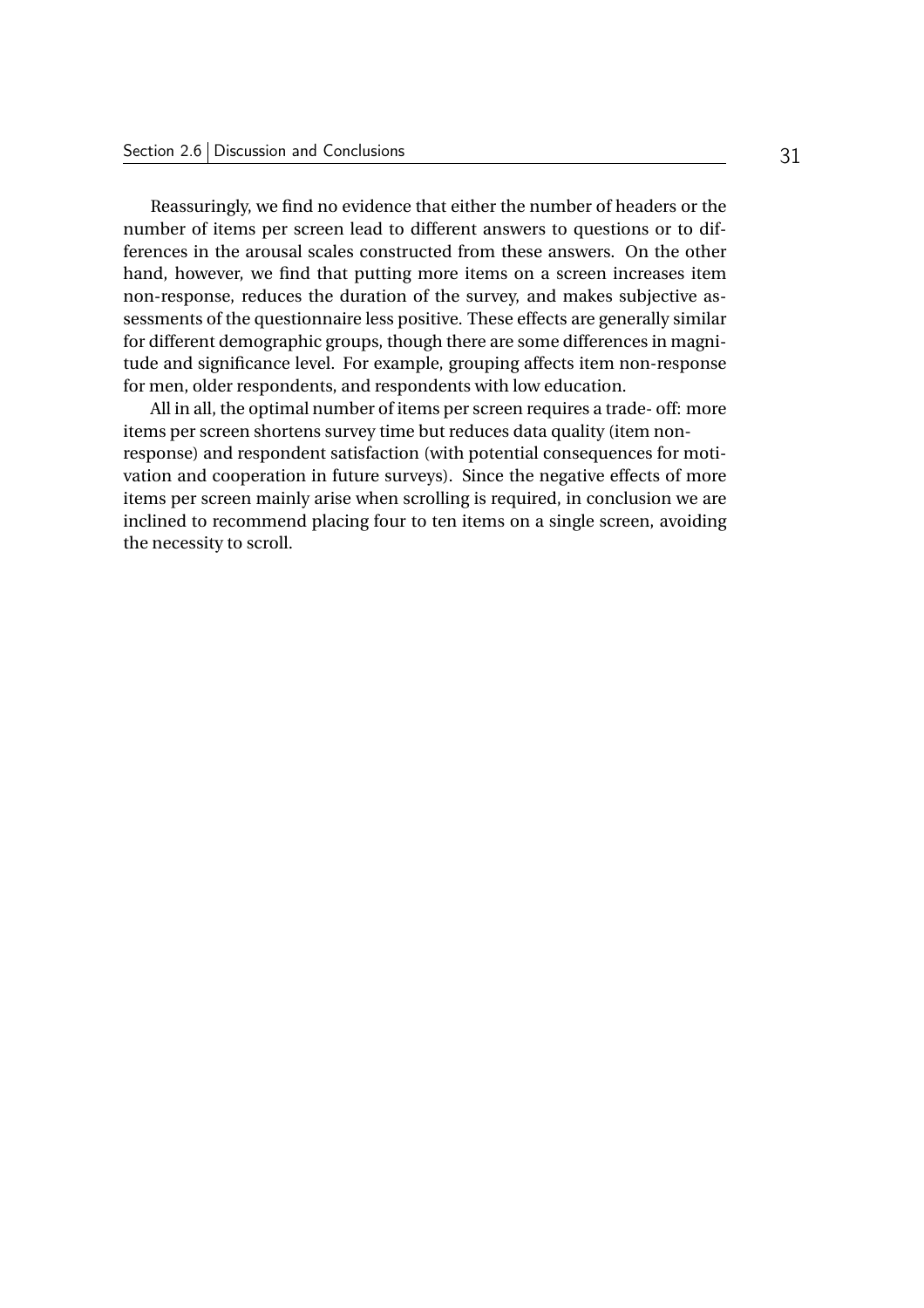Reassuringly, we find no evidence that either the number of headers or the number of items per screen lead to different answers to questions or to differences in the arousal scales constructed from these answers. On the other hand, however, we find that putting more items on a screen increases item non-response, reduces the duration of the survey, and makes subjective assessments of the questionnaire less positive. These effects are generally similar for different demographic groups, though there are some differences in magnitude and significance level. For example, grouping affects item non-response for men, older respondents, and respondents with low education.

All in all, the optimal number of items per screen requires a trade- off: more items per screen shortens survey time but reduces data quality (item non-response) and respondent satisfaction (with potential consequences for motivation and cooperation in future surveys). Since the negative effects of more items per screen mainly arise when scrolling is required, in conclusion we are inclined to recommend placing four to ten items on a single screen, avoiding the necessity to scroll.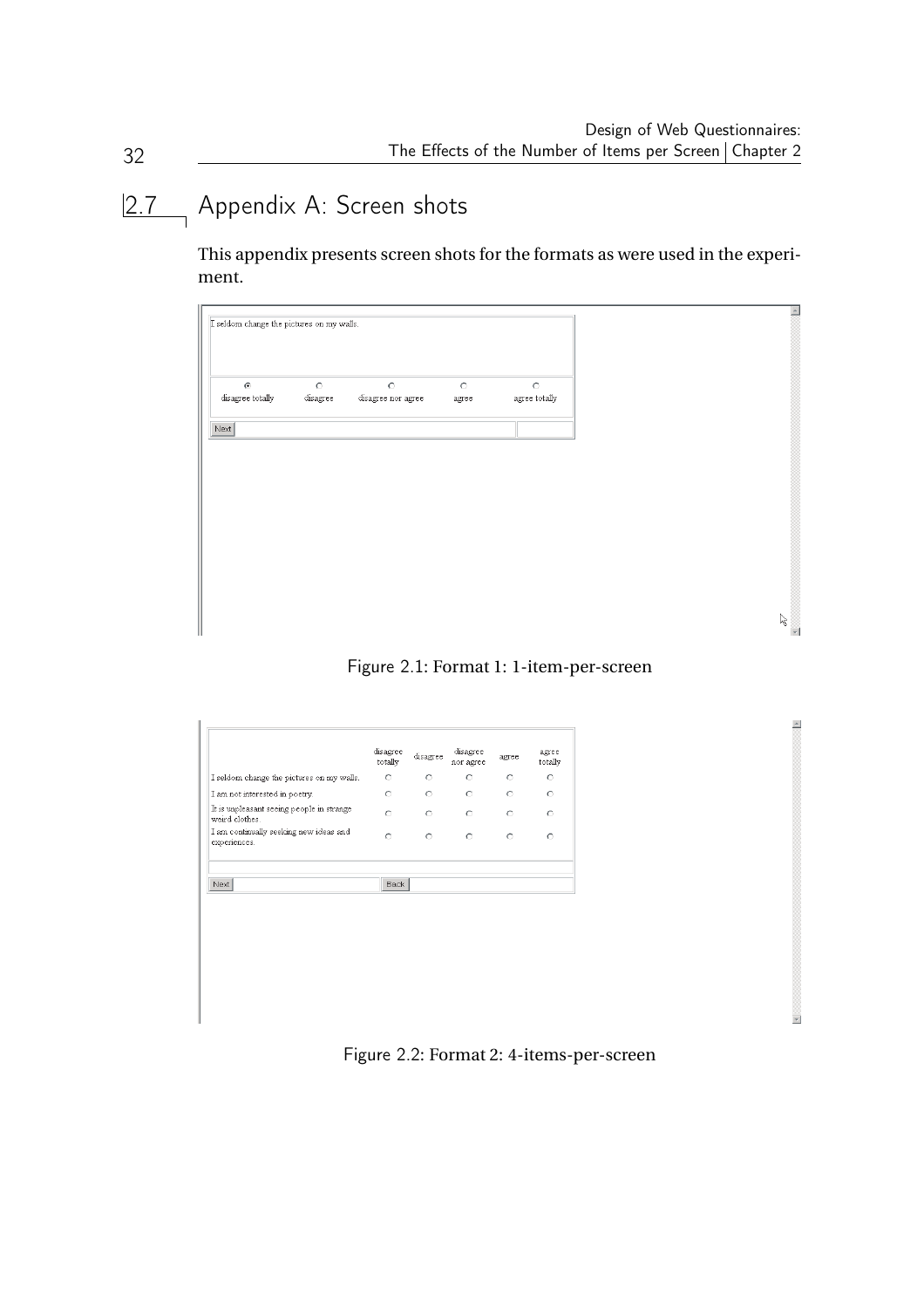## 2.7 Appendix A: Screen shots

This appendix presents screen shots for the formats as were used in the experiment.

I seldom change the pictures on my walls.

disagree totally | disagree | disagree nor agree | agree | agree totally

Next

Figure 2.1: Format 1: 1-item-per-screen

| | disagree totally | disagree | disagree nor agree | agree | agree totally |
|---|---|---|---|---|---|
| I seldom change the pictures on my walls. | | | | | |
| I am not interested in poetry. | | | | | |
| It is unpleasant seeing people in strange weird clothes | | | | | |
| I am continually seeking new ideas and experiences. | | | | | |

Next Back

Figure 2.2: Format 2: 4-items-per-screen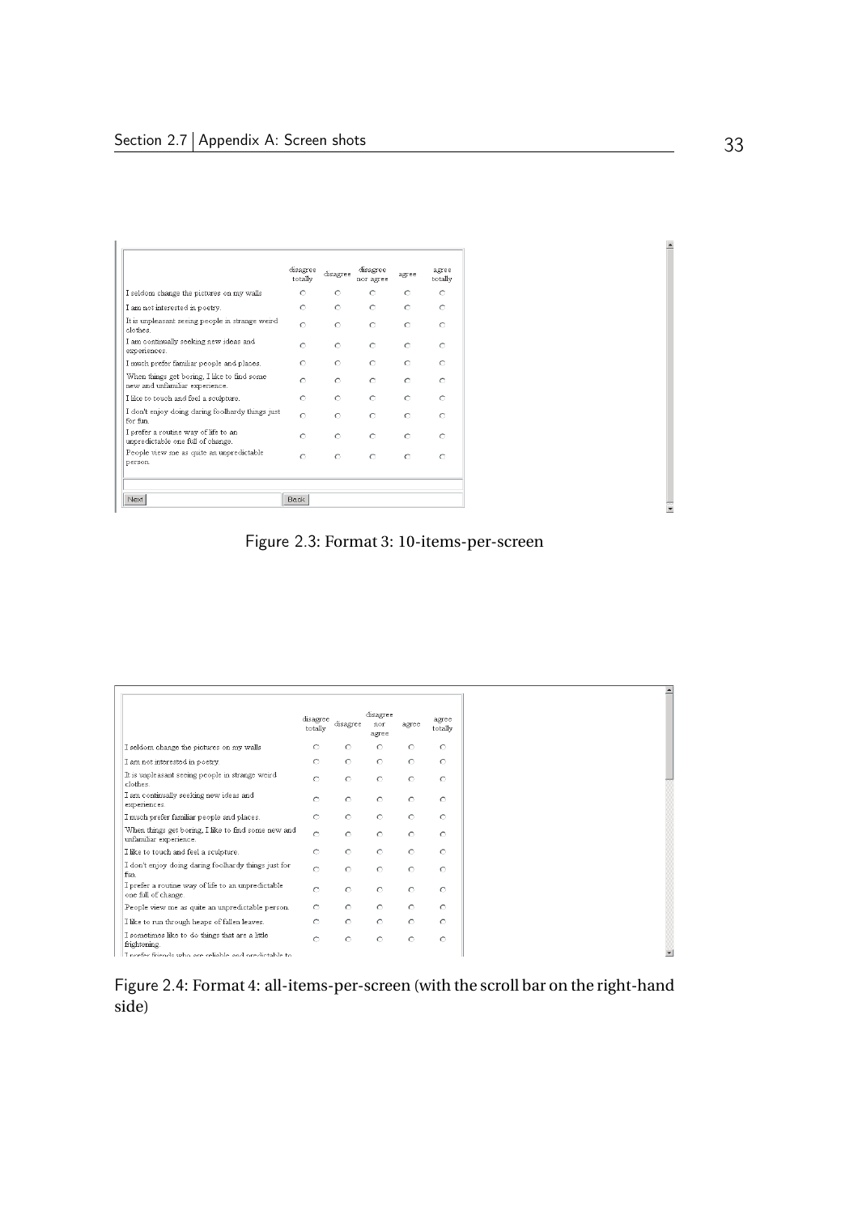|  | disagree totally | disagree | disagree nor agree | agree | agree totally |
|---|---|---|---|---|---|
| I seldom change the pictures on my walls | ○ | ○ | ○ | ○ | ○ |
| I am not interested in poetry. | ○ | ○ | ○ | ○ | ○ |
| It is unpleasant seeing people in strange weird clothes. | ○ | ○ | ○ | ○ | ○ |
| I am continually seeking new ideas and experiences. | ○ | ○ | ○ | ○ | ○ |
| I much prefer familiar people and places. | ○ | ○ | ○ | ○ | ○ |
| When things get boring, I like to find some new and unfamiliar experience. | ○ | ○ | ○ | ○ | ○ |
| I like to touch and feel a sculpture. | ○ | ○ | ○ | ○ | ○ |
| I don't enjoy doing daring foolhardy things just for fun. | ○ | ○ | ○ | ○ | ○ |
| I prefer a routine way of life to an unpredictable one full of change. | ○ | ○ | ○ | ○ | ○ |
| People view me as quite an unpredictable person. | ○ | ○ | ○ | ○ | ○ |

Next | Back

Figure 2.3: Format 3: 10-items-per-screen

|  | disagree totally | disagree | disagree nor agree | agree | agree totally |
|---|---|---|---|---|---|
| I seldom change the pictures on my walls | ○ | ○ | ○ | ○ | ○ |
| I am not interested in poetry. | ○ | ○ | ○ | ○ | ○ |
| It is unpleasant seeing people in strange weird clothes. | ○ | ○ | ○ | ○ | ○ |
| I am continually seeking new ideas and experiences. | ○ | ○ | ○ | ○ | ○ |
| I much prefer familiar people and places. | ○ | ○ | ○ | ○ | ○ |
| When things get boring, I like to find some new and unfamiliar experience. | ○ | ○ | ○ | ○ | ○ |
| I like to touch and feel a sculpture. | ○ | ○ | ○ | ○ | ○ |
| I don't enjoy doing daring foolhardy things just for fun. | ○ | ○ | ○ | ○ | ○ |
| I prefer a routine way of life to an unpredictable one full of change. | ○ | ○ | ○ | ○ | ○ |
| People view me as quite an unpredictable person. | ○ | ○ | ○ | ○ | ○ |
| I like to run through heaps of fallen leaves. | ○ | ○ | ○ | ○ | ○ |
| I sometimes like to do things that are a little frightening. | ○ | ○ | ○ | ○ | ○ |
| I prefer friends who are reliable and predictable to | | | | | |

Figure 2.4: Format 4: all-items-per-screen (with the scroll bar on the right-hand side)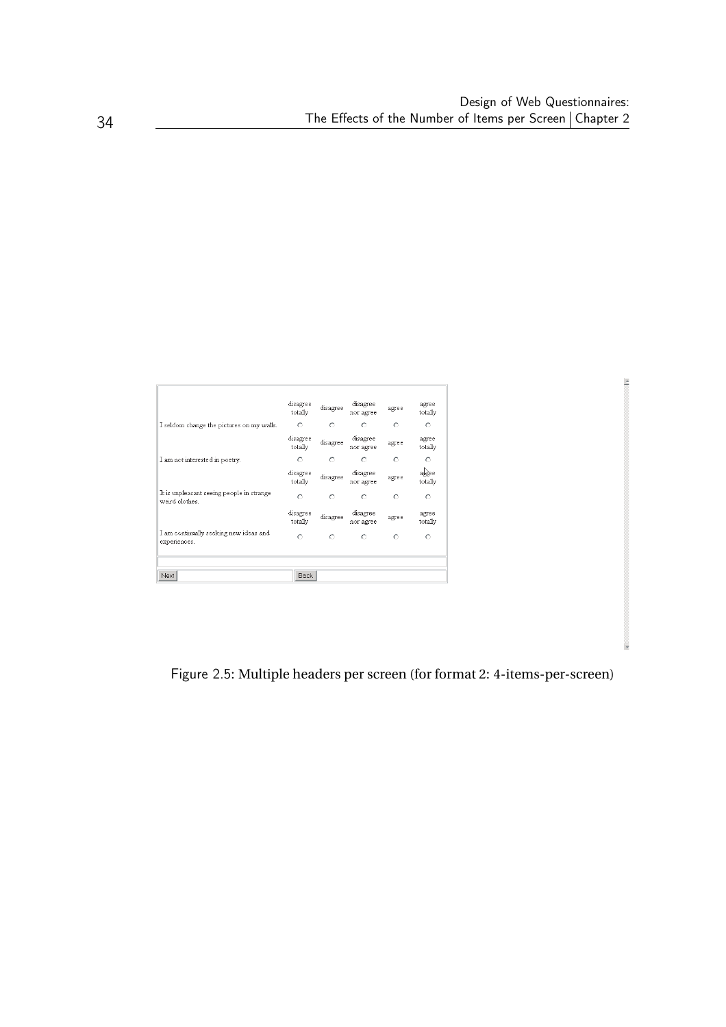| | disagree totally | disagree | disagree nor agree | agree | agree totally |
|---|---|---|---|---|---|
| I seldom change the pictures on my walls. | ○ | ○ | ○ | ○ | ○ |
| | disagree totally | disagree | disagree nor agree | agree | agree totally |
| I am not interested in poetry. | ○ | ○ | ○ | ○ | ○ |
| | disagree totally | disagree | disagree nor agree | agree | agree totally |
| It is unpleasant seeing people in strange weird clothes. | ○ | ○ | ○ | ○ | ○ |
| | disagree totally | disagree | disagree nor agree | agree | agree totally |
| I am continually seeking new ideas and experiences. | ○ | ○ | ○ | ○ | ○ |

Next Back

Figure 2.5: Multiple headers per screen (for format 2: 4-items-per-screen)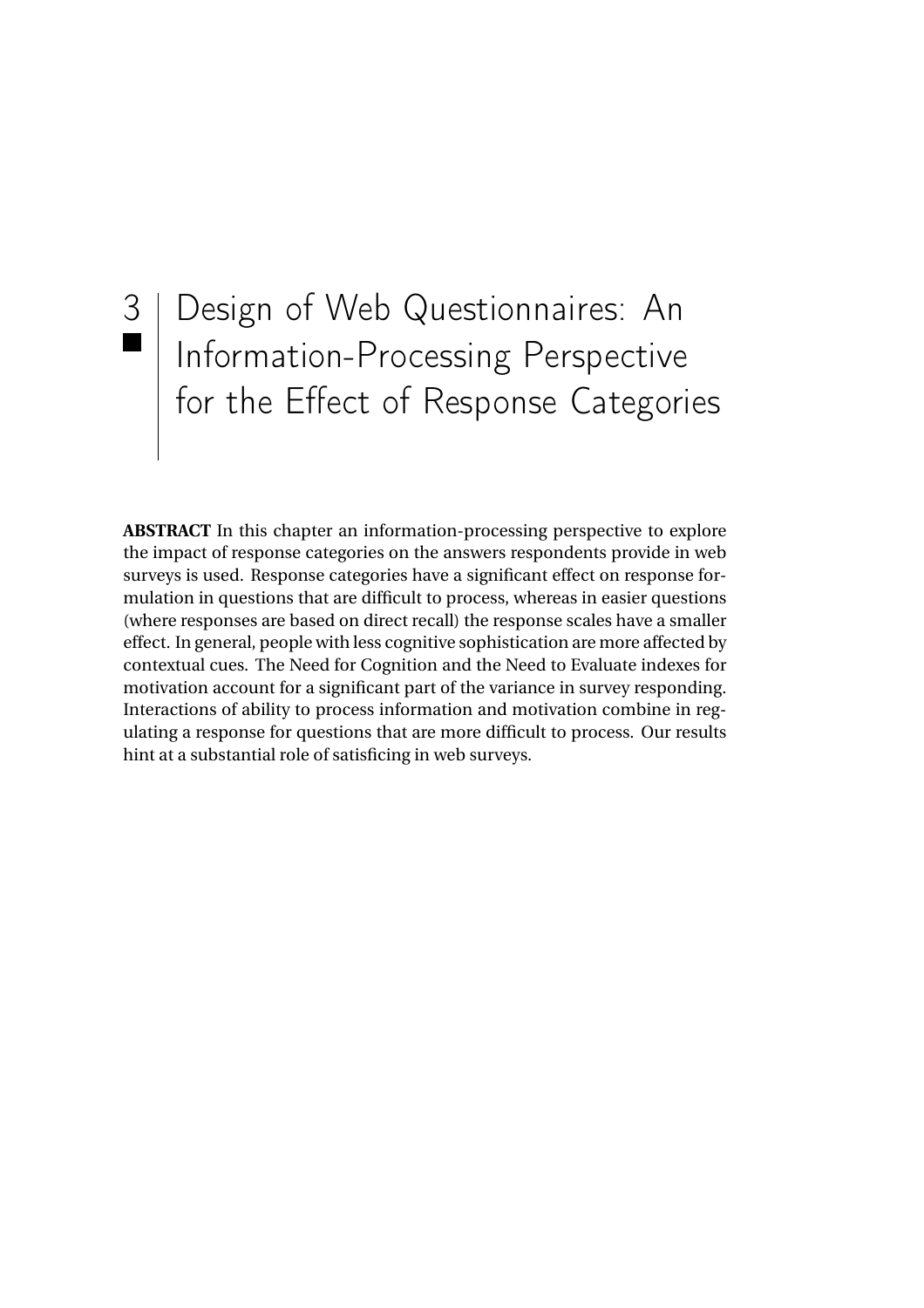# 3 Design of Web Questionnaires: An Information-Processing Perspective for the Effect of Response Categories

**ABSTRACT** In this chapter an information-processing perspective to explore the impact of response categories on the answers respondents provide in web surveys is used. Response categories have a significant effect on response formulation in questions that are difficult to process, whereas in easier questions (where responses are based on direct recall) the response scales have a smaller effect. In general, people with less cognitive sophistication are more affected by contextual cues. The Need for Cognition and the Need to Evaluate indexes for motivation account for a significant part of the variance in survey responding. Interactions of ability to process information and motivation combine in regulating a response for questions that are more difficult to process. Our results hint at a substantial role of satisficing in web surveys.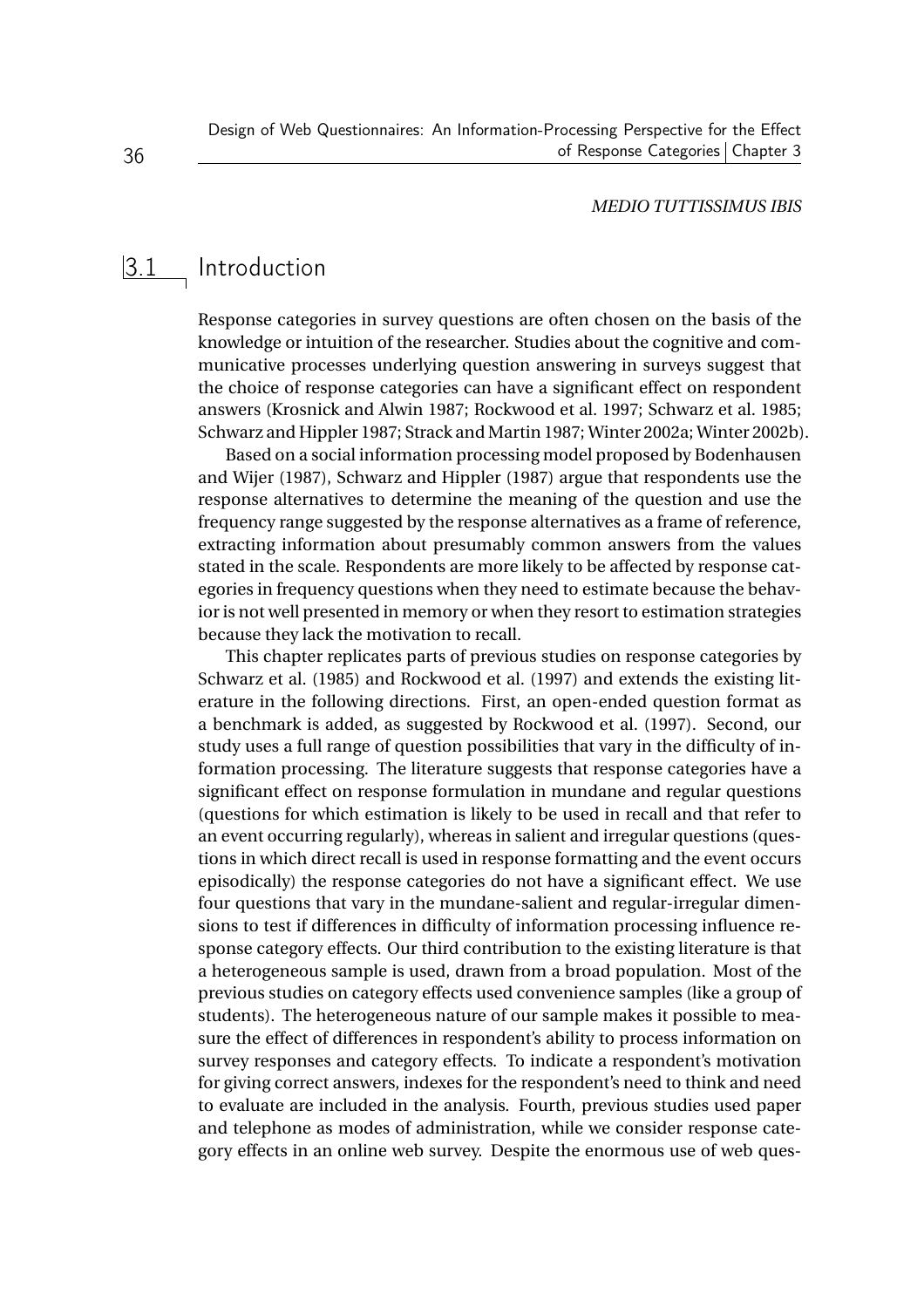*MEDIO TUTTISSIMUS IBIS*

## 3.1 Introduction

Response categories in survey questions are often chosen on the basis of the knowledge or intuition of the researcher. Studies about the cognitive and communicative processes underlying question answering in surveys suggest that the choice of response categories can have a significant effect on respondent answers (Krosnick and Alwin 1987; Rockwood et al. 1997; Schwarz et al. 1985; Schwarz and Hippler 1987; Strack and Martin 1987; Winter 2002a; Winter 2002b).

Based on a social information processing model proposed by Bodenhausen and Wijer (1987), Schwarz and Hippler (1987) argue that respondents use the response alternatives to determine the meaning of the question and use the frequency range suggested by the response alternatives as a frame of reference, extracting information about presumably common answers from the values stated in the scale. Respondents are more likely to be affected by response categories in frequency questions when they need to estimate because the behavior is not well presented in memory or when they resort to estimation strategies because they lack the motivation to recall.

This chapter replicates parts of previous studies on response categories by Schwarz et al. (1985) and Rockwood et al. (1997) and extends the existing literature in the following directions. First, an open-ended question format as a benchmark is added, as suggested by Rockwood et al. (1997). Second, our study uses a full range of question possibilities that vary in the difficulty of information processing. The literature suggests that response categories have a significant effect on response formulation in mundane and regular questions (questions for which estimation is likely to be used in recall and that refer to an event occurring regularly), whereas in salient and irregular questions (questions in which direct recall is used in response formatting and the event occurs episodically) the response categories do not have a significant effect. We use four questions that vary in the mundane-salient and regular-irregular dimensions to test if differences in difficulty of information processing influence response category effects. Our third contribution to the existing literature is that a heterogeneous sample is used, drawn from a broad population. Most of the previous studies on category effects used convenience samples (like a group of students). The heterogeneous nature of our sample makes it possible to measure the effect of differences in respondent's ability to process information on survey responses and category effects. To indicate a respondent's motivation for giving correct answers, indexes for the respondent's need to think and need to evaluate are included in the analysis. Fourth, previous studies used paper and telephone as modes of administration, while we consider response category effects in an online web survey. Despite the enormous use of web ques-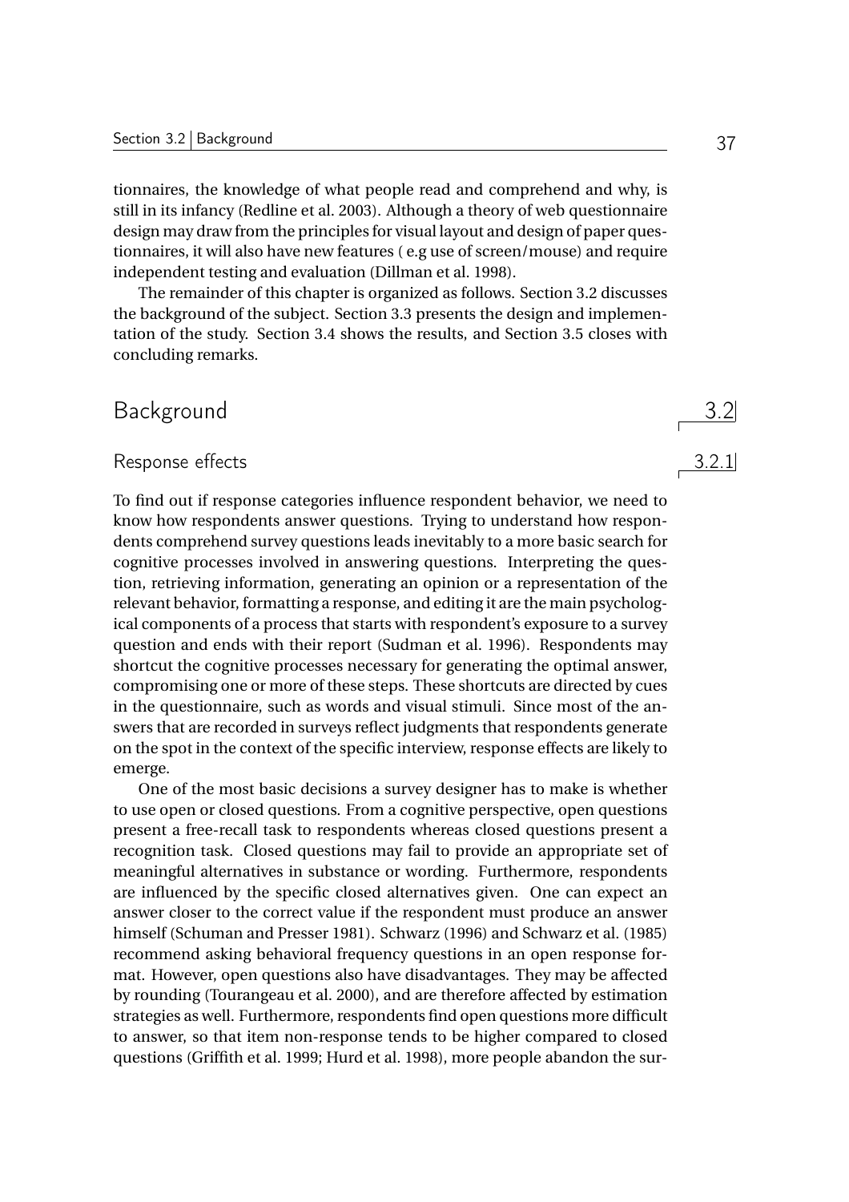tionnaires, the knowledge of what people read and comprehend and why, is still in its infancy (Redline et al. 2003). Although a theory of web questionnaire design may draw from the principles for visual layout and design of paper questionnaires, it will also have new features ( e.g use of screen/mouse) and require independent testing and evaluation (Dillman et al. 1998).

The remainder of this chapter is organized as follows. Section 3.2 discusses the background of the subject. Section 3.3 presents the design and implementation of the study. Section 3.4 shows the results, and Section 3.5 closes with concluding remarks.

## 3.2 Background

### 3.2.1 Response effects

To find out if response categories influence respondent behavior, we need to know how respondents answer questions. Trying to understand how respondents comprehend survey questions leads inevitably to a more basic search for cognitive processes involved in answering questions. Interpreting the question, retrieving information, generating an opinion or a representation of the relevant behavior, formatting a response, and editing it are the main psychological components of a process that starts with respondent's exposure to a survey question and ends with their report (Sudman et al. 1996). Respondents may shortcut the cognitive processes necessary for generating the optimal answer, compromising one or more of these steps. These shortcuts are directed by cues in the questionnaire, such as words and visual stimuli. Since most of the answers that are recorded in surveys reflect judgments that respondents generate on the spot in the context of the specific interview, response effects are likely to emerge.

One of the most basic decisions a survey designer has to make is whether to use open or closed questions. From a cognitive perspective, open questions present a free-recall task to respondents whereas closed questions present a recognition task. Closed questions may fail to provide an appropriate set of meaningful alternatives in substance or wording. Furthermore, respondents are influenced by the specific closed alternatives given. One can expect an answer closer to the correct value if the respondent must produce an answer himself (Schuman and Presser 1981). Schwarz (1996) and Schwarz et al. (1985) recommend asking behavioral frequency questions in an open response format. However, open questions also have disadvantages. They may be affected by rounding (Tourangeau et al. 2000), and are therefore affected by estimation strategies as well. Furthermore, respondents find open questions more difficult to answer, so that item non-response tends to be higher compared to closed questions (Griffith et al. 1999; Hurd et al. 1998), more people abandon the sur-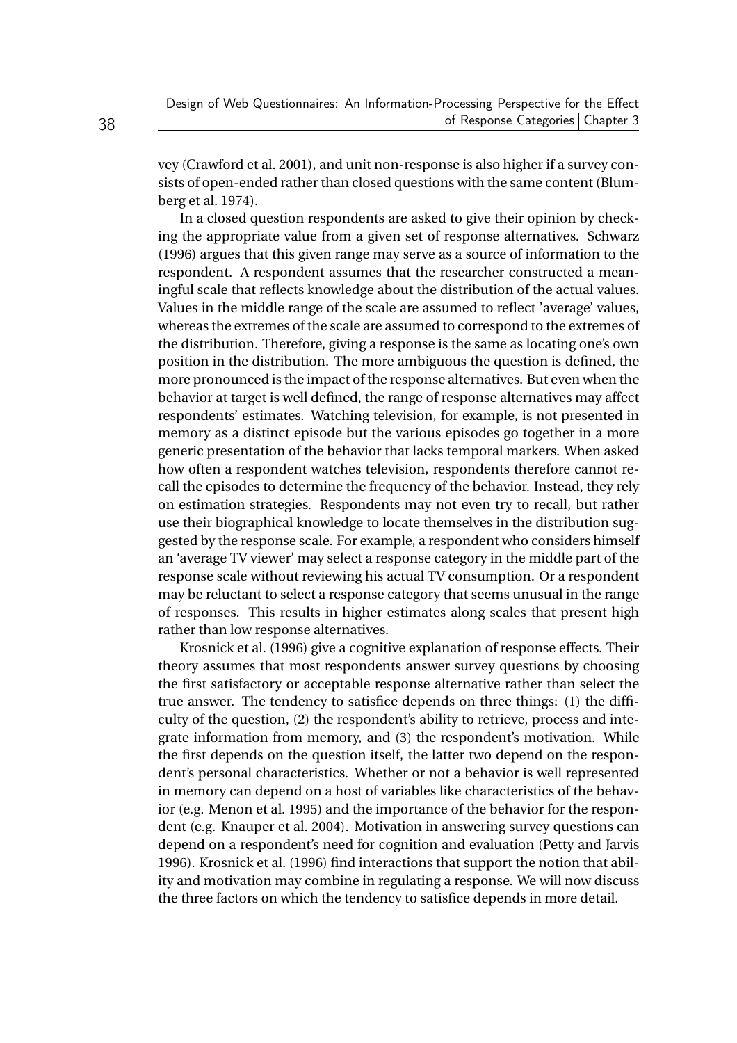vey (Crawford et al. 2001), and unit non-response is also higher if a survey consists of open-ended rather than closed questions with the same content (Blumberg et al. 1974).

In a closed question respondents are asked to give their opinion by checking the appropriate value from a given set of response alternatives. Schwarz (1996) argues that this given range may serve as a source of information to the respondent. A respondent assumes that the researcher constructed a meaningful scale that reflects knowledge about the distribution of the actual values. Values in the middle range of the scale are assumed to reflect 'average' values, whereas the extremes of the scale are assumed to correspond to the extremes of the distribution. Therefore, giving a response is the same as locating one's own position in the distribution. The more ambiguous the question is defined, the more pronounced is the impact of the response alternatives. But even when the behavior at target is well defined, the range of response alternatives may affect respondents' estimates. Watching television, for example, is not presented in memory as a distinct episode but the various episodes go together in a more generic presentation of the behavior that lacks temporal markers. When asked how often a respondent watches television, respondents therefore cannot recall the episodes to determine the frequency of the behavior. Instead, they rely on estimation strategies. Respondents may not even try to recall, but rather use their biographical knowledge to locate themselves in the distribution suggested by the response scale. For example, a respondent who considers himself an 'average TV viewer' may select a response category in the middle part of the response scale without reviewing his actual TV consumption. Or a respondent may be reluctant to select a response category that seems unusual in the range of responses. This results in higher estimates along scales that present high rather than low response alternatives.

Krosnick et al. (1996) give a cognitive explanation of response effects. Their theory assumes that most respondents answer survey questions by choosing the first satisfactory or acceptable response alternative rather than select the true answer. The tendency to satisfice depends on three things: (1) the difficulty of the question, (2) the respondent's ability to retrieve, process and integrate information from memory, and (3) the respondent's motivation. While the first depends on the question itself, the latter two depend on the respondent's personal characteristics. Whether or not a behavior is well represented in memory can depend on a host of variables like characteristics of the behavior (e.g. Menon et al. 1995) and the importance of the behavior for the respondent (e.g. Knauper et al. 2004). Motivation in answering survey questions can depend on a respondent's need for cognition and evaluation (Petty and Jarvis 1996). Krosnick et al. (1996) find interactions that support the notion that ability and motivation may combine in regulating a response. We will now discuss the three factors on which the tendency to satisfice depends in more detail.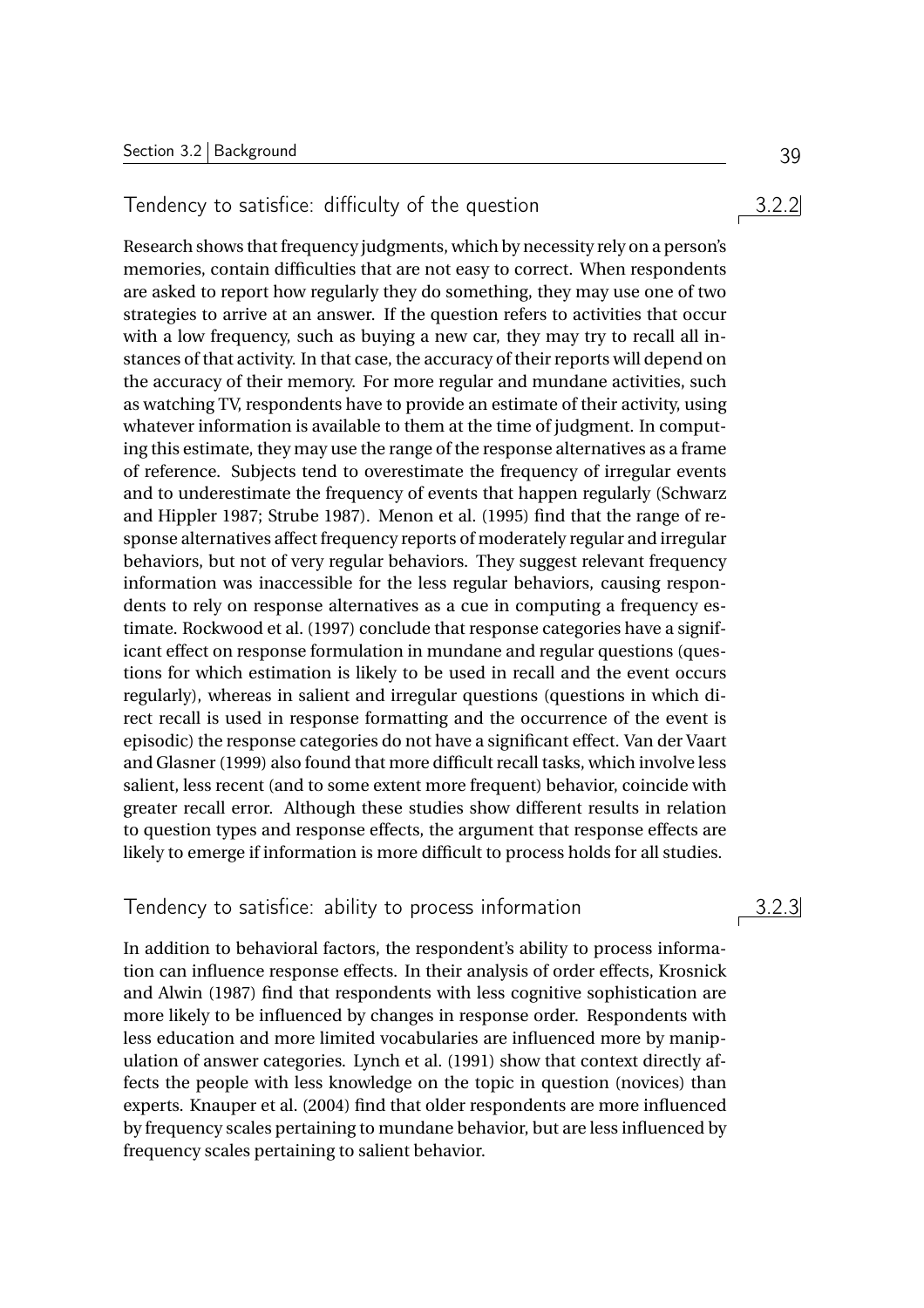### 3.2.2 Tendency to satisfice: difficulty of the question

Research shows that frequency judgments, which by necessity rely on a person's memories, contain difficulties that are not easy to correct. When respondents are asked to report how regularly they do something, they may use one of two strategies to arrive at an answer. If the question refers to activities that occur with a low frequency, such as buying a new car, they may try to recall all instances of that activity. In that case, the accuracy of their reports will depend on the accuracy of their memory. For more regular and mundane activities, such as watching TV, respondents have to provide an estimate of their activity, using whatever information is available to them at the time of judgment. In computing this estimate, they may use the range of the response alternatives as a frame of reference. Subjects tend to overestimate the frequency of irregular events and to underestimate the frequency of events that happen regularly (Schwarz and Hippler 1987; Strube 1987). Menon et al. (1995) find that the range of response alternatives affect frequency reports of moderately regular and irregular behaviors, but not of very regular behaviors. They suggest relevant frequency information was inaccessible for the less regular behaviors, causing respondents to rely on response alternatives as a cue in computing a frequency estimate. Rockwood et al. (1997) conclude that response categories have a significant effect on response formulation in mundane and regular questions (questions for which estimation is likely to be used in recall and the event occurs regularly), whereas in salient and irregular questions (questions in which direct recall is used in response formatting and the occurrence of the event is episodic) the response categories do not have a significant effect. Van der Vaart and Glasner (1999) also found that more difficult recall tasks, which involve less salient, less recent (and to some extent more frequent) behavior, coincide with greater recall error. Although these studies show different results in relation to question types and response effects, the argument that response effects are likely to emerge if information is more difficult to process holds for all studies.

### 3.2.3 Tendency to satisfice: ability to process information

In addition to behavioral factors, the respondent's ability to process information can influence response effects. In their analysis of order effects, Krosnick and Alwin (1987) find that respondents with less cognitive sophistication are more likely to be influenced by changes in response order. Respondents with less education and more limited vocabularies are influenced more by manipulation of answer categories. Lynch et al. (1991) show that context directly affects the people with less knowledge on the topic in question (novices) than experts. Knauper et al. (2004) find that older respondents are more influenced by frequency scales pertaining to mundane behavior, but are less influenced by frequency scales pertaining to salient behavior.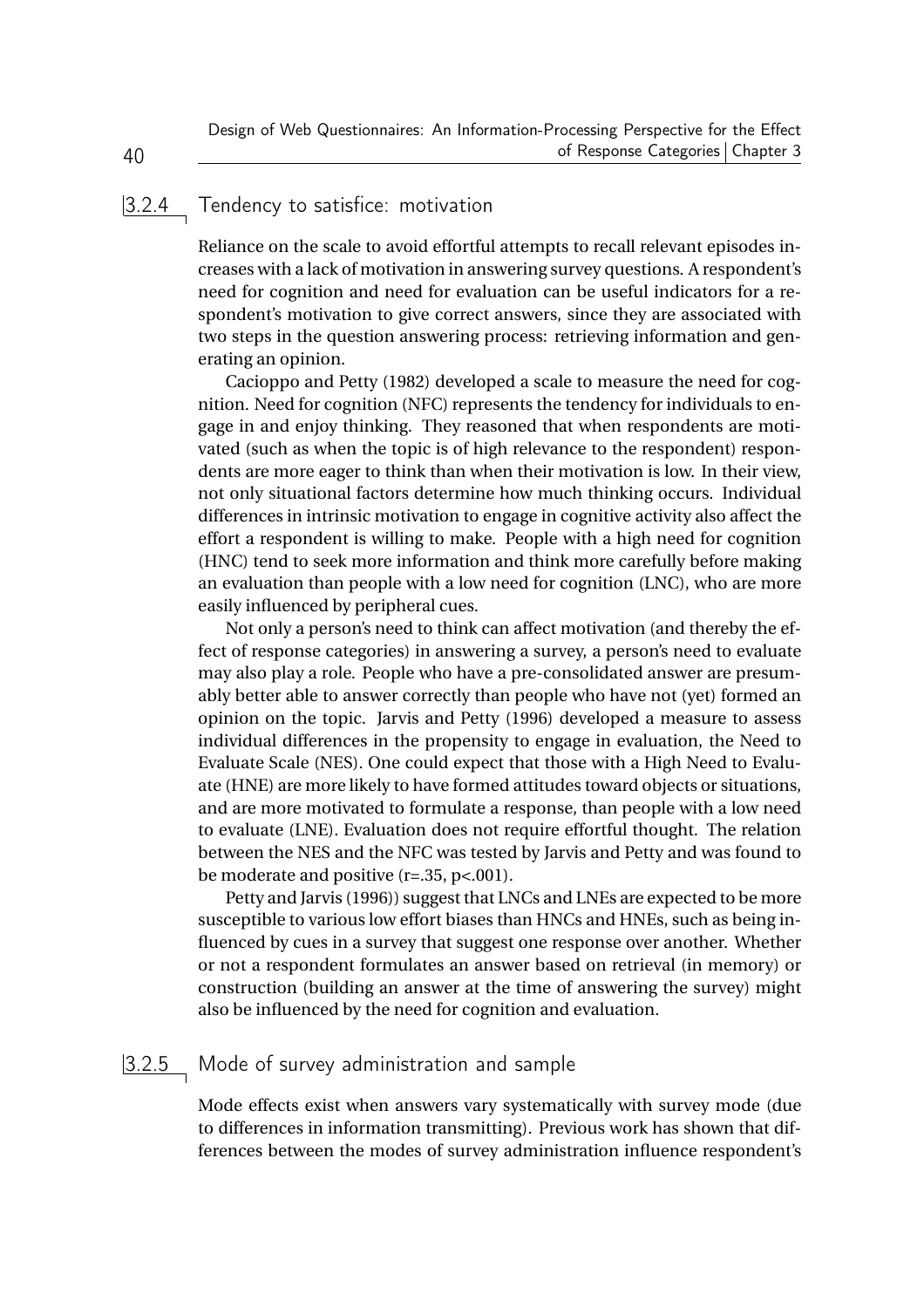### 3.2.4 Tendency to satisfice: motivation

Reliance on the scale to avoid effortful attempts to recall relevant episodes increases with a lack of motivation in answering survey questions. A respondent's need for cognition and need for evaluation can be useful indicators for a respondent's motivation to give correct answers, since they are associated with two steps in the question answering process: retrieving information and generating an opinion.

Cacioppo and Petty (1982) developed a scale to measure the need for cognition. Need for cognition (NFC) represents the tendency for individuals to engage in and enjoy thinking. They reasoned that when respondents are motivated (such as when the topic is of high relevance to the respondent) respondents are more eager to think than when their motivation is low. In their view, not only situational factors determine how much thinking occurs. Individual differences in intrinsic motivation to engage in cognitive activity also affect the effort a respondent is willing to make. People with a high need for cognition (HNC) tend to seek more information and think more carefully before making an evaluation than people with a low need for cognition (LNC), who are more easily influenced by peripheral cues.

Not only a person's need to think can affect motivation (and thereby the effect of response categories) in answering a survey, a person's need to evaluate may also play a role. People who have a pre-consolidated answer are presumably better able to answer correctly than people who have not (yet) formed an opinion on the topic. Jarvis and Petty (1996) developed a measure to assess individual differences in the propensity to engage in evaluation, the Need to Evaluate Scale (NES). One could expect that those with a High Need to Evaluate (HNE) are more likely to have formed attitudes toward objects or situations, and are more motivated to formulate a response, than people with a low need to evaluate (LNE). Evaluation does not require effortful thought. The relation between the NES and the NFC was tested by Jarvis and Petty and was found to be moderate and positive ($r=.35$, $p<.001$).

Petty and Jarvis (1996)) suggest that LNCs and LNEs are expected to be more susceptible to various low effort biases than HNCs and HNEs, such as being influenced by cues in a survey that suggest one response over another. Whether or not a respondent formulates an answer based on retrieval (in memory) or construction (building an answer at the time of answering the survey) might also be influenced by the need for cognition and evaluation.

### 3.2.5 Mode of survey administration and sample

Mode effects exist when answers vary systematically with survey mode (due to differences in information transmitting). Previous work has shown that differences between the modes of survey administration influence respondent's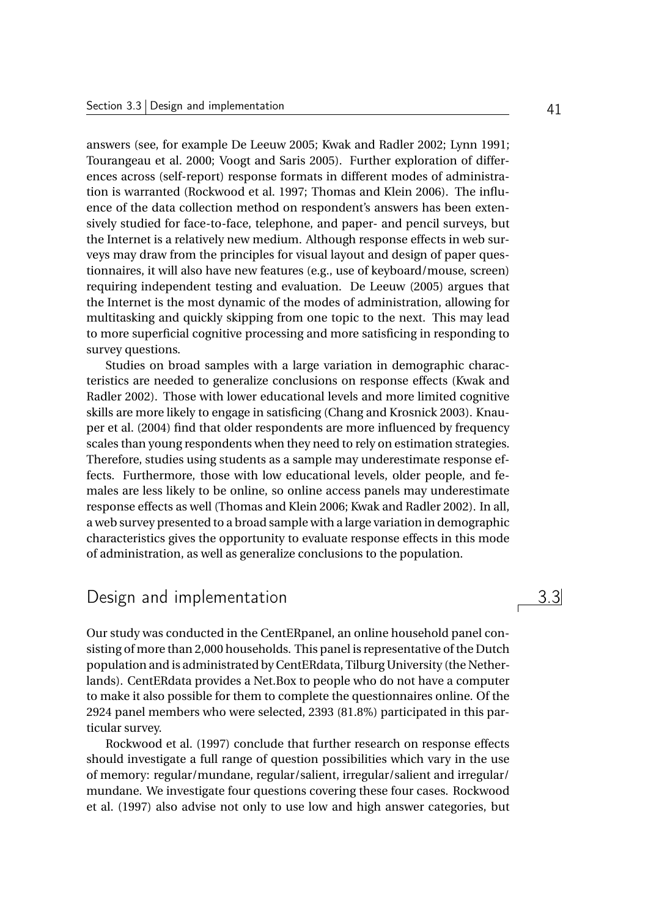answers (see, for example De Leeuw 2005; Kwak and Radler 2002; Lynn 1991; Tourangeau et al. 2000; Voogt and Saris 2005). Further exploration of differences across (self-report) response formats in different modes of administration is warranted (Rockwood et al. 1997; Thomas and Klein 2006). The influence of the data collection method on respondent's answers has been extensively studied for face-to-face, telephone, and paper- and pencil surveys, but the Internet is a relatively new medium. Although response effects in web surveys may draw from the principles for visual layout and design of paper questionnaires, it will also have new features (e.g., use of keyboard/mouse, screen) requiring independent testing and evaluation. De Leeuw (2005) argues that the Internet is the most dynamic of the modes of administration, allowing for multitasking and quickly skipping from one topic to the next. This may lead to more superficial cognitive processing and more satisficing in responding to survey questions.

Studies on broad samples with a large variation in demographic characteristics are needed to generalize conclusions on response effects (Kwak and Radler 2002). Those with lower educational levels and more limited cognitive skills are more likely to engage in satisficing (Chang and Krosnick 2003). Knauper et al. (2004) find that older respondents are more influenced by frequency scales than young respondents when they need to rely on estimation strategies. Therefore, studies using students as a sample may underestimate response effects. Furthermore, those with low educational levels, older people, and females are less likely to be online, so online access panels may underestimate response effects as well (Thomas and Klein 2006; Kwak and Radler 2002). In all, a web survey presented to a broad sample with a large variation in demographic characteristics gives the opportunity to evaluate response effects in this mode of administration, as well as generalize conclusions to the population.

## 3.3 Design and implementation

Our study was conducted in the CentERpanel, an online household panel consisting of more than 2,000 households. This panel is representative of the Dutch population and is administrated by CentERdata, Tilburg University (the Netherlands). CentERdata provides a Net.Box to people who do not have a computer to make it also possible for them to complete the questionnaires online. Of the 2924 panel members who were selected, 2393 (81.8%) participated in this particular survey.

Rockwood et al. (1997) conclude that further research on response effects should investigate a full range of question possibilities which vary in the use of memory: regular/mundane, regular/salient, irregular/salient and irregular/mundane. We investigate four questions covering these four cases. Rockwood et al. (1997) also advise not only to use low and high answer categories, but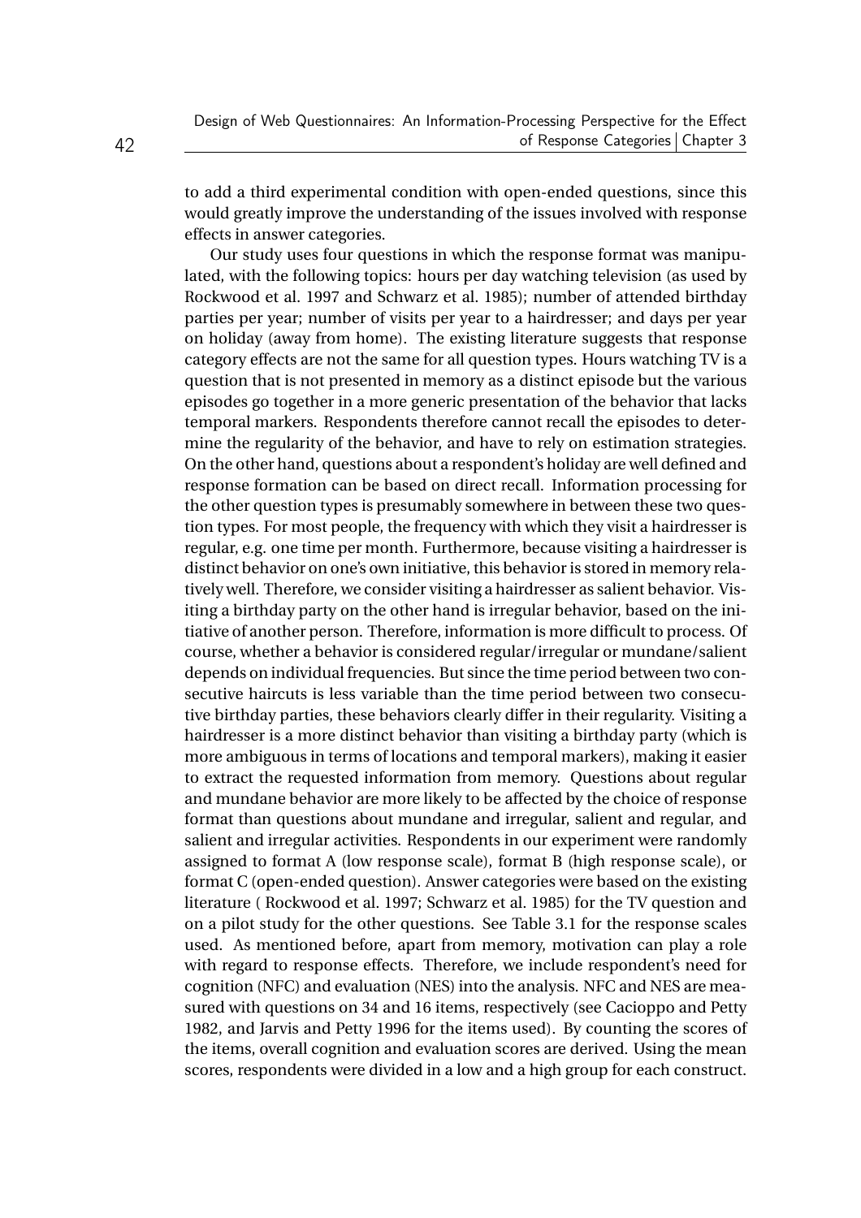to add a third experimental condition with open-ended questions, since this would greatly improve the understanding of the issues involved with response effects in answer categories.

Our study uses four questions in which the response format was manipulated, with the following topics: hours per day watching television (as used by Rockwood et al. 1997 and Schwarz et al. 1985); number of attended birthday parties per year; number of visits per year to a hairdresser; and days per year on holiday (away from home). The existing literature suggests that response category effects are not the same for all question types. Hours watching TV is a question that is not presented in memory as a distinct episode but the various episodes go together in a more generic presentation of the behavior that lacks temporal markers. Respondents therefore cannot recall the episodes to determine the regularity of the behavior, and have to rely on estimation strategies. On the other hand, questions about a respondent's holiday are well defined and response formation can be based on direct recall. Information processing for the other question types is presumably somewhere in between these two question types. For most people, the frequency with which they visit a hairdresser is regular, e.g. one time per month. Furthermore, because visiting a hairdresser is distinct behavior on one's own initiative, this behavior is stored in memory relatively well. Therefore, we consider visiting a hairdresser as salient behavior. Visiting a birthday party on the other hand is irregular behavior, based on the initiative of another person. Therefore, information is more difficult to process. Of course, whether a behavior is considered regular/irregular or mundane/salient depends on individual frequencies. But since the time period between two consecutive haircuts is less variable than the time period between two consecutive birthday parties, these behaviors clearly differ in their regularity. Visiting a hairdresser is a more distinct behavior than visiting a birthday party (which is more ambiguous in terms of locations and temporal markers), making it easier to extract the requested information from memory. Questions about regular and mundane behavior are more likely to be affected by the choice of response format than questions about mundane and irregular, salient and regular, and salient and irregular activities. Respondents in our experiment were randomly assigned to format A (low response scale), format B (high response scale), or format C (open-ended question). Answer categories were based on the existing literature ( Rockwood et al. 1997; Schwarz et al. 1985) for the TV question and on a pilot study for the other questions. See Table 3.1 for the response scales used. As mentioned before, apart from memory, motivation can play a role with regard to response effects. Therefore, we include respondent's need for cognition (NFC) and evaluation (NES) into the analysis. NFC and NES are measured with questions on 34 and 16 items, respectively (see Cacioppo and Petty 1982, and Jarvis and Petty 1996 for the items used). By counting the scores of the items, overall cognition and evaluation scores are derived. Using the mean scores, respondents were divided in a low and a high group for each construct.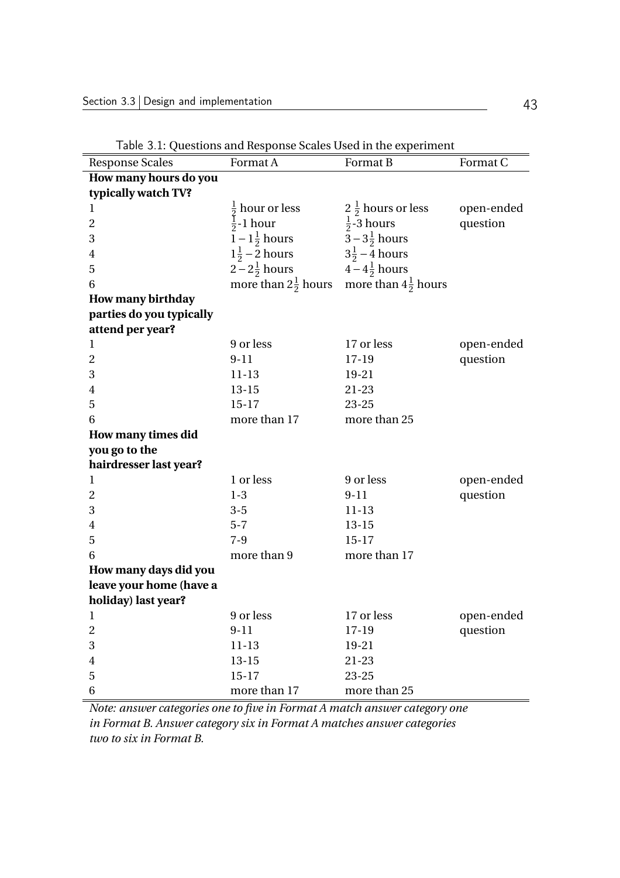Table 3.1: Questions and Response Scales Used in the experiment

| Response Scales | Format A | Format B | Format C |
|---|---|---|---|
| **How many hours do you typically watch TV?** | | | |
| 1 | $\frac{1}{2}$ hour or less | $2\frac{1}{2}$ hours or less | open-ended |
| 2 | $\frac{1}{2}$-1 hour | $\frac{1}{2}$-3 hours | question |
| 3 | $1-1\frac{1}{2}$ hours | $3-3\frac{1}{2}$ hours | |
| 4 | $1\frac{1}{2}-2$ hours | $3\frac{1}{2}-4$ hours | |
| 5 | $2-2\frac{1}{2}$ hours | $4-4\frac{1}{2}$ hours | |
| 6 | more than $2\frac{1}{2}$ hours | more than $4\frac{1}{2}$ hours | |
| **How many birthday parties do you typically attend per year?** | | | |
| 1 | 9 or less | 17 or less | open-ended |
| 2 | 9-11 | 17-19 | question |
| 3 | 11-13 | 19-21 | |
| 4 | 13-15 | 21-23 | |
| 5 | 15-17 | 23-25 | |
| 6 | more than 17 | more than 25 | |
| **How many times did you go to the hairdresser last year?** | | | |
| 1 | 1 or less | 9 or less | open-ended |
| 2 | 1-3 | 9-11 | question |
| 3 | 3-5 | 11-13 | |
| 4 | 5-7 | 13-15 | |
| 5 | 7-9 | 15-17 | |
| 6 | more than 9 | more than 17 | |
| **How many days did you leave your home (have a holiday) last year?** | | | |
| 1 | 9 or less | 17 or less | open-ended |
| 2 | 9-11 | 17-19 | question |
| 3 | 11-13 | 19-21 | |
| 4 | 13-15 | 21-23 | |
| 5 | 15-17 | 23-25 | |
| 6 | more than 17 | more than 25 | |

*Note: answer categories one to five in Format A match answer category one in Format B. Answer category six in Format A matches answer categories two to six in Format B.*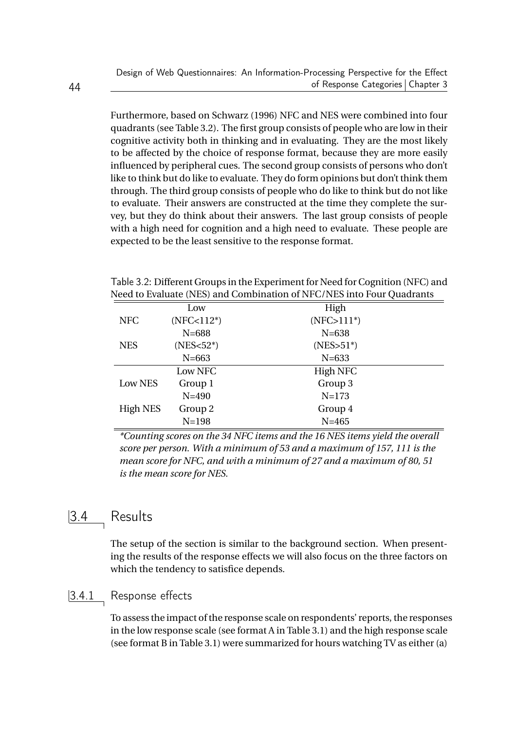Furthermore, based on Schwarz (1996) NFC and NES were combined into four quadrants (see Table 3.2). The first group consists of people who are low in their cognitive activity both in thinking and in evaluating. They are the most likely to be affected by the choice of response format, because they are more easily influenced by peripheral cues. The second group consists of persons who don't like to think but do like to evaluate. They do form opinions but don't think them through. The third group consists of people who do like to think but do not like to evaluate. Their answers are constructed at the time they complete the survey, but they do think about their answers. The last group consists of people with a high need for cognition and a high need to evaluate. These people are expected to be the least sensitive to the response format.

Table 3.2: Different Groups in the Experiment for Need for Cognition (NFC) and Need to Evaluate (NES) and Combination of NFC/NES into Four Quadrants

| | Low | High |
|---|---|---|
| NFC | (NFC<112*) | (NFC>111*) |
| | N=688 | N=638 |
| NES | (NES<52*) | (NES>51*) |
| | N=663 | N=633 |
| | Low NFC | High NFC |
| Low NES | Group 1 | Group 3 |
| | N=490 | N=173 |
| High NES | Group 2 | Group 4 |
| | N=198 | N=465 |

*\*Counting scores on the 34 NFC items and the 16 NES items yield the overall score per person. With a minimum of 53 and a maximum of 157, 111 is the mean score for NFC, and with a minimum of 27 and a maximum of 80, 51 is the mean score for NES.*

## 3.4 Results

The setup of the section is similar to the background section. When presenting the results of the response effects we will also focus on the three factors on which the tendency to satisfice depends.

### 3.4.1 Response effects

To assess the impact of the response scale on respondents' reports, the responses in the low response scale (see format A in Table 3.1) and the high response scale (see format B in Table 3.1) were summarized for hours watching TV as either (a)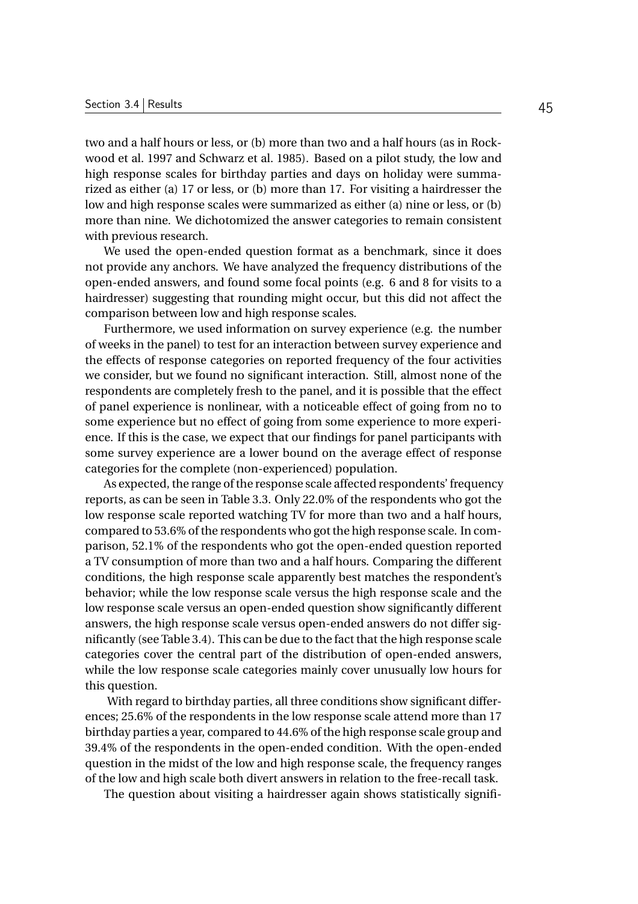two and a half hours or less, or (b) more than two and a half hours (as in Rockwood et al. 1997 and Schwarz et al. 1985). Based on a pilot study, the low and high response scales for birthday parties and days on holiday were summarized as either (a) 17 or less, or (b) more than 17. For visiting a hairdresser the low and high response scales were summarized as either (a) nine or less, or (b) more than nine. We dichotomized the answer categories to remain consistent with previous research.

We used the open-ended question format as a benchmark, since it does not provide any anchors. We have analyzed the frequency distributions of the open-ended answers, and found some focal points (e.g. 6 and 8 for visits to a hairdresser) suggesting that rounding might occur, but this did not affect the comparison between low and high response scales.

Furthermore, we used information on survey experience (e.g. the number of weeks in the panel) to test for an interaction between survey experience and the effects of response categories on reported frequency of the four activities we consider, but we found no significant interaction. Still, almost none of the respondents are completely fresh to the panel, and it is possible that the effect of panel experience is nonlinear, with a noticeable effect of going from no to some experience but no effect of going from some experience to more experience. If this is the case, we expect that our findings for panel participants with some survey experience are a lower bound on the average effect of response categories for the complete (non-experienced) population.

As expected, the range of the response scale affected respondents' frequency reports, as can be seen in Table 3.3. Only 22.0% of the respondents who got the low response scale reported watching TV for more than two and a half hours, compared to 53.6% of the respondents who got the high response scale. In comparison, 52.1% of the respondents who got the open-ended question reported a TV consumption of more than two and a half hours. Comparing the different conditions, the high response scale apparently best matches the respondent's behavior; while the low response scale versus the high response scale and the low response scale versus an open-ended question show significantly different answers, the high response scale versus open-ended answers do not differ significantly (see Table 3.4). This can be due to the fact that the high response scale categories cover the central part of the distribution of open-ended answers, while the low response scale categories mainly cover unusually low hours for this question.

With regard to birthday parties, all three conditions show significant differences; 25.6% of the respondents in the low response scale attend more than 17 birthday parties a year, compared to 44.6% of the high response scale group and 39.4% of the respondents in the open-ended condition. With the open-ended question in the midst of the low and high response scale, the frequency ranges of the low and high scale both divert answers in relation to the free-recall task.

The question about visiting a hairdresser again shows statistically signifi-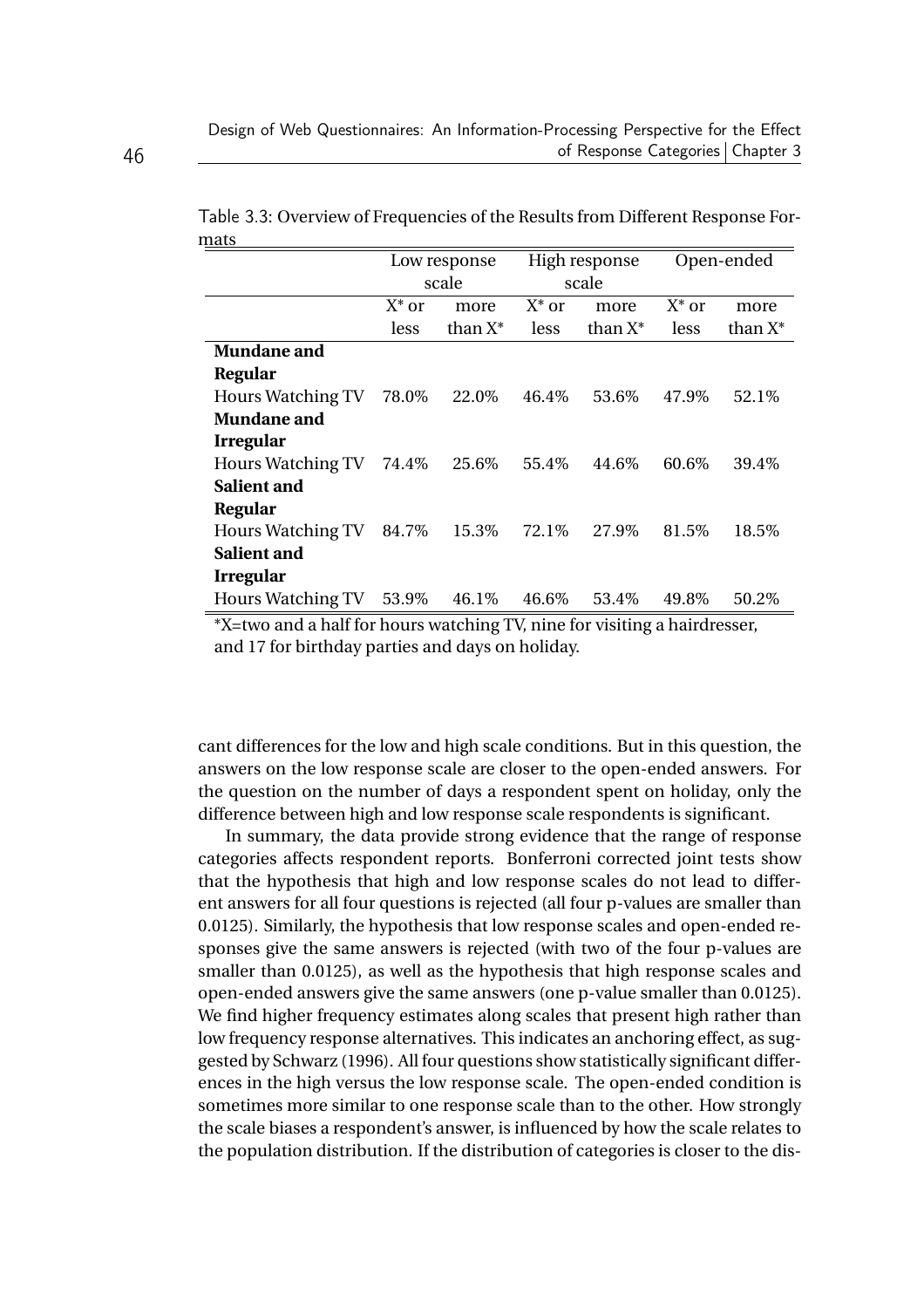Table 3.3: Overview of Frequencies of the Results from Different Response Formats

| | Low response scale | | High response scale | | Open-ended | |
|---|---|---|---|---|---|---|
| | X* or less | more than X* | X* or less | more than X* | X* or less | more than X* |
| **Mundane and Regular** | | | | | | |
| Hours Watching TV | 78.0% | 22.0% | 46.4% | 53.6% | 47.9% | 52.1% |
| **Mundane and Irregular** | | | | | | |
| Hours Watching TV | 74.4% | 25.6% | 55.4% | 44.6% | 60.6% | 39.4% |
| **Salient and Regular** | | | | | | |
| Hours Watching TV | 84.7% | 15.3% | 72.1% | 27.9% | 81.5% | 18.5% |
| **Salient and Irregular** | | | | | | |
| Hours Watching TV | 53.9% | 46.1% | 46.6% | 53.4% | 49.8% | 50.2% |

*X=two and a half for hours watching TV, nine for visiting a hairdresser, and 17 for birthday parties and days on holiday.

cant differences for the low and high scale conditions. But in this question, the answers on the low response scale are closer to the open-ended answers. For the question on the number of days a respondent spent on holiday, only the difference between high and low response scale respondents is significant.

In summary, the data provide strong evidence that the range of response categories affects respondent reports. Bonferroni corrected joint tests show that the hypothesis that high and low response scales do not lead to different answers for all four questions is rejected (all four p-values are smaller than 0.0125). Similarly, the hypothesis that low response scales and open-ended responses give the same answers is rejected (with two of the four p-values are smaller than 0.0125), as well as the hypothesis that high response scales and open-ended answers give the same answers (one p-value smaller than 0.0125). We find higher frequency estimates along scales that present high rather than low frequency response alternatives. This indicates an anchoring effect, as suggested by Schwarz (1996). All four questions show statistically significant differences in the high versus the low response scale. The open-ended condition is sometimes more similar to one response scale than to the other. How strongly the scale biases a respondent's answer, is influenced by how the scale relates to the population distribution. If the distribution of categories is closer to the dis-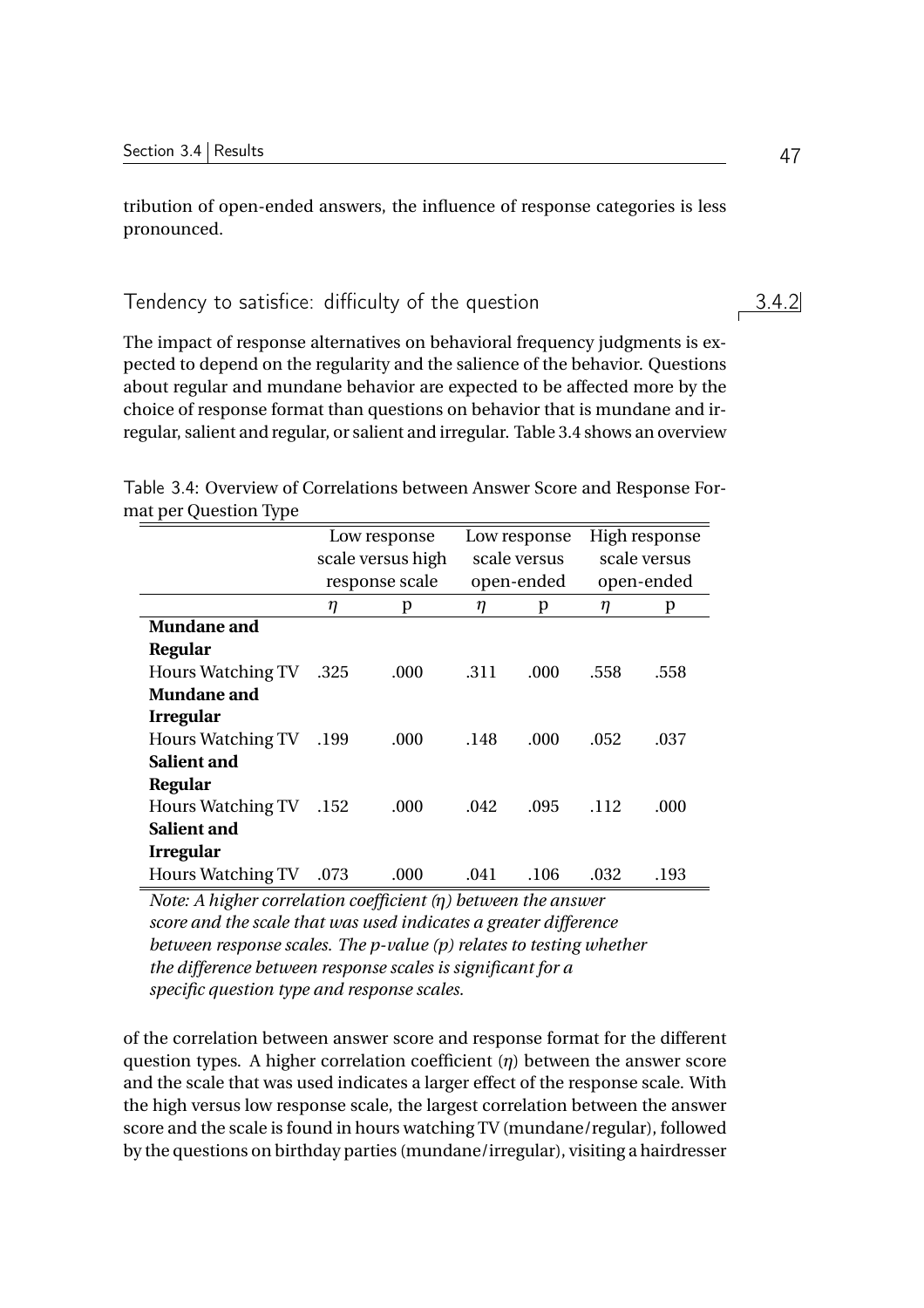tribution of open-ended answers, the influence of response categories is less pronounced.

### 3.4.2 Tendency to satisfice: difficulty of the question

The impact of response alternatives on behavioral frequency judgments is expected to depend on the regularity and the salience of the behavior. Questions about regular and mundane behavior are expected to be affected more by the choice of response format than questions on behavior that is mundane and irregular, salient and regular, or salient and irregular. Table 3.4 shows an overview

Table 3.4: Overview of Correlations between Answer Score and Response Format per Question Type

| | Low response scale versus high response scale | | Low response scale versus open-ended | | High response scale versus open-ended | |
|---|---|---|---|---|---|---|
| | $\eta$ | p | $\eta$ | p | $\eta$ | p |
| **Mundane and Regular** | | | | | | |
| Hours Watching TV | .325 | .000 | .311 | .000 | .558 | .558 |
| **Mundane and Irregular** | | | | | | |
| Hours Watching TV | .199 | .000 | .148 | .000 | .052 | .037 |
| **Salient and Regular** | | | | | | |
| Hours Watching TV | .152 | .000 | .042 | .095 | .112 | .000 |
| **Salient and Irregular** | | | | | | |
| Hours Watching TV | .073 | .000 | .041 | .106 | .032 | .193 |

*Note: A higher correlation coefficient ($\eta$) between the answer score and the scale that was used indicates a greater difference between response scales. The p-value (p) relates to testing whether the difference between response scales is significant for a specific question type and response scales.*

of the correlation between answer score and response format for the different question types. A higher correlation coefficient ($\eta$) between the answer score and the scale that was used indicates a larger effect of the response scale. With the high versus low response scale, the largest correlation between the answer score and the scale is found in hours watching TV (mundane/regular), followed by the questions on birthday parties (mundane/irregular), visiting a hairdresser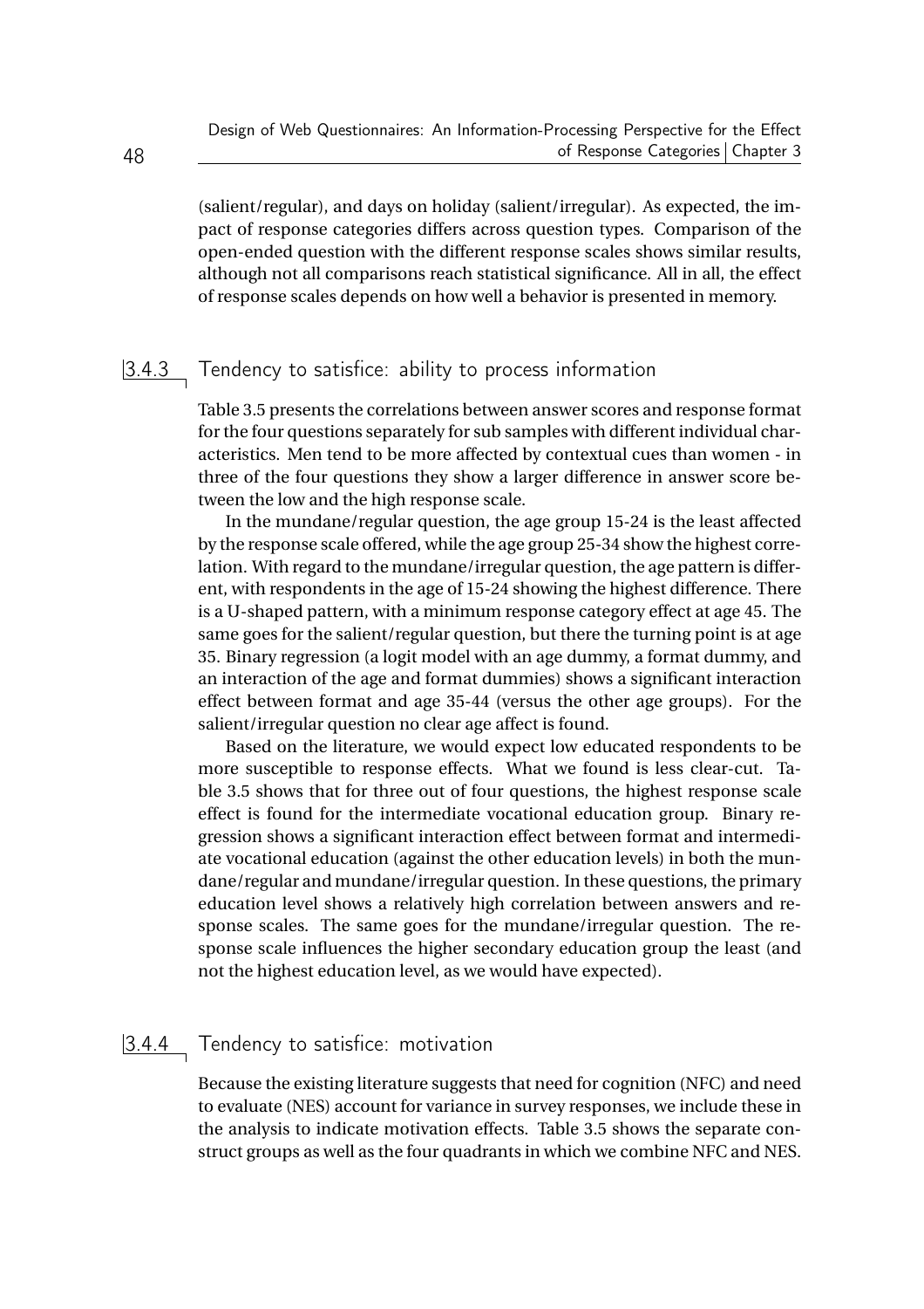(salient/regular), and days on holiday (salient/irregular). As expected, the impact of response categories differs across question types. Comparison of the open-ended question with the different response scales shows similar results, although not all comparisons reach statistical significance. All in all, the effect of response scales depends on how well a behavior is presented in memory.

### 3.4.3 Tendency to satisfice: ability to process information

Table 3.5 presents the correlations between answer scores and response format for the four questions separately for sub samples with different individual characteristics. Men tend to be more affected by contextual cues than women - in three of the four questions they show a larger difference in answer score between the low and the high response scale.

In the mundane/regular question, the age group 15-24 is the least affected by the response scale offered, while the age group 25-34 show the highest correlation. With regard to the mundane/irregular question, the age pattern is different, with respondents in the age of 15-24 showing the highest difference. There is a U-shaped pattern, with a minimum response category effect at age 45. The same goes for the salient/regular question, but there the turning point is at age 35. Binary regression (a logit model with an age dummy, a format dummy, and an interaction of the age and format dummies) shows a significant interaction effect between format and age 35-44 (versus the other age groups). For the salient/irregular question no clear age affect is found.

Based on the literature, we would expect low educated respondents to be more susceptible to response effects. What we found is less clear-cut. Table 3.5 shows that for three out of four questions, the highest response scale effect is found for the intermediate vocational education group. Binary regression shows a significant interaction effect between format and intermediate vocational education (against the other education levels) in both the mundane/regular and mundane/irregular question. In these questions, the primary education level shows a relatively high correlation between answers and response scales. The same goes for the mundane/irregular question. The response scale influences the higher secondary education group the least (and not the highest education level, as we would have expected).

### 3.4.4 Tendency to satisfice: motivation

Because the existing literature suggests that need for cognition (NFC) and need to evaluate (NES) account for variance in survey responses, we include these in the analysis to indicate motivation effects. Table 3.5 shows the separate construct groups as well as the four quadrants in which we combine NFC and NES.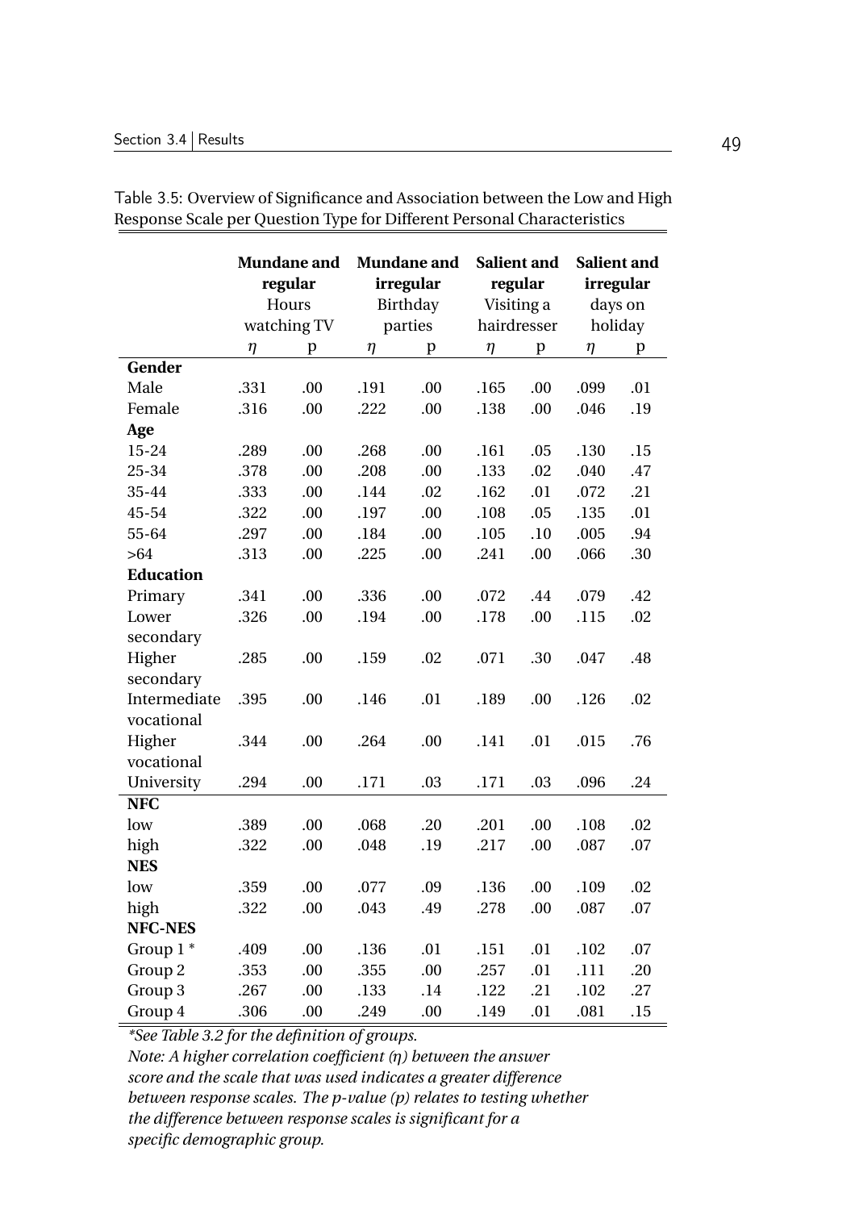Table 3.5: Overview of Significance and Association between the Low and High Response Scale per Question Type for Different Personal Characteristics

| | **Mundane and regular** Hours watching TV | | **Mundane and irregular** Birthday parties | | **Salient and regular** Visiting a hairdresser | | **Salient and irregular** days on holiday | |
|---|---|---|---|---|---|---|---|---|
| | $\eta$ | p | $\eta$ | p | $\eta$ | p | $\eta$ | p |
| **Gender** | | | | | | | | |
| Male | .331 | .00 | .191 | .00 | .165 | .00 | .099 | .01 |
| Female | .316 | .00 | .222 | .00 | .138 | .00 | .046 | .19 |
| **Age** | | | | | | | | |
| 15-24 | .289 | .00 | .268 | .00 | .161 | .05 | .130 | .15 |
| 25-34 | .378 | .00 | .208 | .00 | .133 | .02 | .040 | .47 |
| 35-44 | .333 | .00 | .144 | .02 | .162 | .01 | .072 | .21 |
| 45-54 | .322 | .00 | .197 | .00 | .108 | .05 | .135 | .01 |
| 55-64 | .297 | .00 | .184 | .00 | .105 | .10 | .005 | .94 |
| >64 | .313 | .00 | .225 | .00 | .241 | .00 | .066 | .30 |
| **Education** | | | | | | | | |
| Primary | .341 | .00 | .336 | .00 | .072 | .44 | .079 | .42 |
| Lower secondary | .326 | .00 | .194 | .00 | .178 | .00 | .115 | .02 |
| Higher secondary | .285 | .00 | .159 | .02 | .071 | .30 | .047 | .48 |
| Intermediate vocational | .395 | .00 | .146 | .01 | .189 | .00 | .126 | .02 |
| Higher vocational | .344 | .00 | .264 | .00 | .141 | .01 | .015 | .76 |
| University | .294 | .00 | .171 | .03 | .171 | .03 | .096 | .24 |
| **NFC** | | | | | | | | |
| low | .389 | .00 | .068 | .20 | .201 | .00 | .108 | .02 |
| high | .322 | .00 | .048 | .19 | .217 | .00 | .087 | .07 |
| **NES** | | | | | | | | |
| low | .359 | .00 | .077 | .09 | .136 | .00 | .109 | .02 |
| high | .322 | .00 | .043 | .49 | .278 | .00 | .087 | .07 |
| **NFC-NES** | | | | | | | | |
| Group 1 * | .409 | .00 | .136 | .01 | .151 | .01 | .102 | .07 |
| Group 2 | .353 | .00 | .355 | .00 | .257 | .01 | .111 | .20 |
| Group 3 | .267 | .00 | .133 | .14 | .122 | .21 | .102 | .27 |
| Group 4 | .306 | .00 | .249 | .00 | .149 | .01 | .081 | .15 |

*\*See Table 3.2 for the definition of groups.*

*Note: A higher correlation coefficient ($\eta$) between the answer score and the scale that was used indicates a greater difference between response scales. The p-value (p) relates to testing whether the difference between response scales is significant for a specific demographic group.*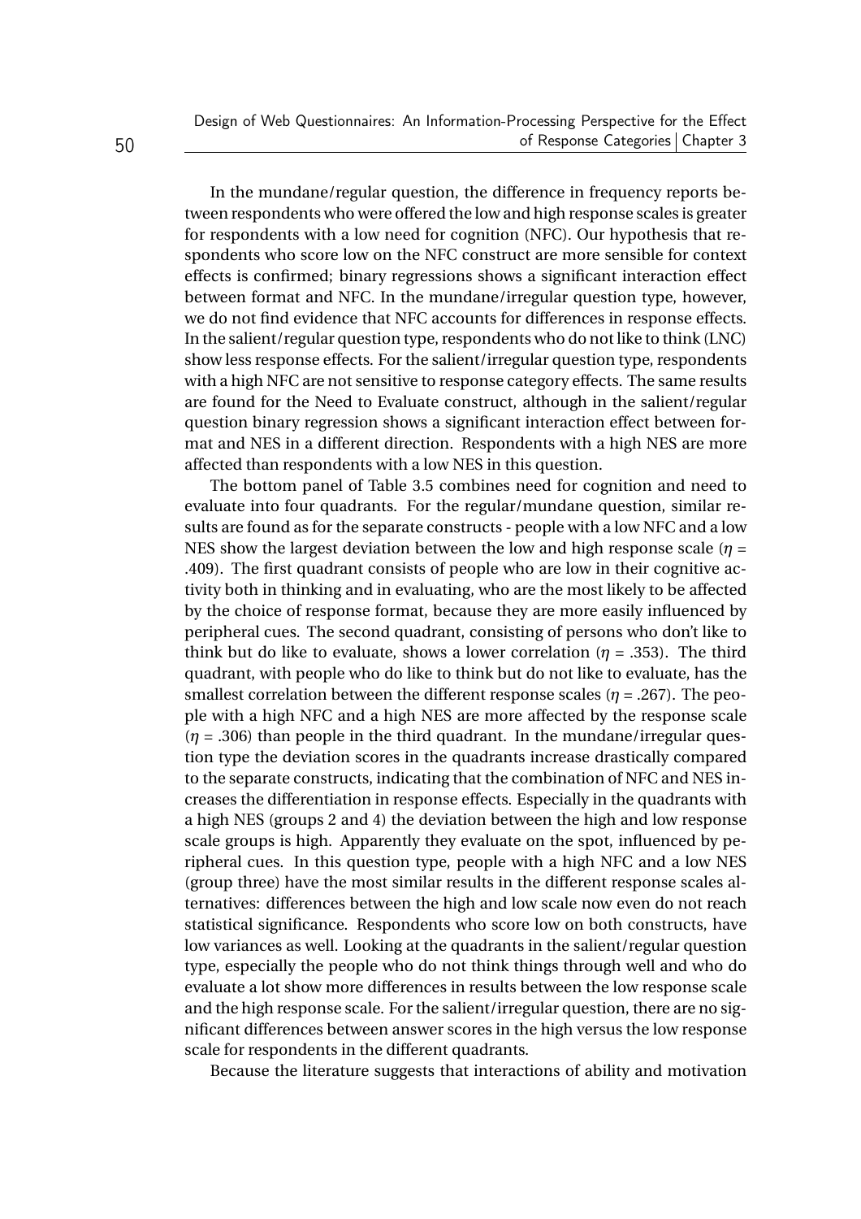In the mundane/regular question, the difference in frequency reports between respondents who were offered the low and high response scales is greater for respondents with a low need for cognition (NFC). Our hypothesis that respondents who score low on the NFC construct are more sensible for context effects is confirmed; binary regressions shows a significant interaction effect between format and NFC. In the mundane/irregular question type, however, we do not find evidence that NFC accounts for differences in response effects. In the salient/regular question type, respondents who do not like to think (LNC) show less response effects. For the salient/irregular question type, respondents with a high NFC are not sensitive to response category effects. The same results are found for the Need to Evaluate construct, although in the salient/regular question binary regression shows a significant interaction effect between format and NES in a different direction. Respondents with a high NES are more affected than respondents with a low NES in this question.

The bottom panel of Table 3.5 combines need for cognition and need to evaluate into four quadrants. For the regular/mundane question, similar results are found as for the separate constructs - people with a low NFC and a low NES show the largest deviation between the low and high response scale ($\eta$ = .409). The first quadrant consists of people who are low in their cognitive activity both in thinking and in evaluating, who are the most likely to be affected by the choice of response format, because they are more easily influenced by peripheral cues. The second quadrant, consisting of persons who don't like to think but do like to evaluate, shows a lower correlation ($\eta$ = .353). The third quadrant, with people who do like to think but do not like to evaluate, has the smallest correlation between the different response scales ($\eta$ = .267). The people with a high NFC and a high NES are more affected by the response scale ($\eta$ = .306) than people in the third quadrant. In the mundane/irregular question type the deviation scores in the quadrants increase drastically compared to the separate constructs, indicating that the combination of NFC and NES increases the differentiation in response effects. Especially in the quadrants with a high NES (groups 2 and 4) the deviation between the high and low response scale groups is high. Apparently they evaluate on the spot, influenced by peripheral cues. In this question type, people with a high NFC and a low NES (group three) have the most similar results in the different response scales alternatives: differences between the high and low scale now even do not reach statistical significance. Respondents who score low on both constructs, have low variances as well. Looking at the quadrants in the salient/regular question type, especially the people who do not think things through well and who do evaluate a lot show more differences in results between the low response scale and the high response scale. For the salient/irregular question, there are no significant differences between answer scores in the high versus the low response scale for respondents in the different quadrants.

Because the literature suggests that interactions of ability and motivation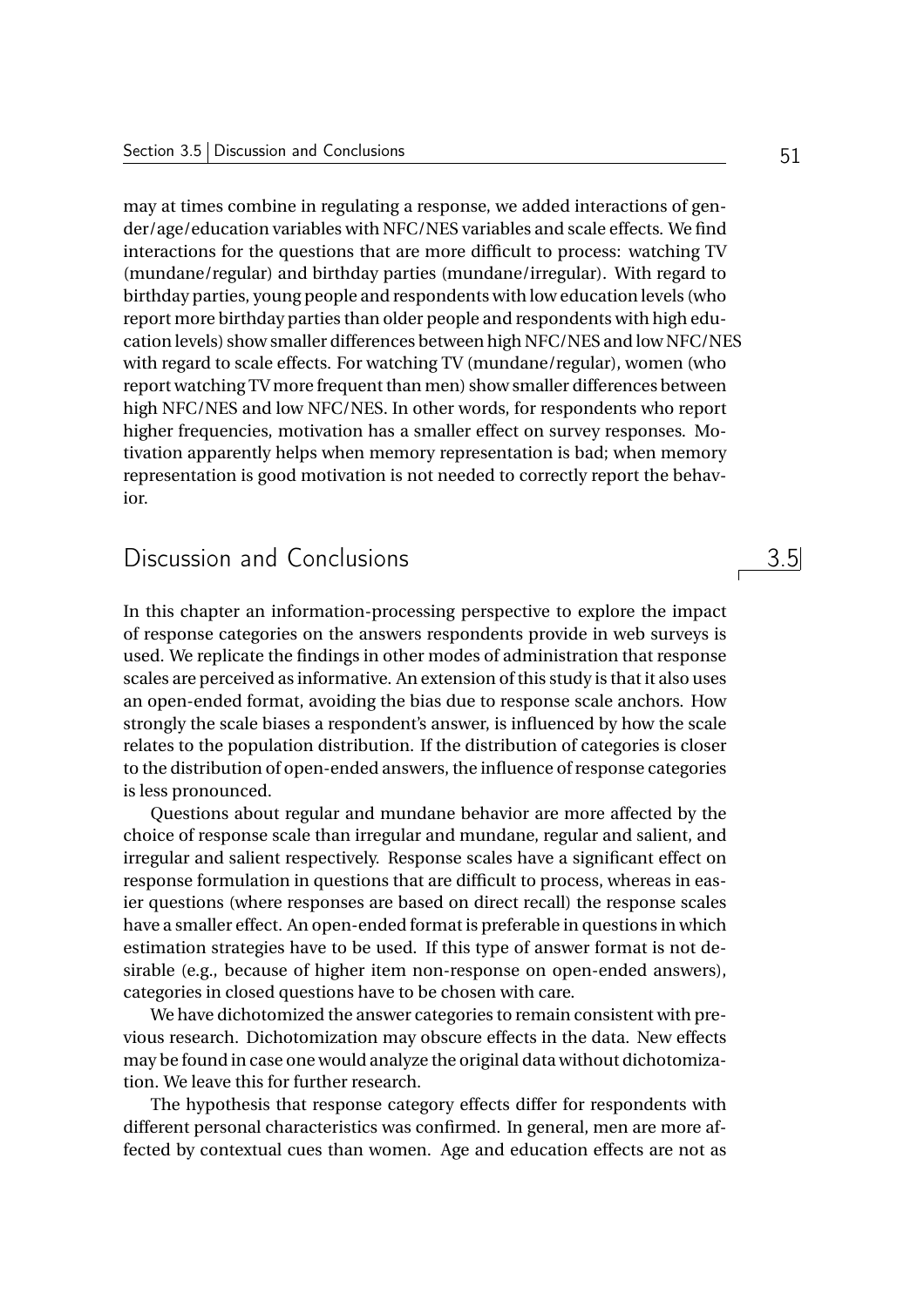may at times combine in regulating a response, we added interactions of gender/age/education variables with NFC/NES variables and scale effects. We find interactions for the questions that are more difficult to process: watching TV (mundane/regular) and birthday parties (mundane/irregular). With regard to birthday parties, young people and respondents with low education levels (who report more birthday parties than older people and respondents with high education levels) show smaller differences between high NFC/NES and low NFC/NES with regard to scale effects. For watching TV (mundane/regular), women (who report watching TV more frequent than men) show smaller differences between high NFC/NES and low NFC/NES. In other words, for respondents who report higher frequencies, motivation has a smaller effect on survey responses. Motivation apparently helps when memory representation is bad; when memory representation is good motivation is not needed to correctly report the behavior.

## 3.5 Discussion and Conclusions

In this chapter an information-processing perspective to explore the impact of response categories on the answers respondents provide in web surveys is used. We replicate the findings in other modes of administration that response scales are perceived as informative. An extension of this study is that it also uses an open-ended format, avoiding the bias due to response scale anchors. How strongly the scale biases a respondent's answer, is influenced by how the scale relates to the population distribution. If the distribution of categories is closer to the distribution of open-ended answers, the influence of response categories is less pronounced.

Questions about regular and mundane behavior are more affected by the choice of response scale than irregular and mundane, regular and salient, and irregular and salient respectively. Response scales have a significant effect on response formulation in questions that are difficult to process, whereas in easier questions (where responses are based on direct recall) the response scales have a smaller effect. An open-ended format is preferable in questions in which estimation strategies have to be used. If this type of answer format is not desirable (e.g., because of higher item non-response on open-ended answers), categories in closed questions have to be chosen with care.

We have dichotomized the answer categories to remain consistent with previous research. Dichotomization may obscure effects in the data. New effects may be found in case one would analyze the original data without dichotomization. We leave this for further research.

The hypothesis that response category effects differ for respondents with different personal characteristics was confirmed. In general, men are more affected by contextual cues than women. Age and education effects are not as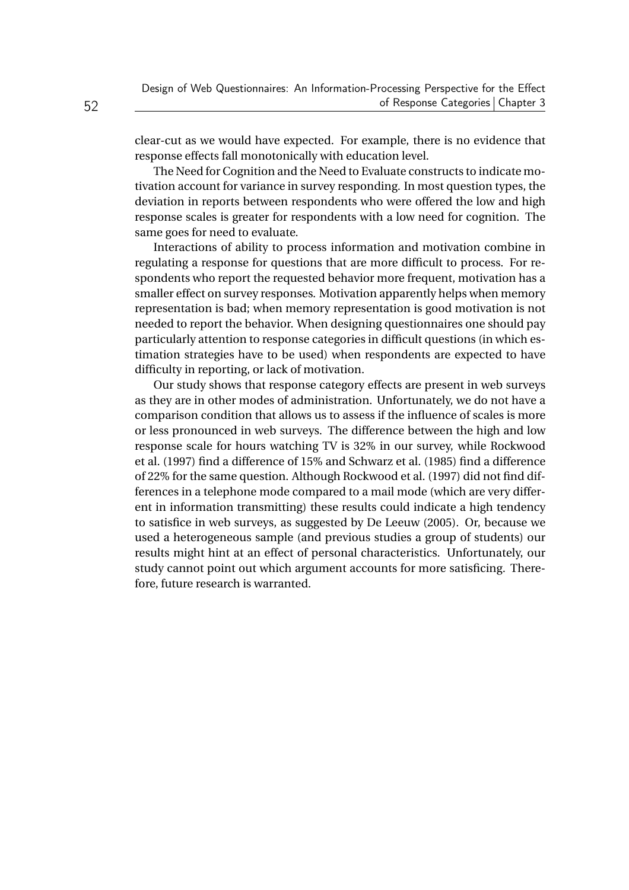clear-cut as we would have expected. For example, there is no evidence that response effects fall monotonically with education level.

The Need for Cognition and the Need to Evaluate constructs to indicate motivation account for variance in survey responding. In most question types, the deviation in reports between respondents who were offered the low and high response scales is greater for respondents with a low need for cognition. The same goes for need to evaluate.

Interactions of ability to process information and motivation combine in regulating a response for questions that are more difficult to process. For respondents who report the requested behavior more frequent, motivation has a smaller effect on survey responses. Motivation apparently helps when memory representation is bad; when memory representation is good motivation is not needed to report the behavior. When designing questionnaires one should pay particularly attention to response categories in difficult questions (in which estimation strategies have to be used) when respondents are expected to have difficulty in reporting, or lack of motivation.

Our study shows that response category effects are present in web surveys as they are in other modes of administration. Unfortunately, we do not have a comparison condition that allows us to assess if the influence of scales is more or less pronounced in web surveys. The difference between the high and low response scale for hours watching TV is 32% in our survey, while Rockwood et al. (1997) find a difference of 15% and Schwarz et al. (1985) find a difference of 22% for the same question. Although Rockwood et al. (1997) did not find differences in a telephone mode compared to a mail mode (which are very different in information transmitting) these results could indicate a high tendency to satisfice in web surveys, as suggested by De Leeuw (2005). Or, because we used a heterogeneous sample (and previous studies a group of students) our results might hint at an effect of personal characteristics. Unfortunately, our study cannot point out which argument accounts for more satisficing. Therefore, future research is warranted.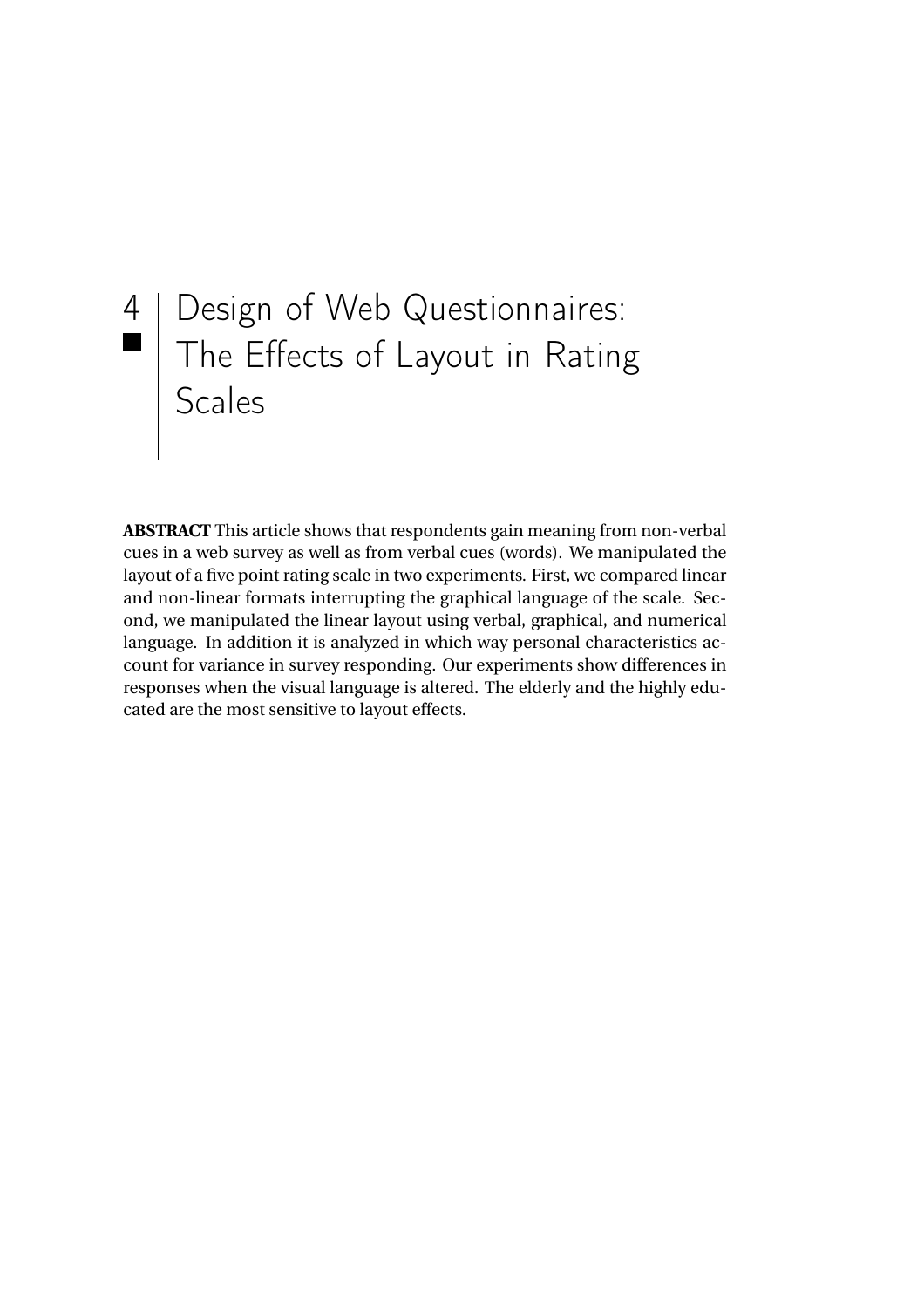# 4 Design of Web Questionnaires: The Effects of Layout in Rating Scales

**ABSTRACT** This article shows that respondents gain meaning from non-verbal cues in a web survey as well as from verbal cues (words). We manipulated the layout of a five point rating scale in two experiments. First, we compared linear and non-linear formats interrupting the graphical language of the scale. Second, we manipulated the linear layout using verbal, graphical, and numerical language. In addition it is analyzed in which way personal characteristics account for variance in survey responding. Our experiments show differences in responses when the visual language is altered. The elderly and the highly educated are the most sensitive to layout effects.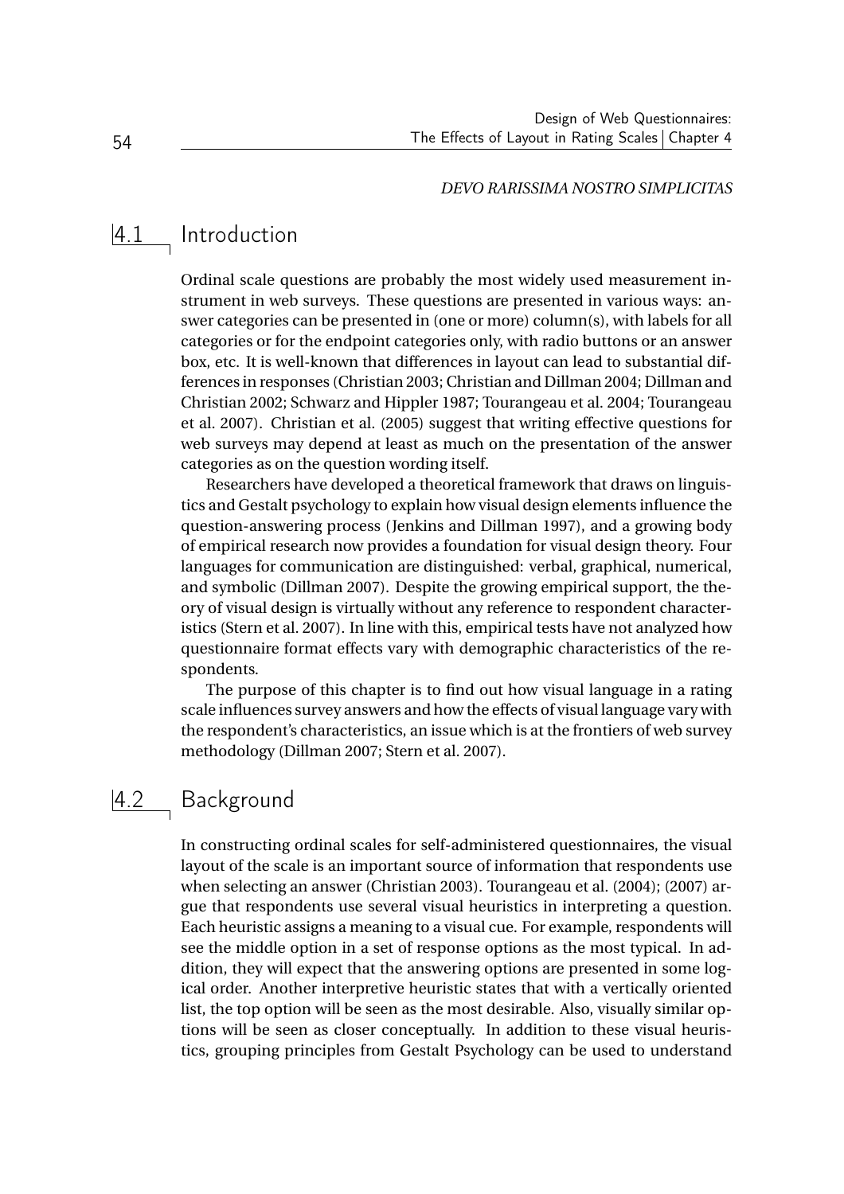*DEVO RARISSIMA NOSTRO SIMPLICITAS*

## 4.1 Introduction

Ordinal scale questions are probably the most widely used measurement instrument in web surveys. These questions are presented in various ways: answer categories can be presented in (one or more) column(s), with labels for all categories or for the endpoint categories only, with radio buttons or an answer box, etc. It is well-known that differences in layout can lead to substantial differences in responses (Christian 2003; Christian and Dillman 2004; Dillman and Christian 2002; Schwarz and Hippler 1987; Tourangeau et al. 2004; Tourangeau et al. 2007). Christian et al. (2005) suggest that writing effective questions for web surveys may depend at least as much on the presentation of the answer categories as on the question wording itself.

Researchers have developed a theoretical framework that draws on linguistics and Gestalt psychology to explain how visual design elements influence the question-answering process (Jenkins and Dillman 1997), and a growing body of empirical research now provides a foundation for visual design theory. Four languages for communication are distinguished: verbal, graphical, numerical, and symbolic (Dillman 2007). Despite the growing empirical support, the theory of visual design is virtually without any reference to respondent characteristics (Stern et al. 2007). In line with this, empirical tests have not analyzed how questionnaire format effects vary with demographic characteristics of the respondents.

The purpose of this chapter is to find out how visual language in a rating scale influences survey answers and how the effects of visual language vary with the respondent's characteristics, an issue which is at the frontiers of web survey methodology (Dillman 2007; Stern et al. 2007).

## 4.2 Background

In constructing ordinal scales for self-administered questionnaires, the visual layout of the scale is an important source of information that respondents use when selecting an answer (Christian 2003). Tourangeau et al. (2004); (2007) argue that respondents use several visual heuristics in interpreting a question. Each heuristic assigns a meaning to a visual cue. For example, respondents will see the middle option in a set of response options as the most typical. In addition, they will expect that the answering options are presented in some logical order. Another interpretive heuristic states that with a vertically oriented list, the top option will be seen as the most desirable. Also, visually similar options will be seen as closer conceptually. In addition to these visual heuristics, grouping principles from Gestalt Psychology can be used to understand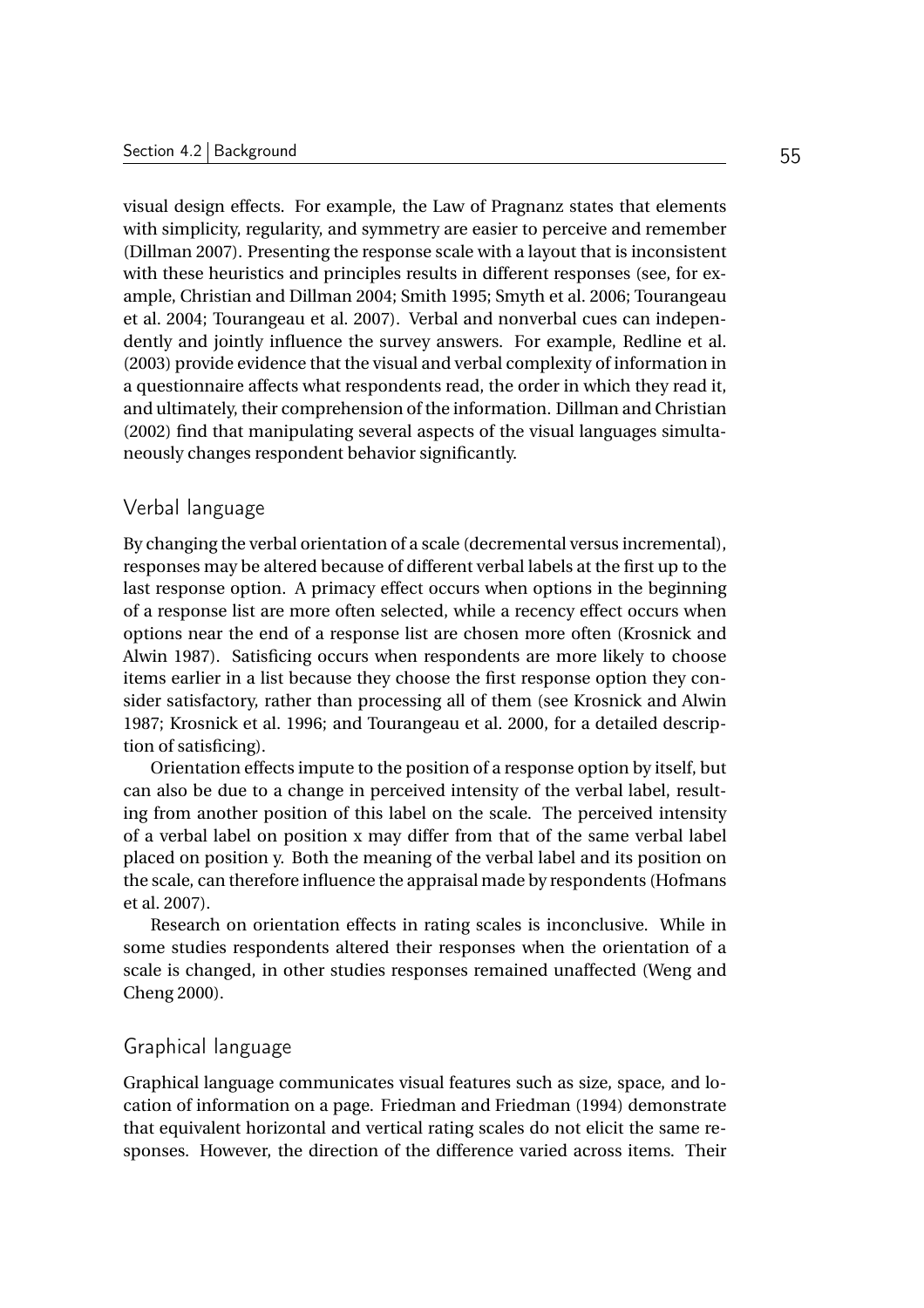visual design effects. For example, the Law of Pragnanz states that elements with simplicity, regularity, and symmetry are easier to perceive and remember (Dillman 2007). Presenting the response scale with a layout that is inconsistent with these heuristics and principles results in different responses (see, for example, Christian and Dillman 2004; Smith 1995; Smyth et al. 2006; Tourangeau et al. 2004; Tourangeau et al. 2007). Verbal and nonverbal cues can independently and jointly influence the survey answers. For example, Redline et al. (2003) provide evidence that the visual and verbal complexity of information in a questionnaire affects what respondents read, the order in which they read it, and ultimately, their comprehension of the information. Dillman and Christian (2002) find that manipulating several aspects of the visual languages simultaneously changes respondent behavior significantly.

### Verbal language

By changing the verbal orientation of a scale (decremental versus incremental), responses may be altered because of different verbal labels at the first up to the last response option. A primacy effect occurs when options in the beginning of a response list are more often selected, while a recency effect occurs when options near the end of a response list are chosen more often (Krosnick and Alwin 1987). Satisficing occurs when respondents are more likely to choose items earlier in a list because they choose the first response option they consider satisfactory, rather than processing all of them (see Krosnick and Alwin 1987; Krosnick et al. 1996; and Tourangeau et al. 2000, for a detailed description of satisficing).

Orientation effects impute to the position of a response option by itself, but can also be due to a change in perceived intensity of the verbal label, resulting from another position of this label on the scale. The perceived intensity of a verbal label on position x may differ from that of the same verbal label placed on position y. Both the meaning of the verbal label and its position on the scale, can therefore influence the appraisal made by respondents (Hofmans et al. 2007).

Research on orientation effects in rating scales is inconclusive. While in some studies respondents altered their responses when the orientation of a scale is changed, in other studies responses remained unaffected (Weng and Cheng 2000).

### Graphical language

Graphical language communicates visual features such as size, space, and location of information on a page. Friedman and Friedman (1994) demonstrate that equivalent horizontal and vertical rating scales do not elicit the same responses. However, the direction of the difference varied across items. Their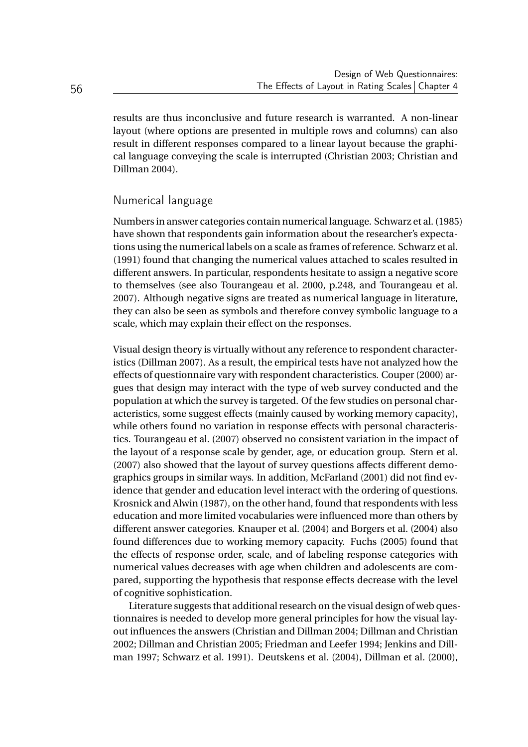results are thus inconclusive and future research is warranted. A non-linear layout (where options are presented in multiple rows and columns) can also result in different responses compared to a linear layout because the graphical language conveying the scale is interrupted (Christian 2003; Christian and Dillman 2004).

### Numerical language

Numbers in answer categories contain numerical language. Schwarz et al. (1985) have shown that respondents gain information about the researcher's expectations using the numerical labels on a scale as frames of reference. Schwarz et al. (1991) found that changing the numerical values attached to scales resulted in different answers. In particular, respondents hesitate to assign a negative score to themselves (see also Tourangeau et al. 2000, p.248, and Tourangeau et al. 2007). Although negative signs are treated as numerical language in literature, they can also be seen as symbols and therefore convey symbolic language to a scale, which may explain their effect on the responses.

Visual design theory is virtually without any reference to respondent characteristics (Dillman 2007). As a result, the empirical tests have not analyzed how the effects of questionnaire vary with respondent characteristics. Couper (2000) argues that design may interact with the type of web survey conducted and the population at which the survey is targeted. Of the few studies on personal characteristics, some suggest effects (mainly caused by working memory capacity), while others found no variation in response effects with personal characteristics. Tourangeau et al. (2007) observed no consistent variation in the impact of the layout of a response scale by gender, age, or education group. Stern et al. (2007) also showed that the layout of survey questions affects different demographics groups in similar ways. In addition, McFarland (2001) did not find evidence that gender and education level interact with the ordering of questions. Krosnick and Alwin (1987), on the other hand, found that respondents with less education and more limited vocabularies were influenced more than others by different answer categories. Knauper et al. (2004) and Borgers et al. (2004) also found differences due to working memory capacity. Fuchs (2005) found that the effects of response order, scale, and of labeling response categories with numerical values decreases with age when children and adolescents are compared, supporting the hypothesis that response effects decrease with the level of cognitive sophistication.

Literature suggests that additional research on the visual design of web questionnaires is needed to develop more general principles for how the visual layout influences the answers (Christian and Dillman 2004; Dillman and Christian 2002; Dillman and Christian 2005; Friedman and Leefer 1994; Jenkins and Dillman 1997; Schwarz et al. 1991). Deutskens et al. (2004), Dillman et al. (2000),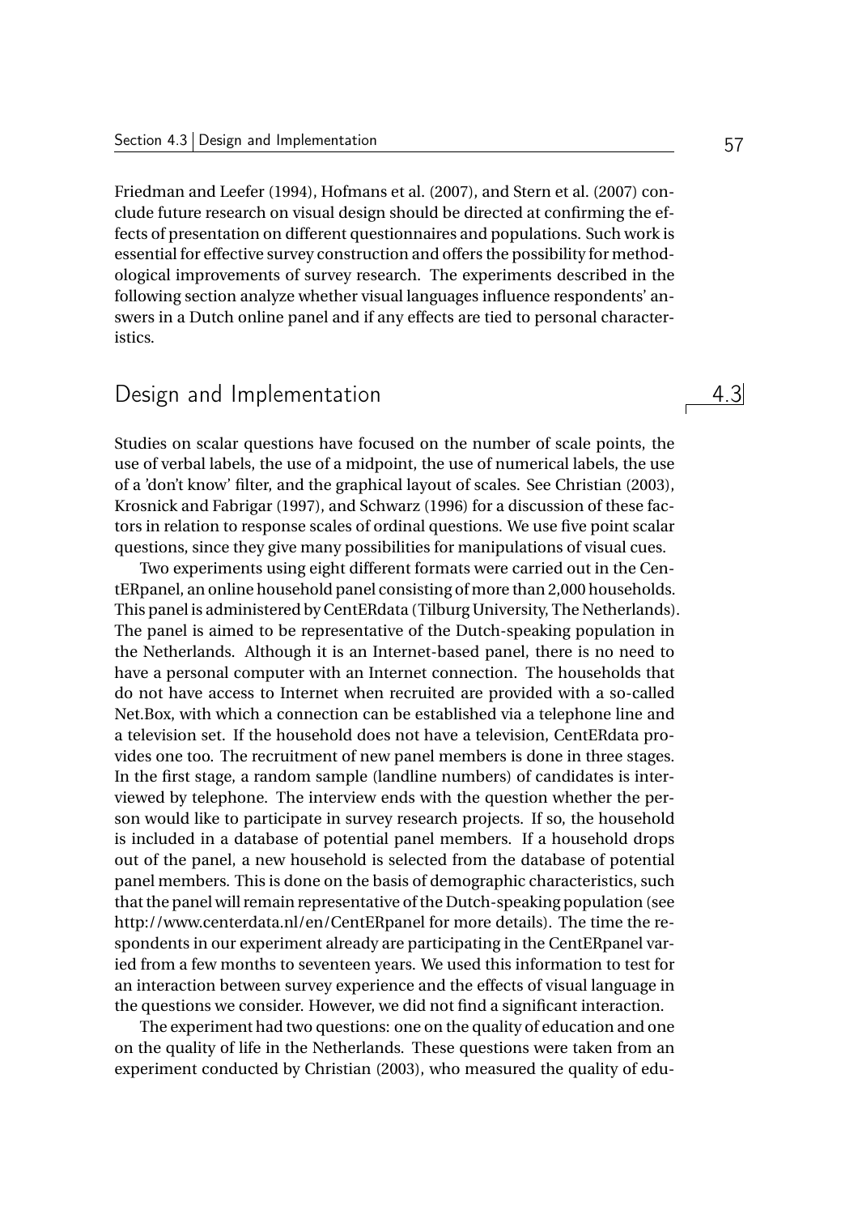Friedman and Leefer (1994), Hofmans et al. (2007), and Stern et al. (2007) conclude future research on visual design should be directed at confirming the effects of presentation on different questionnaires and populations. Such work is essential for effective survey construction and offers the possibility for methodological improvements of survey research. The experiments described in the following section analyze whether visual languages influence respondents' answers in a Dutch online panel and if any effects are tied to personal characteristics.

## 4.3 Design and Implementation

Studies on scalar questions have focused on the number of scale points, the use of verbal labels, the use of a midpoint, the use of numerical labels, the use of a 'don't know' filter, and the graphical layout of scales. See Christian (2003), Krosnick and Fabrigar (1997), and Schwarz (1996) for a discussion of these factors in relation to response scales of ordinal questions. We use five point scalar questions, since they give many possibilities for manipulations of visual cues.

Two experiments using eight different formats were carried out in the CentERpanel, an online household panel consisting of more than 2,000 households. This panel is administered by CentERdata (Tilburg University, The Netherlands). The panel is aimed to be representative of the Dutch-speaking population in the Netherlands. Although it is an Internet-based panel, there is no need to have a personal computer with an Internet connection. The households that do not have access to Internet when recruited are provided with a so-called Net.Box, with which a connection can be established via a telephone line and a television set. If the household does not have a television, CentERdata provides one too. The recruitment of new panel members is done in three stages. In the first stage, a random sample (landline numbers) of candidates is interviewed by telephone. The interview ends with the question whether the person would like to participate in survey research projects. If so, the household is included in a database of potential panel members. If a household drops out of the panel, a new household is selected from the database of potential panel members. This is done on the basis of demographic characteristics, such that the panel will remain representative of the Dutch-speaking population (see http://www.centerdata.nl/en/CentERpanel for more details). The time the respondents in our experiment already are participating in the CentERpanel varied from a few months to seventeen years. We used this information to test for an interaction between survey experience and the effects of visual language in the questions we consider. However, we did not find a significant interaction.

The experiment had two questions: one on the quality of education and one on the quality of life in the Netherlands. These questions were taken from an experiment conducted by Christian (2003), who measured the quality of edu-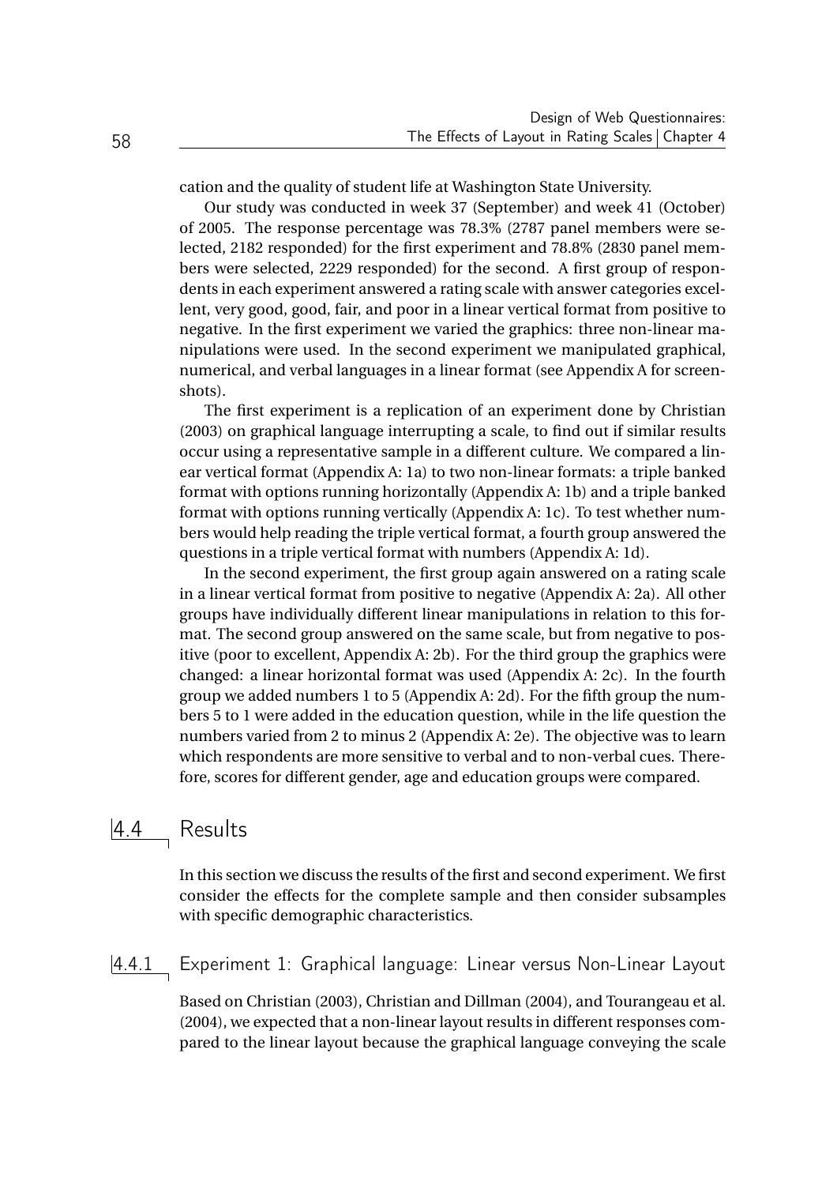cation and the quality of student life at Washington State University.

Our study was conducted in week 37 (September) and week 41 (October) of 2005. The response percentage was 78.3% (2787 panel members were selected, 2182 responded) for the first experiment and 78.8% (2830 panel members were selected, 2229 responded) for the second. A first group of respondents in each experiment answered a rating scale with answer categories excellent, very good, good, fair, and poor in a linear vertical format from positive to negative. In the first experiment we varied the graphics: three non-linear manipulations were used. In the second experiment we manipulated graphical, numerical, and verbal languages in a linear format (see Appendix A for screenshots).

The first experiment is a replication of an experiment done by Christian (2003) on graphical language interrupting a scale, to find out if similar results occur using a representative sample in a different culture. We compared a linear vertical format (Appendix A: 1a) to two non-linear formats: a triple banked format with options running horizontally (Appendix A: 1b) and a triple banked format with options running vertically (Appendix A: 1c). To test whether numbers would help reading the triple vertical format, a fourth group answered the questions in a triple vertical format with numbers (Appendix A: 1d).

In the second experiment, the first group again answered on a rating scale in a linear vertical format from positive to negative (Appendix A: 2a). All other groups have individually different linear manipulations in relation to this format. The second group answered on the same scale, but from negative to positive (poor to excellent, Appendix A: 2b). For the third group the graphics were changed: a linear horizontal format was used (Appendix A: 2c). In the fourth group we added numbers 1 to 5 (Appendix A: 2d). For the fifth group the numbers 5 to 1 were added in the education question, while in the life question the numbers varied from 2 to minus 2 (Appendix A: 2e). The objective was to learn which respondents are more sensitive to verbal and to non-verbal cues. Therefore, scores for different gender, age and education groups were compared.

## 4.4 Results

In this section we discuss the results of the first and second experiment. We first consider the effects for the complete sample and then consider subsamples with specific demographic characteristics.

### 4.4.1 Experiment 1: Graphical language: Linear versus Non-Linear Layout

Based on Christian (2003), Christian and Dillman (2004), and Tourangeau et al. (2004), we expected that a non-linear layout results in different responses compared to the linear layout because the graphical language conveying the scale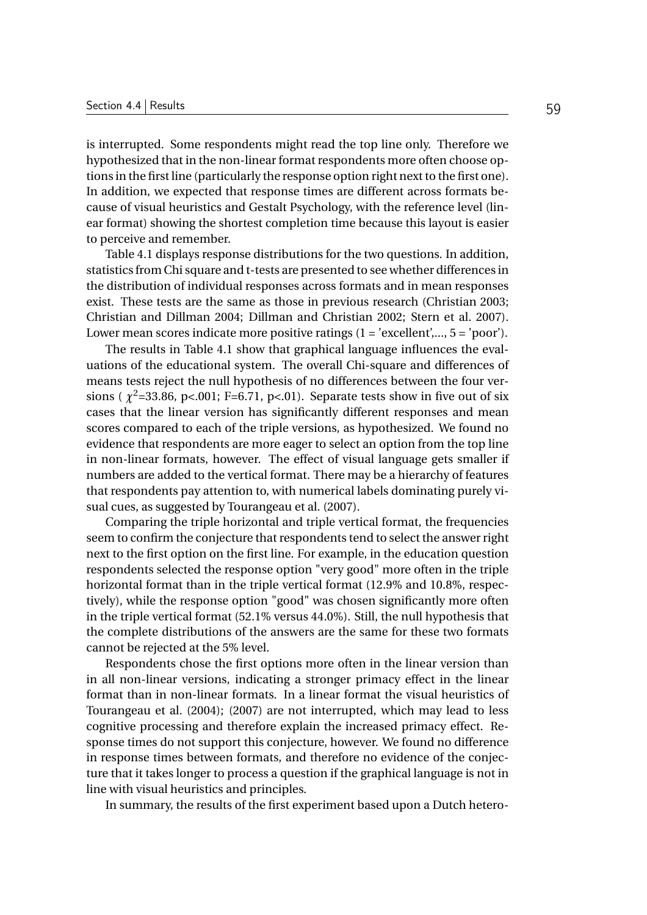is interrupted. Some respondents might read the top line only. Therefore we hypothesized that in the non-linear format respondents more often choose options in the first line (particularly the response option right next to the first one). In addition, we expected that response times are different across formats because of visual heuristics and Gestalt Psychology, with the reference level (linear format) showing the shortest completion time because this layout is easier to perceive and remember.

Table 4.1 displays response distributions for the two questions. In addition, statistics from Chi square and t-tests are presented to see whether differences in the distribution of individual responses across formats and in mean responses exist. These tests are the same as those in previous research (Christian 2003; Christian and Dillman 2004; Dillman and Christian 2002; Stern et al. 2007). Lower mean scores indicate more positive ratings (1 = 'excellent',..., 5 = 'poor').

The results in Table 4.1 show that graphical language influences the evaluations of the educational system. The overall Chi-square and differences of means tests reject the null hypothesis of no differences between the four versions ( $\chi^2$=33.86, $p<.001$; $F=6.71$, $p<.01$). Separate tests show in five out of six cases that the linear version has significantly different responses and mean scores compared to each of the triple versions, as hypothesized. We found no evidence that respondents are more eager to select an option from the top line in non-linear formats, however. The effect of visual language gets smaller if numbers are added to the vertical format. There may be a hierarchy of features that respondents pay attention to, with numerical labels dominating purely visual cues, as suggested by Tourangeau et al. (2007).

Comparing the triple horizontal and triple vertical format, the frequencies seem to confirm the conjecture that respondents tend to select the answer right next to the first option on the first line. For example, in the education question respondents selected the response option "very good" more often in the triple horizontal format than in the triple vertical format (12.9% and 10.8%, respectively), while the response option "good" was chosen significantly more often in the triple vertical format (52.1% versus 44.0%). Still, the null hypothesis that the complete distributions of the answers are the same for these two formats cannot be rejected at the 5% level.

Respondents chose the first options more often in the linear version than in all non-linear versions, indicating a stronger primacy effect in the linear format than in non-linear formats. In a linear format the visual heuristics of Tourangeau et al. (2004); (2007) are not interrupted, which may lead to less cognitive processing and therefore explain the increased primacy effect. Response times do not support this conjecture, however. We found no difference in response times between formats, and therefore no evidence of the conjecture that it takes longer to process a question if the graphical language is not in line with visual heuristics and principles.

In summary, the results of the first experiment based upon a Dutch hetero-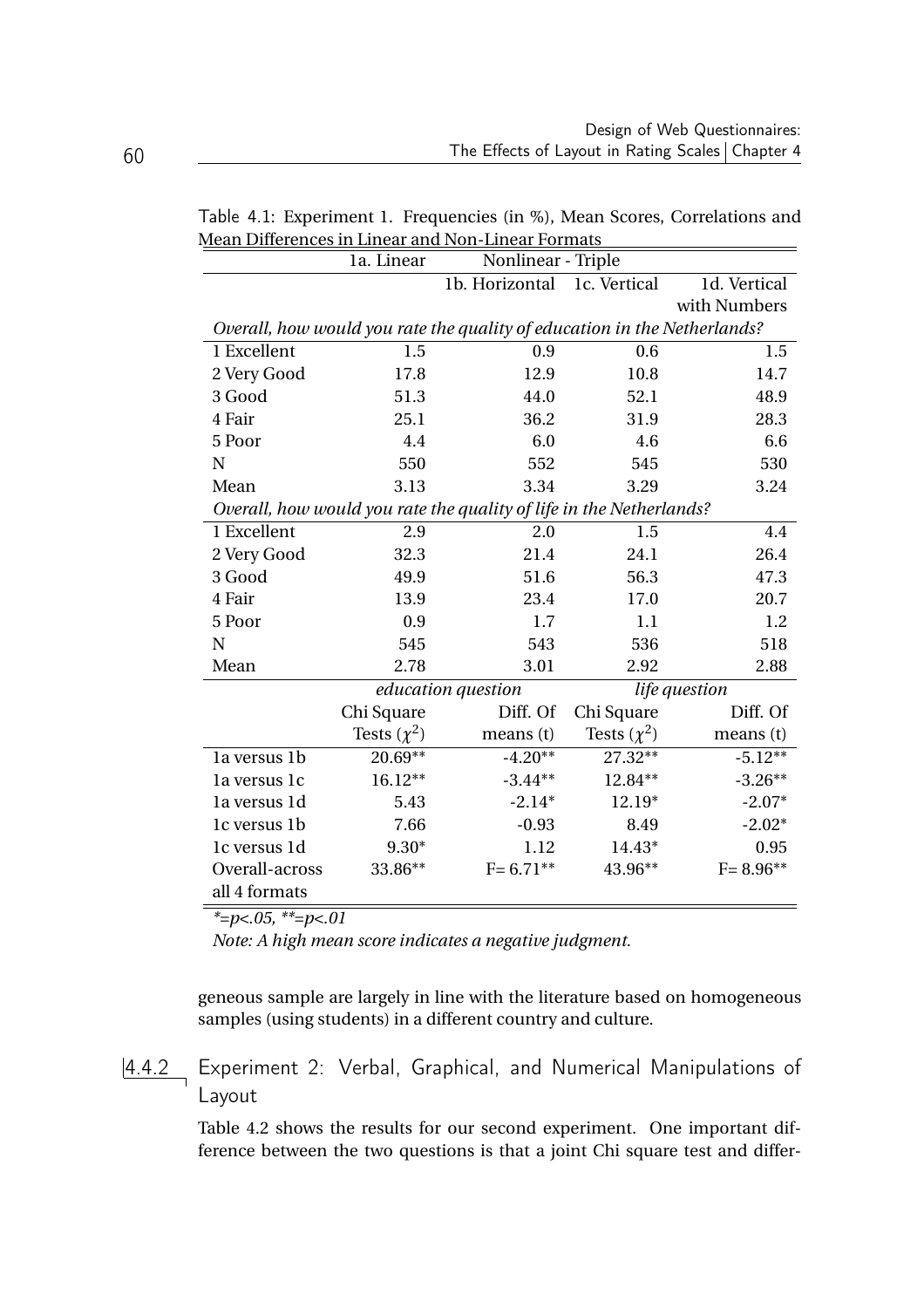Table 4.1: Experiment 1. Frequencies (in %), Mean Scores, Correlations and Mean Differences in Linear and Non-Linear Formats

| | 1a. Linear | Nonlinear - Triple | | |
|---|---|---|---|---|
| | | 1b. Horizontal | 1c. Vertical | 1d. Vertical with Numbers |
| *Overall, how would you rate the quality of education in the Netherlands?* | | | | |
| 1 Excellent | 1.5 | 0.9 | 0.6 | 1.5 |
| 2 Very Good | 17.8 | 12.9 | 10.8 | 14.7 |
| 3 Good | 51.3 | 44.0 | 52.1 | 48.9 |
| 4 Fair | 25.1 | 36.2 | 31.9 | 28.3 |
| 5 Poor | 4.4 | 6.0 | 4.6 | 6.6 |
| N | 550 | 552 | 545 | 530 |
| Mean | 3.13 | 3.34 | 3.29 | 3.24 |
| *Overall, how would you rate the quality of life in the Netherlands?* | | | | |
| 1 Excellent | 2.9 | 2.0 | 1.5 | 4.4 |
| 2 Very Good | 32.3 | 21.4 | 24.1 | 26.4 |
| 3 Good | 49.9 | 51.6 | 56.3 | 47.3 |
| 4 Fair | 13.9 | 23.4 | 17.0 | 20.7 |
| 5 Poor | 0.9 | 1.7 | 1.1 | 1.2 |
| N | 545 | 543 | 536 | 518 |
| Mean | 2.78 | 3.01 | 2.92 | 2.88 |

| | *education question* | | *life question* | |
|---|---|---|---|---|
| | Chi Square Tests ($\chi^2$) | Diff. Of means (t) | Chi Square Tests ($\chi^2$) | Diff. Of means (t) |
| 1a versus 1b | 20.69** | -4.20** | 27.32** | -5.12** |
| 1a versus 1c | 16.12** | -3.44** | 12.84** | -3.26** |
| 1a versus 1d | 5.43 | -2.14* | 12.19* | -2.07* |
| 1c versus 1b | 7.66 | -0.93 | 8.49 | -2.02* |
| 1c versus 1d | 9.30* | 1.12 | 14.43* | 0.95 |
| Overall-across all 4 formats | 33.86** | F= 6.71** | 43.96** | F= 8.96** |

*\*=p<.05, \*\*=p<.01*

*Note: A high mean score indicates a negative judgment.*

geneous sample are largely in line with the literature based on homogeneous samples (using students) in a different country and culture.

### 4.4.2 Experiment 2: Verbal, Graphical, and Numerical Manipulations of Layout

Table 4.2 shows the results for our second experiment. One important difference between the two questions is that a joint Chi square test and differ-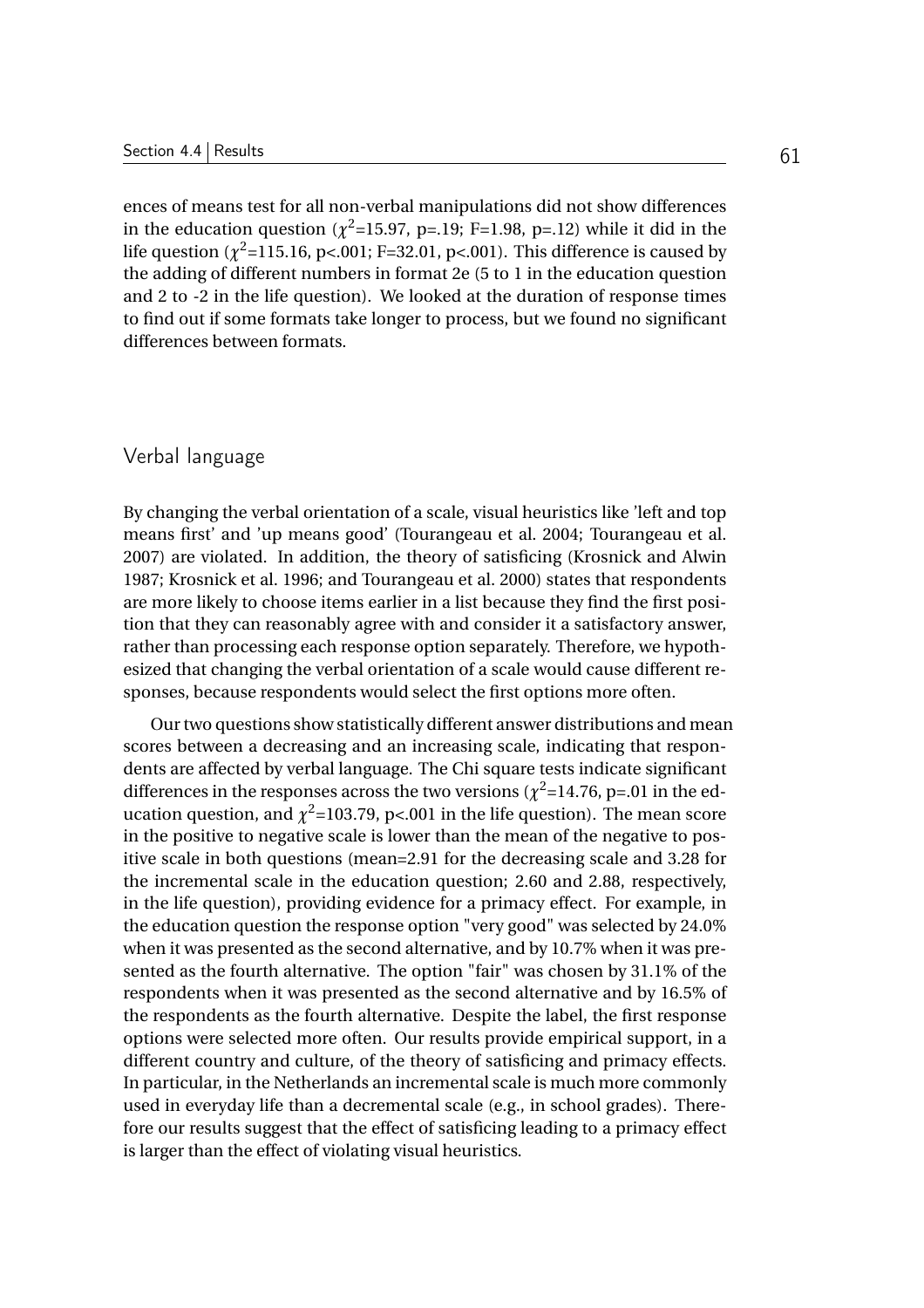ences of means test for all non-verbal manipulations did not show differences in the education question ($\chi^2$=15.97, p=.19; F=1.98, p=.12) while it did in the life question ($\chi^2$=115.16, p<.001; F=32.01, p<.001). This difference is caused by the adding of different numbers in format 2e (5 to 1 in the education question and 2 to -2 in the life question). We looked at the duration of response times to find out if some formats take longer to process, but we found no significant differences between formats.

### Verbal language

By changing the verbal orientation of a scale, visual heuristics like 'left and top means first' and 'up means good' (Tourangeau et al. 2004; Tourangeau et al. 2007) are violated. In addition, the theory of satisficing (Krosnick and Alwin 1987; Krosnick et al. 1996; and Tourangeau et al. 2000) states that respondents are more likely to choose items earlier in a list because they find the first position that they can reasonably agree with and consider it a satisfactory answer, rather than processing each response option separately. Therefore, we hypothesized that changing the verbal orientation of a scale would cause different responses, because respondents would select the first options more often.

Our two questions show statistically different answer distributions and mean scores between a decreasing and an increasing scale, indicating that respondents are affected by verbal language. The Chi square tests indicate significant differences in the responses across the two versions ($\chi^2$=14.76, p=.01 in the education question, and $\chi^2$=103.79, p<.001 in the life question). The mean score in the positive to negative scale is lower than the mean of the negative to positive scale in both questions (mean=2.91 for the decreasing scale and 3.28 for the incremental scale in the education question; 2.60 and 2.88, respectively, in the life question), providing evidence for a primacy effect. For example, in the education question the response option "very good" was selected by 24.0% when it was presented as the second alternative, and by 10.7% when it was presented as the fourth alternative. The option "fair" was chosen by 31.1% of the respondents when it was presented as the second alternative and by 16.5% of the respondents as the fourth alternative. Despite the label, the first response options were selected more often. Our results provide empirical support, in a different country and culture, of the theory of satisficing and primacy effects. In particular, in the Netherlands an incremental scale is much more commonly used in everyday life than a decremental scale (e.g., in school grades). Therefore our results suggest that the effect of satisficing leading to a primacy effect is larger than the effect of violating visual heuristics.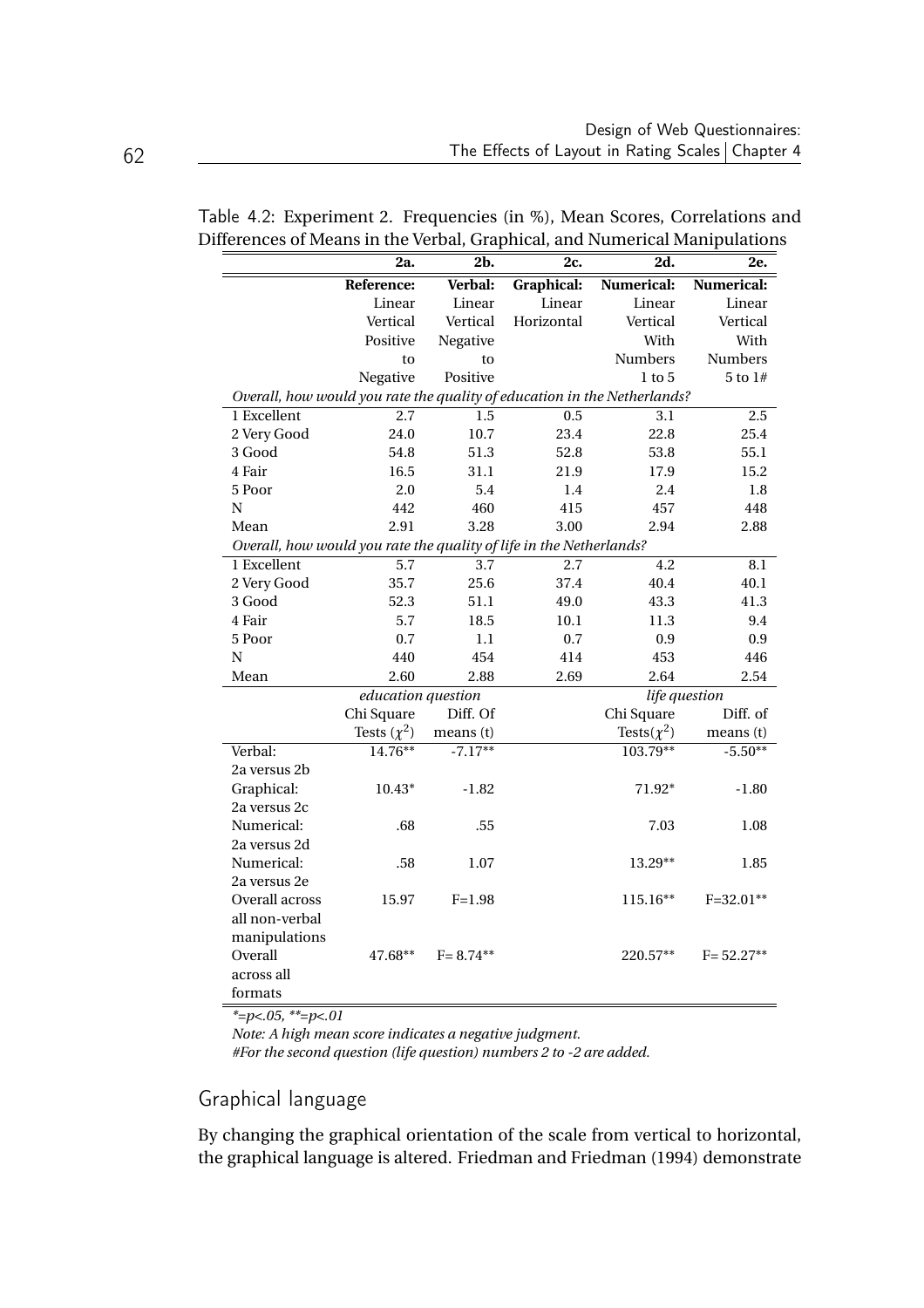Table 4.2: Experiment 2. Frequencies (in %), Mean Scores, Correlations and Differences of Means in the Verbal, Graphical, and Numerical Manipulations

| | 2a. | 2b. | 2c. | 2d. | 2e. |
|---|---|---|---|---|---|
| | **Reference:** | **Verbal:** | **Graphical:** | **Numerical:** | **Numerical:** |
| | Linear Vertical Positive to Negative | Linear Vertical Negative to Positive | Linear Horizontal | Linear Vertical With Numbers 1 to 5 | Linear Vertical With Numbers 5 to 1# |
| *Overall, how would you rate the quality of education in the Netherlands?* | | | | | |
| 1 Excellent | 2.7 | 1.5 | 0.5 | 3.1 | 2.5 |
| 2 Very Good | 24.0 | 10.7 | 23.4 | 22.8 | 25.4 |
| 3 Good | 54.8 | 51.3 | 52.8 | 53.8 | 55.1 |
| 4 Fair | 16.5 | 31.1 | 21.9 | 17.9 | 15.2 |
| 5 Poor | 2.0 | 5.4 | 1.4 | 2.4 | 1.8 |
| N | 442 | 460 | 415 | 457 | 448 |
| Mean | 2.91 | 3.28 | 3.00 | 2.94 | 2.88 |
| *Overall, how would you rate the quality of life in the Netherlands?* | | | | | |
| 1 Excellent | 5.7 | 3.7 | 2.7 | 4.2 | 8.1 |
| 2 Very Good | 35.7 | 25.6 | 37.4 | 40.4 | 40.1 |
| 3 Good | 52.3 | 51.1 | 49.0 | 43.3 | 41.3 |
| 4 Fair | 5.7 | 18.5 | 10.1 | 11.3 | 9.4 |
| 5 Poor | 0.7 | 1.1 | 0.7 | 0.9 | 0.9 |
| N | 440 | 454 | 414 | 453 | 446 |
| Mean | 2.60 | 2.88 | 2.69 | 2.64 | 2.54 |
| | *education question* | | | *life question* | |
| | Chi Square Tests ($\chi^2$) | Diff. Of means (t) | | Chi Square Tests($\chi^2$) | Diff. of means (t) |
| Verbal: 2a versus 2b | 14.76** | -7.17** | | 103.79** | -5.50** |
| Graphical: 2a versus 2c | 10.43* | -1.82 | | 71.92* | -1.80 |
| Numerical: 2a versus 2d | .68 | .55 | | 7.03 | 1.08 |
| Numerical: 2a versus 2e | .58 | 1.07 | | 13.29** | 1.85 |
| Overall across all non-verbal manipulations | 15.97 | F=1.98 | | 115.16** | F=32.01** |
| Overall across all formats | 47.68** | F= 8.74** | | 220.57** | F= 52.27** |

*\*=p<.05, \*\*=p<.01*

*Note: A high mean score indicates a negative judgment.*

*#For the second question (life question) numbers 2 to -2 are added.*

## Graphical language

By changing the graphical orientation of the scale from vertical to horizontal, the graphical language is altered. Friedman and Friedman (1994) demonstrate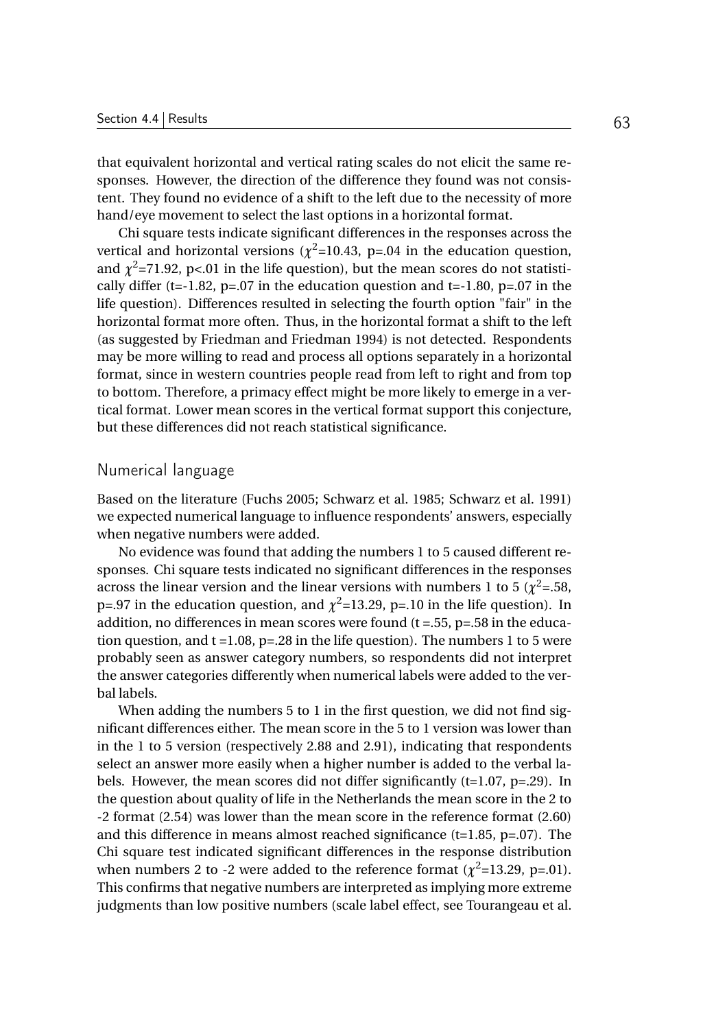that equivalent horizontal and vertical rating scales do not elicit the same responses. However, the direction of the difference they found was not consistent. They found no evidence of a shift to the left due to the necessity of more hand/eye movement to select the last options in a horizontal format.

Chi square tests indicate significant differences in the responses across the vertical and horizontal versions ($\chi^2$=10.43, p=.04 in the education question, and $\chi^2$=71.92, p<.01 in the life question), but the mean scores do not statistically differ (t=-1.82, p=.07 in the education question and t=-1.80, p=.07 in the life question). Differences resulted in selecting the fourth option "fair" in the horizontal format more often. Thus, in the horizontal format a shift to the left (as suggested by Friedman and Friedman 1994) is not detected. Respondents may be more willing to read and process all options separately in a horizontal format, since in western countries people read from left to right and from top to bottom. Therefore, a primacy effect might be more likely to emerge in a vertical format. Lower mean scores in the vertical format support this conjecture, but these differences did not reach statistical significance.

### Numerical language

Based on the literature (Fuchs 2005; Schwarz et al. 1985; Schwarz et al. 1991) we expected numerical language to influence respondents' answers, especially when negative numbers were added.

No evidence was found that adding the numbers 1 to 5 caused different responses. Chi square tests indicated no significant differences in the responses across the linear version and the linear versions with numbers 1 to 5 ($\chi^2$=.58, p=.97 in the education question, and $\chi^2$=13.29, p=.10 in the life question). In addition, no differences in mean scores were found (t =.55, p=.58 in the education question, and t =1.08, p=.28 in the life question). The numbers 1 to 5 were probably seen as answer category numbers, so respondents did not interpret the answer categories differently when numerical labels were added to the verbal labels.

When adding the numbers 5 to 1 in the first question, we did not find significant differences either. The mean score in the 5 to 1 version was lower than in the 1 to 5 version (respectively 2.88 and 2.91), indicating that respondents select an answer more easily when a higher number is added to the verbal labels. However, the mean scores did not differ significantly (t=1.07, p=.29). In the question about quality of life in the Netherlands the mean score in the 2 to -2 format (2.54) was lower than the mean score in the reference format (2.60) and this difference in means almost reached significance (t=1.85, p=.07). The Chi square test indicated significant differences in the response distribution when numbers 2 to -2 were added to the reference format ($\chi^2$=13.29, p=.01). This confirms that negative numbers are interpreted as implying more extreme judgments than low positive numbers (scale label effect, see Tourangeau et al.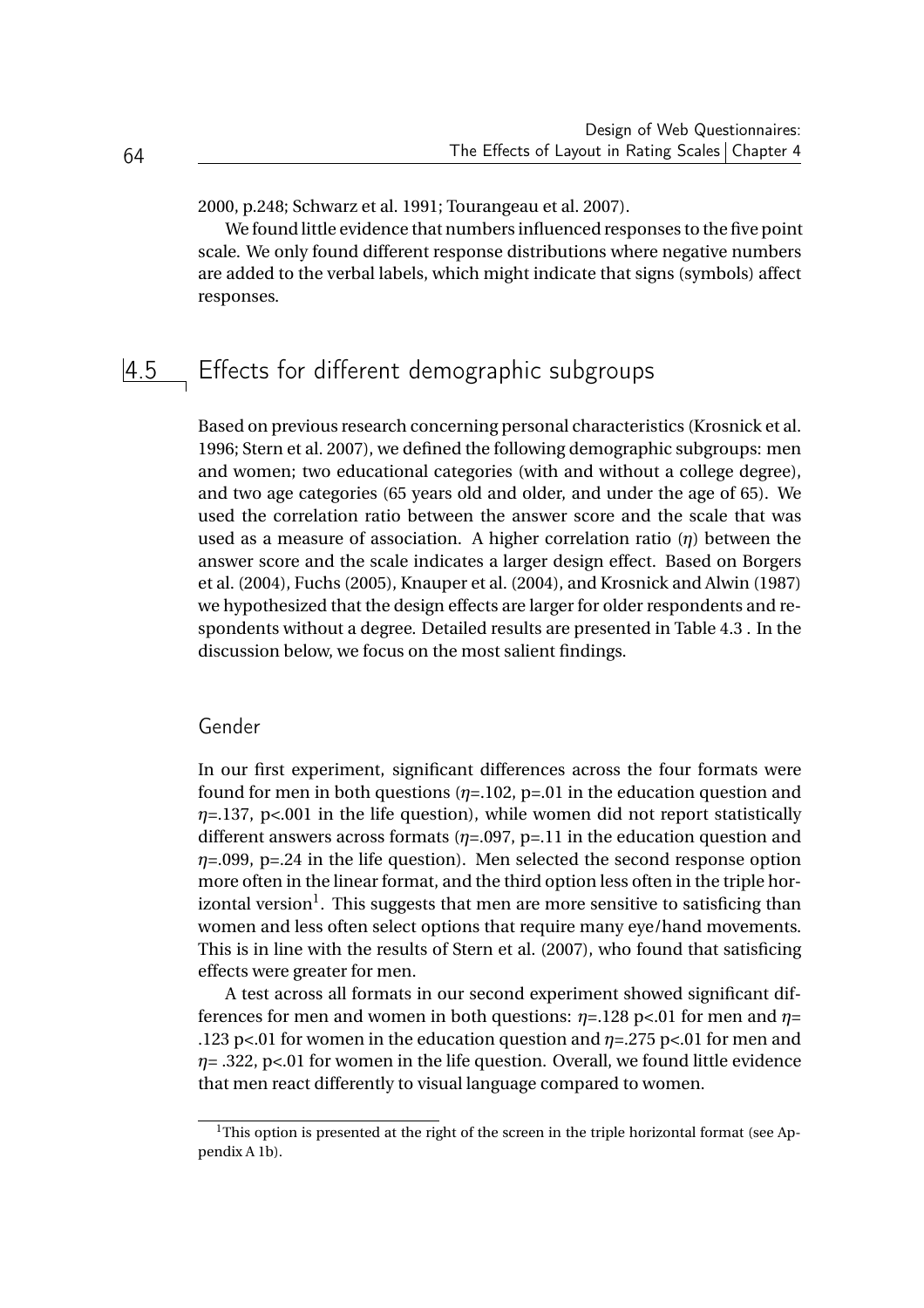2000, p.248; Schwarz et al. 1991; Tourangeau et al. 2007).

We found little evidence that numbers influenced responses to the five point scale. We only found different response distributions where negative numbers are added to the verbal labels, which might indicate that signs (symbols) affect responses.

## 4.5 Effects for different demographic subgroups

Based on previous research concerning personal characteristics (Krosnick et al. 1996; Stern et al. 2007), we defined the following demographic subgroups: men and women; two educational categories (with and without a college degree), and two age categories (65 years old and older, and under the age of 65). We used the correlation ratio between the answer score and the scale that was used as a measure of association. A higher correlation ratio ($\eta$) between the answer score and the scale indicates a larger design effect. Based on Borgers et al. (2004), Fuchs (2005), Knauper et al. (2004), and Krosnick and Alwin (1987) we hypothesized that the design effects are larger for older respondents and respondents without a degree. Detailed results are presented in Table 4.3 . In the discussion below, we focus on the most salient findings.

### Gender

In our first experiment, significant differences across the four formats were found for men in both questions ($\eta$=.102, p=.01 in the education question and $\eta$=.137, p<.001 in the life question), while women did not report statistically different answers across formats ($\eta$=.097, p=.11 in the education question and $\eta$=.099, p=.24 in the life question). Men selected the second response option more often in the linear format, and the third option less often in the triple horizontal version[1]. This suggests that men are more sensitive to satisficing than women and less often select options that require many eye/hand movements. This is in line with the results of Stern et al. (2007), who found that satisficing effects were greater for men.

A test across all formats in our second experiment showed significant differences for men and women in both questions: $\eta$=.128 p<.01 for men and $\eta$= .123 p<.01 for women in the education question and $\eta$=.275 p<.01 for men and $\eta$= .322, p<.01 for women in the life question. Overall, we found little evidence that men react differently to visual language compared to women.

[1] This option is presented at the right of the screen in the triple horizontal format (see Appendix A 1b).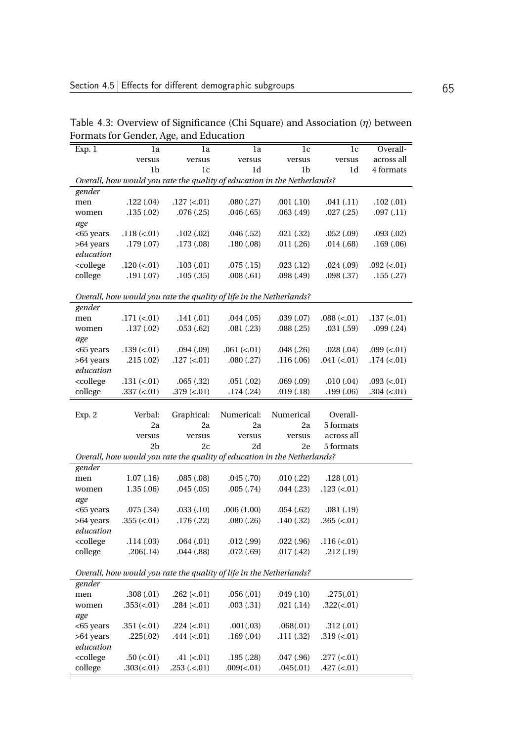Table 4.3: Overview of Significance (Chi Square) and Association ($\eta$) between Formats for Gender, Age, and Education

| Exp. 1 | 1a versus 1b | 1a versus 1c | 1a versus 1d | 1c versus 1b | 1c versus 1d | Overall- across all 4 formats |
|---|---|---|---|---|---|---|
| *Overall, how would you rate the quality of education in the Netherlands?* | | | | | | |
| *gender* | | | | | | |
| men | .122 (.04) | .127 (<.01) | .080 (.27) | .001 (.10) | .041 (.11) | .102 (.01) |
| women | .135 (.02) | .076 (.25) | .046 (.65) | .063 (.49) | .027 (.25) | .097 (.11) |
| *age* | | | | | | |
| <65 years | .118 (<.01) | .102 (.02) | .046 (.52) | .021 (.32) | .052 (.09) | .093 (.02) |
| >64 years | .179 (.07) | .173 (.08) | .180 (.08) | .011 (.26) | .014 (.68) | .169 (.06) |
| *education* | | | | | | |
| <college | .120 (<.01) | .103 (.01) | .075 (.15) | .023 (.12) | .024 (.09) | .092 (<.01) |
| college | .191 (.07) | .105 (.35) | .008 (.61) | .098 (.49) | .098 (.37) | .155 (.27) |
| *Overall, how would you rate the quality of life in the Netherlands?* | | | | | | |
| *gender* | | | | | | |
| men | .171 (<.01) | .141 (.01) | .044 (.05) | .039 (.07) | .088 (<.01) | .137 (<.01) |
| women | .137 (.02) | .053 (.62) | .081 (.23) | .088 (.25) | .031 (.59) | .099 (.24) |
| *age* | | | | | | |
| <65 years | .139 (<.01) | .094 (.09) | .061 (<.01) | .048 (.26) | .028 (.04) | .099 (<.01) |
| >64 years | .215 (.02) | .127 (<.01) | .080 (.27) | .116 (.06) | .041 (<.01) | .174 (<.01) |
| *education* | | | | | | |
| <college | .131 (<.01) | .065 (.32) | .051 (.02) | .069 (.09) | .010 (.04) | .093 (<.01) |
| college | .337 (<.01) | .379 (<.01) | .174 (.24) | .019 (.18) | .199 (.06) | .304 (<.01) |

| Exp. 2 | Verbal: 2a versus 2b | Graphical: 2a versus 2c | Numerical: 2a versus 2d | Numerical 2a versus 2e | Overall- 5 formats across all 5 formats |
|---|---|---|---|---|---|
| *Overall, how would you rate the quality of education in the Netherlands?* | | | | | |
| *gender* | | | | | |
| men | 1.07 (.16) | .085 (.08) | .045 (.70) | .010 (.22) | .128 (.01) |
| women | 1.35 (.06) | .045 (.05) | .005 (.74) | .044 (.23) | .123 (<.01) |
| *age* | | | | | |
| <65 years | .075 (.34) | .033 (.10) | .006 (1.00) | .054 (.62) | .081 (.19) |
| >64 years | .355 (<.01) | .176 (.22) | .080 (.26) | .140 (.32) | .365 (<.01) |
| *education* | | | | | |
| <college | .114 (.03) | .064 (.01) | .012 (.99) | .022 (.96) | .116 (<.01) |
| college | .206(.14) | .044 (.88) | .072 (.69) | .017 (.42) | .212 (.19) |
| *Overall, how would you rate the quality of life in the Netherlands?* | | | | | |
| *gender* | | | | | |
| men | .308 (.01) | .262 (<.01) | .056 (.01) | .049 (.10) | .275(.01) |
| women | .353(<.01) | .284 (<.01) | .003 (.31) | .021 (.14) | .322(<.01) |
| *age* | | | | | |
| <65 years | .351 (<.01) | .224 (<.01) | .001(.03) | .068(.01) | .312 (.01) |
| >64 years | .225(.02) | .444 (<.01) | .169 (.04) | .111 (.32) | .319 (<.01) |
| *education* | | | | | |
| <college | .50 (<.01) | .41 (<.01) | .195 (.28) | .047 (.96) | .277 (<.01) |
| college | .303(<.01) | .253 (.<.01) | .009(<.01) | .045(.01) | .427 (<.01) |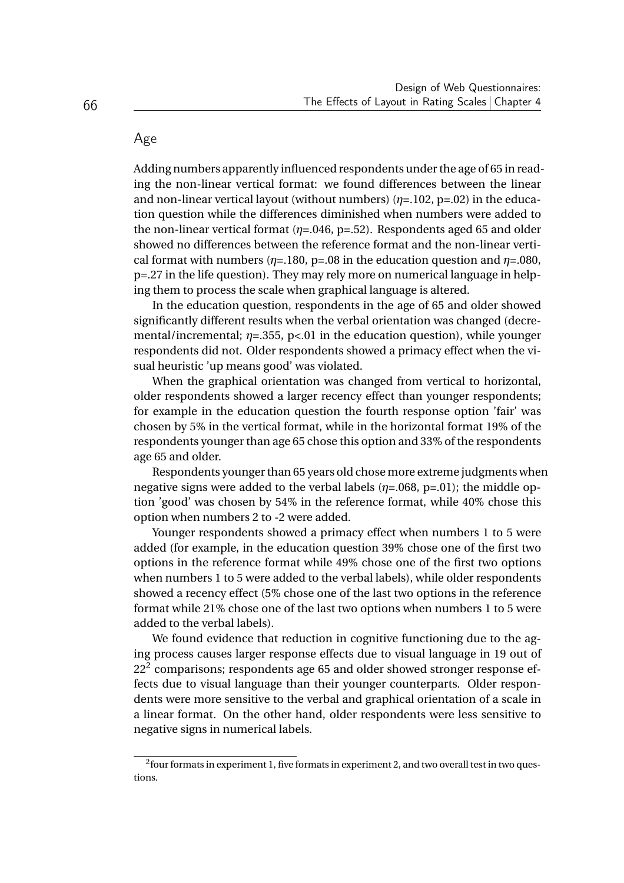## Age

Adding numbers apparently influenced respondents under the age of 65 in reading the non-linear vertical format: we found differences between the linear and non-linear vertical layout (without numbers) ($\eta$=.102, p=.02) in the education question while the differences diminished when numbers were added to the non-linear vertical format ($\eta$=.046, p=.52). Respondents aged 65 and older showed no differences between the reference format and the non-linear vertical format with numbers ($\eta$=.180, p=.08 in the education question and $\eta$=.080, p=.27 in the life question). They may rely more on numerical language in helping them to process the scale when graphical language is altered.

In the education question, respondents in the age of 65 and older showed significantly different results when the verbal orientation was changed (decremental/incremental; $\eta$=.355, p<.01 in the education question), while younger respondents did not. Older respondents showed a primacy effect when the visual heuristic 'up means good' was violated.

When the graphical orientation was changed from vertical to horizontal, older respondents showed a larger recency effect than younger respondents; for example in the education question the fourth response option 'fair' was chosen by 5% in the vertical format, while in the horizontal format 19% of the respondents younger than age 65 chose this option and 33% of the respondents age 65 and older.

Respondents younger than 65 years old chose more extreme judgments when negative signs were added to the verbal labels ($\eta$=.068, p=.01); the middle option 'good' was chosen by 54% in the reference format, while 40% chose this option when numbers 2 to -2 were added.

Younger respondents showed a primacy effect when numbers 1 to 5 were added (for example, in the education question 39% chose one of the first two options in the reference format while 49% chose one of the first two options when numbers 1 to 5 were added to the verbal labels), while older respondents showed a recency effect (5% chose one of the last two options in the reference format while 21% chose one of the last two options when numbers 1 to 5 were added to the verbal labels).

We found evidence that reduction in cognitive functioning due to the aging process causes larger response effects due to visual language in 19 out of 22[2] comparisons; respondents age 65 and older showed stronger response effects due to visual language than their younger counterparts. Older respondents were more sensitive to the verbal and graphical orientation of a scale in a linear format. On the other hand, older respondents were less sensitive to negative signs in numerical labels.

[2] four formats in experiment 1, five formats in experiment 2, and two overall test in two questions.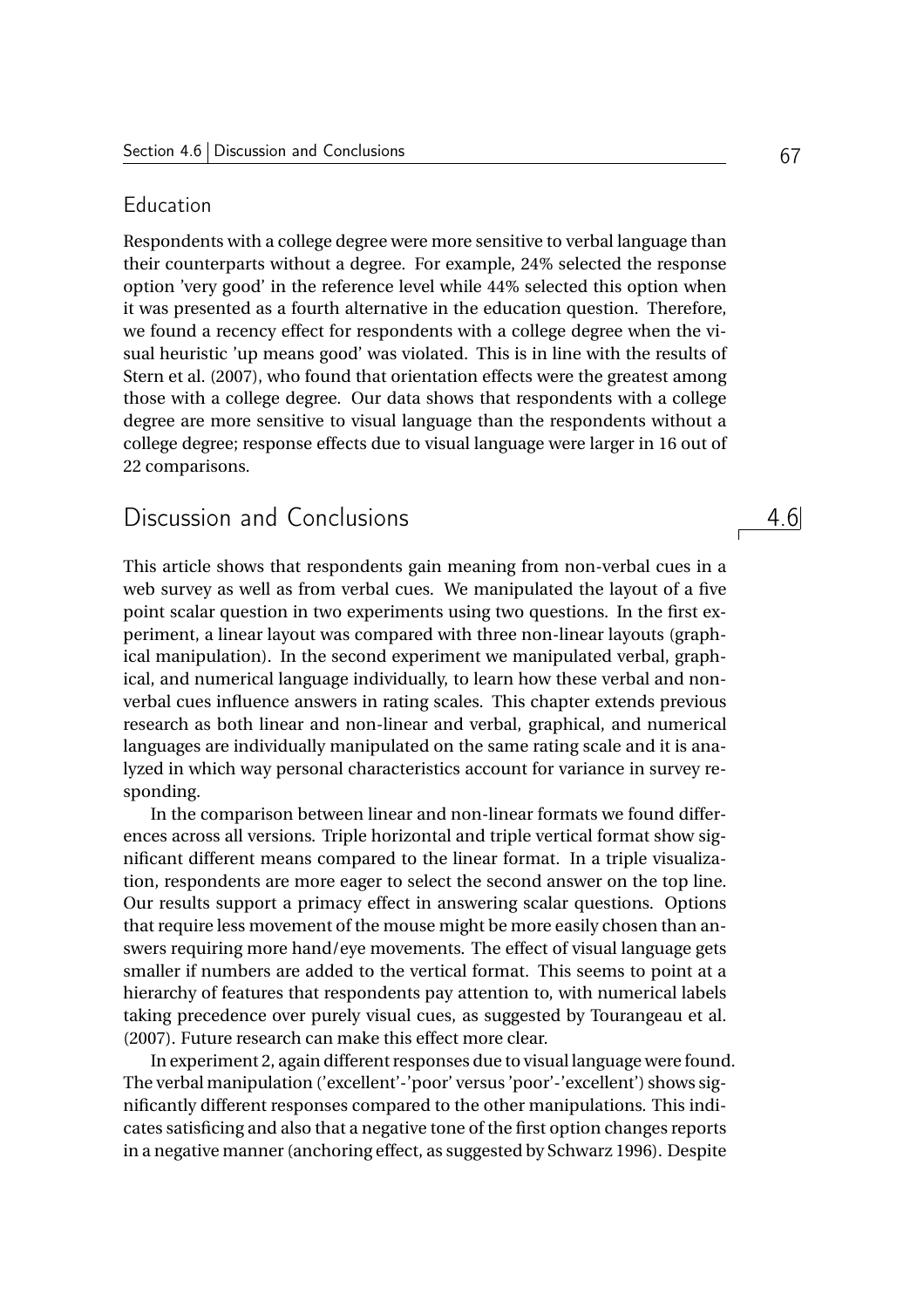### Education

Respondents with a college degree were more sensitive to verbal language than their counterparts without a degree. For example, 24% selected the response option 'very good' in the reference level while 44% selected this option when it was presented as a fourth alternative in the education question. Therefore, we found a recency effect for respondents with a college degree when the visual heuristic 'up means good' was violated. This is in line with the results of Stern et al. (2007), who found that orientation effects were the greatest among those with a college degree. Our data shows that respondents with a college degree are more sensitive to visual language than the respondents without a college degree; response effects due to visual language were larger in 16 out of 22 comparisons.

## 4.6 Discussion and Conclusions

This article shows that respondents gain meaning from non-verbal cues in a web survey as well as from verbal cues. We manipulated the layout of a five point scalar question in two experiments using two questions. In the first experiment, a linear layout was compared with three non-linear layouts (graphical manipulation). In the second experiment we manipulated verbal, graphical, and numerical language individually, to learn how these verbal and nonverbal cues influence answers in rating scales. This chapter extends previous research as both linear and non-linear and verbal, graphical, and numerical languages are individually manipulated on the same rating scale and it is analyzed in which way personal characteristics account for variance in survey responding.

In the comparison between linear and non-linear formats we found differences across all versions. Triple horizontal and triple vertical format show significant different means compared to the linear format. In a triple visualization, respondents are more eager to select the second answer on the top line. Our results support a primacy effect in answering scalar questions. Options that require less movement of the mouse might be more easily chosen than answers requiring more hand/eye movements. The effect of visual language gets smaller if numbers are added to the vertical format. This seems to point at a hierarchy of features that respondents pay attention to, with numerical labels taking precedence over purely visual cues, as suggested by Tourangeau et al. (2007). Future research can make this effect more clear.

In experiment 2, again different responses due to visual language were found. The verbal manipulation ('excellent'-'poor' versus 'poor'-'excellent') shows significantly different responses compared to the other manipulations. This indicates satisficing and also that a negative tone of the first option changes reports in a negative manner (anchoring effect, as suggested by Schwarz 1996). Despite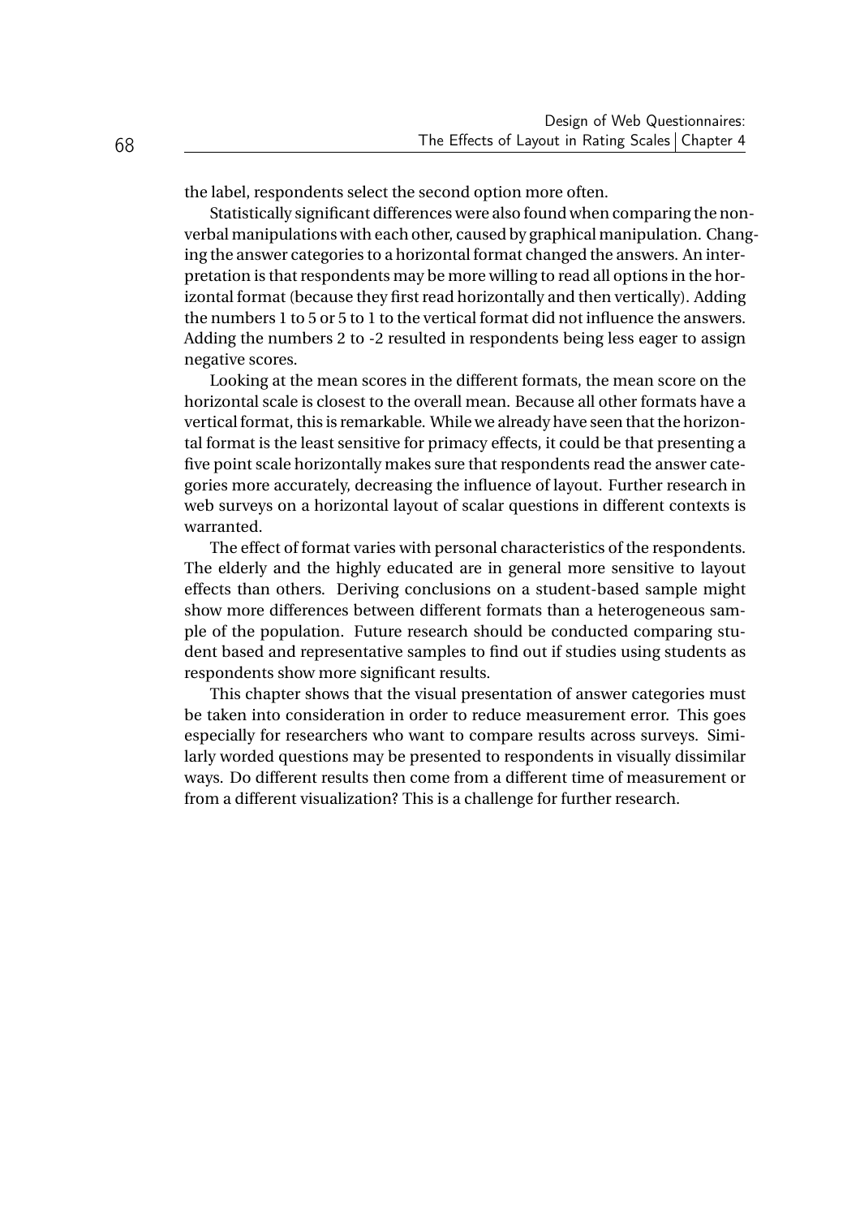the label, respondents select the second option more often.

Statistically significant differences were also found when comparing the nonverbal manipulations with each other, caused by graphical manipulation. Changing the answer categories to a horizontal format changed the answers. An interpretation is that respondents may be more willing to read all options in the horizontal format (because they first read horizontally and then vertically). Adding the numbers 1 to 5 or 5 to 1 to the vertical format did not influence the answers. Adding the numbers 2 to -2 resulted in respondents being less eager to assign negative scores.

Looking at the mean scores in the different formats, the mean score on the horizontal scale is closest to the overall mean. Because all other formats have a vertical format, this is remarkable. While we already have seen that the horizontal format is the least sensitive for primacy effects, it could be that presenting a five point scale horizontally makes sure that respondents read the answer categories more accurately, decreasing the influence of layout. Further research in web surveys on a horizontal layout of scalar questions in different contexts is warranted.

The effect of format varies with personal characteristics of the respondents. The elderly and the highly educated are in general more sensitive to layout effects than others. Deriving conclusions on a student-based sample might show more differences between different formats than a heterogeneous sample of the population. Future research should be conducted comparing student based and representative samples to find out if studies using students as respondents show more significant results.

This chapter shows that the visual presentation of answer categories must be taken into consideration in order to reduce measurement error. This goes especially for researchers who want to compare results across surveys. Similarly worded questions may be presented to respondents in visually dissimilar ways. Do different results then come from a different time of measurement or from a different visualization? This is a challenge for further research.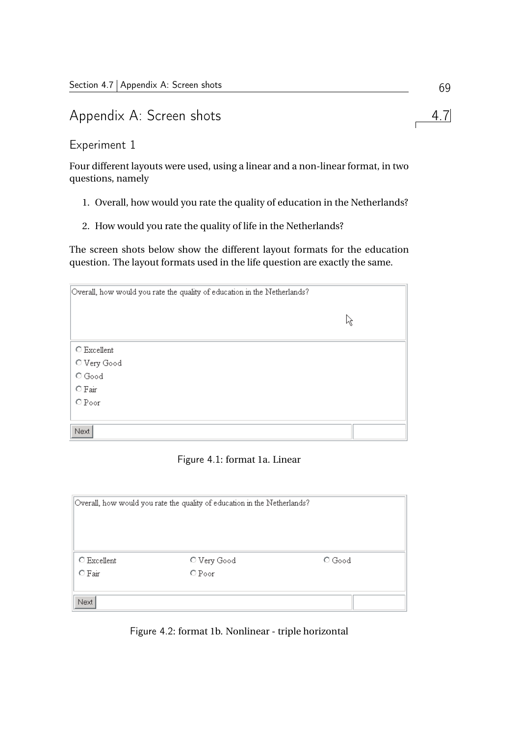## 4.7 Appendix A: Screen shots

### Experiment 1

Four different layouts were used, using a linear and a non-linear format, in two questions, namely

1. Overall, how would you rate the quality of education in the Netherlands?
2. How would you rate the quality of life in the Netherlands?

The screen shots below show the different layout formats for the education question. The layout formats used in the life question are exactly the same.

Overall, how would you rate the quality of education in the Netherlands?

- ○ Excellent
- ○ Very Good
- ○ Good
- ○ Fair
- ○ Poor

Next

Figure 4.1: format 1a. Linear

Overall, how would you rate the quality of education in the Netherlands?

| | | |
|---|---|---|
| ○ Excellent | ○ Very Good | ○ Good |
| ○ Fair | ○ Poor | |

Next

Figure 4.2: format 1b. Nonlinear - triple horizontal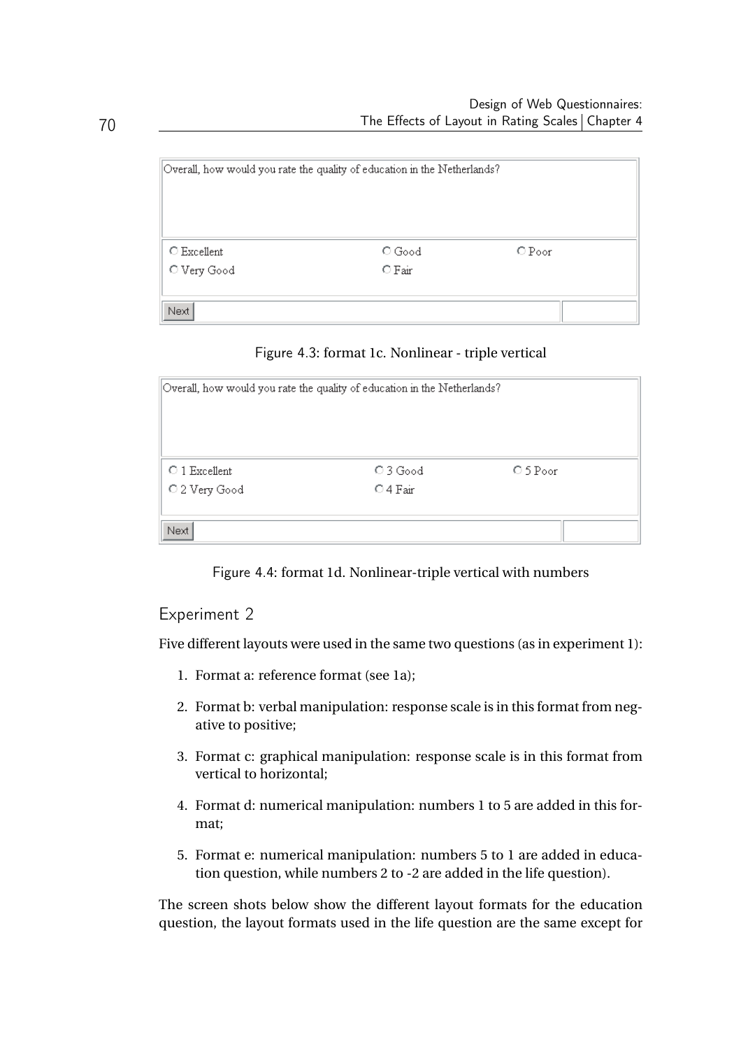Overall, how would you rate the quality of education in the Netherlands?

○ Excellent ○ Good ○ Poor
○ Very Good ○ Fair

Next

Figure 4.3: format 1c. Nonlinear - triple vertical

Overall, how would you rate the quality of education in the Netherlands?

○ 1 Excellent ○ 3 Good ○ 5 Poor
○ 2 Very Good ○ 4 Fair

Next

Figure 4.4: format 1d. Nonlinear-triple vertical with numbers

## Experiment 2

Five different layouts were used in the same two questions (as in experiment 1):

1. Format a: reference format (see 1a);
2. Format b: verbal manipulation: response scale is in this format from negative to positive;
3. Format c: graphical manipulation: response scale is in this format from vertical to horizontal;
4. Format d: numerical manipulation: numbers 1 to 5 are added in this format;
5. Format e: numerical manipulation: numbers 5 to 1 are added in education question, while numbers 2 to -2 are added in the life question).

The screen shots below show the different layout formats for the education question, the layout formats used in the life question are the same except for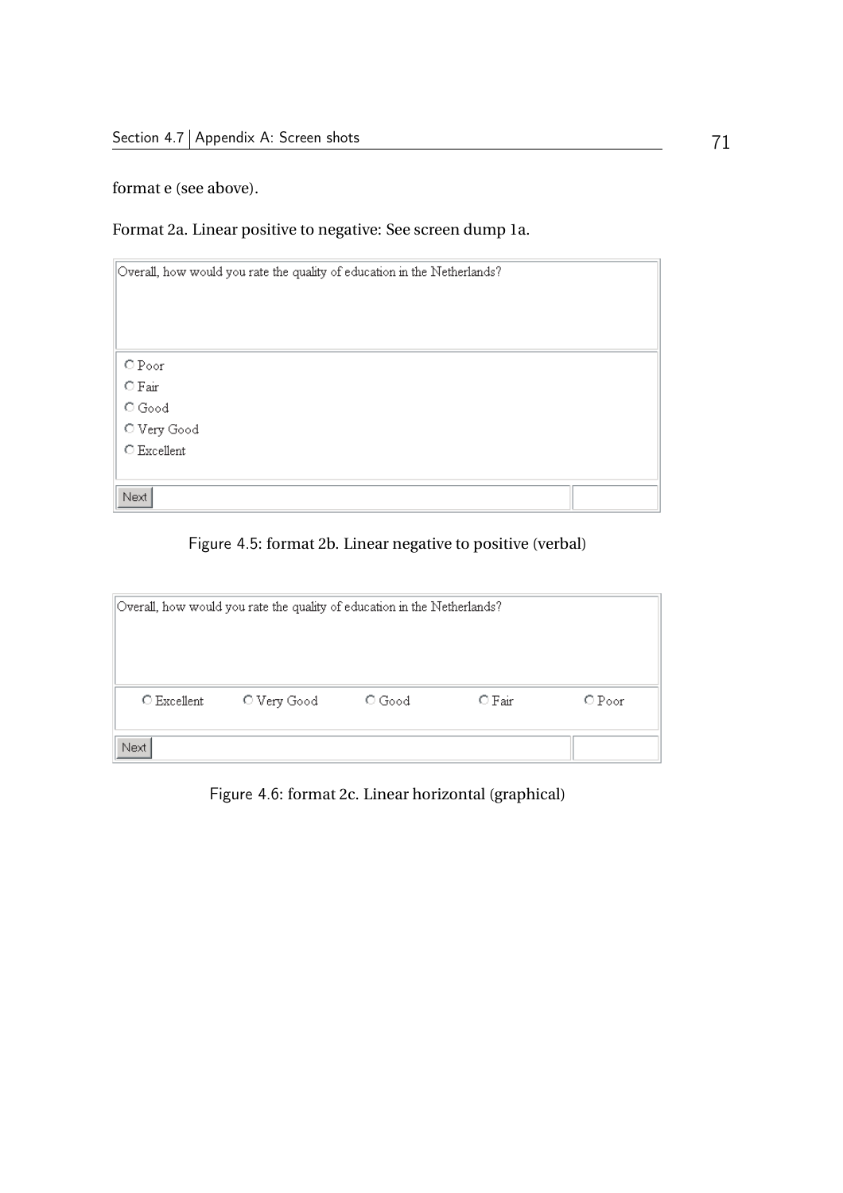format e (see above).

Format 2a. Linear positive to negative: See screen dump 1a.

Overall, how would you rate the quality of education in the Netherlands?

- ○ Poor
- ○ Fair
- ○ Good
- ○ Very Good
- ○ Excellent

Next

Figure 4.5: format 2b. Linear negative to positive (verbal)

Overall, how would you rate the quality of education in the Netherlands?

○ Excellent ○ Very Good ○ Good ○ Fair ○ Poor

Next

Figure 4.6: format 2c. Linear horizontal (graphical)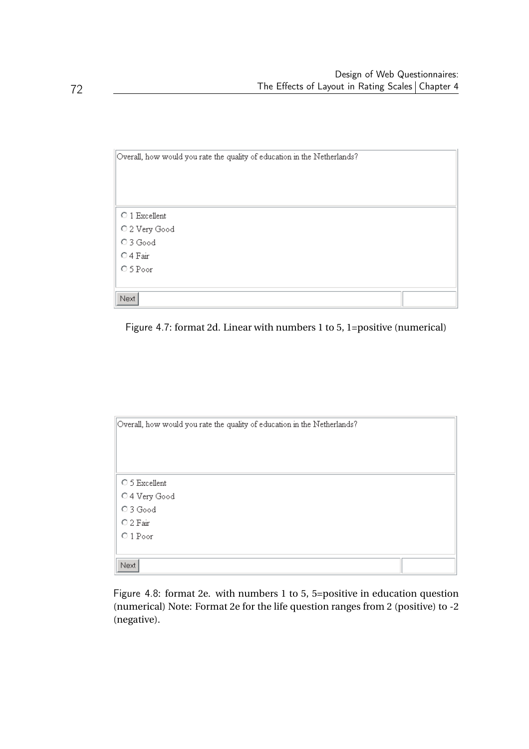Overall, how would you rate the quality of education in the Netherlands?

- ○ 1 Excellent
- ○ 2 Very Good
- ○ 3 Good
- ○ 4 Fair
- ○ 5 Poor

Next

Figure 4.7: format 2d. Linear with numbers 1 to 5, 1=positive (numerical)

Overall, how would you rate the quality of education in the Netherlands?

- ○ 5 Excellent
- ○ 4 Very Good
- ○ 3 Good
- ○ 2 Fair
- ○ 1 Poor

Next

Figure 4.8: format 2e. with numbers 1 to 5, 5=positive in education question (numerical) Note: Format 2e for the life question ranges from 2 (positive) to -2 (negative).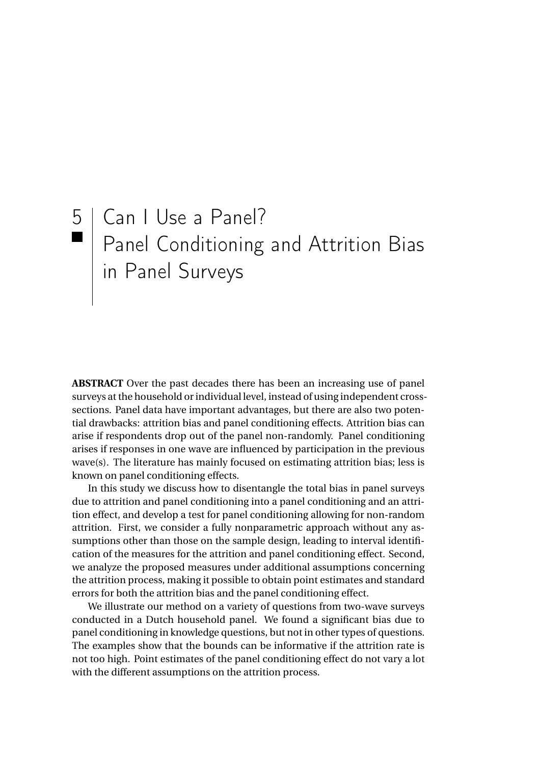# 5 Can I Use a Panel? Panel Conditioning and Attrition Bias in Panel Surveys

**ABSTRACT** Over the past decades there has been an increasing use of panel surveys at the household or individual level, instead of using independent cross-sections. Panel data have important advantages, but there are also two potential drawbacks: attrition bias and panel conditioning effects. Attrition bias can arise if respondents drop out of the panel non-randomly. Panel conditioning arises if responses in one wave are influenced by participation in the previous wave(s). The literature has mainly focused on estimating attrition bias; less is known on panel conditioning effects.

In this study we discuss how to disentangle the total bias in panel surveys due to attrition and panel conditioning into a panel conditioning and an attrition effect, and develop a test for panel conditioning allowing for non-random attrition. First, we consider a fully nonparametric approach without any assumptions other than those on the sample design, leading to interval identification of the measures for the attrition and panel conditioning effect. Second, we analyze the proposed measures under additional assumptions concerning the attrition process, making it possible to obtain point estimates and standard errors for both the attrition bias and the panel conditioning effect.

We illustrate our method on a variety of questions from two-wave surveys conducted in a Dutch household panel. We found a significant bias due to panel conditioning in knowledge questions, but not in other types of questions. The examples show that the bounds can be informative if the attrition rate is not too high. Point estimates of the panel conditioning effect do not vary a lot with the different assumptions on the attrition process.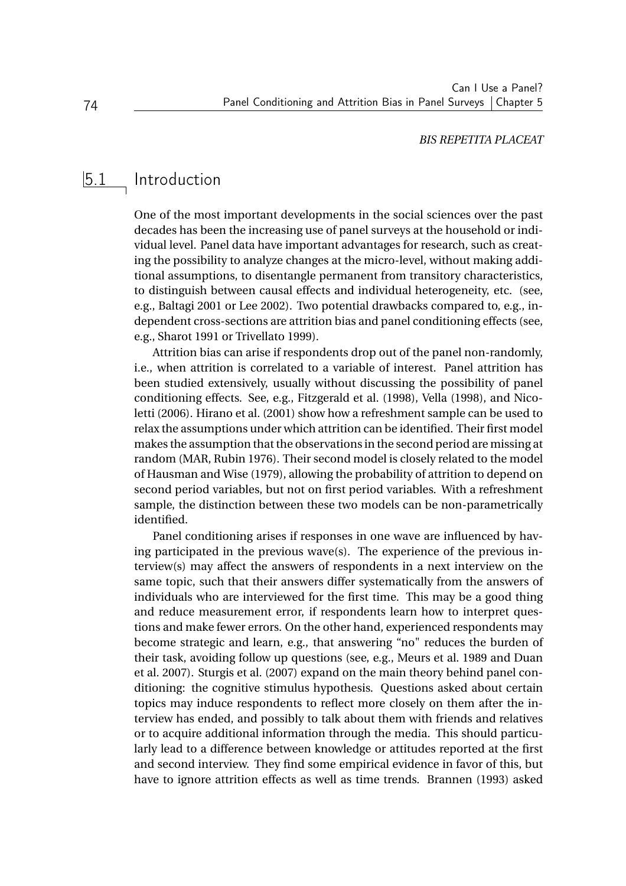*BIS REPETITA PLACEAT*

## 5.1 Introduction

One of the most important developments in the social sciences over the past decades has been the increasing use of panel surveys at the household or individual level. Panel data have important advantages for research, such as creating the possibility to analyze changes at the micro-level, without making additional assumptions, to disentangle permanent from transitory characteristics, to distinguish between causal effects and individual heterogeneity, etc. (see, e.g., Baltagi 2001 or Lee 2002). Two potential drawbacks compared to, e.g., independent cross-sections are attrition bias and panel conditioning effects (see, e.g., Sharot 1991 or Trivellato 1999).

Attrition bias can arise if respondents drop out of the panel non-randomly, i.e., when attrition is correlated to a variable of interest. Panel attrition has been studied extensively, usually without discussing the possibility of panel conditioning effects. See, e.g., Fitzgerald et al. (1998), Vella (1998), and Nicoletti (2006). Hirano et al. (2001) show how a refreshment sample can be used to relax the assumptions under which attrition can be identified. Their first model makes the assumption that the observations in the second period are missing at random (MAR, Rubin 1976). Their second model is closely related to the model of Hausman and Wise (1979), allowing the probability of attrition to depend on second period variables, but not on first period variables. With a refreshment sample, the distinction between these two models can be non-parametrically identified.

Panel conditioning arises if responses in one wave are influenced by having participated in the previous wave(s). The experience of the previous interview(s) may affect the answers of respondents in a next interview on the same topic, such that their answers differ systematically from the answers of individuals who are interviewed for the first time. This may be a good thing and reduce measurement error, if respondents learn how to interpret questions and make fewer errors. On the other hand, experienced respondents may become strategic and learn, e.g., that answering "no" reduces the burden of their task, avoiding follow up questions (see, e.g., Meurs et al. 1989 and Duan et al. 2007). Sturgis et al. (2007) expand on the main theory behind panel conditioning: the cognitive stimulus hypothesis. Questions asked about certain topics may induce respondents to reflect more closely on them after the interview has ended, and possibly to talk about them with friends and relatives or to acquire additional information through the media. This should particularly lead to a difference between knowledge or attitudes reported at the first and second interview. They find some empirical evidence in favor of this, but have to ignore attrition effects as well as time trends. Brannen (1993) asked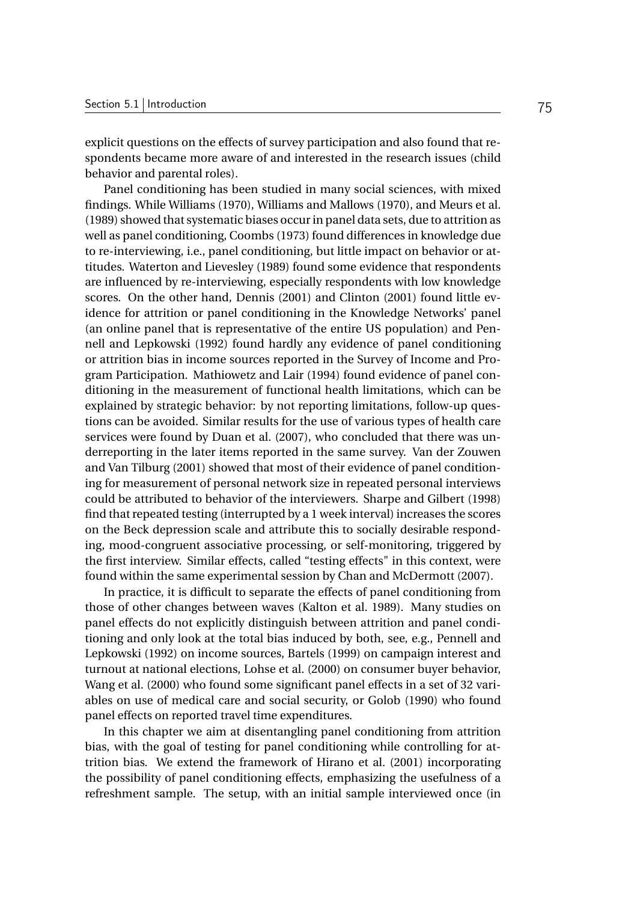explicit questions on the effects of survey participation and also found that respondents became more aware of and interested in the research issues (child behavior and parental roles).

Panel conditioning has been studied in many social sciences, with mixed findings. While Williams (1970), Williams and Mallows (1970), and Meurs et al. (1989) showed that systematic biases occur in panel data sets, due to attrition as well as panel conditioning, Coombs (1973) found differences in knowledge due to re-interviewing, i.e., panel conditioning, but little impact on behavior or attitudes. Waterton and Lievesley (1989) found some evidence that respondents are influenced by re-interviewing, especially respondents with low knowledge scores. On the other hand, Dennis (2001) and Clinton (2001) found little evidence for attrition or panel conditioning in the Knowledge Networks' panel (an online panel that is representative of the entire US population) and Pennell and Lepkowski (1992) found hardly any evidence of panel conditioning or attrition bias in income sources reported in the Survey of Income and Program Participation. Mathiowetz and Lair (1994) found evidence of panel conditioning in the measurement of functional health limitations, which can be explained by strategic behavior: by not reporting limitations, follow-up questions can be avoided. Similar results for the use of various types of health care services were found by Duan et al. (2007), who concluded that there was underreporting in the later items reported in the same survey. Van der Zouwen and Van Tilburg (2001) showed that most of their evidence of panel conditioning for measurement of personal network size in repeated personal interviews could be attributed to behavior of the interviewers. Sharpe and Gilbert (1998) find that repeated testing (interrupted by a 1 week interval) increases the scores on the Beck depression scale and attribute this to socially desirable responding, mood-congruent associative processing, or self-monitoring, triggered by the first interview. Similar effects, called "testing effects" in this context, were found within the same experimental session by Chan and McDermott (2007).

In practice, it is difficult to separate the effects of panel conditioning from those of other changes between waves (Kalton et al. 1989). Many studies on panel effects do not explicitly distinguish between attrition and panel conditioning and only look at the total bias induced by both, see, e.g., Pennell and Lepkowski (1992) on income sources, Bartels (1999) on campaign interest and turnout at national elections, Lohse et al. (2000) on consumer buyer behavior, Wang et al. (2000) who found some significant panel effects in a set of 32 variables on use of medical care and social security, or Golob (1990) who found panel effects on reported travel time expenditures.

In this chapter we aim at disentangling panel conditioning from attrition bias, with the goal of testing for panel conditioning while controlling for attrition bias. We extend the framework of Hirano et al. (2001) incorporating the possibility of panel conditioning effects, emphasizing the usefulness of a refreshment sample. The setup, with an initial sample interviewed once (in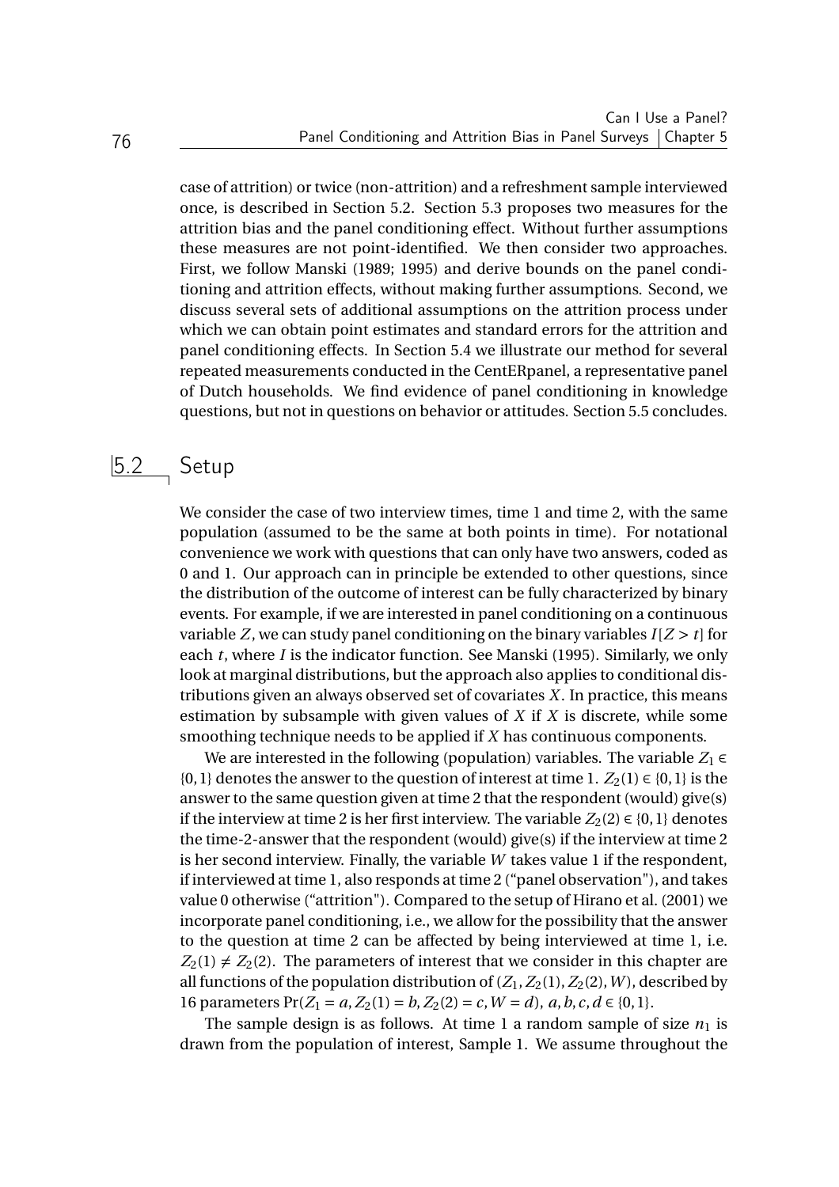case of attrition) or twice (non-attrition) and a refreshment sample interviewed once, is described in Section 5.2. Section 5.3 proposes two measures for the attrition bias and the panel conditioning effect. Without further assumptions these measures are not point-identified. We then consider two approaches. First, we follow Manski (1989; 1995) and derive bounds on the panel conditioning and attrition effects, without making further assumptions. Second, we discuss several sets of additional assumptions on the attrition process under which we can obtain point estimates and standard errors for the attrition and panel conditioning effects. In Section 5.4 we illustrate our method for several repeated measurements conducted in the CentERpanel, a representative panel of Dutch households. We find evidence of panel conditioning in knowledge questions, but not in questions on behavior or attitudes. Section 5.5 concludes.

## 5.2 Setup

We consider the case of two interview times, time 1 and time 2, with the same population (assumed to be the same at both points in time). For notational convenience we work with questions that can only have two answers, coded as 0 and 1. Our approach can in principle be extended to other questions, since the distribution of the outcome of interest can be fully characterized by binary events. For example, if we are interested in panel conditioning on a continuous variable $Z$, we can study panel conditioning on the binary variables $I[Z > t]$ for each $t$, where $I$ is the indicator function. See Manski (1995). Similarly, we only look at marginal distributions, but the approach also applies to conditional distributions given an always observed set of covariates $X$. In practice, this means estimation by subsample with given values of $X$ if $X$ is discrete, while some smoothing technique needs to be applied if $X$ has continuous components.

We are interested in the following (population) variables. The variable $Z_1 \in \{0,1\}$ denotes the answer to the question of interest at time 1. $Z_2(1) \in \{0,1\}$ is the answer to the same question given at time 2 that the respondent (would) give(s) if the interview at time 2 is her first interview. The variable $Z_2(2) \in \{0,1\}$ denotes the time-2-answer that the respondent (would) give(s) if the interview at time 2 is her second interview. Finally, the variable $W$ takes value 1 if the respondent, if interviewed at time 1, also responds at time 2 ("panel observation"), and takes value 0 otherwise ("attrition"). Compared to the setup of Hirano et al. (2001) we incorporate panel conditioning, i.e., we allow for the possibility that the answer to the question at time 2 can be affected by being interviewed at time 1, i.e. $Z_2(1) \neq Z_2(2)$. The parameters of interest that we consider in this chapter are all functions of the population distribution of $(Z_1, Z_2(1), Z_2(2), W)$, described by 16 parameters $\Pr(Z_1 = a, Z_2(1) = b, Z_2(2) = c, W = d)$, $a, b, c, d \in \{0,1\}$.

The sample design is as follows. At time 1 a random sample of size $n_1$ is drawn from the population of interest, Sample 1. We assume throughout the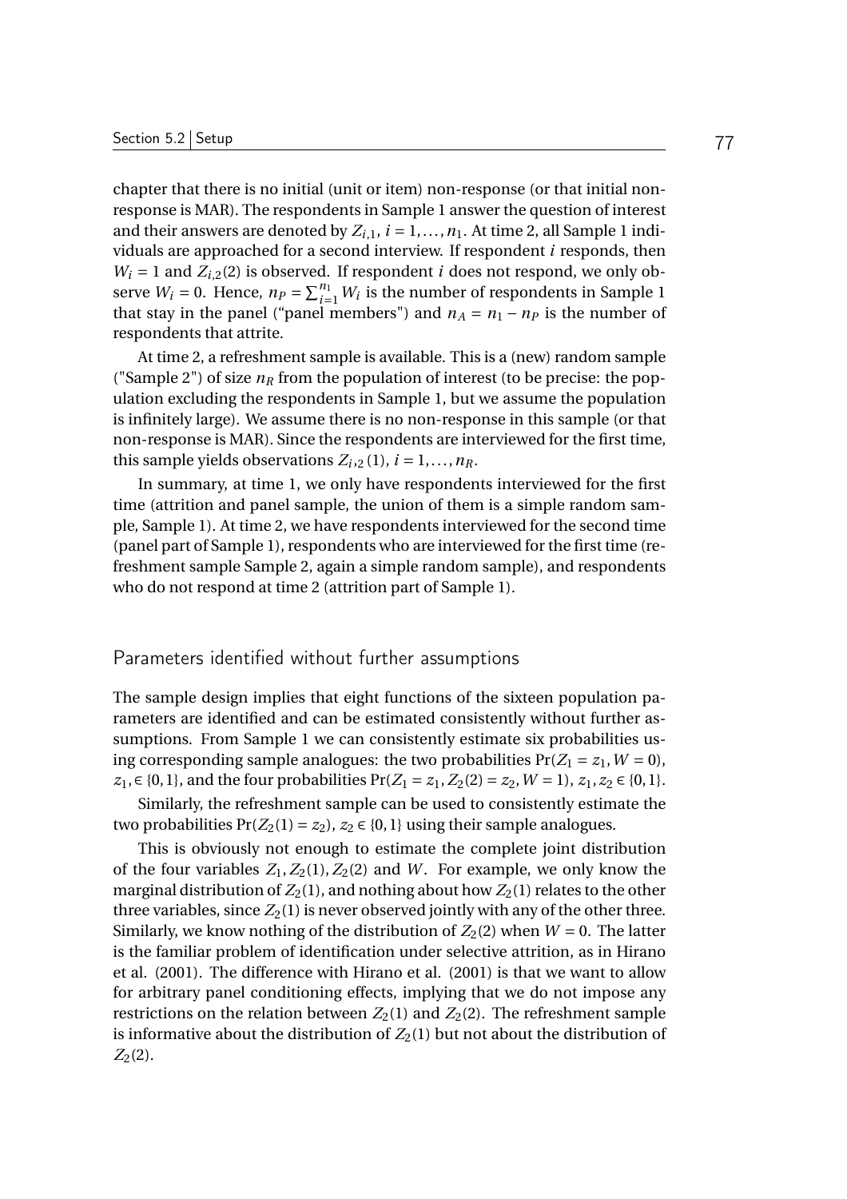chapter that there is no initial (unit or item) non-response (or that initial non-response is MAR). The respondents in Sample 1 answer the question of interest and their answers are denoted by $Z_{i,1}$, $i = 1, \ldots, n_1$. At time 2, all Sample 1 individuals are approached for a second interview. If respondent $i$ responds, then $W_i = 1$ and $Z_{i,2}(2)$ is observed. If respondent $i$ does not respond, we only observe $W_i = 0$. Hence, $n_P = \sum_{i=1}^{n_1} W_i$ is the number of respondents in Sample 1 that stay in the panel ("panel members") and $n_A = n_1 - n_P$ is the number of respondents that attrite.

At time 2, a refreshment sample is available. This is a (new) random sample ("Sample 2") of size $n_R$ from the population of interest (to be precise: the population excluding the respondents in Sample 1, but we assume the population is infinitely large). We assume there is no non-response in this sample (or that non-response is MAR). Since the respondents are interviewed for the first time, this sample yields observations $Z_{i,2}(1)$, $i = 1, \ldots, n_R$.

In summary, at time 1, we only have respondents interviewed for the first time (attrition and panel sample, the union of them is a simple random sample, Sample 1). At time 2, we have respondents interviewed for the second time (panel part of Sample 1), respondents who are interviewed for the first time (refreshment sample Sample 2, again a simple random sample), and respondents who do not respond at time 2 (attrition part of Sample 1).

### Parameters identified without further assumptions

The sample design implies that eight functions of the sixteen population parameters are identified and can be estimated consistently without further assumptions. From Sample 1 we can consistently estimate six probabilities using corresponding sample analogues: the two probabilities $\Pr(Z_1 = z_1, W = 0)$, $z_1, \in \{0,1\}$, and the four probabilities $\Pr(Z_1 = z_1, Z_2(2) = z_2, W = 1)$, $z_1, z_2 \in \{0,1\}$.

Similarly, the refreshment sample can be used to consistently estimate the two probabilities $\Pr(Z_2(1) = z_2)$, $z_2 \in \{0,1\}$ using their sample analogues.

This is obviously not enough to estimate the complete joint distribution of the four variables $Z_1, Z_2(1), Z_2(2)$ and $W$. For example, we only know the marginal distribution of $Z_2(1)$, and nothing about how $Z_2(1)$ relates to the other three variables, since $Z_2(1)$ is never observed jointly with any of the other three. Similarly, we know nothing of the distribution of $Z_2(2)$ when $W = 0$. The latter is the familiar problem of identification under selective attrition, as in Hirano et al. (2001). The difference with Hirano et al. (2001) is that we want to allow for arbitrary panel conditioning effects, implying that we do not impose any restrictions on the relation between $Z_2(1)$ and $Z_2(2)$. The refreshment sample is informative about the distribution of $Z_2(1)$ but not about the distribution of $Z_2(2)$.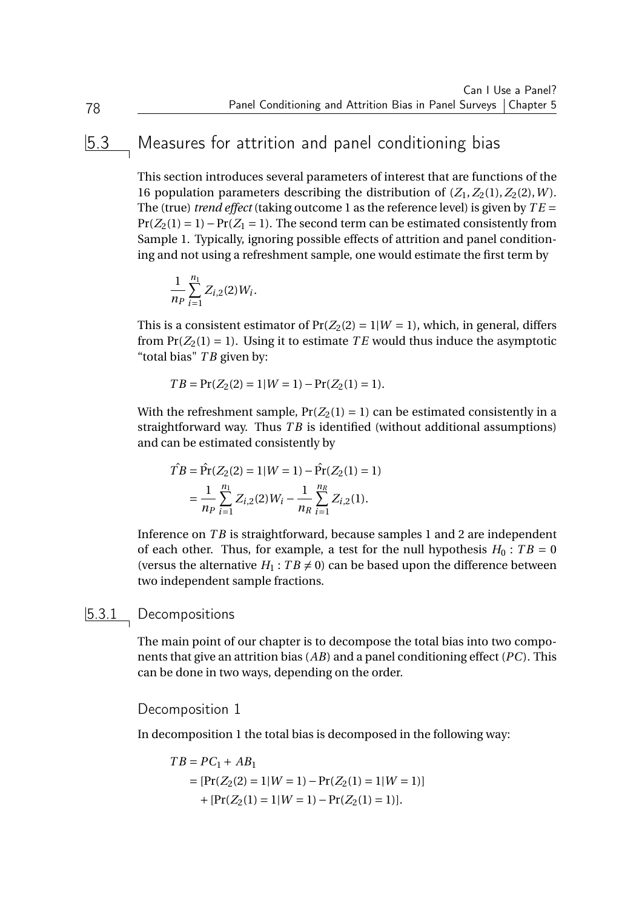## 5.3 Measures for attrition and panel conditioning bias

This section introduces several parameters of interest that are functions of the 16 population parameters describing the distribution of $(Z_1, Z_2(1), Z_2(2), W)$. The (true) *trend effect* (taking outcome 1 as the reference level) is given by $TE = \Pr(Z_2(1) = 1) - \Pr(Z_1 = 1)$. The second term can be estimated consistently from Sample 1. Typically, ignoring possible effects of attrition and panel conditioning and not using a refreshment sample, one would estimate the first term by

$$\frac{1}{n_P} \sum_{i=1}^{n_1} Z_{i,2}(2) W_i.$$

This is a consistent estimator of $\Pr(Z_2(2) = 1|W = 1)$, which, in general, differs from $\Pr(Z_2(1) = 1)$. Using it to estimate $TE$ would thus induce the asymptotic "total bias" $TB$ given by:

$$TB = \Pr(Z_2(2) = 1|W = 1) - \Pr(Z_2(1) = 1).$$

With the refreshment sample, $\Pr(Z_2(1) = 1)$ can be estimated consistently in a straightforward way. Thus $TB$ is identified (without additional assumptions) and can be estimated consistently by

$$\begin{aligned}
\hat{TB} &= \hat{\Pr}(Z_2(2) = 1|W = 1) - \hat{\Pr}(Z_2(1) = 1) \\
&= \frac{1}{n_P} \sum_{i=1}^{n_1} Z_{i,2}(2) W_i - \frac{1}{n_R} \sum_{i=1}^{n_R} Z_{i,2}(1).
\end{aligned}$$

Inference on $TB$ is straightforward, because samples 1 and 2 are independent of each other. Thus, for example, a test for the null hypothesis $H_0 : TB = 0$ (versus the alternative $H_1 : TB \neq 0$) can be based upon the difference between two independent sample fractions.

### 5.3.1 Decompositions

The main point of our chapter is to decompose the total bias into two components that give an attrition bias ($AB$) and a panel conditioning effect ($PC$). This can be done in two ways, depending on the order.

#### Decomposition 1

In decomposition 1 the total bias is decomposed in the following way:

$$\begin{aligned}
TB &= PC_1 + AB_1 \\
&= [\Pr(Z_2(2) = 1|W = 1) - \Pr(Z_2(1) = 1|W = 1)] \\
&\quad + [\Pr(Z_2(1) = 1|W = 1) - \Pr(Z_2(1) = 1)].
\end{aligned}$$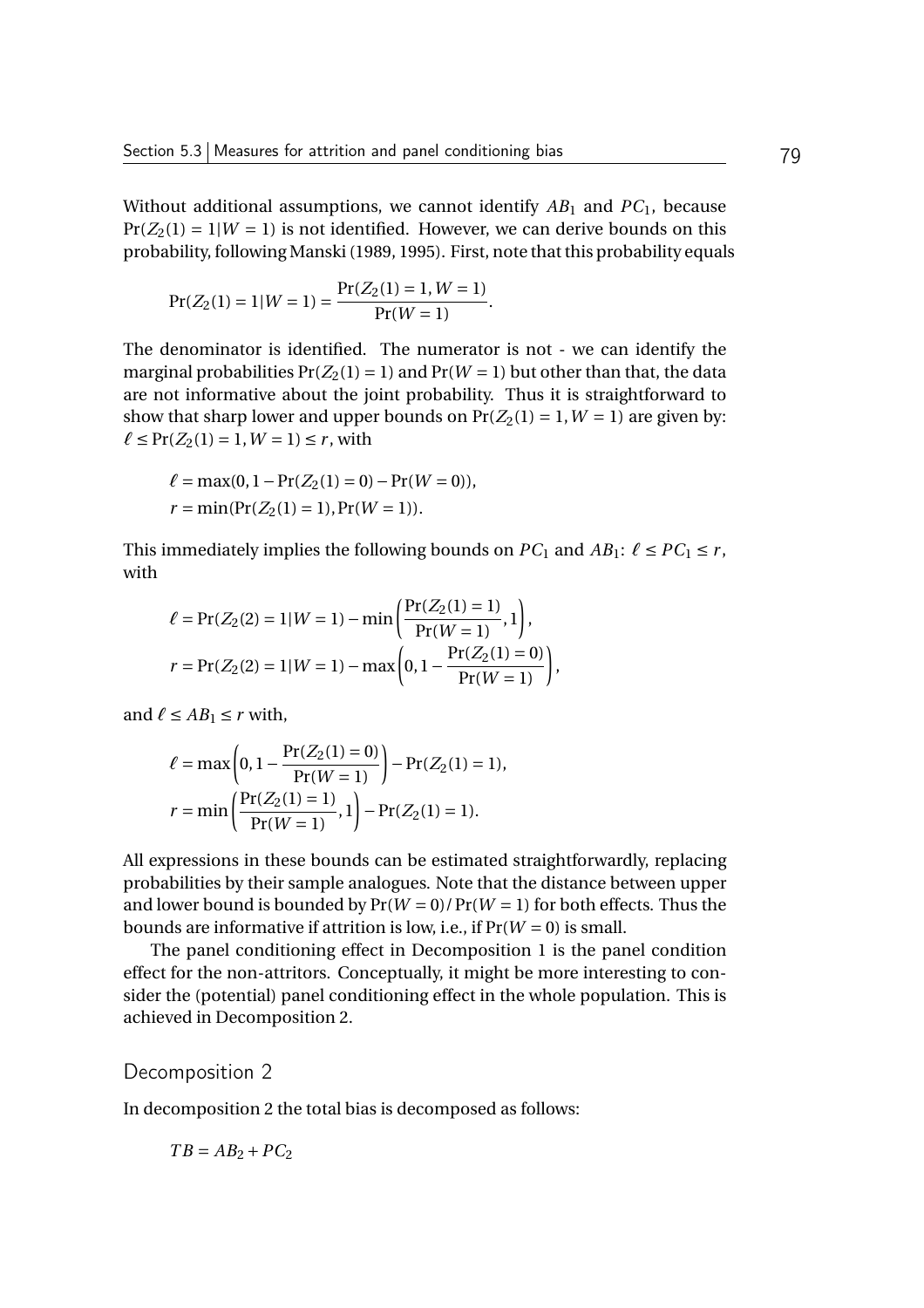Without additional assumptions, we cannot identify $AB_1$ and $PC_1$, because $\Pr(Z_2(1) = 1|W = 1)$ is not identified. However, we can derive bounds on this probability, following Manski (1989, 1995). First, note that this probability equals

$$\Pr(Z_2(1) = 1|W = 1) = \frac{\Pr(Z_2(1) = 1, W = 1)}{\Pr(W = 1)}.$$

The denominator is identified. The numerator is not - we can identify the marginal probabilities $\Pr(Z_2(1) = 1)$ and $\Pr(W = 1)$ but other than that, the data are not informative about the joint probability. Thus it is straightforward to show that sharp lower and upper bounds on $\Pr(Z_2(1) = 1, W = 1)$ are given by: $\ell \leq \Pr(Z_2(1) = 1, W = 1) \leq r$, with

$$\ell = \max(0, 1 - \Pr(Z_2(1) = 0) - \Pr(W = 0)),$$
$$r = \min(\Pr(Z_2(1) = 1), \Pr(W = 1)).$$

This immediately implies the following bounds on $PC_1$ and $AB_1$: $\ell \leq PC_1 \leq r$, with

$$\ell = \Pr(Z_2(2) = 1|W = 1) - \min\left(\frac{\Pr(Z_2(1) = 1)}{\Pr(W = 1)}, 1\right),$$
$$r = \Pr(Z_2(2) = 1|W = 1) - \max\left(0, 1 - \frac{\Pr(Z_2(1) = 0)}{\Pr(W = 1)}\right),$$

and $\ell \leq AB_1 \leq r$ with,

$$\ell = \max\left(0, 1 - \frac{\Pr(Z_2(1) = 0)}{\Pr(W = 1)}\right) - \Pr(Z_2(1) = 1),$$
$$r = \min\left(\frac{\Pr(Z_2(1) = 1)}{\Pr(W = 1)}, 1\right) - \Pr(Z_2(1) = 1).$$

All expressions in these bounds can be estimated straightforwardly, replacing probabilities by their sample analogues. Note that the distance between upper and lower bound is bounded by $\Pr(W = 0)/\Pr(W = 1)$ for both effects. Thus the bounds are informative if attrition is low, i.e., if $\Pr(W = 0)$ is small.

The panel conditioning effect in Decomposition 1 is the panel condition effect for the non-attritors. Conceptually, it might be more interesting to consider the (potential) panel conditioning effect in the whole population. This is achieved in Decomposition 2.

### Decomposition 2

In decomposition 2 the total bias is decomposed as follows:

$$TB = AB_2 + PC_2$$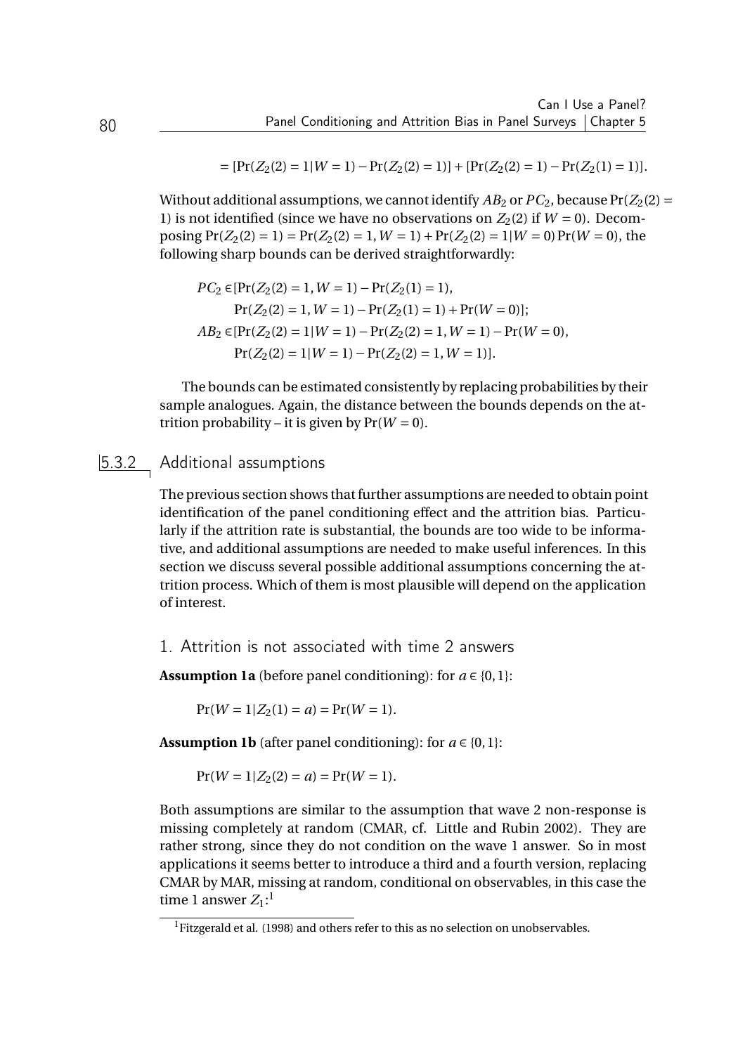$$= [\Pr(Z_2(2) = 1|W = 1) - \Pr(Z_2(2) = 1)] + [\Pr(Z_2(2) = 1) - \Pr(Z_2(1) = 1)].$$

Without additional assumptions, we cannot identify $AB_2$ or $PC_2$, because $\Pr(Z_2(2) = 1)$ is not identified (since we have no observations on $Z_2(2)$ if $W = 0$). Decomposing $\Pr(Z_2(2) = 1) = \Pr(Z_2(2) = 1, W = 1) + \Pr(Z_2(2) = 1|W = 0)\Pr(W = 0)$, the following sharp bounds can be derived straightforwardly:

$$\begin{aligned}
PC_2 \in &[\Pr(Z_2(2) = 1, W = 1) - \Pr(Z_2(1) = 1), \\
&\Pr(Z_2(2) = 1, W = 1) - \Pr(Z_2(1) = 1) + \Pr(W = 0)]; \\
AB_2 \in &[\Pr(Z_2(2) = 1|W = 1) - \Pr(Z_2(2) = 1, W = 1) - \Pr(W = 0), \\
&\Pr(Z_2(2) = 1|W = 1) - \Pr(Z_2(2) = 1, W = 1)].
\end{aligned}$$

The bounds can be estimated consistently by replacing probabilities by their sample analogues. Again, the distance between the bounds depends on the attrition probability – it is given by $\Pr(W = 0)$.

### 5.3.2 Additional assumptions

The previous section shows that further assumptions are needed to obtain point identification of the panel conditioning effect and the attrition bias. Particularly if the attrition rate is substantial, the bounds are too wide to be informative, and additional assumptions are needed to make useful inferences. In this section we discuss several possible additional assumptions concerning the attrition process. Which of them is most plausible will depend on the application of interest.

#### 1. Attrition is not associated with time 2 answers

**Assumption 1a** (before panel conditioning): for $a \in \{0, 1\}$:

$$\Pr(W = 1|Z_2(1) = a) = \Pr(W = 1).$$

**Assumption 1b** (after panel conditioning): for $a \in \{0, 1\}$:

$$\Pr(W = 1|Z_2(2) = a) = \Pr(W = 1).$$

Both assumptions are similar to the assumption that wave 2 non-response is missing completely at random (CMAR, cf. Little and Rubin 2002). They are rather strong, since they do not condition on the wave 1 answer. So in most applications it seems better to introduce a third and a fourth version, replacing CMAR by MAR, missing at random, conditional on observables, in this case the time 1 answer $Z_1$:[1]

[1] Fitzgerald et al. (1998) and others refer to this as no selection on unobservables.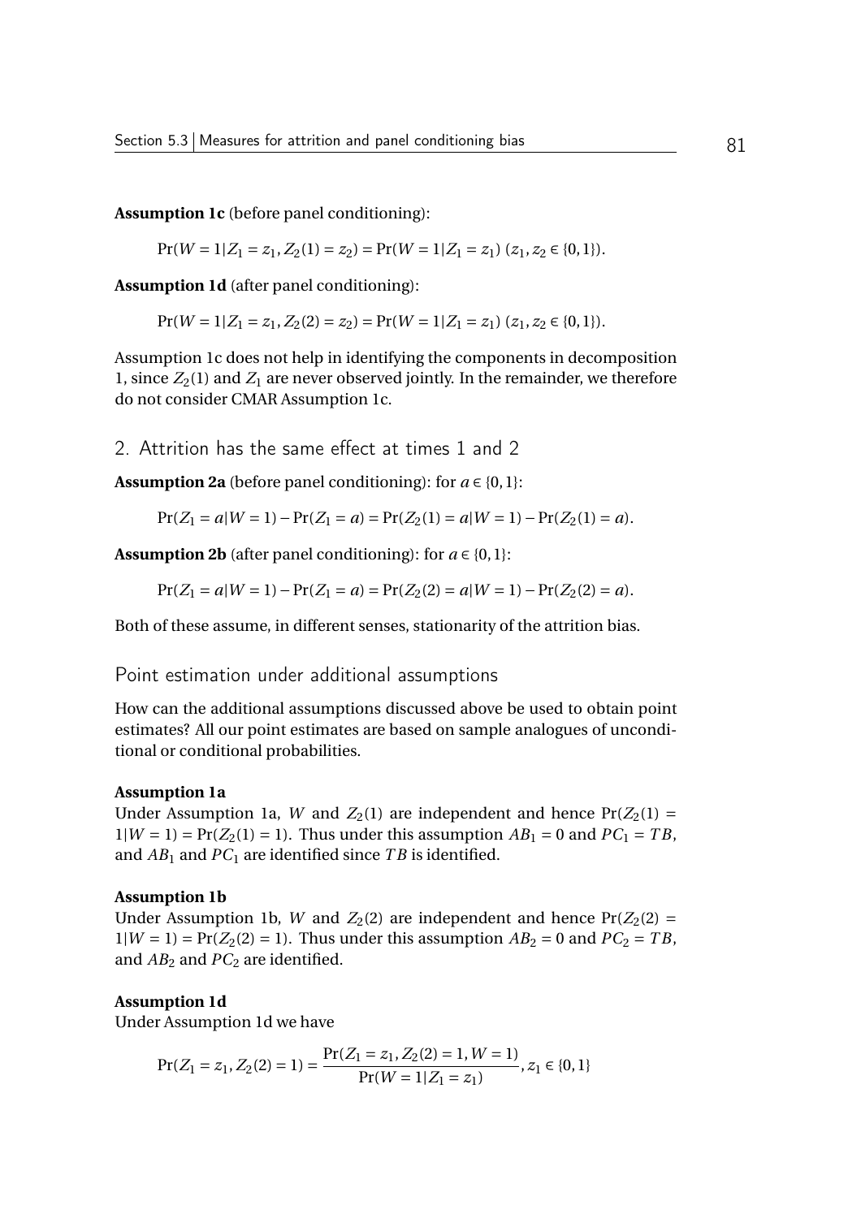**Assumption 1c** (before panel conditioning):

$$\Pr(W = 1|Z_1 = z_1, Z_2(1) = z_2) = \Pr(W = 1|Z_1 = z_1) \ (z_1, z_2 \in \{0,1\}).$$

**Assumption 1d** (after panel conditioning):

$$\Pr(W = 1|Z_1 = z_1, Z_2(2) = z_2) = \Pr(W = 1|Z_1 = z_1) \ (z_1, z_2 \in \{0,1\}).$$

Assumption 1c does not help in identifying the components in decomposition 1, since $Z_2(1)$ and $Z_1$ are never observed jointly. In the remainder, we therefore do not consider CMAR Assumption 1c.

## 2. Attrition has the same effect at times 1 and 2

**Assumption 2a** (before panel conditioning): for $a \in \{0,1\}$:

$$\Pr(Z_1 = a|W = 1) - \Pr(Z_1 = a) = \Pr(Z_2(1) = a|W = 1) - \Pr(Z_2(1) = a).$$

**Assumption 2b** (after panel conditioning): for $a \in \{0,1\}$:

$$\Pr(Z_1 = a|W = 1) - \Pr(Z_1 = a) = \Pr(Z_2(2) = a|W = 1) - \Pr(Z_2(2) = a).$$

Both of these assume, in different senses, stationarity of the attrition bias.

## Point estimation under additional assumptions

How can the additional assumptions discussed above be used to obtain point estimates? All our point estimates are based on sample analogues of unconditional or conditional probabilities.

**Assumption 1a**

Under Assumption 1a, $W$ and $Z_2(1)$ are independent and hence $\Pr(Z_2(1) = 1|W = 1) = \Pr(Z_2(1) = 1)$. Thus under this assumption $AB_1 = 0$ and $PC_1 = TB$, and $AB_1$ and $PC_1$ are identified since $TB$ is identified.

**Assumption 1b**

Under Assumption 1b, $W$ and $Z_2(2)$ are independent and hence $\Pr(Z_2(2) = 1|W = 1) = \Pr(Z_2(2) = 1)$. Thus under this assumption $AB_2 = 0$ and $PC_2 = TB$, and $AB_2$ and $PC_2$ are identified.

**Assumption 1d**

Under Assumption 1d we have

$$\Pr(Z_1 = z_1, Z_2(2) = 1) = \frac{\Pr(Z_1 = z_1, Z_2(2) = 1, W = 1)}{\Pr(W = 1|Z_1 = z_1)}, z_1 \in \{0,1\}$$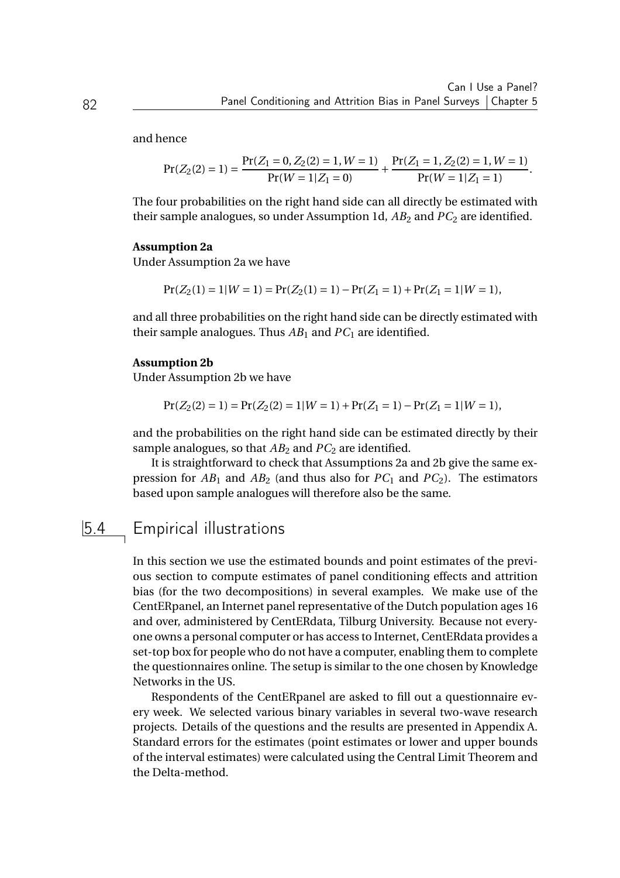and hence

$$\Pr(Z_2(2)=1) = \frac{\Pr(Z_1=0, Z_2(2)=1, W=1)}{\Pr(W=1|Z_1=0)} + \frac{\Pr(Z_1=1, Z_2(2)=1, W=1)}{\Pr(W=1|Z_1=1)}.$$

The four probabilities on the right hand side can all directly be estimated with their sample analogues, so under Assumption 1d, $AB_2$ and $PC_2$ are identified.

**Assumption 2a**
Under Assumption 2a we have

$$\Pr(Z_2(1)=1|W=1) = \Pr(Z_2(1)=1) - \Pr(Z_1=1) + \Pr(Z_1=1|W=1),$$

and all three probabilities on the right hand side can be directly estimated with their sample analogues. Thus $AB_1$ and $PC_1$ are identified.

**Assumption 2b**
Under Assumption 2b we have

$$\Pr(Z_2(2)=1) = \Pr(Z_2(2)=1|W=1) + \Pr(Z_1=1) - \Pr(Z_1=1|W=1),$$

and the probabilities on the right hand side can be estimated directly by their sample analogues, so that $AB_2$ and $PC_2$ are identified.

It is straightforward to check that Assumptions 2a and 2b give the same expression for $AB_1$ and $AB_2$ (and thus also for $PC_1$ and $PC_2$). The estimators based upon sample analogues will therefore also be the same.

## 5.4 Empirical illustrations

In this section we use the estimated bounds and point estimates of the previous section to compute estimates of panel conditioning effects and attrition bias (for the two decompositions) in several examples. We make use of the CentERpanel, an Internet panel representative of the Dutch population ages 16 and over, administered by CentERdata, Tilburg University. Because not everyone owns a personal computer or has access to Internet, CentERdata provides a set-top box for people who do not have a computer, enabling them to complete the questionnaires online. The setup is similar to the one chosen by Knowledge Networks in the US.

Respondents of the CentERpanel are asked to fill out a questionnaire every week. We selected various binary variables in several two-wave research projects. Details of the questions and the results are presented in Appendix A. Standard errors for the estimates (point estimates or lower and upper bounds of the interval estimates) were calculated using the Central Limit Theorem and the Delta-method.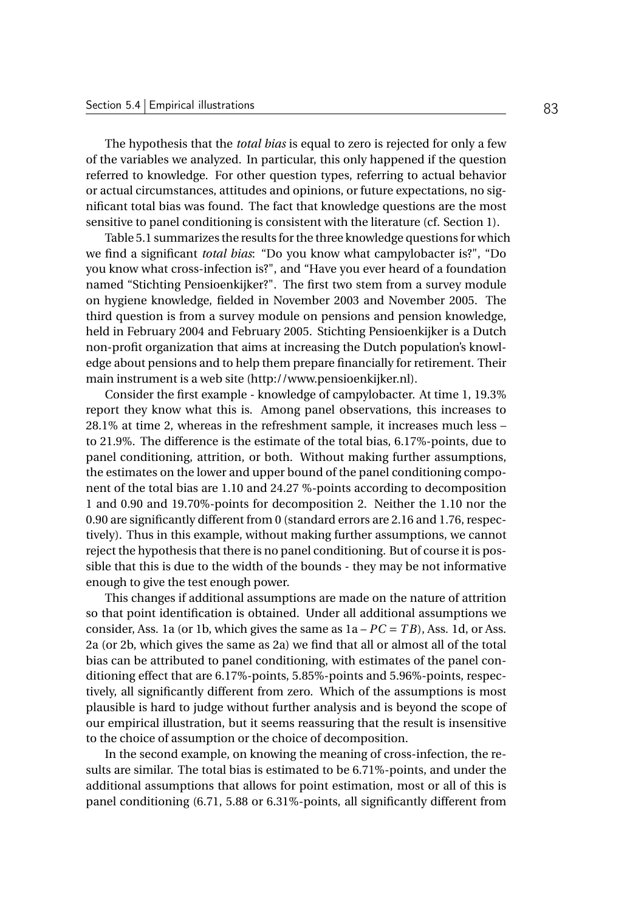The hypothesis that the *total bias* is equal to zero is rejected for only a few of the variables we analyzed. In particular, this only happened if the question referred to knowledge. For other question types, referring to actual behavior or actual circumstances, attitudes and opinions, or future expectations, no significant total bias was found. The fact that knowledge questions are the most sensitive to panel conditioning is consistent with the literature (cf. Section 1).

Table 5.1 summarizes the results for the three knowledge questions for which we find a significant *total bias*: "Do you know what campylobacter is?", "Do you know what cross-infection is?", and "Have you ever heard of a foundation named "Stichting Pensioenkijker?". The first two stem from a survey module on hygiene knowledge, fielded in November 2003 and November 2005. The third question is from a survey module on pensions and pension knowledge, held in February 2004 and February 2005. Stichting Pensioenkijker is a Dutch non-profit organization that aims at increasing the Dutch population's knowledge about pensions and to help them prepare financially for retirement. Their main instrument is a web site (http://www.pensioenkijker.nl).

Consider the first example - knowledge of campylobacter. At time 1, 19.3% report they know what this is. Among panel observations, this increases to 28.1% at time 2, whereas in the refreshment sample, it increases much less – to 21.9%. The difference is the estimate of the total bias, 6.17%-points, due to panel conditioning, attrition, or both. Without making further assumptions, the estimates on the lower and upper bound of the panel conditioning component of the total bias are 1.10 and 24.27 %-points according to decomposition 1 and 0.90 and 19.70%-points for decomposition 2. Neither the 1.10 nor the 0.90 are significantly different from 0 (standard errors are 2.16 and 1.76, respectively). Thus in this example, without making further assumptions, we cannot reject the hypothesis that there is no panel conditioning. But of course it is possible that this is due to the width of the bounds - they may be not informative enough to give the test enough power.

This changes if additional assumptions are made on the nature of attrition so that point identification is obtained. Under all additional assumptions we consider, Ass. 1a (or 1b, which gives the same as $1a - PC = TB$), Ass. 1d, or Ass. 2a (or 2b, which gives the same as 2a) we find that all or almost all of the total bias can be attributed to panel conditioning, with estimates of the panel conditioning effect that are 6.17%-points, 5.85%-points and 5.96%-points, respectively, all significantly different from zero. Which of the assumptions is most plausible is hard to judge without further analysis and is beyond the scope of our empirical illustration, but it seems reassuring that the result is insensitive to the choice of assumption or the choice of decomposition.

In the second example, on knowing the meaning of cross-infection, the results are similar. The total bias is estimated to be 6.71%-points, and under the additional assumptions that allows for point estimation, most or all of this is panel conditioning (6.71, 5.88 or 6.31%-points, all significantly different from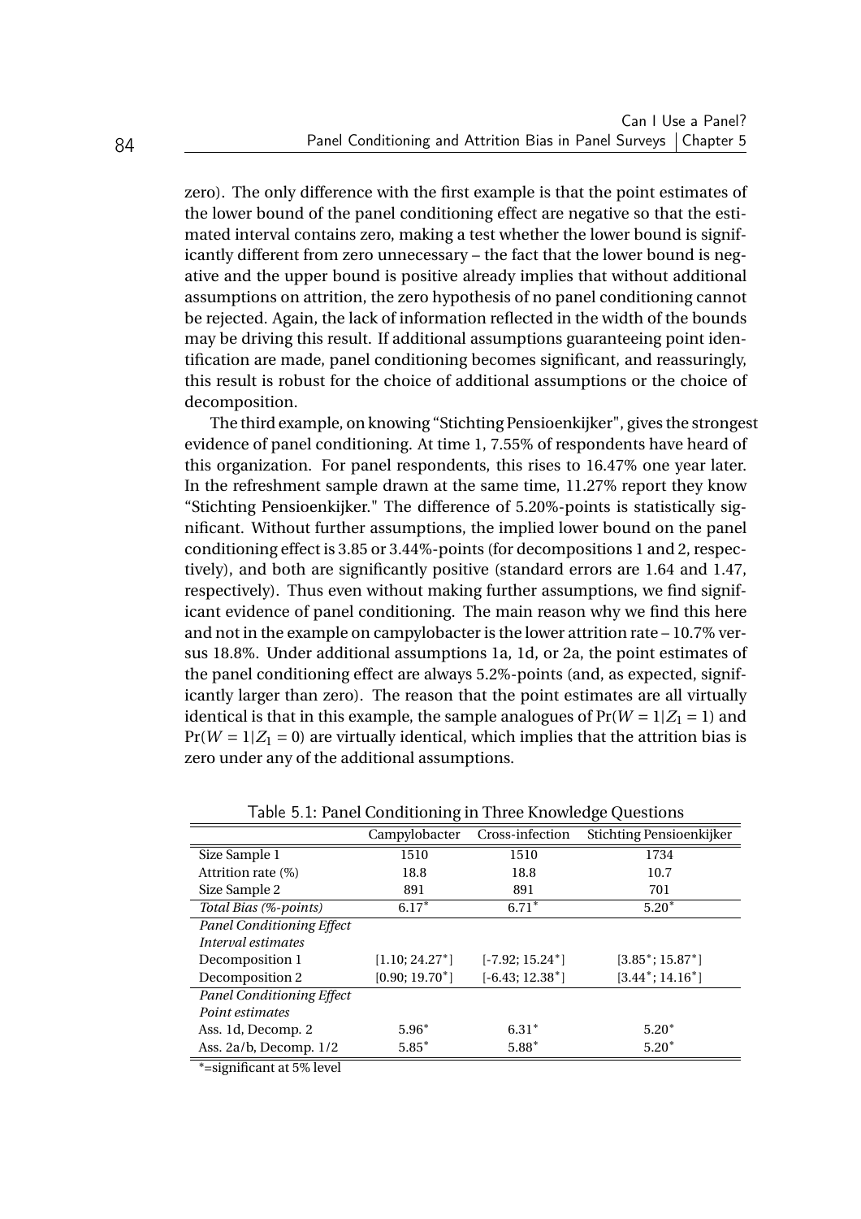zero). The only difference with the first example is that the point estimates of the lower bound of the panel conditioning effect are negative so that the estimated interval contains zero, making a test whether the lower bound is significantly different from zero unnecessary – the fact that the lower bound is negative and the upper bound is positive already implies that without additional assumptions on attrition, the zero hypothesis of no panel conditioning cannot be rejected. Again, the lack of information reflected in the width of the bounds may be driving this result. If additional assumptions guaranteeing point identification are made, panel conditioning becomes significant, and reassuringly, this result is robust for the choice of additional assumptions or the choice of decomposition.

The third example, on knowing "Stichting Pensioenkijker", gives the strongest evidence of panel conditioning. At time 1, 7.55% of respondents have heard of this organization. For panel respondents, this rises to 16.47% one year later. In the refreshment sample drawn at the same time, 11.27% report they know "Stichting Pensioenkijker." The difference of 5.20%-points is statistically significant. Without further assumptions, the implied lower bound on the panel conditioning effect is 3.85 or 3.44%-points (for decompositions 1 and 2, respectively), and both are significantly positive (standard errors are 1.64 and 1.47, respectively). Thus even without making further assumptions, we find significant evidence of panel conditioning. The main reason why we find this here and not in the example on campylobacter is the lower attrition rate – 10.7% versus 18.8%. Under additional assumptions 1a, 1d, or 2a, the point estimates of the panel conditioning effect are always 5.2%-points (and, as expected, significantly larger than zero). The reason that the point estimates are all virtually identical is that in this example, the sample analogues of $\Pr(W = 1|Z_1 = 1)$ and $\Pr(W = 1|Z_1 = 0)$ are virtually identical, which implies that the attrition bias is zero under any of the additional assumptions.

Table 5.1: Panel Conditioning in Three Knowledge Questions

| | Campylobacter | Cross-infection | Stichting Pensioenkijker |
|---|---|---|---|
| Size Sample 1 | 1510 | 1510 | 1734 |
| Attrition rate (%) | 18.8 | 18.8 | 10.7 |
| Size Sample 2 | 891 | 891 | 701 |
| *Total Bias (%-points)* | 6.17* | 6.71* | 5.20* |
| *Panel Conditioning Effect* | | | |
| *Interval estimates* | | | |
| Decomposition 1 | [1.10; 24.27*] | [-7.92; 15.24*] | [3.85*; 15.87*] |
| Decomposition 2 | [0.90; 19.70*] | [-6.43; 12.38*] | [3.44*; 14.16*] |
| *Panel Conditioning Effect* | | | |
| *Point estimates* | | | |
| Ass. 1d, Decomp. 2 | 5.96* | 6.31* | 5.20* |
| Ass. 2a/b, Decomp. 1/2 | 5.85* | 5.88* | 5.20* |

*=significant at 5% level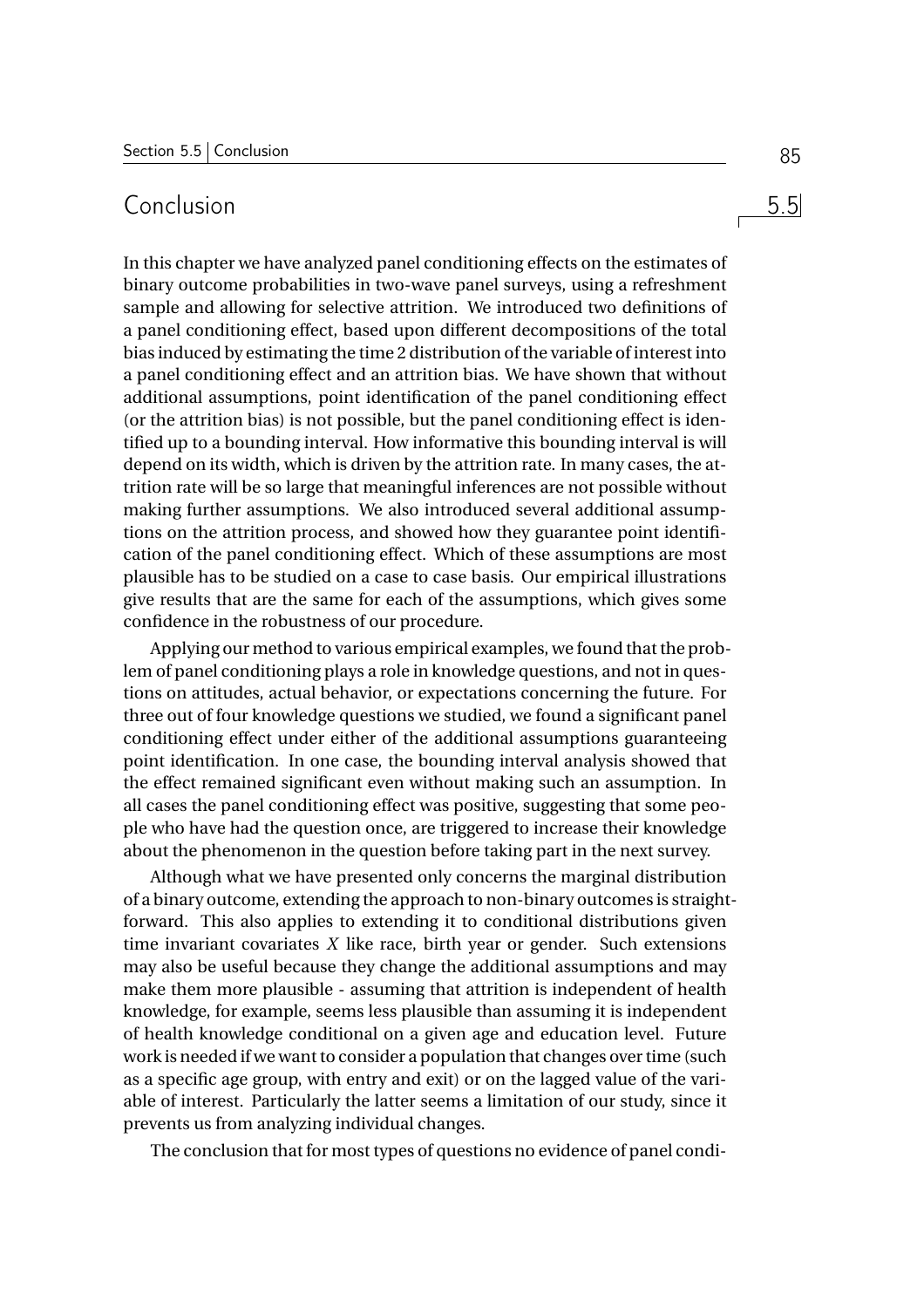## 5.5 Conclusion

In this chapter we have analyzed panel conditioning effects on the estimates of binary outcome probabilities in two-wave panel surveys, using a refreshment sample and allowing for selective attrition. We introduced two definitions of a panel conditioning effect, based upon different decompositions of the total bias induced by estimating the time 2 distribution of the variable of interest into a panel conditioning effect and an attrition bias. We have shown that without additional assumptions, point identification of the panel conditioning effect (or the attrition bias) is not possible, but the panel conditioning effect is identified up to a bounding interval. How informative this bounding interval is will depend on its width, which is driven by the attrition rate. In many cases, the attrition rate will be so large that meaningful inferences are not possible without making further assumptions. We also introduced several additional assumptions on the attrition process, and showed how they guarantee point identification of the panel conditioning effect. Which of these assumptions are most plausible has to be studied on a case to case basis. Our empirical illustrations give results that are the same for each of the assumptions, which gives some confidence in the robustness of our procedure.

Applying our method to various empirical examples, we found that the problem of panel conditioning plays a role in knowledge questions, and not in questions on attitudes, actual behavior, or expectations concerning the future. For three out of four knowledge questions we studied, we found a significant panel conditioning effect under either of the additional assumptions guaranteeing point identification. In one case, the bounding interval analysis showed that the effect remained significant even without making such an assumption. In all cases the panel conditioning effect was positive, suggesting that some people who have had the question once, are triggered to increase their knowledge about the phenomenon in the question before taking part in the next survey.

Although what we have presented only concerns the marginal distribution of a binary outcome, extending the approach to non-binary outcomes is straightforward. This also applies to extending it to conditional distributions given time invariant covariates $X$ like race, birth year or gender. Such extensions may also be useful because they change the additional assumptions and may make them more plausible - assuming that attrition is independent of health knowledge, for example, seems less plausible than assuming it is independent of health knowledge conditional on a given age and education level. Future work is needed if we want to consider a population that changes over time (such as a specific age group, with entry and exit) or on the lagged value of the variable of interest. Particularly the latter seems a limitation of our study, since it prevents us from analyzing individual changes.

The conclusion that for most types of questions no evidence of panel condi-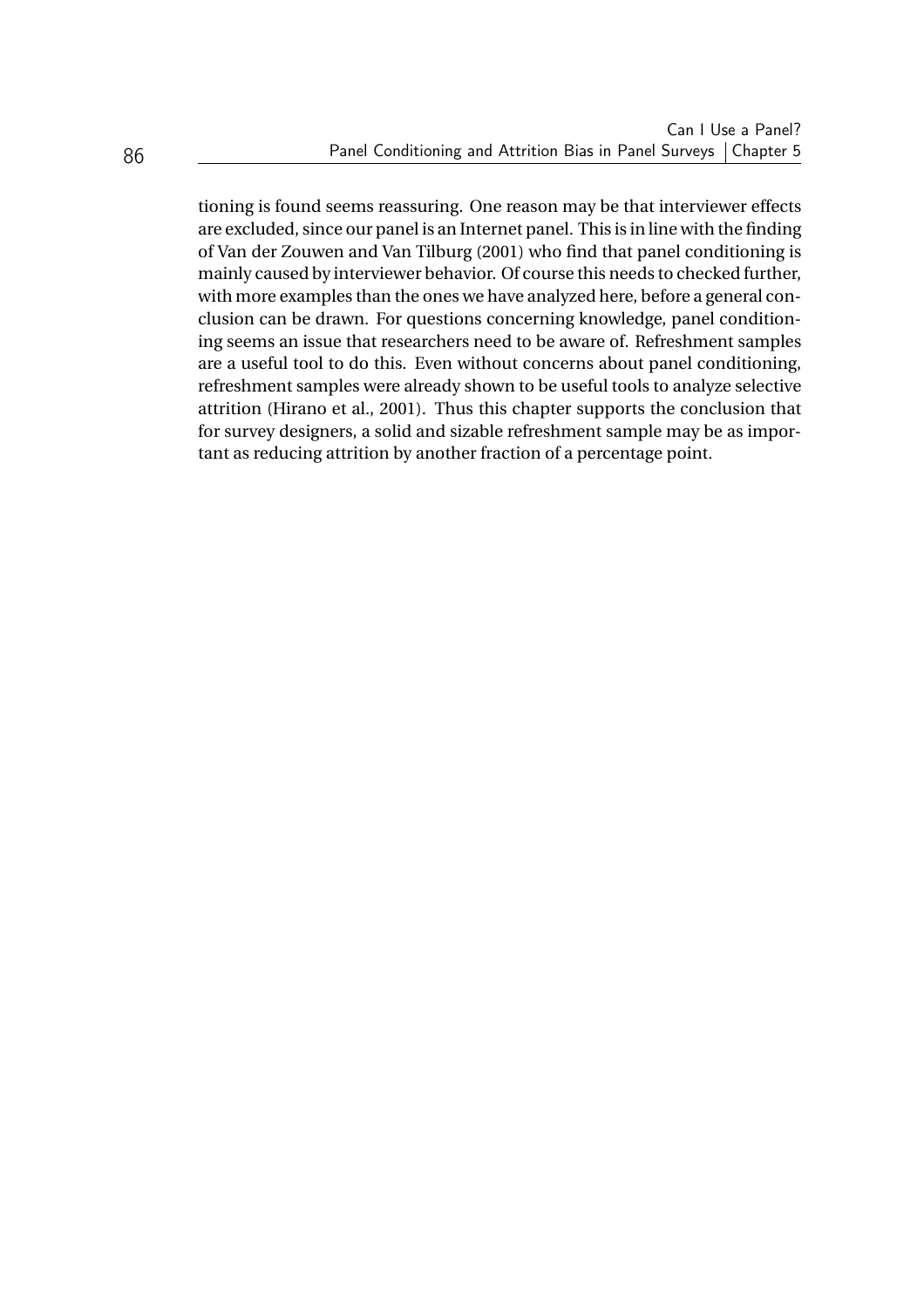tioning is found seems reassuring. One reason may be that interviewer effects are excluded, since our panel is an Internet panel. This is in line with the finding of Van der Zouwen and Van Tilburg (2001) who find that panel conditioning is mainly caused by interviewer behavior. Of course this needs to checked further, with more examples than the ones we have analyzed here, before a general conclusion can be drawn. For questions concerning knowledge, panel conditioning seems an issue that researchers need to be aware of. Refreshment samples are a useful tool to do this. Even without concerns about panel conditioning, refreshment samples were already shown to be useful tools to analyze selective attrition (Hirano et al., 2001). Thus this chapter supports the conclusion that for survey designers, a solid and sizable refreshment sample may be as important as reducing attrition by another fraction of a percentage point.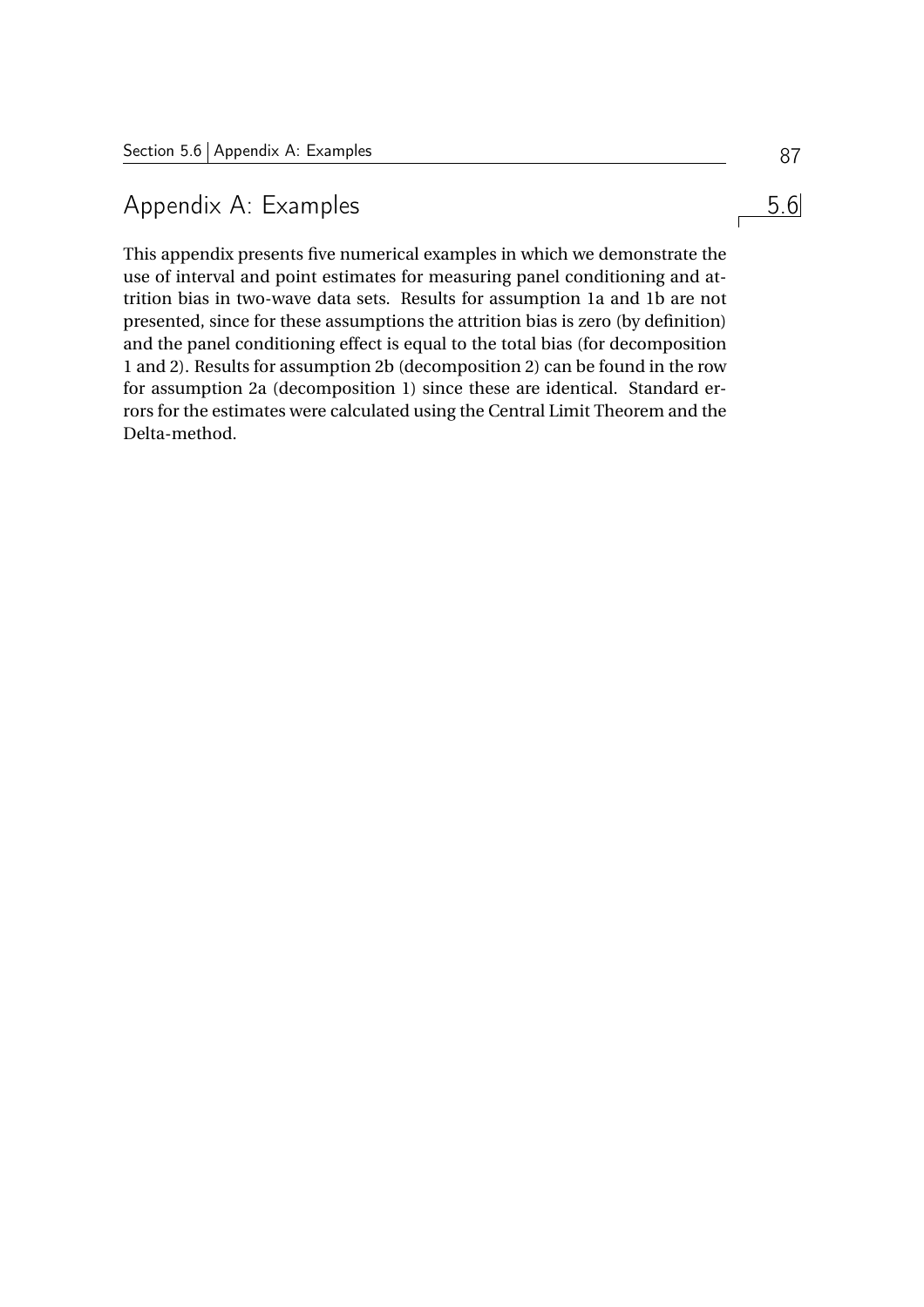## 5.6 Appendix A: Examples

This appendix presents five numerical examples in which we demonstrate the use of interval and point estimates for measuring panel conditioning and attrition bias in two-wave data sets. Results for assumption 1a and 1b are not presented, since for these assumptions the attrition bias is zero (by definition) and the panel conditioning effect is equal to the total bias (for decomposition 1 and 2). Results for assumption 2b (decomposition 2) can be found in the row for assumption 2a (decomposition 1) since these are identical. Standard errors for the estimates were calculated using the Central Limit Theorem and the Delta-method.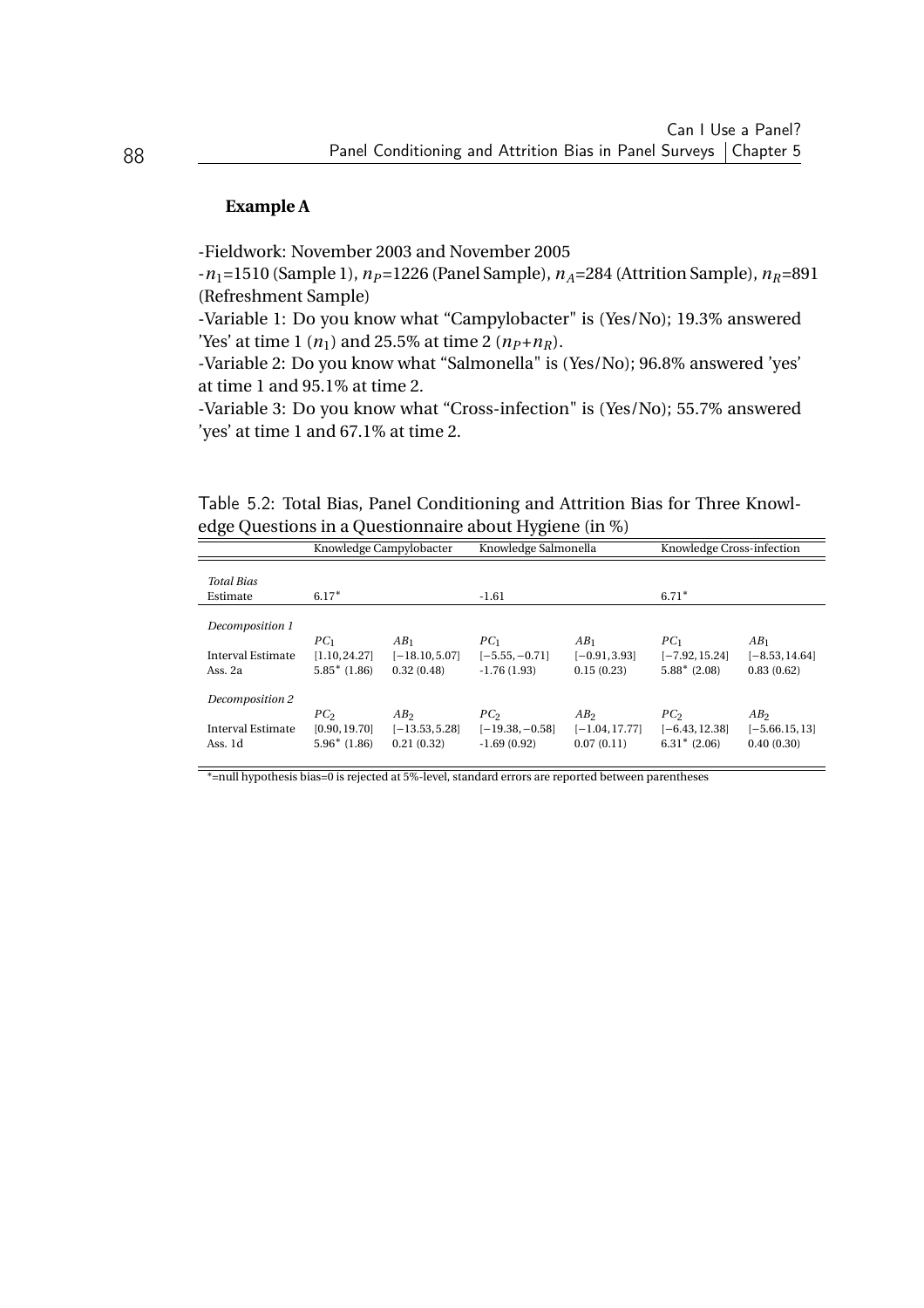**Example A**

-Fieldwork: November 2003 and November 2005

-$n_1$=1510 (Sample 1), $n_P$=1226 (Panel Sample), $n_A$=284 (Attrition Sample), $n_R$=891 (Refreshment Sample)

-Variable 1: Do you know what "Campylobacter" is (Yes/No); 19.3% answered 'Yes' at time 1 ($n_1$) and 25.5% at time 2 ($n_P$+$n_R$).

-Variable 2: Do you know what "Salmonella" is (Yes/No); 96.8% answered 'yes' at time 1 and 95.1% at time 2.

-Variable 3: Do you know what "Cross-infection" is (Yes/No); 55.7% answered 'yes' at time 1 and 67.1% at time 2.

Table 5.2: Total Bias, Panel Conditioning and Attrition Bias for Three Knowledge Questions in a Questionnaire about Hygiene (in %)

| | Knowledge Campylobacter | | Knowledge Salmonella | | Knowledge Cross-infection | |
|---|---|---|---|---|---|---|
| *Total Bias* | | | | | | |
| Estimate | $6.17^*$ | | -1.61 | | $6.71^*$ | |
| *Decomposition 1* | | | | | | |
| | $PC_1$ | $AB_1$ | $PC_1$ | $AB_1$ | $PC_1$ | $AB_1$ |
| Interval Estimate | $[1.10, 24.27]$ | $[-18.10, 5.07]$ | $[-5.55, -0.71]$ | $[-0.91, 3.93]$ | $[-7.92, 15.24]$ | $[-8.53, 14.64]$ |
| Ass. 2a | $5.85^*$ (1.86) | 0.32 (0.48) | -1.76 (1.93) | 0.15 (0.23) | $5.88^*$ (2.08) | 0.83 (0.62) |
| *Decomposition 2* | | | | | | |
| | $PC_2$ | $AB_2$ | $PC_2$ | $AB_2$ | $PC_2$ | $AB_2$ |
| Interval Estimate | $[0.90, 19.70]$ | $[-13.53, 5.28]$ | $[-19.38, -0.58]$ | $[-1.04, 17.77]$ | $[-6.43, 12.38]$ | $[-5.66, 13]$ |
| Ass. 1d | $5.96^*$ (1.86) | 0.21 (0.32) | -1.69 (0.92) | 0.07 (0.11) | $6.31^*$ (2.06) | 0.40 (0.30) |

*=null hypothesis bias=0 is rejected at 5%-level, standard errors are reported between parentheses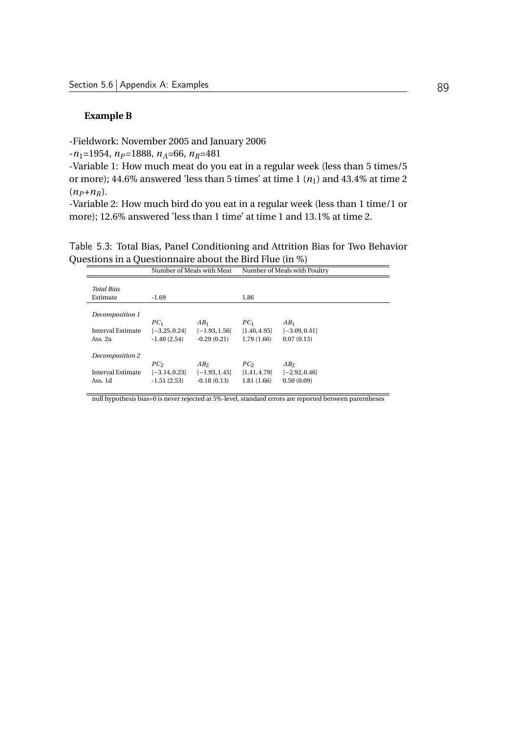**Example B**

-Fieldwork: November 2005 and January 2006

-$n_1$=1954, $n_P$=1888, $n_A$=66, $n_R$=481

-Variable 1: How much meat do you eat in a regular week (less than 5 times/5 or more); 44.6% answered 'less than 5 times' at time 1 ($n_1$) and 43.4% at time 2 ($n_P$+$n_R$).

-Variable 2: How much bird do you eat in a regular week (less than 1 time/1 or more); 12.6% answered 'less than 1 time' at time 1 and 13.1% at time 2.

Table 5.3: Total Bias, Panel Conditioning and Attrition Bias for Two Behavior Questions in a Questionnaire about the Bird Flue (in %)

| | Number of Meals with Meat | | Number of Meals with Poultry | |
|---|---|---|---|---|
| *Total Bias* | | | | |
| Estimate | -1.69 | | 1.86 | |
| *Decomposition 1* | | | | |
| | $PC_1$ | $AB_1$ | $PC_1$ | $AB_1$ |
| Interval Estimate | $[-3.25, 0.24]$ | $[-1.93, 1.56]$ | $[1.46, 4.95]$ | $[-3.09, 0.41]$ |
| Ass. 2a | -1.40 (2.54) | -0.29 (0.21) | 1.79 (1.66) | 0.07 (0.13) |
| *Decomposition 2* | | | | |
| | $PC_2$ | $AB_2$ | $PC_2$ | $AB_2$ |
| Interval Estimate | $[-3.14, 0.23]$ | $[-1.93, 1.45]$ | $[1.41, 4.79]$ | $[-2.92, 0.46]$ |
| Ass. 1d | -1.51 (2.53) | -0.18 (0.13) | 1.81 (1.66) | 0.50 (0.09) |

null hypothesis bias=0 is never rejected at 5%-level, standard errors are reported between parentheses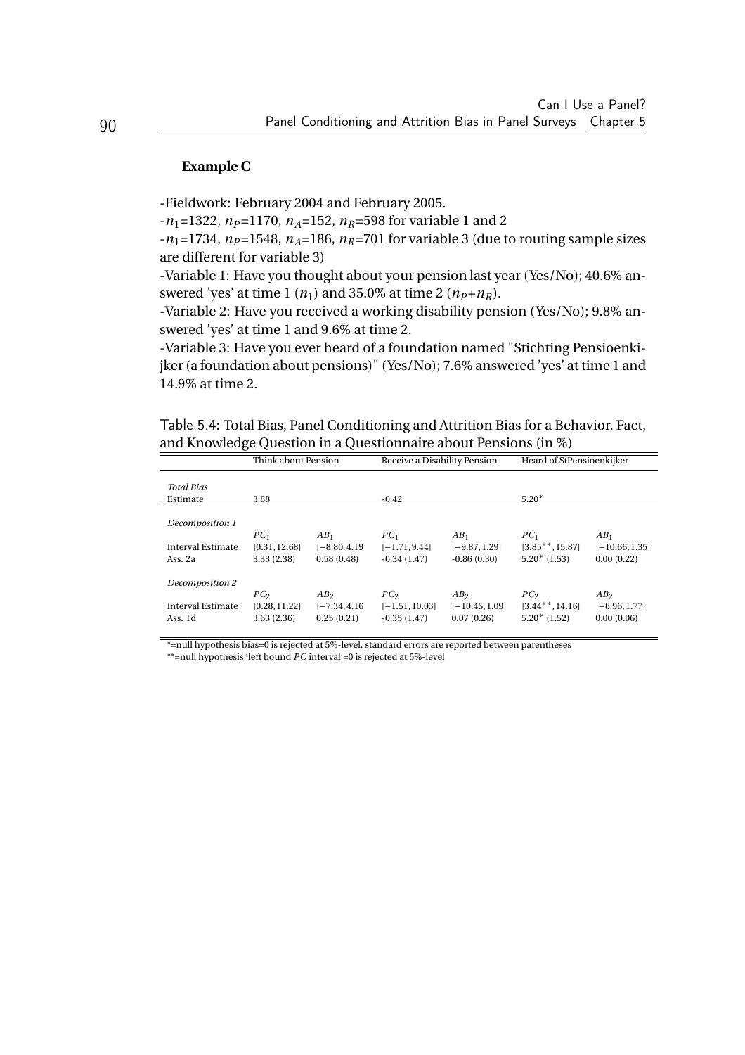**Example C**

-Fieldwork: February 2004 and February 2005.

-$n_1$=1322, $n_P$=1170, $n_A$=152, $n_R$=598 for variable 1 and 2

-$n_1$=1734, $n_P$=1548, $n_A$=186, $n_R$=701 for variable 3 (due to routing sample sizes are different for variable 3)

-Variable 1: Have you thought about your pension last year (Yes/No); 40.6% answered 'yes' at time 1 ($n_1$) and 35.0% at time 2 ($n_P$+$n_R$).

-Variable 2: Have you received a working disability pension (Yes/No); 9.8% answered 'yes' at time 1 and 9.6% at time 2.

-Variable 3: Have you ever heard of a foundation named "Stichting Pensioenkijker (a foundation about pensions)" (Yes/No); 7.6% answered 'yes' at time 1 and 14.9% at time 2.

Table 5.4: Total Bias, Panel Conditioning and Attrition Bias for a Behavior, Fact, and Knowledge Question in a Questionnaire about Pensions (in %)

| | Think about Pension | | Receive a Disability Pension | | Heard of StPensioenkijker | |
|---|---|---|---|---|---|---|
| *Total Bias* | | | | | | |
| Estimate | 3.88 | | -0.42 | | 5.20* | |
| *Decomposition 1* | | | | | | |
| | $PC_1$ | $AB_1$ | $PC_1$ | $AB_1$ | $PC_1$ | $AB_1$ |
| Interval Estimate | $[0.31, 12.68]$ | $[-8.80, 4.19]$ | $[-1.71, 9.44]$ | $[-9.87, 1.29]$ | $[3.85^{**}, 15.87]$ | $[-10.66, 1.35]$ |
| Ass. 2a | 3.33 (2.38) | 0.58 (0.48) | -0.34 (1.47) | -0.86 (0.30) | 5.20* (1.53) | 0.00 (0.22) |
| *Decomposition 2* | | | | | | |
| | $PC_2$ | $AB_2$ | $PC_2$ | $AB_2$ | $PC_2$ | $AB_2$ |
| Interval Estimate | $[0.28, 11.22]$ | $[-7.34, 4.16]$ | $[-1.51, 10.03]$ | $[-10.45, 1.09]$ | $[3.44^{**}, 14.16]$ | $[-8.96, 1.77]$ |
| Ass. 1d | 3.63 (2.36) | 0.25 (0.21) | -0.35 (1.47) | 0.07 (0.26) | 5.20* (1.52) | 0.00 (0.06) |

*=null hypothesis bias=0 is rejected at 5%-level, standard errors are reported between parentheses

**=null hypothesis 'left bound *PC* interval'=0 is rejected at 5%-level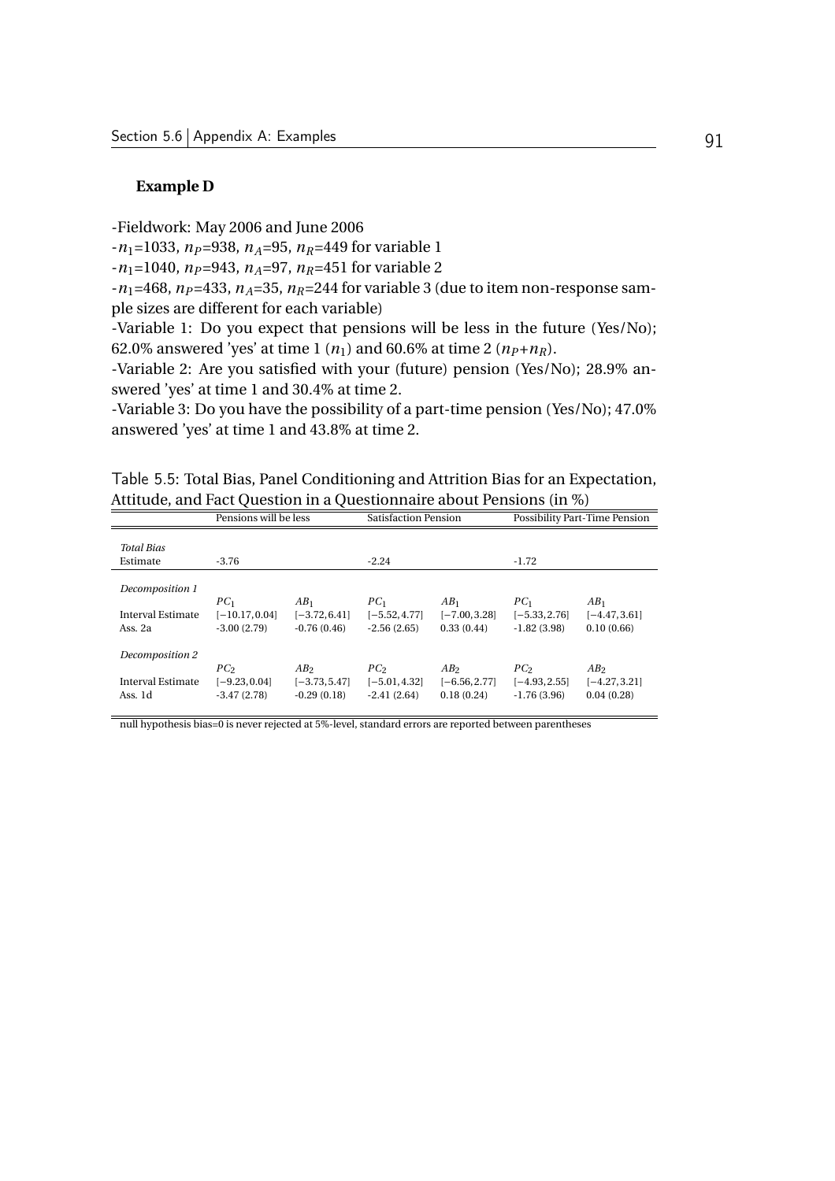**Example D**

-Fieldwork: May 2006 and June 2006

-$n_1$=1033, $n_P$=938, $n_A$=95, $n_R$=449 for variable 1

-$n_1$=1040, $n_P$=943, $n_A$=97, $n_R$=451 for variable 2

-$n_1$=468, $n_P$=433, $n_A$=35, $n_R$=244 for variable 3 (due to item non-response sample sizes are different for each variable)

-Variable 1: Do you expect that pensions will be less in the future (Yes/No); 62.0% answered 'yes' at time 1 ($n_1$) and 60.6% at time 2 ($n_P$+$n_R$).

-Variable 2: Are you satisfied with your (future) pension (Yes/No); 28.9% answered 'yes' at time 1 and 30.4% at time 2.

-Variable 3: Do you have the possibility of a part-time pension (Yes/No); 47.0% answered 'yes' at time 1 and 43.8% at time 2.

Table 5.5: Total Bias, Panel Conditioning and Attrition Bias for an Expectation, Attitude, and Fact Question in a Questionnaire about Pensions (in %)

| | Pensions will be less | | Satisfaction Pension | | Possibility Part-Time Pension | |
|---|---|---|---|---|---|---|
| *Total Bias* | | | | | | |
| Estimate | -3.76 | | -2.24 | | -1.72 | |
| *Decomposition 1* | | | | | | |
| | $PC_1$ | $AB_1$ | $PC_1$ | $AB_1$ | $PC_1$ | $AB_1$ |
| Interval Estimate | $[-10.17, 0.04]$ | $[-3.72, 6.41]$ | $[-5.52, 4.77]$ | $[-7.00, 3.28]$ | $[-5.33, 2.76]$ | $[-4.47, 3.61]$ |
| Ass. 2a | -3.00 (2.79) | -0.76 (0.46) | -2.56 (2.65) | 0.33 (0.44) | -1.82 (3.98) | 0.10 (0.66) |
| *Decomposition 2* | | | | | | |
| | $PC_2$ | $AB_2$ | $PC_2$ | $AB_2$ | $PC_2$ | $AB_2$ |
| Interval Estimate | $[-9.23, 0.04]$ | $[-3.73, 5.47]$ | $[-5.01, 4.32]$ | $[-6.56, 2.77]$ | $[-4.93, 2.55]$ | $[-4.27, 3.21]$ |
| Ass. 1d | -3.47 (2.78) | -0.29 (0.18) | -2.41 (2.64) | 0.18 (0.24) | -1.76 (3.96) | 0.04 (0.28) |

null hypothesis bias=0 is never rejected at 5%-level, standard errors are reported between parentheses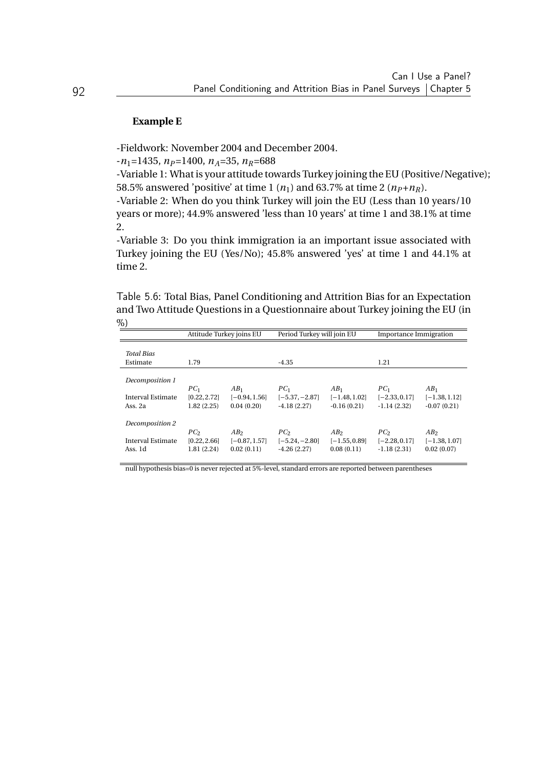**Example E**

-Fieldwork: November 2004 and December 2004.

-$n_1$=1435, $n_P$=1400, $n_A$=35, $n_R$=688

-Variable 1: What is your attitude towards Turkey joining the EU (Positive/Negative); 58.5% answered 'positive' at time 1 ($n_1$) and 63.7% at time 2 ($n_P$+$n_R$).

-Variable 2: When do you think Turkey will join the EU (Less than 10 years/10 years or more); 44.9% answered 'less than 10 years' at time 1 and 38.1% at time 2.

-Variable 3: Do you think immigration ia an important issue associated with Turkey joining the EU (Yes/No); 45.8% answered 'yes' at time 1 and 44.1% at time 2.

Table 5.6: Total Bias, Panel Conditioning and Attrition Bias for an Expectation and Two Attitude Questions in a Questionnaire about Turkey joining the EU (in %)

| | Attitude Turkey joins EU | | Period Turkey will join EU | | Importance Immigration | |
|---|---|---|---|---|---|---|
| *Total Bias* | | | | | | |
| Estimate | 1.79 | | -4.35 | | 1.21 | |
| *Decomposition 1* | | | | | | |
| | $PC_1$ | $AB_1$ | $PC_1$ | $AB_1$ | $PC_1$ | $AB_1$ |
| Interval Estimate | $[0.22, 2.72]$ | $[-0.94, 1.56]$ | $[-5.37, -2.87]$ | $[-1.48, 1.02]$ | $[-2.33, 0.17]$ | $[-1.38, 1.12]$ |
| Ass. 2a | 1.82 (2.25) | 0.04 (0.20) | -4.18 (2.27) | -0.16 (0.21) | -1.14 (2.32) | -0.07 (0.21) |
| *Decomposition 2* | | | | | | |
| | $PC_2$ | $AB_2$ | $PC_2$ | $AB_2$ | $PC_2$ | $AB_2$ |
| Interval Estimate | $[0.22, 2.66]$ | $[-0.87, 1.57]$ | $[-5.24, -2.80]$ | $[-1.55, 0.89]$ | $[-2.28, 0.17]$ | $[-1.38, 1.07]$ |
| Ass. 1d | 1.81 (2.24) | 0.02 (0.11) | -4.26 (2.27) | 0.08 (0.11) | -1.18 (2.31) | 0.02 (0.07) |

null hypothesis bias=0 is never rejected at 5%-level, standard errors are reported between parentheses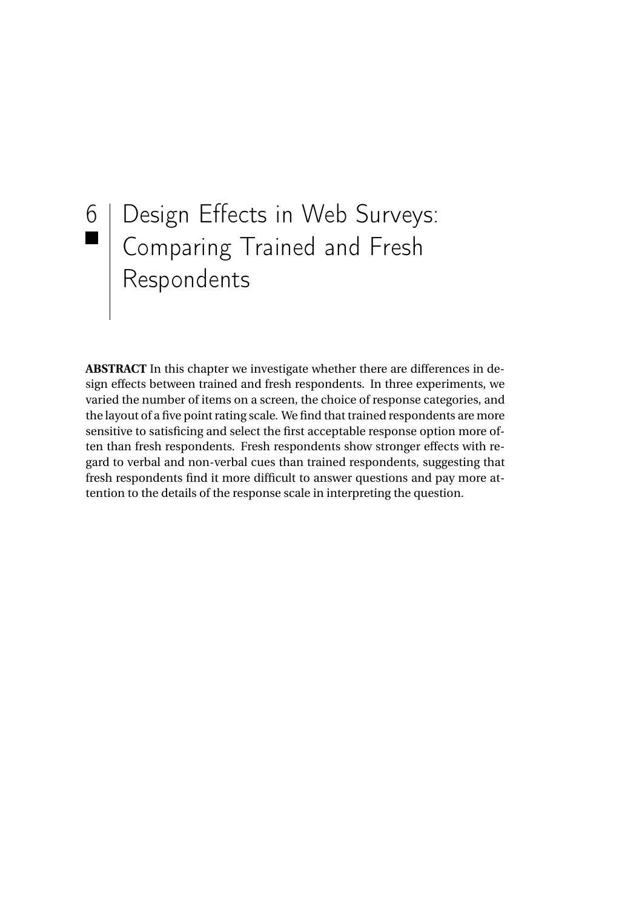# 6 Design Effects in Web Surveys: Comparing Trained and Fresh Respondents

**ABSTRACT** In this chapter we investigate whether there are differences in design effects between trained and fresh respondents. In three experiments, we varied the number of items on a screen, the choice of response categories, and the layout of a five point rating scale. We find that trained respondents are more sensitive to satisficing and select the first acceptable response option more often than fresh respondents. Fresh respondents show stronger effects with regard to verbal and non-verbal cues than trained respondents, suggesting that fresh respondents find it more difficult to answer questions and pay more attention to the details of the response scale in interpreting the question.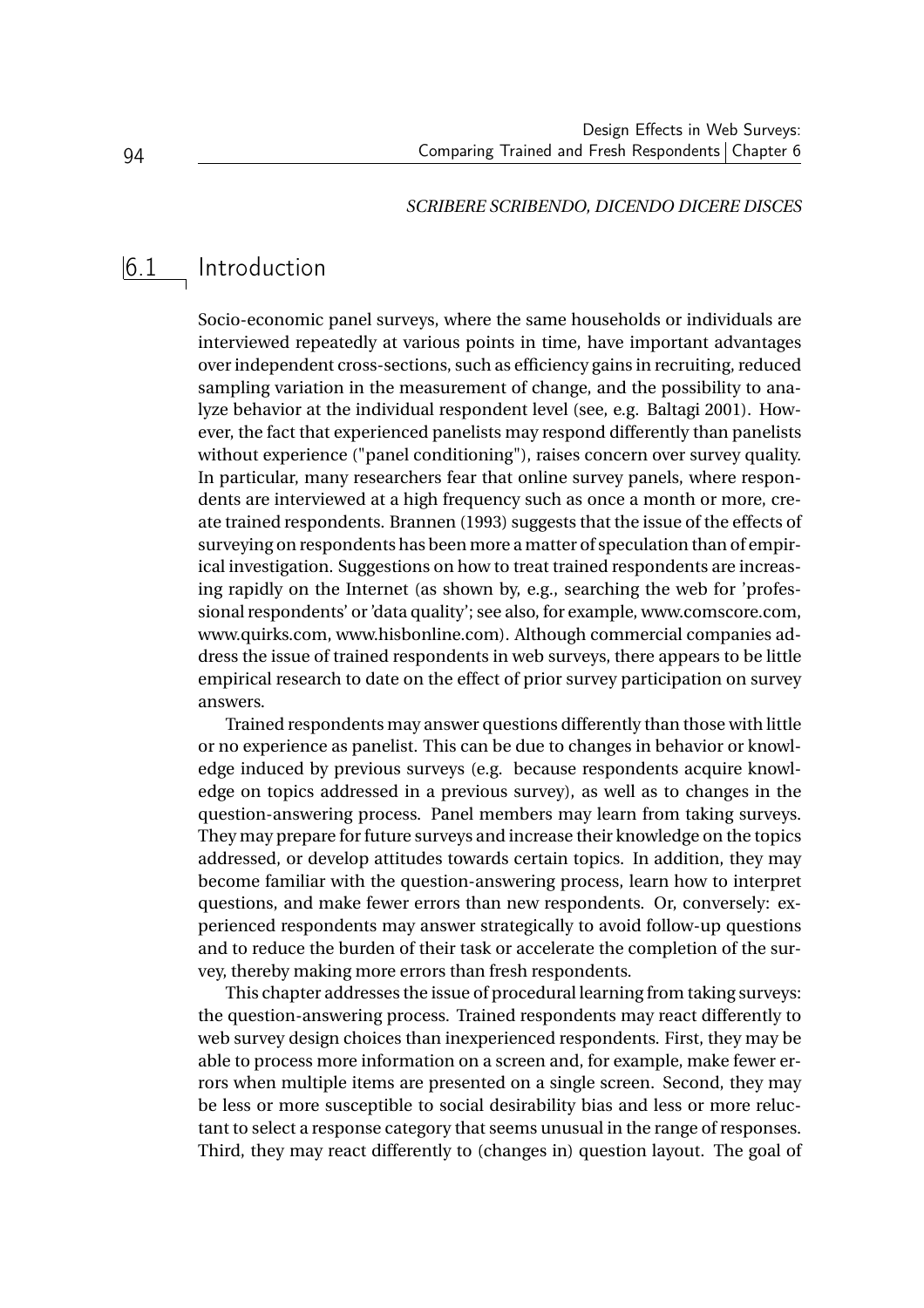*SCRIBERE SCRIBENDO, DICENDO DICERE DISCES*

## 6.1 Introduction

Socio-economic panel surveys, where the same households or individuals are interviewed repeatedly at various points in time, have important advantages over independent cross-sections, such as efficiency gains in recruiting, reduced sampling variation in the measurement of change, and the possibility to analyze behavior at the individual respondent level (see, e.g. Baltagi 2001). However, the fact that experienced panelists may respond differently than panelists without experience ("panel conditioning"), raises concern over survey quality. In particular, many researchers fear that online survey panels, where respondents are interviewed at a high frequency such as once a month or more, create trained respondents. Brannen (1993) suggests that the issue of the effects of surveying on respondents has been more a matter of speculation than of empirical investigation. Suggestions on how to treat trained respondents are increasing rapidly on the Internet (as shown by, e.g., searching the web for 'professional respondents' or 'data quality'; see also, for example, www.comscore.com, www.quirks.com, www.hisbonline.com). Although commercial companies address the issue of trained respondents in web surveys, there appears to be little empirical research to date on the effect of prior survey participation on survey answers.

Trained respondents may answer questions differently than those with little or no experience as panelist. This can be due to changes in behavior or knowledge induced by previous surveys (e.g. because respondents acquire knowledge on topics addressed in a previous survey), as well as to changes in the question-answering process. Panel members may learn from taking surveys. They may prepare for future surveys and increase their knowledge on the topics addressed, or develop attitudes towards certain topics. In addition, they may become familiar with the question-answering process, learn how to interpret questions, and make fewer errors than new respondents. Or, conversely: experienced respondents may answer strategically to avoid follow-up questions and to reduce the burden of their task or accelerate the completion of the survey, thereby making more errors than fresh respondents.

This chapter addresses the issue of procedural learning from taking surveys: the question-answering process. Trained respondents may react differently to web survey design choices than inexperienced respondents. First, they may be able to process more information on a screen and, for example, make fewer errors when multiple items are presented on a single screen. Second, they may be less or more susceptible to social desirability bias and less or more reluctant to select a response category that seems unusual in the range of responses. Third, they may react differently to (changes in) question layout. The goal of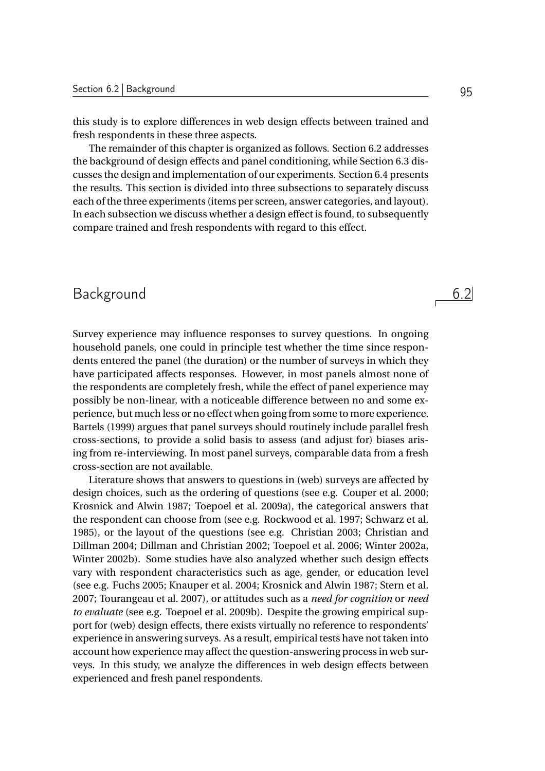this study is to explore differences in web design effects between trained and fresh respondents in these three aspects.

The remainder of this chapter is organized as follows. Section 6.2 addresses the background of design effects and panel conditioning, while Section 6.3 discusses the design and implementation of our experiments. Section 6.4 presents the results. This section is divided into three subsections to separately discuss each of the three experiments (items per screen, answer categories, and layout). In each subsection we discuss whether a design effect is found, to subsequently compare trained and fresh respondents with regard to this effect.

## 6.2 Background

Survey experience may influence responses to survey questions. In ongoing household panels, one could in principle test whether the time since respondents entered the panel (the duration) or the number of surveys in which they have participated affects responses. However, in most panels almost none of the respondents are completely fresh, while the effect of panel experience may possibly be non-linear, with a noticeable difference between no and some experience, but much less or no effect when going from some to more experience. Bartels (1999) argues that panel surveys should routinely include parallel fresh cross-sections, to provide a solid basis to assess (and adjust for) biases arising from re-interviewing. In most panel surveys, comparable data from a fresh cross-section are not available.

Literature shows that answers to questions in (web) surveys are affected by design choices, such as the ordering of questions (see e.g. Couper et al. 2000; Krosnick and Alwin 1987; Toepoel et al. 2009a), the categorical answers that the respondent can choose from (see e.g. Rockwood et al. 1997; Schwarz et al. 1985), or the layout of the questions (see e.g. Christian 2003; Christian and Dillman 2004; Dillman and Christian 2002; Toepoel et al. 2006; Winter 2002a, Winter 2002b). Some studies have also analyzed whether such design effects vary with respondent characteristics such as age, gender, or education level (see e.g. Fuchs 2005; Knauper et al. 2004; Krosnick and Alwin 1987; Stern et al. 2007; Tourangeau et al. 2007), or attitudes such as a *need for cognition* or *need to evaluate* (see e.g. Toepoel et al. 2009b). Despite the growing empirical support for (web) design effects, there exists virtually no reference to respondents' experience in answering surveys. As a result, empirical tests have not taken into account how experience may affect the question-answering process in web surveys. In this study, we analyze the differences in web design effects between experienced and fresh panel respondents.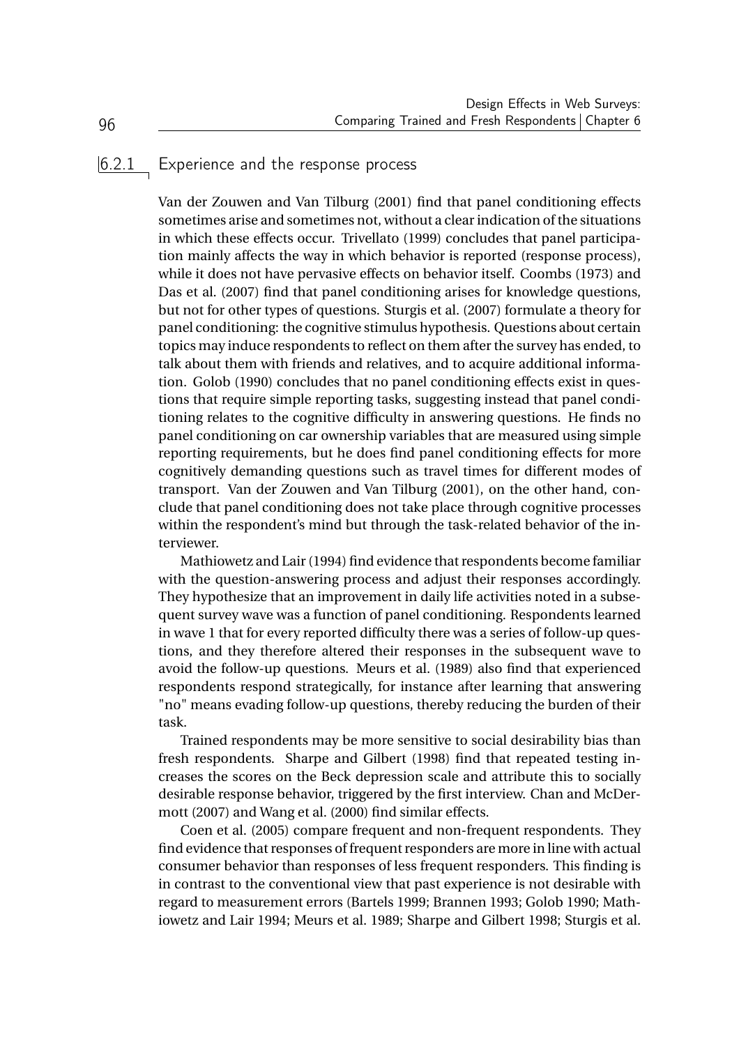### 6.2.1 Experience and the response process

Van der Zouwen and Van Tilburg (2001) find that panel conditioning effects sometimes arise and sometimes not, without a clear indication of the situations in which these effects occur. Trivellato (1999) concludes that panel participation mainly affects the way in which behavior is reported (response process), while it does not have pervasive effects on behavior itself. Coombs (1973) and Das et al. (2007) find that panel conditioning arises for knowledge questions, but not for other types of questions. Sturgis et al. (2007) formulate a theory for panel conditioning: the cognitive stimulus hypothesis. Questions about certain topics may induce respondents to reflect on them after the survey has ended, to talk about them with friends and relatives, and to acquire additional information. Golob (1990) concludes that no panel conditioning effects exist in questions that require simple reporting tasks, suggesting instead that panel conditioning relates to the cognitive difficulty in answering questions. He finds no panel conditioning on car ownership variables that are measured using simple reporting requirements, but he does find panel conditioning effects for more cognitively demanding questions such as travel times for different modes of transport. Van der Zouwen and Van Tilburg (2001), on the other hand, conclude that panel conditioning does not take place through cognitive processes within the respondent's mind but through the task-related behavior of the interviewer.

Mathiowetz and Lair (1994) find evidence that respondents become familiar with the question-answering process and adjust their responses accordingly. They hypothesize that an improvement in daily life activities noted in a subsequent survey wave was a function of panel conditioning. Respondents learned in wave 1 that for every reported difficulty there was a series of follow-up questions, and they therefore altered their responses in the subsequent wave to avoid the follow-up questions. Meurs et al. (1989) also find that experienced respondents respond strategically, for instance after learning that answering "no" means evading follow-up questions, thereby reducing the burden of their task.

Trained respondents may be more sensitive to social desirability bias than fresh respondents. Sharpe and Gilbert (1998) find that repeated testing increases the scores on the Beck depression scale and attribute this to socially desirable response behavior, triggered by the first interview. Chan and McDermott (2007) and Wang et al. (2000) find similar effects.

Coen et al. (2005) compare frequent and non-frequent respondents. They find evidence that responses of frequent responders are more in line with actual consumer behavior than responses of less frequent responders. This finding is in contrast to the conventional view that past experience is not desirable with regard to measurement errors (Bartels 1999; Brannen 1993; Golob 1990; Mathiowetz and Lair 1994; Meurs et al. 1989; Sharpe and Gilbert 1998; Sturgis et al.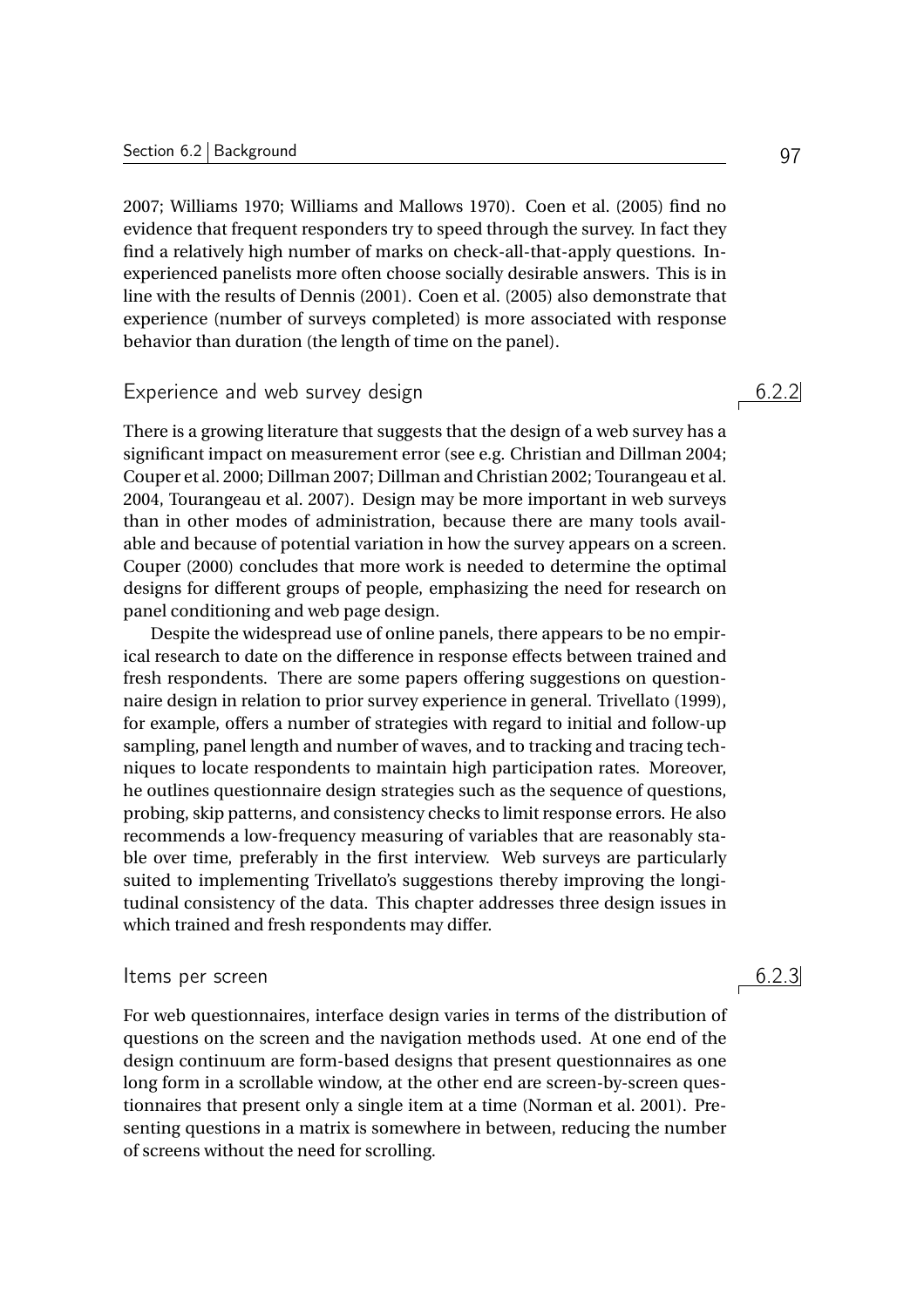2007; Williams 1970; Williams and Mallows 1970). Coen et al. (2005) find no evidence that frequent responders try to speed through the survey. In fact they find a relatively high number of marks on check-all-that-apply questions. Inexperienced panelists more often choose socially desirable answers. This is in line with the results of Dennis (2001). Coen et al. (2005) also demonstrate that experience (number of surveys completed) is more associated with response behavior than duration (the length of time on the panel).

### 6.2.2 Experience and web survey design

There is a growing literature that suggests that the design of a web survey has a significant impact on measurement error (see e.g. Christian and Dillman 2004; Couper et al. 2000; Dillman 2007; Dillman and Christian 2002; Tourangeau et al. 2004, Tourangeau et al. 2007). Design may be more important in web surveys than in other modes of administration, because there are many tools available and because of potential variation in how the survey appears on a screen. Couper (2000) concludes that more work is needed to determine the optimal designs for different groups of people, emphasizing the need for research on panel conditioning and web page design.

Despite the widespread use of online panels, there appears to be no empirical research to date on the difference in response effects between trained and fresh respondents. There are some papers offering suggestions on questionnaire design in relation to prior survey experience in general. Trivellato (1999), for example, offers a number of strategies with regard to initial and follow-up sampling, panel length and number of waves, and to tracking and tracing techniques to locate respondents to maintain high participation rates. Moreover, he outlines questionnaire design strategies such as the sequence of questions, probing, skip patterns, and consistency checks to limit response errors. He also recommends a low-frequency measuring of variables that are reasonably stable over time, preferably in the first interview. Web surveys are particularly suited to implementing Trivellato's suggestions thereby improving the longitudinal consistency of the data. This chapter addresses three design issues in which trained and fresh respondents may differ.

### 6.2.3 Items per screen

For web questionnaires, interface design varies in terms of the distribution of questions on the screen and the navigation methods used. At one end of the design continuum are form-based designs that present questionnaires as one long form in a scrollable window, at the other end are screen-by-screen questionnaires that present only a single item at a time (Norman et al. 2001). Presenting questions in a matrix is somewhere in between, reducing the number of screens without the need for scrolling.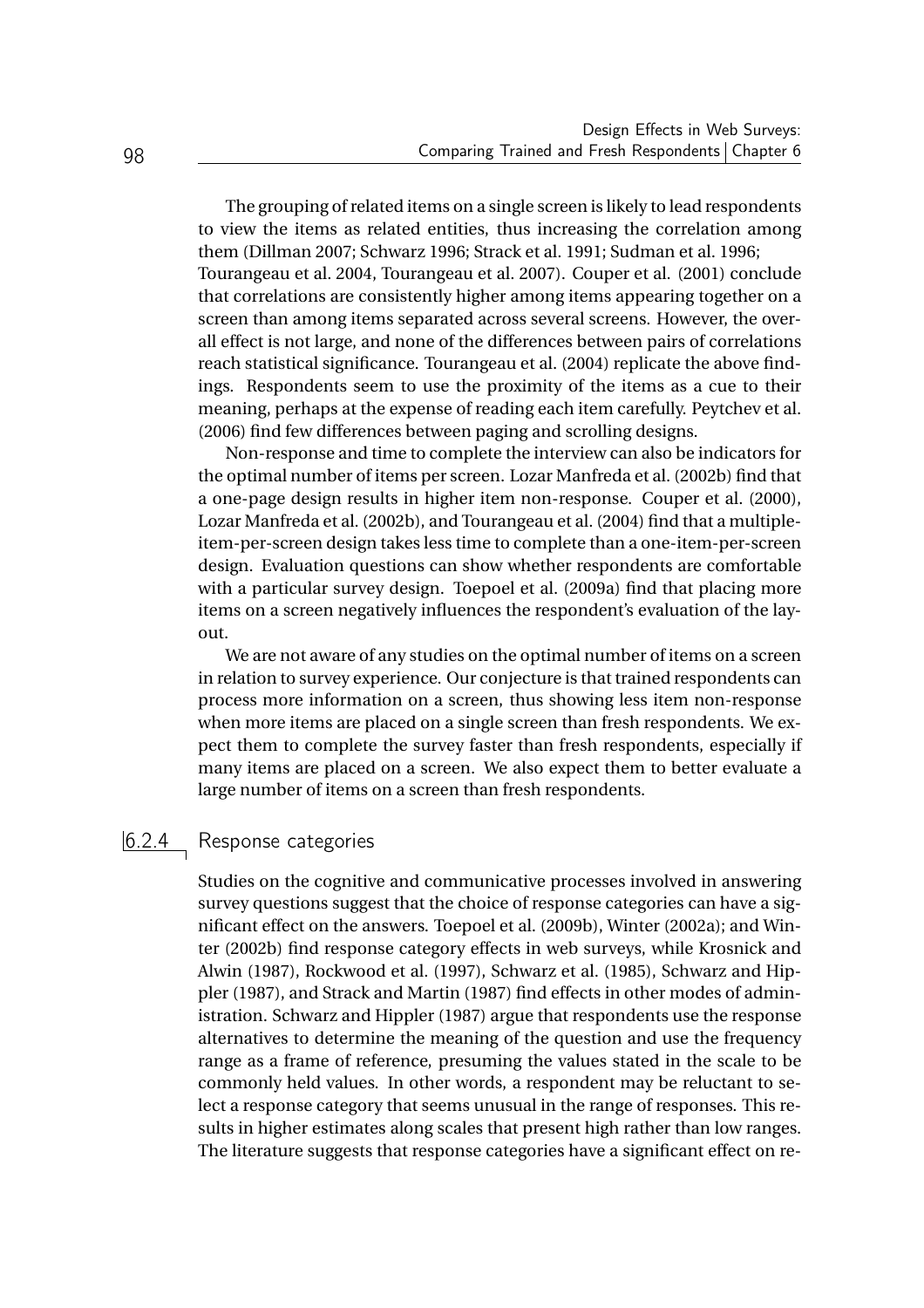The grouping of related items on a single screen is likely to lead respondents to view the items as related entities, thus increasing the correlation among them (Dillman 2007; Schwarz 1996; Strack et al. 1991; Sudman et al. 1996; Tourangeau et al. 2004, Tourangeau et al. 2007). Couper et al. (2001) conclude that correlations are consistently higher among items appearing together on a screen than among items separated across several screens. However, the overall effect is not large, and none of the differences between pairs of correlations reach statistical significance. Tourangeau et al. (2004) replicate the above findings. Respondents seem to use the proximity of the items as a cue to their meaning, perhaps at the expense of reading each item carefully. Peytchev et al. (2006) find few differences between paging and scrolling designs.

Non-response and time to complete the interview can also be indicators for the optimal number of items per screen. Lozar Manfreda et al. (2002b) find that a one-page design results in higher item non-response. Couper et al. (2000), Lozar Manfreda et al. (2002b), and Tourangeau et al. (2004) find that a multiple-item-per-screen design takes less time to complete than a one-item-per-screen design. Evaluation questions can show whether respondents are comfortable with a particular survey design. Toepoel et al. (2009a) find that placing more items on a screen negatively influences the respondent's evaluation of the layout.

We are not aware of any studies on the optimal number of items on a screen in relation to survey experience. Our conjecture is that trained respondents can process more information on a screen, thus showing less item non-response when more items are placed on a single screen than fresh respondents. We expect them to complete the survey faster than fresh respondents, especially if many items are placed on a screen. We also expect them to better evaluate a large number of items on a screen than fresh respondents.

### 6.2.4 Response categories

Studies on the cognitive and communicative processes involved in answering survey questions suggest that the choice of response categories can have a significant effect on the answers. Toepoel et al. (2009b), Winter (2002a); and Winter (2002b) find response category effects in web surveys, while Krosnick and Alwin (1987), Rockwood et al. (1997), Schwarz et al. (1985), Schwarz and Hippler (1987), and Strack and Martin (1987) find effects in other modes of administration. Schwarz and Hippler (1987) argue that respondents use the response alternatives to determine the meaning of the question and use the frequency range as a frame of reference, presuming the values stated in the scale to be commonly held values. In other words, a respondent may be reluctant to select a response category that seems unusual in the range of responses. This results in higher estimates along scales that present high rather than low ranges. The literature suggests that response categories have a significant effect on re-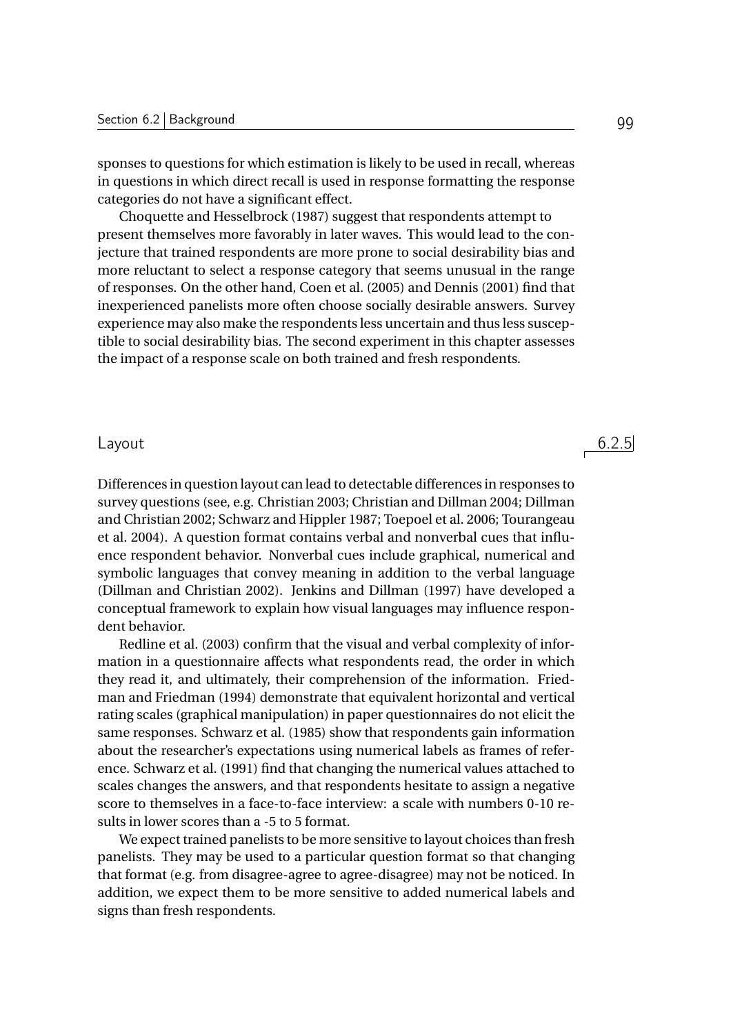sponses to questions for which estimation is likely to be used in recall, whereas in questions in which direct recall is used in response formatting the response categories do not have a significant effect.

Choquette and Hesselbrock (1987) suggest that respondents attempt to present themselves more favorably in later waves. This would lead to the conjecture that trained respondents are more prone to social desirability bias and more reluctant to select a response category that seems unusual in the range of responses. On the other hand, Coen et al. (2005) and Dennis (2001) find that inexperienced panelists more often choose socially desirable answers. Survey experience may also make the respondents less uncertain and thus less susceptible to social desirability bias. The second experiment in this chapter assesses the impact of a response scale on both trained and fresh respondents.

### 6.2.5 Layout

Differences in question layout can lead to detectable differences in responses to survey questions (see, e.g. Christian 2003; Christian and Dillman 2004; Dillman and Christian 2002; Schwarz and Hippler 1987; Toepoel et al. 2006; Tourangeau et al. 2004). A question format contains verbal and nonverbal cues that influence respondent behavior. Nonverbal cues include graphical, numerical and symbolic languages that convey meaning in addition to the verbal language (Dillman and Christian 2002). Jenkins and Dillman (1997) have developed a conceptual framework to explain how visual languages may influence respondent behavior.

Redline et al. (2003) confirm that the visual and verbal complexity of information in a questionnaire affects what respondents read, the order in which they read it, and ultimately, their comprehension of the information. Friedman and Friedman (1994) demonstrate that equivalent horizontal and vertical rating scales (graphical manipulation) in paper questionnaires do not elicit the same responses. Schwarz et al. (1985) show that respondents gain information about the researcher's expectations using numerical labels as frames of reference. Schwarz et al. (1991) find that changing the numerical values attached to scales changes the answers, and that respondents hesitate to assign a negative score to themselves in a face-to-face interview: a scale with numbers 0-10 results in lower scores than a -5 to 5 format.

We expect trained panelists to be more sensitive to layout choices than fresh panelists. They may be used to a particular question format so that changing that format (e.g. from disagree-agree to agree-disagree) may not be noticed. In addition, we expect them to be more sensitive to added numerical labels and signs than fresh respondents.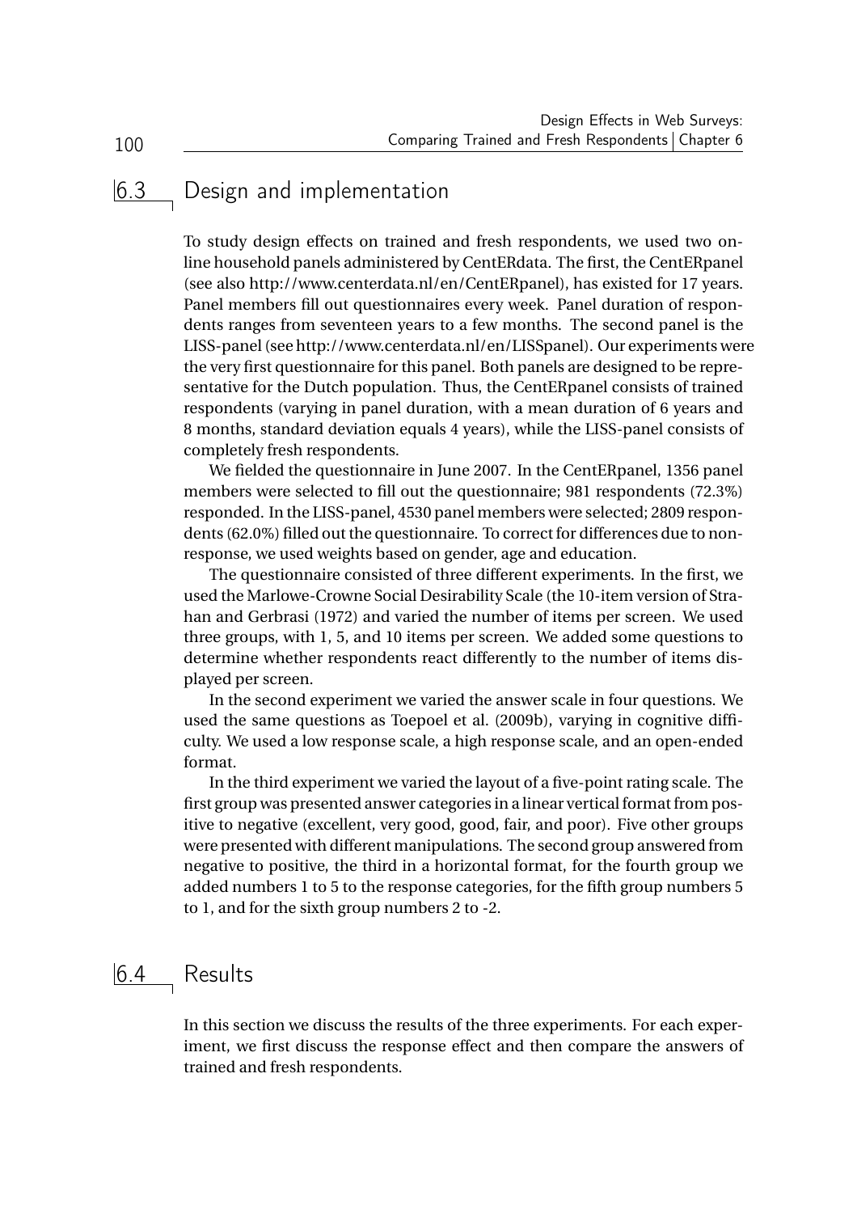## 6.3 Design and implementation

To study design effects on trained and fresh respondents, we used two online household panels administered by CentERdata. The first, the CentERpanel (see also http://www.centerdata.nl/en/CentERpanel), has existed for 17 years. Panel members fill out questionnaires every week. Panel duration of respondents ranges from seventeen years to a few months. The second panel is the LISS-panel (see http://www.centerdata.nl/en/LISSpanel). Our experiments were the very first questionnaire for this panel. Both panels are designed to be representative for the Dutch population. Thus, the CentERpanel consists of trained respondents (varying in panel duration, with a mean duration of 6 years and 8 months, standard deviation equals 4 years), while the LISS-panel consists of completely fresh respondents.

We fielded the questionnaire in June 2007. In the CentERpanel, 1356 panel members were selected to fill out the questionnaire; 981 respondents (72.3%) responded. In the LISS-panel, 4530 panel members were selected; 2809 respondents (62.0%) filled out the questionnaire. To correct for differences due to nonresponse, we used weights based on gender, age and education.

The questionnaire consisted of three different experiments. In the first, we used the Marlowe-Crowne Social Desirability Scale (the 10-item version of Strahan and Gerbrasi (1972) and varied the number of items per screen. We used three groups, with 1, 5, and 10 items per screen. We added some questions to determine whether respondents react differently to the number of items displayed per screen.

In the second experiment we varied the answer scale in four questions. We used the same questions as Toepoel et al. (2009b), varying in cognitive difficulty. We used a low response scale, a high response scale, and an open-ended format.

In the third experiment we varied the layout of a five-point rating scale. The first group was presented answer categories in a linear vertical format from positive to negative (excellent, very good, good, fair, and poor). Five other groups were presented with different manipulations. The second group answered from negative to positive, the third in a horizontal format, for the fourth group we added numbers 1 to 5 to the response categories, for the fifth group numbers 5 to 1, and for the sixth group numbers 2 to -2.

## 6.4 Results

In this section we discuss the results of the three experiments. For each experiment, we first discuss the response effect and then compare the answers of trained and fresh respondents.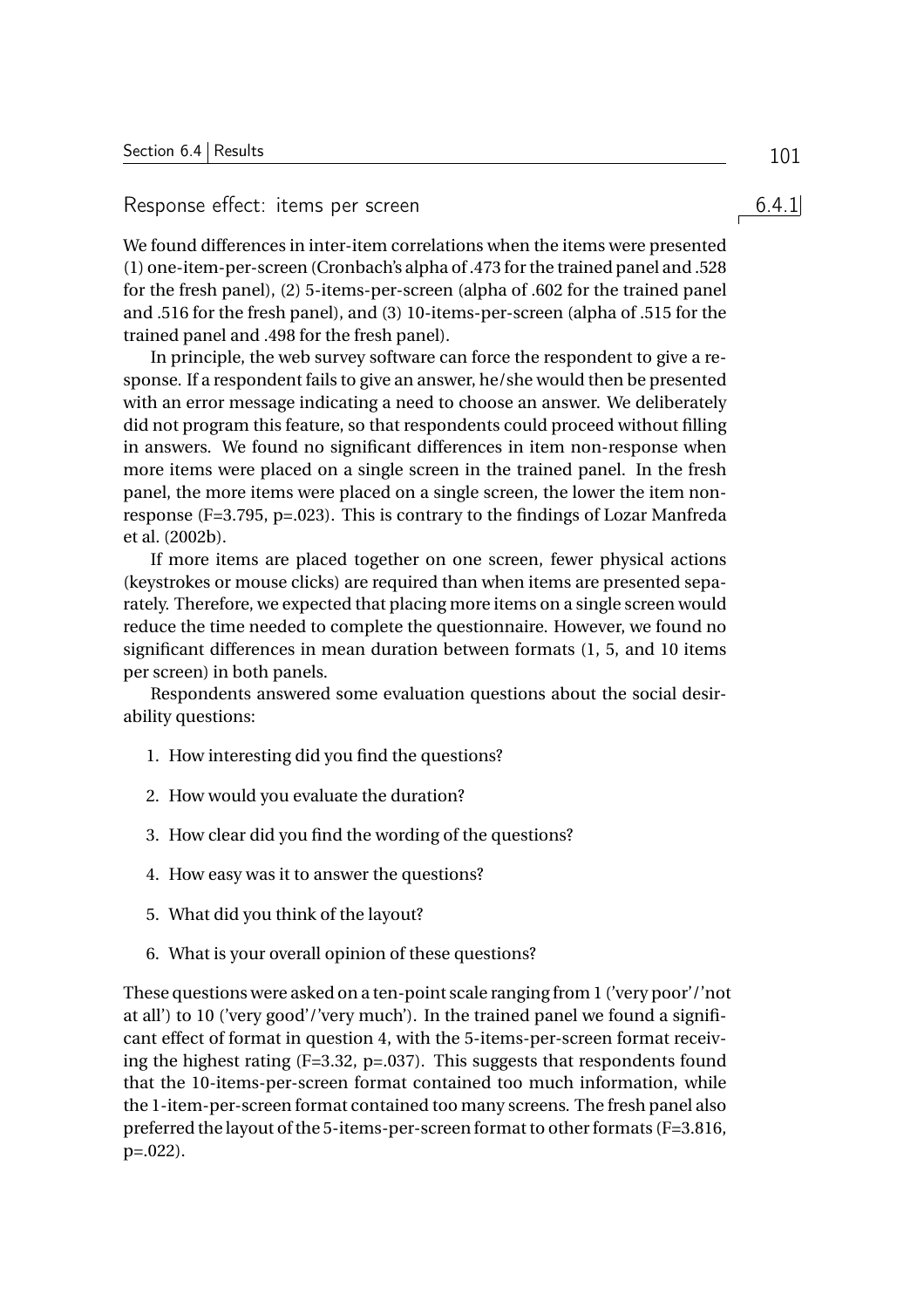### 6.4.1 Response effect: items per screen

We found differences in inter-item correlations when the items were presented (1) one-item-per-screen (Cronbach's alpha of .473 for the trained panel and .528 for the fresh panel), (2) 5-items-per-screen (alpha of .602 for the trained panel and .516 for the fresh panel), and (3) 10-items-per-screen (alpha of .515 for the trained panel and .498 for the fresh panel).

In principle, the web survey software can force the respondent to give a response. If a respondent fails to give an answer, he/she would then be presented with an error message indicating a need to choose an answer. We deliberately did not program this feature, so that respondents could proceed without filling in answers. We found no significant differences in item non-response when more items were placed on a single screen in the trained panel. In the fresh panel, the more items were placed on a single screen, the lower the item non-response ($F=3.795$, $p=.023$). This is contrary to the findings of Lozar Manfreda et al. (2002b).

If more items are placed together on one screen, fewer physical actions (keystrokes or mouse clicks) are required than when items are presented separately. Therefore, we expected that placing more items on a single screen would reduce the time needed to complete the questionnaire. However, we found no significant differences in mean duration between formats (1, 5, and 10 items per screen) in both panels.

Respondents answered some evaluation questions about the social desirability questions:

1. How interesting did you find the questions?
2. How would you evaluate the duration?
3. How clear did you find the wording of the questions?
4. How easy was it to answer the questions?
5. What did you think of the layout?
6. What is your overall opinion of these questions?

These questions were asked on a ten-point scale ranging from 1 ('very poor'/'not at all') to 10 ('very good'/'very much'). In the trained panel we found a significant effect of format in question 4, with the 5-items-per-screen format receiving the highest rating ($F=3.32$, $p=.037$). This suggests that respondents found that the 10-items-per-screen format contained too much information, while the 1-item-per-screen format contained too many screens. The fresh panel also preferred the layout of the 5-items-per-screen format to other formats ($F=3.816$, $p=.022$).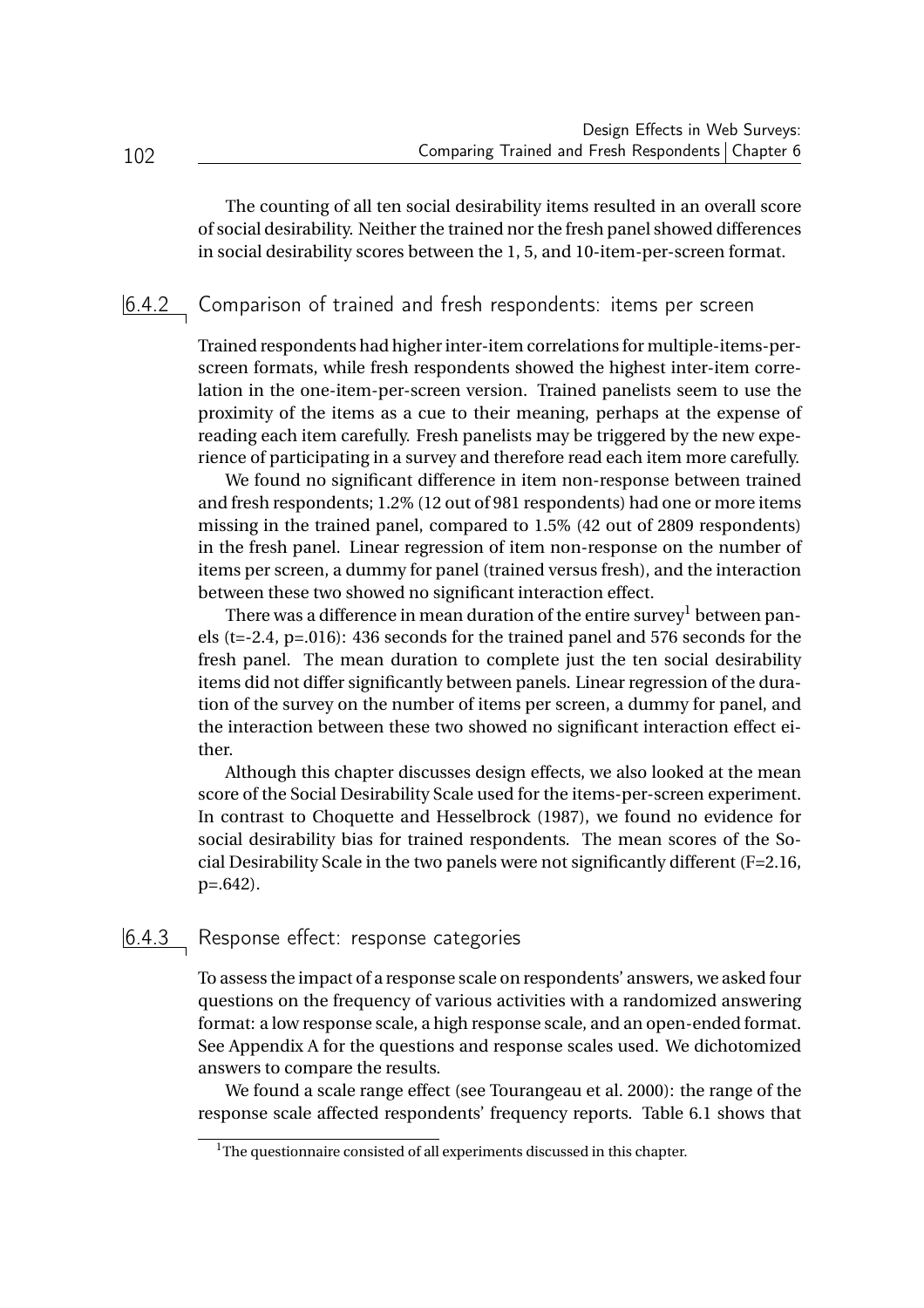The counting of all ten social desirability items resulted in an overall score of social desirability. Neither the trained nor the fresh panel showed differences in social desirability scores between the 1, 5, and 10-item-per-screen format.

### 6.4.2 Comparison of trained and fresh respondents: items per screen

Trained respondents had higher inter-item correlations for multiple-items-per-screen formats, while fresh respondents showed the highest inter-item correlation in the one-item-per-screen version. Trained panelists seem to use the proximity of the items as a cue to their meaning, perhaps at the expense of reading each item carefully. Fresh panelists may be triggered by the new experience of participating in a survey and therefore read each item more carefully.

We found no significant difference in item non-response between trained and fresh respondents; 1.2% (12 out of 981 respondents) had one or more items missing in the trained panel, compared to 1.5% (42 out of 2809 respondents) in the fresh panel. Linear regression of item non-response on the number of items per screen, a dummy for panel (trained versus fresh), and the interaction between these two showed no significant interaction effect.

There was a difference in mean duration of the entire survey[1] between panels (t=-2.4, p=.016): 436 seconds for the trained panel and 576 seconds for the fresh panel. The mean duration to complete just the ten social desirability items did not differ significantly between panels. Linear regression of the duration of the survey on the number of items per screen, a dummy for panel, and the interaction between these two showed no significant interaction effect either.

Although this chapter discusses design effects, we also looked at the mean score of the Social Desirability Scale used for the items-per-screen experiment. In contrast to Choquette and Hesselbrock (1987), we found no evidence for social desirability bias for trained respondents. The mean scores of the Social Desirability Scale in the two panels were not significantly different (F=2.16, p=.642).

### 6.4.3 Response effect: response categories

To assess the impact of a response scale on respondents' answers, we asked four questions on the frequency of various activities with a randomized answering format: a low response scale, a high response scale, and an open-ended format. See Appendix A for the questions and response scales used. We dichotomized answers to compare the results.

We found a scale range effect (see Tourangeau et al. 2000): the range of the response scale affected respondents' frequency reports. Table 6.1 shows that

[1] The questionnaire consisted of all experiments discussed in this chapter.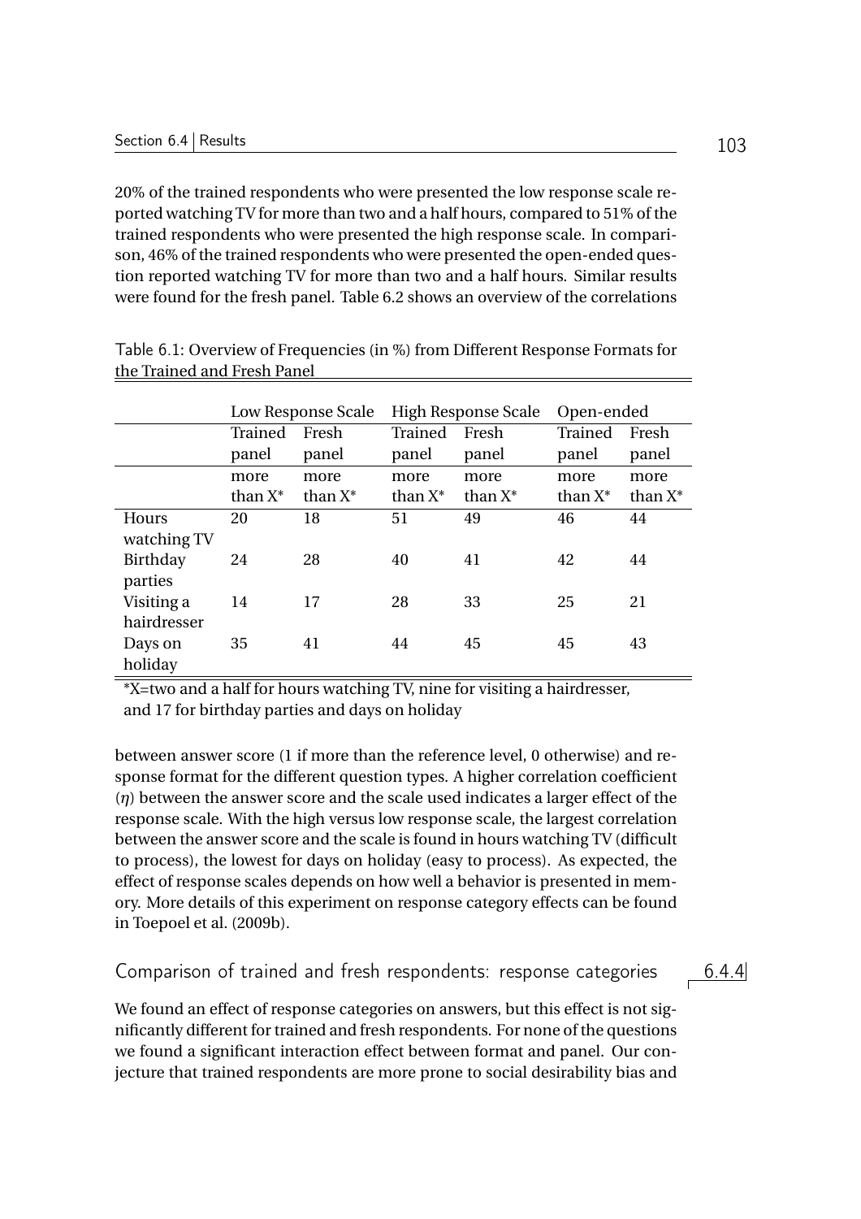20% of the trained respondents who were presented the low response scale reported watching TV for more than two and a half hours, compared to 51% of the trained respondents who were presented the high response scale. In comparison, 46% of the trained respondents who were presented the open-ended question reported watching TV for more than two and a half hours. Similar results were found for the fresh panel. Table 6.2 shows an overview of the correlations

Table 6.1: Overview of Frequencies (in %) from Different Response Formats for the Trained and Fresh Panel

| | Low Response Scale | | High Response Scale | | Open-ended | |
|---|---|---|---|---|---|---|
| | Trained panel | Fresh panel | Trained panel | Fresh panel | Trained panel | Fresh panel |
| | more than X* | more than X* | more than X* | more than X* | more than X* | more than X* |
| Hours watching TV | 20 | 18 | 51 | 49 | 46 | 44 |
| Birthday parties | 24 | 28 | 40 | 41 | 42 | 44 |
| Visiting a hairdresser | 14 | 17 | 28 | 33 | 25 | 21 |
| Days on holiday | 35 | 41 | 44 | 45 | 45 | 43 |

*X=two and a half for hours watching TV, nine for visiting a hairdresser, and 17 for birthday parties and days on holiday

between answer score (1 if more than the reference level, 0 otherwise) and response format for the different question types. A higher correlation coefficient ($\eta$) between the answer score and the scale used indicates a larger effect of the response scale. With the high versus low response scale, the largest correlation between the answer score and the scale is found in hours watching TV (difficult to process), the lowest for days on holiday (easy to process). As expected, the effect of response scales depends on how well a behavior is presented in memory. More details of this experiment on response category effects can be found in Toepoel et al. (2009b).

### 6.4.4 Comparison of trained and fresh respondents: response categories

We found an effect of response categories on answers, but this effect is not significantly different for trained and fresh respondents. For none of the questions we found a significant interaction effect between format and panel. Our conjecture that trained respondents are more prone to social desirability bias and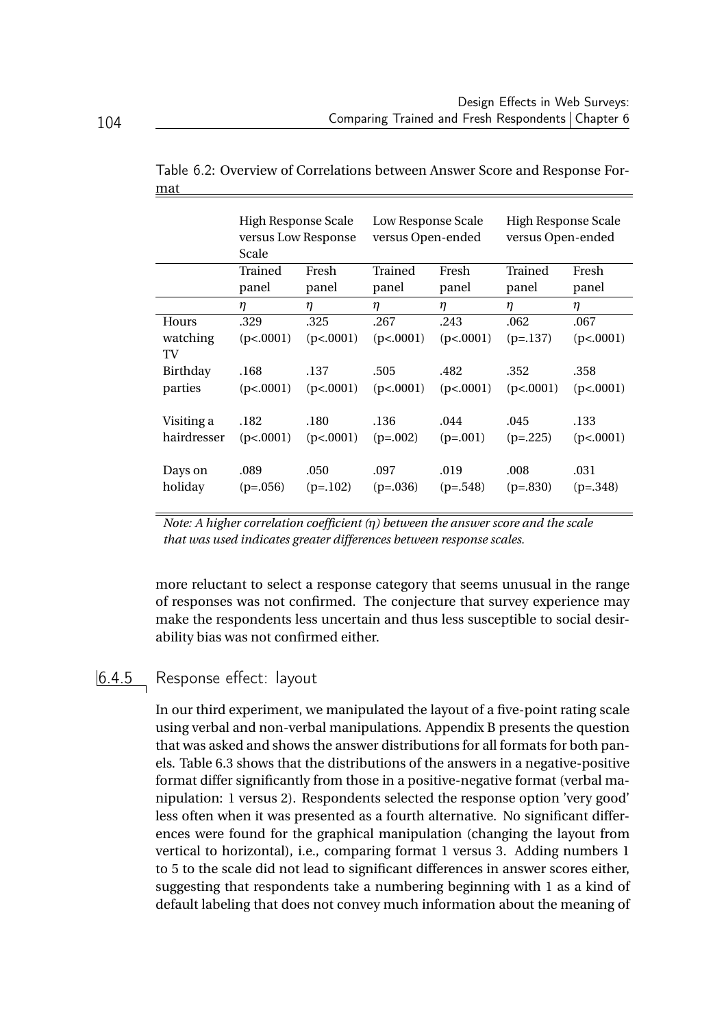Table 6.2: Overview of Correlations between Answer Score and Response Format

| | High Response Scale versus Low Response Scale | | Low Response Scale versus Open-ended | | High Response Scale versus Open-ended | |
|---|---|---|---|---|---|---|
| | Trained panel | Fresh panel | Trained panel | Fresh panel | Trained panel | Fresh panel |
| | $\eta$ | $\eta$ | $\eta$ | $\eta$ | $\eta$ | $\eta$ |
| Hours watching TV | .329 (p<.0001) | .325 (p<.0001) | .267 (p<.0001) | .243 (p<.0001) | .062 (p=.137) | .067 (p<.0001) |
| Birthday parties | .168 (p<.0001) | .137 (p<.0001) | .505 (p<.0001) | .482 (p<.0001) | .352 (p<.0001) | .358 (p<.0001) |
| Visiting a hairdresser | .182 (p<.0001) | .180 (p<.0001) | .136 (p=.002) | .044 (p=.001) | .045 (p=.225) | .133 (p<.0001) |
| Days on holiday | .089 (p=.056) | .050 (p=.102) | .097 (p=.036) | .019 (p=.548) | .008 (p=.830) | .031 (p=.348) |

*Note: A higher correlation coefficient ($\eta$) between the answer score and the scale that was used indicates greater differences between response scales.*

more reluctant to select a response category that seems unusual in the range of responses was not confirmed. The conjecture that survey experience may make the respondents less uncertain and thus less susceptible to social desirability bias was not confirmed either.

### 6.4.5 Response effect: layout

In our third experiment, we manipulated the layout of a five-point rating scale using verbal and non-verbal manipulations. Appendix B presents the question that was asked and shows the answer distributions for all formats for both panels. Table 6.3 shows that the distributions of the answers in a negative-positive format differ significantly from those in a positive-negative format (verbal manipulation: 1 versus 2). Respondents selected the response option 'very good' less often when it was presented as a fourth alternative. No significant differences were found for the graphical manipulation (changing the layout from vertical to horizontal), i.e., comparing format 1 versus 3. Adding numbers 1 to 5 to the scale did not lead to significant differences in answer scores either, suggesting that respondents take a numbering beginning with 1 as a kind of default labeling that does not convey much information about the meaning of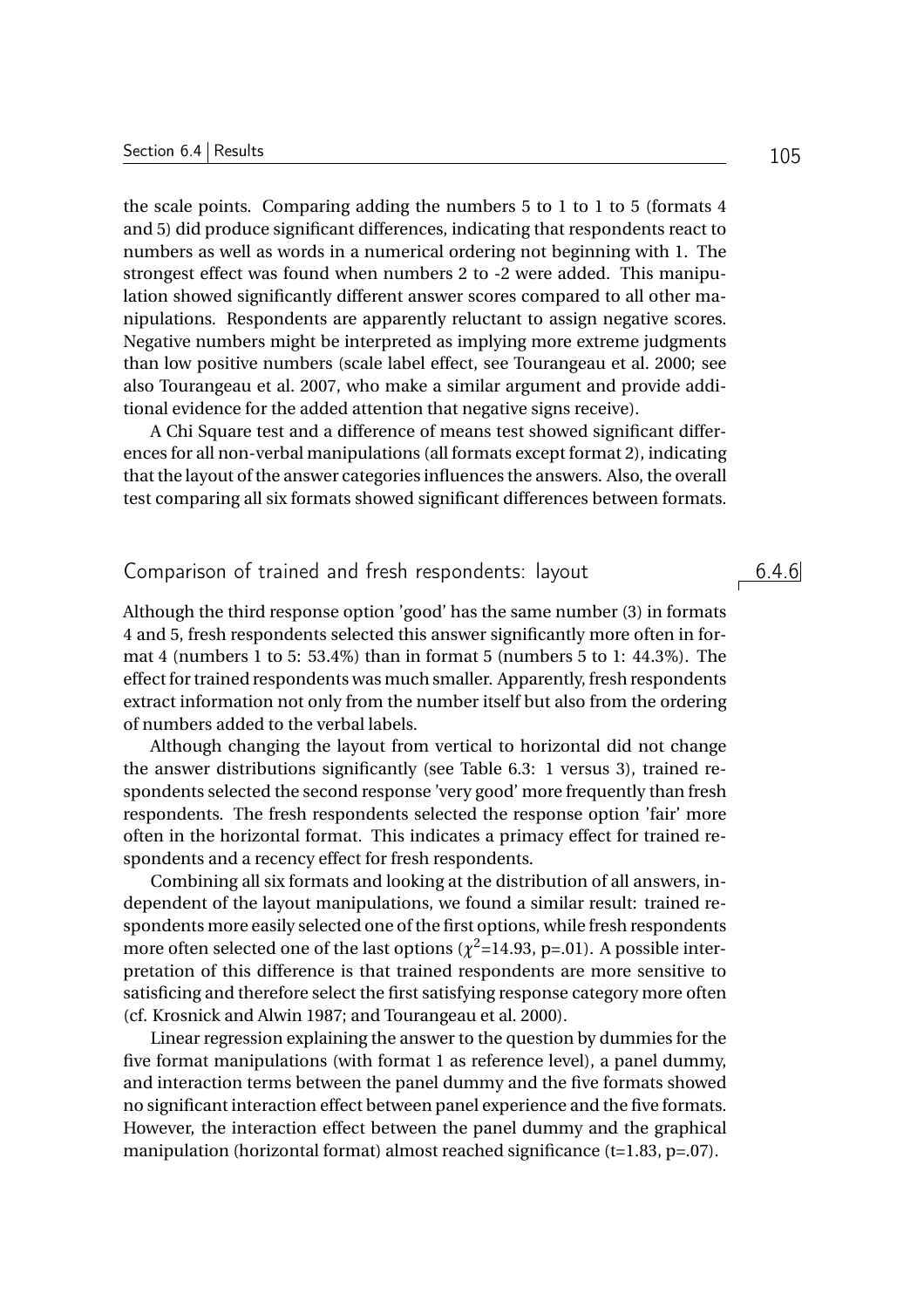the scale points. Comparing adding the numbers 5 to 1 to 1 to 5 (formats 4 and 5) did produce significant differences, indicating that respondents react to numbers as well as words in a numerical ordering not beginning with 1. The strongest effect was found when numbers 2 to -2 were added. This manipulation showed significantly different answer scores compared to all other manipulations. Respondents are apparently reluctant to assign negative scores. Negative numbers might be interpreted as implying more extreme judgments than low positive numbers (scale label effect, see Tourangeau et al. 2000; see also Tourangeau et al. 2007, who make a similar argument and provide additional evidence for the added attention that negative signs receive).

A Chi Square test and a difference of means test showed significant differences for all non-verbal manipulations (all formats except format 2), indicating that the layout of the answer categories influences the answers. Also, the overall test comparing all six formats showed significant differences between formats.

### 6.4.6 Comparison of trained and fresh respondents: layout

Although the third response option 'good' has the same number (3) in formats 4 and 5, fresh respondents selected this answer significantly more often in format 4 (numbers 1 to 5: 53.4%) than in format 5 (numbers 5 to 1: 44.3%). The effect for trained respondents was much smaller. Apparently, fresh respondents extract information not only from the number itself but also from the ordering of numbers added to the verbal labels.

Although changing the layout from vertical to horizontal did not change the answer distributions significantly (see Table 6.3: 1 versus 3), trained respondents selected the second response 'very good' more frequently than fresh respondents. The fresh respondents selected the response option 'fair' more often in the horizontal format. This indicates a primacy effect for trained respondents and a recency effect for fresh respondents.

Combining all six formats and looking at the distribution of all answers, independent of the layout manipulations, we found a similar result: trained respondents more easily selected one of the first options, while fresh respondents more often selected one of the last options ($\chi^2$=14.93, p=.01). A possible interpretation of this difference is that trained respondents are more sensitive to satisficing and therefore select the first satisfying response category more often (cf. Krosnick and Alwin 1987; and Tourangeau et al. 2000).

Linear regression explaining the answer to the question by dummies for the five format manipulations (with format 1 as reference level), a panel dummy, and interaction terms between the panel dummy and the five formats showed no significant interaction effect between panel experience and the five formats. However, the interaction effect between the panel dummy and the graphical manipulation (horizontal format) almost reached significance (t=1.83, p=.07).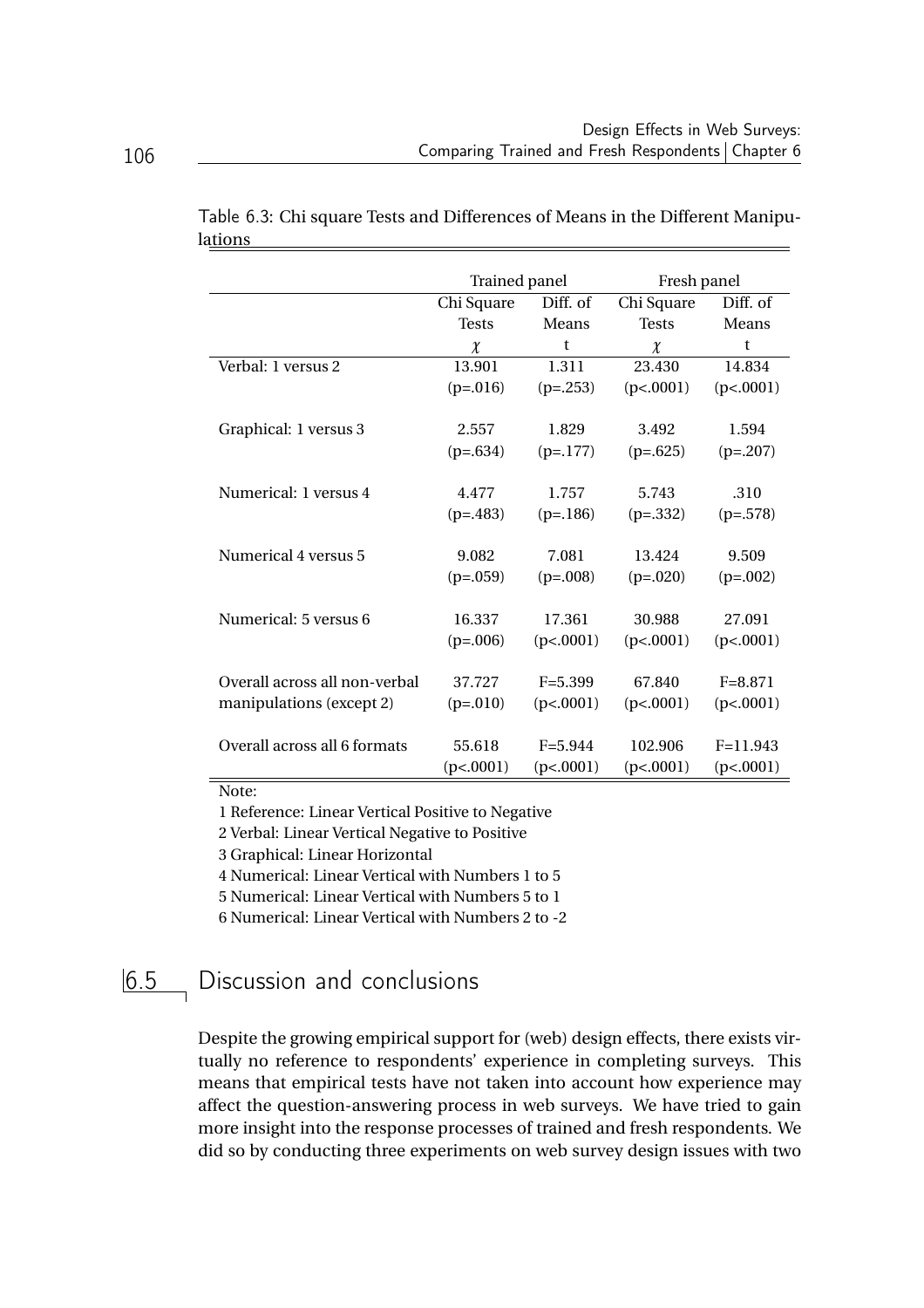Table 6.3: Chi square Tests and Differences of Means in the Different Manipulations

| | Trained panel | | Fresh panel | |
|---|---|---|---|---|
| | Chi Square Tests | Diff. of Means | Chi Square Tests | Diff. of Means |
| | $\chi$ | t | $\chi$ | t |
| Verbal: 1 versus 2 | 13.901 (p=.016) | 1.311 (p=.253) | 23.430 (p<.0001) | 14.834 (p<.0001) |
| Graphical: 1 versus 3 | 2.557 (p=.634) | 1.829 (p=.177) | 3.492 (p=.625) | 1.594 (p=.207) |
| Numerical: 1 versus 4 | 4.477 (p=.483) | 1.757 (p=.186) | 5.743 (p=.332) | .310 (p=.578) |
| Numerical 4 versus 5 | 9.082 (p=.059) | 7.081 (p=.008) | 13.424 (p=.020) | 9.509 (p=.002) |
| Numerical: 5 versus 6 | 16.337 (p=.006) | 17.361 (p<.0001) | 30.988 (p<.0001) | 27.091 (p<.0001) |
| Overall across all non-verbal manipulations (except 2) | 37.727 (p=.010) | F=5.399 (p<.0001) | 67.840 (p<.0001) | F=8.871 (p<.0001) |
| Overall across all 6 formats | 55.618 (p<.0001) | F=5.944 (p<.0001) | 102.906 (p<.0001) | F=11.943 (p<.0001) |

Note:

1 Reference: Linear Vertical Positive to Negative

2 Verbal: Linear Vertical Negative to Positive

3 Graphical: Linear Horizontal

4 Numerical: Linear Vertical with Numbers 1 to 5

5 Numerical: Linear Vertical with Numbers 5 to 1

6 Numerical: Linear Vertical with Numbers 2 to -2

## 6.5 Discussion and conclusions

Despite the growing empirical support for (web) design effects, there exists virtually no reference to respondents' experience in completing surveys. This means that empirical tests have not taken into account how experience may affect the question-answering process in web surveys. We have tried to gain more insight into the response processes of trained and fresh respondents. We did so by conducting three experiments on web survey design issues with two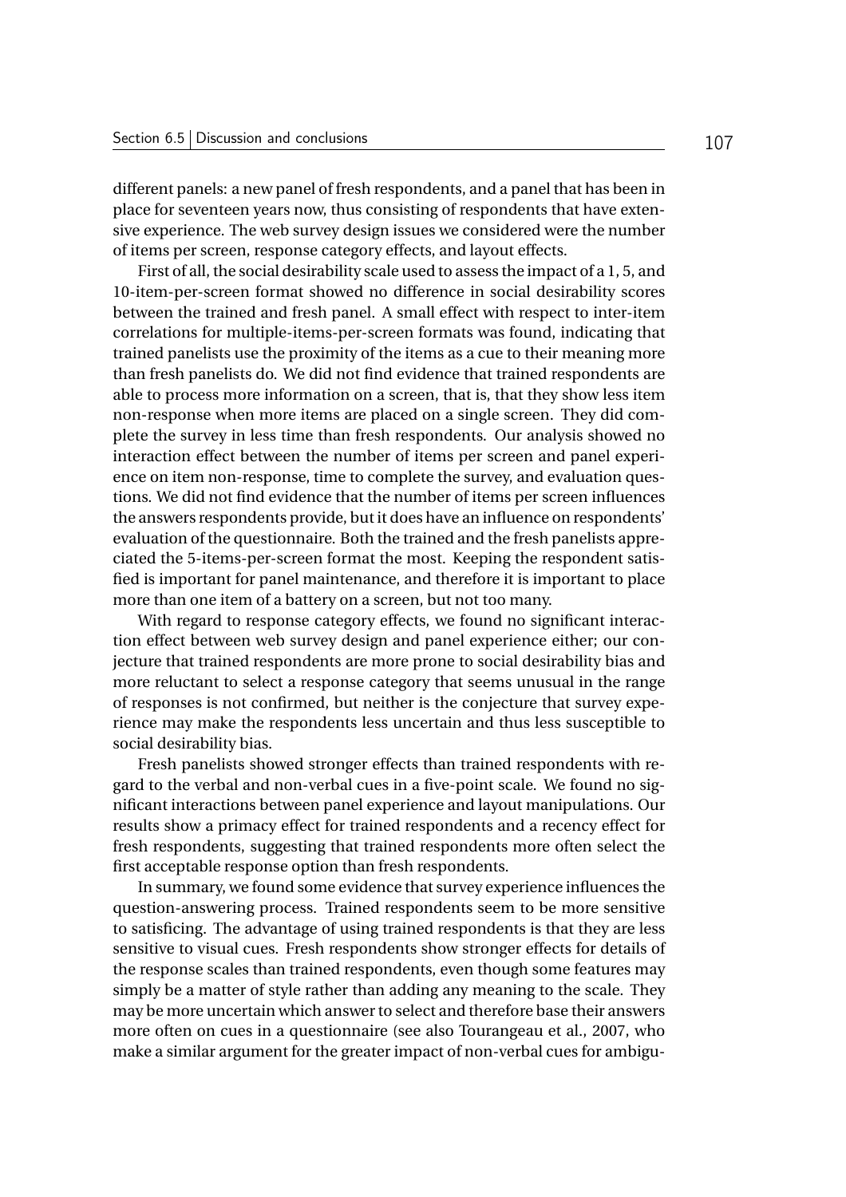different panels: a new panel of fresh respondents, and a panel that has been in place for seventeen years now, thus consisting of respondents that have extensive experience. The web survey design issues we considered were the number of items per screen, response category effects, and layout effects.

First of all, the social desirability scale used to assess the impact of a 1, 5, and 10-item-per-screen format showed no difference in social desirability scores between the trained and fresh panel. A small effect with respect to inter-item correlations for multiple-items-per-screen formats was found, indicating that trained panelists use the proximity of the items as a cue to their meaning more than fresh panelists do. We did not find evidence that trained respondents are able to process more information on a screen, that is, that they show less item non-response when more items are placed on a single screen. They did complete the survey in less time than fresh respondents. Our analysis showed no interaction effect between the number of items per screen and panel experience on item non-response, time to complete the survey, and evaluation questions. We did not find evidence that the number of items per screen influences the answers respondents provide, but it does have an influence on respondents' evaluation of the questionnaire. Both the trained and the fresh panelists appreciated the 5-items-per-screen format the most. Keeping the respondent satisfied is important for panel maintenance, and therefore it is important to place more than one item of a battery on a screen, but not too many.

With regard to response category effects, we found no significant interaction effect between web survey design and panel experience either; our conjecture that trained respondents are more prone to social desirability bias and more reluctant to select a response category that seems unusual in the range of responses is not confirmed, but neither is the conjecture that survey experience may make the respondents less uncertain and thus less susceptible to social desirability bias.

Fresh panelists showed stronger effects than trained respondents with regard to the verbal and non-verbal cues in a five-point scale. We found no significant interactions between panel experience and layout manipulations. Our results show a primacy effect for trained respondents and a recency effect for fresh respondents, suggesting that trained respondents more often select the first acceptable response option than fresh respondents.

In summary, we found some evidence that survey experience influences the question-answering process. Trained respondents seem to be more sensitive to satisficing. The advantage of using trained respondents is that they are less sensitive to visual cues. Fresh respondents show stronger effects for details of the response scales than trained respondents, even though some features may simply be a matter of style rather than adding any meaning to the scale. They may be more uncertain which answer to select and therefore base their answers more often on cues in a questionnaire (see also Tourangeau et al., 2007, who make a similar argument for the greater impact of non-verbal cues for ambigu-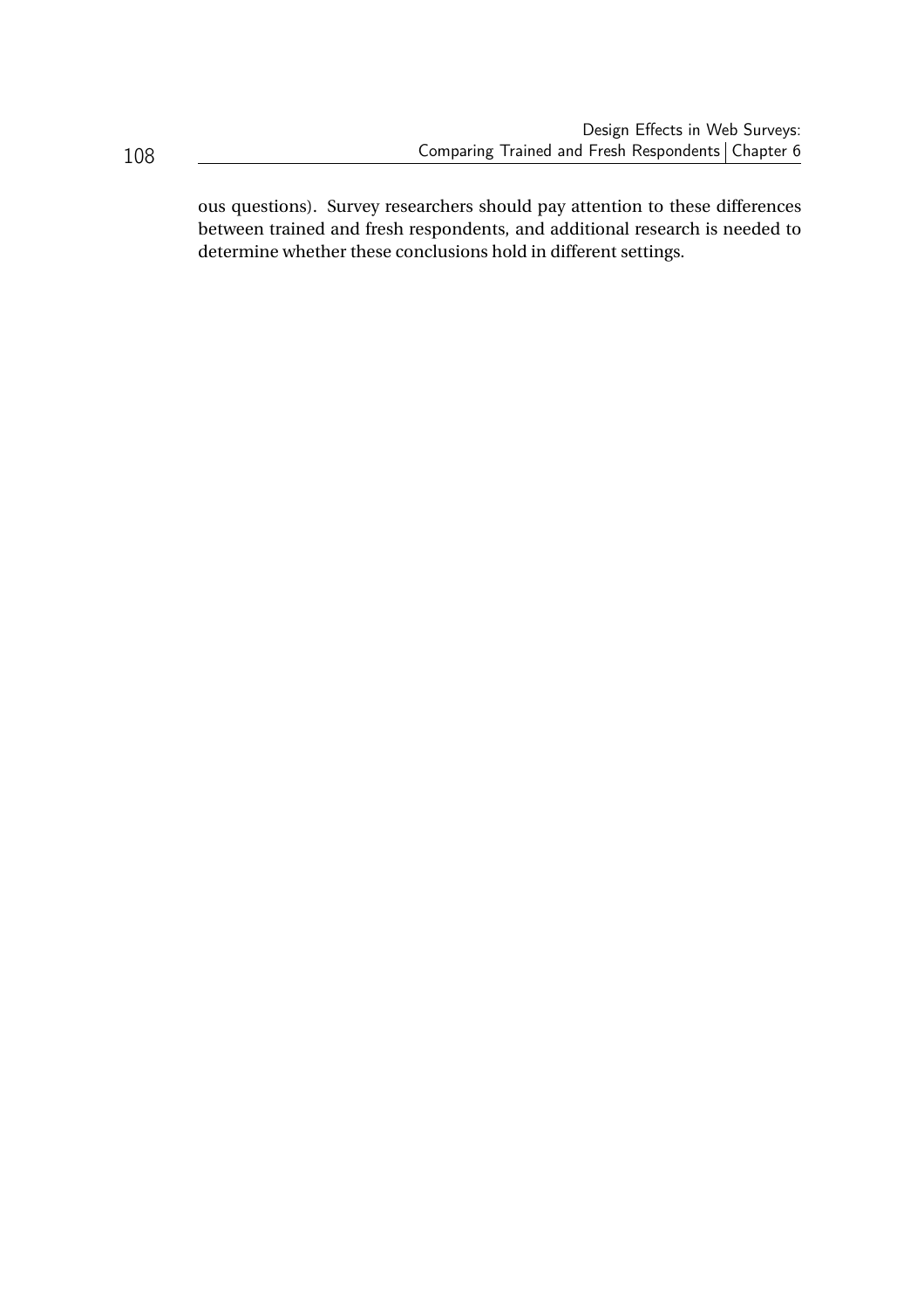ous questions). Survey researchers should pay attention to these differences between trained and fresh respondents, and additional research is needed to determine whether these conclusions hold in different settings.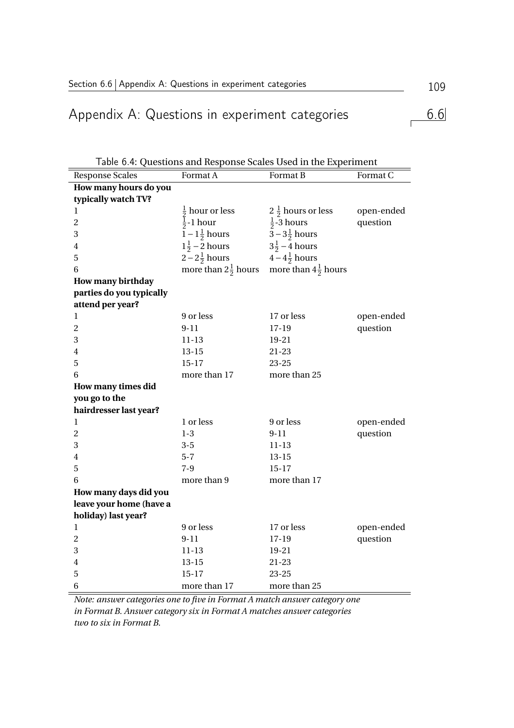## 6.6 Appendix A: Questions in experiment categories

Table 6.4: Questions and Response Scales Used in the Experiment

| Response Scales | Format A | Format B | Format C |
|---|---|---|---|
| **How many hours do you typically watch TV?** | | | |
| 1 | $\frac{1}{2}$ hour or less | $2\ \frac{1}{2}$ hours or less | open-ended |
| 2 | $\frac{1}{2}$-1 hour | $\frac{1}{2}$-3 hours | question |
| 3 | $1-1\frac{1}{2}$ hours | $3-3\frac{1}{2}$ hours | |
| 4 | $1\frac{1}{2}-2$ hours | $3\frac{1}{2}-4$ hours | |
| 5 | $2-2\frac{1}{2}$ hours | $4-4\frac{1}{2}$ hours | |
| 6 | more than $2\frac{1}{2}$ hours | more than $4\frac{1}{2}$ hours | |
| **How many birthday parties do you typically attend per year?** | | | |
| 1 | 9 or less | 17 or less | open-ended |
| 2 | 9-11 | 17-19 | question |
| 3 | 11-13 | 19-21 | |
| 4 | 13-15 | 21-23 | |
| 5 | 15-17 | 23-25 | |
| 6 | more than 17 | more than 25 | |
| **How many times did you go to the hairdresser last year?** | | | |
| 1 | 1 or less | 9 or less | open-ended |
| 2 | 1-3 | 9-11 | question |
| 3 | 3-5 | 11-13 | |
| 4 | 5-7 | 13-15 | |
| 5 | 7-9 | 15-17 | |
| 6 | more than 9 | more than 17 | |
| **How many days did you leave your home (have a holiday) last year?** | | | |
| 1 | 9 or less | 17 or less | open-ended |
| 2 | 9-11 | 17-19 | question |
| 3 | 11-13 | 19-21 | |
| 4 | 13-15 | 21-23 | |
| 5 | 15-17 | 23-25 | |
| 6 | more than 17 | more than 25 | |

*Note: answer categories one to five in Format A match answer category one in Format B. Answer category six in Format A matches answer categories two to six in Format B.*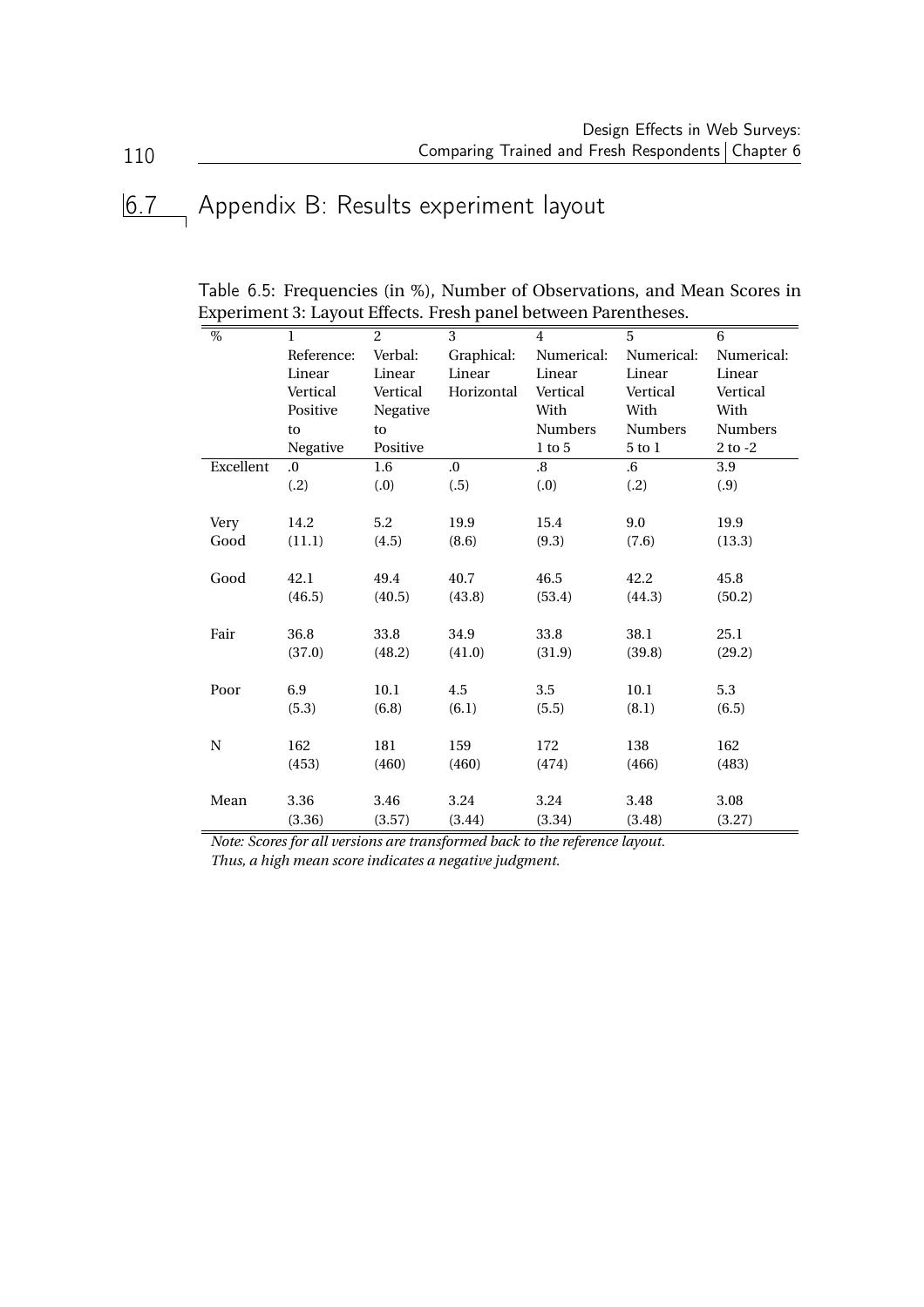## 6.7 Appendix B: Results experiment layout

Table 6.5: Frequencies (in %), Number of Observations, and Mean Scores in Experiment 3: Layout Effects. Fresh panel between Parentheses.

| % | 1 Reference: Linear Vertical Positive to Negative | 2 Verbal: Linear Vertical Negative to Positive | 3 Graphical: Linear Horizontal | 4 Numerical: Linear Vertical With Numbers 1 to 5 | 5 Numerical: Linear Vertical With Numbers 5 to 1 | 6 Numerical: Linear Vertical With Numbers 2 to -2 |
|---|---|---|---|---|---|---|
| Excellent | .0 | 1.6 | .0 | .8 | .6 | 3.9 |
| | (.2) | (.0) | (.5) | (.0) | (.2) | (.9) |
| Very Good | 14.2 | 5.2 | 19.9 | 15.4 | 9.0 | 19.9 |
| | (11.1) | (4.5) | (8.6) | (9.3) | (7.6) | (13.3) |
| Good | 42.1 | 49.4 | 40.7 | 46.5 | 42.2 | 45.8 |
| | (46.5) | (40.5) | (43.8) | (53.4) | (44.3) | (50.2) |
| Fair | 36.8 | 33.8 | 34.9 | 33.8 | 38.1 | 25.1 |
| | (37.0) | (48.2) | (41.0) | (31.9) | (39.8) | (29.2) |
| Poor | 6.9 | 10.1 | 4.5 | 3.5 | 10.1 | 5.3 |
| | (5.3) | (6.8) | (6.1) | (5.5) | (8.1) | (6.5) |
| N | 162 | 181 | 159 | 172 | 138 | 162 |
| | (453) | (460) | (460) | (474) | (466) | (483) |
| Mean | 3.36 | 3.46 | 3.24 | 3.24 | 3.48 | 3.08 |
| | (3.36) | (3.57) | (3.44) | (3.34) | (3.48) | (3.27) |

*Note: Scores for all versions are transformed back to the reference layout. Thus, a high mean score indicates a negative judgment.*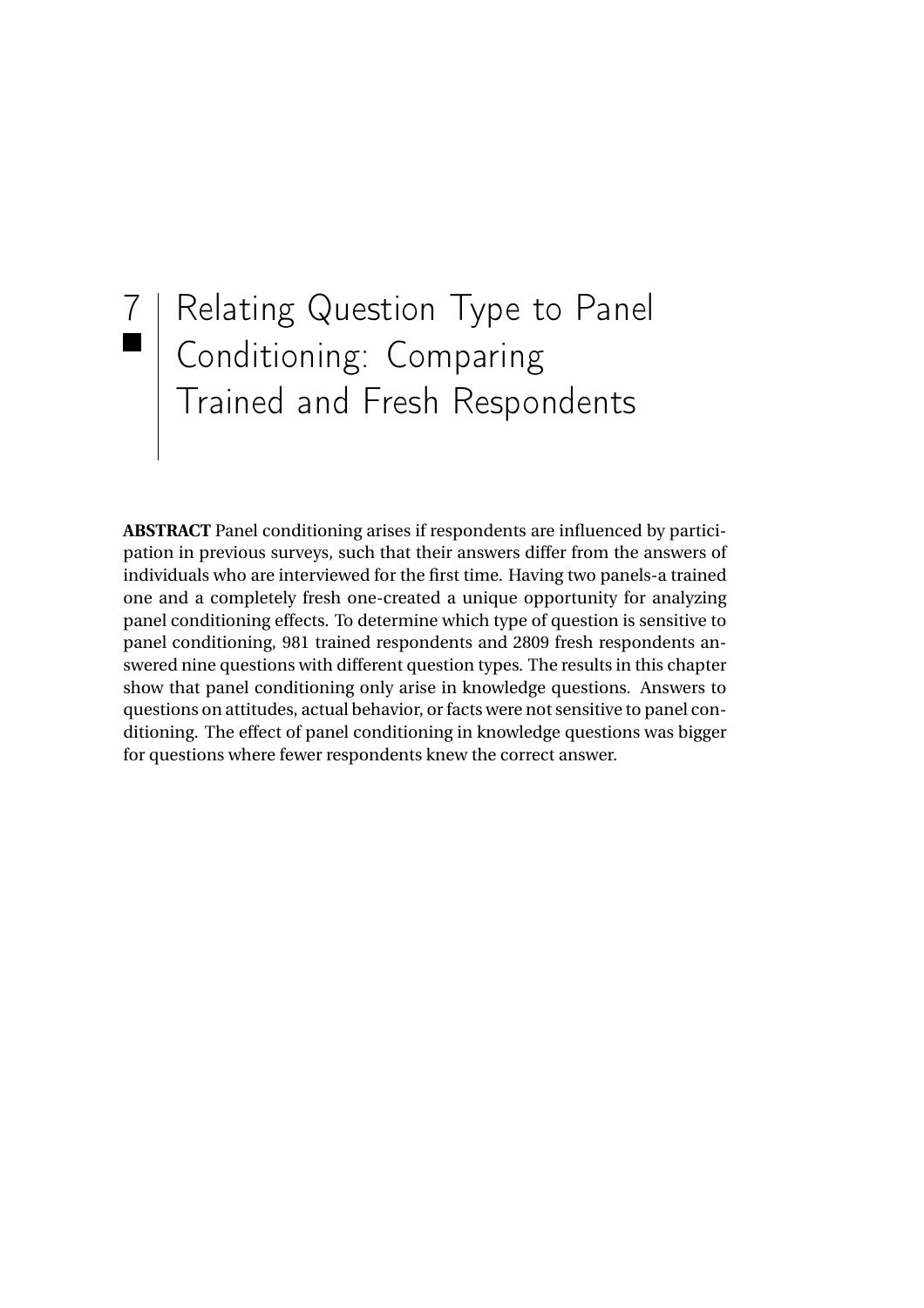# 7 Relating Question Type to Panel Conditioning: Comparing Trained and Fresh Respondents

**ABSTRACT** Panel conditioning arises if respondents are influenced by participation in previous surveys, such that their answers differ from the answers of individuals who are interviewed for the first time. Having two panels-a trained one and a completely fresh one-created a unique opportunity for analyzing panel conditioning effects. To determine which type of question is sensitive to panel conditioning, 981 trained respondents and 2809 fresh respondents answered nine questions with different question types. The results in this chapter show that panel conditioning only arise in knowledge questions. Answers to questions on attitudes, actual behavior, or facts were not sensitive to panel conditioning. The effect of panel conditioning in knowledge questions was bigger for questions where fewer respondents knew the correct answer.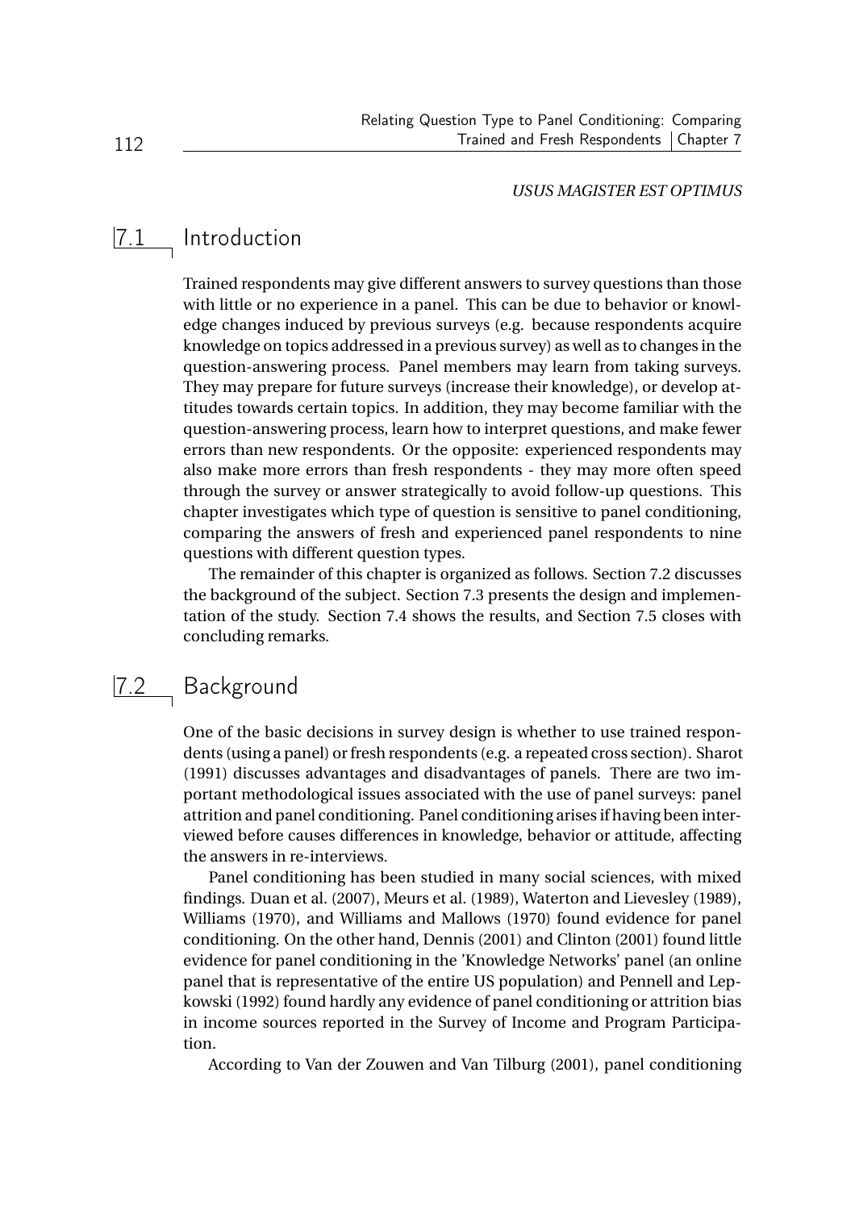*USUS MAGISTER EST OPTIMUS*

## 7.1 Introduction

Trained respondents may give different answers to survey questions than those with little or no experience in a panel. This can be due to behavior or knowledge changes induced by previous surveys (e.g. because respondents acquire knowledge on topics addressed in a previous survey) as well as to changes in the question-answering process. Panel members may learn from taking surveys. They may prepare for future surveys (increase their knowledge), or develop attitudes towards certain topics. In addition, they may become familiar with the question-answering process, learn how to interpret questions, and make fewer errors than new respondents. Or the opposite: experienced respondents may also make more errors than fresh respondents - they may more often speed through the survey or answer strategically to avoid follow-up questions. This chapter investigates which type of question is sensitive to panel conditioning, comparing the answers of fresh and experienced panel respondents to nine questions with different question types.

The remainder of this chapter is organized as follows. Section 7.2 discusses the background of the subject. Section 7.3 presents the design and implementation of the study. Section 7.4 shows the results, and Section 7.5 closes with concluding remarks.

## 7.2 Background

One of the basic decisions in survey design is whether to use trained respondents (using a panel) or fresh respondents (e.g. a repeated cross section). Sharot (1991) discusses advantages and disadvantages of panels. There are two important methodological issues associated with the use of panel surveys: panel attrition and panel conditioning. Panel conditioning arises if having been interviewed before causes differences in knowledge, behavior or attitude, affecting the answers in re-interviews.

Panel conditioning has been studied in many social sciences, with mixed findings. Duan et al. (2007), Meurs et al. (1989), Waterton and Lievesley (1989), Williams (1970), and Williams and Mallows (1970) found evidence for panel conditioning. On the other hand, Dennis (2001) and Clinton (2001) found little evidence for panel conditioning in the 'Knowledge Networks' panel (an online panel that is representative of the entire US population) and Pennell and Lepkowski (1992) found hardly any evidence of panel conditioning or attrition bias in income sources reported in the Survey of Income and Program Participation.

According to Van der Zouwen and Van Tilburg (2001), panel conditioning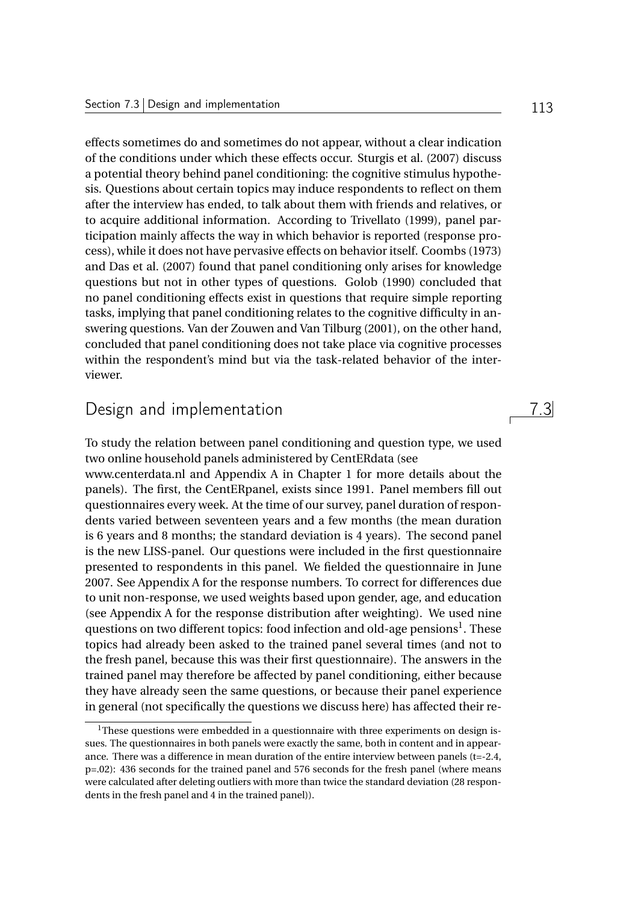effects sometimes do and sometimes do not appear, without a clear indication of the conditions under which these effects occur. Sturgis et al. (2007) discuss a potential theory behind panel conditioning: the cognitive stimulus hypothesis. Questions about certain topics may induce respondents to reflect on them after the interview has ended, to talk about them with friends and relatives, or to acquire additional information. According to Trivellato (1999), panel participation mainly affects the way in which behavior is reported (response process), while it does not have pervasive effects on behavior itself. Coombs (1973) and Das et al. (2007) found that panel conditioning only arises for knowledge questions but not in other types of questions. Golob (1990) concluded that no panel conditioning effects exist in questions that require simple reporting tasks, implying that panel conditioning relates to the cognitive difficulty in answering questions. Van der Zouwen and Van Tilburg (2001), on the other hand, concluded that panel conditioning does not take place via cognitive processes within the respondent's mind but via the task-related behavior of the interviewer.

## 7.3 Design and implementation

To study the relation between panel conditioning and question type, we used two online household panels administered by CentERdata (see www.centerdata.nl and Appendix A in Chapter 1 for more details about the panels). The first, the CentERpanel, exists since 1991. Panel members fill out questionnaires every week. At the time of our survey, panel duration of respondents varied between seventeen years and a few months (the mean duration is 6 years and 8 months; the standard deviation is 4 years). The second panel is the new LISS-panel. Our questions were included in the first questionnaire presented to respondents in this panel. We fielded the questionnaire in June 2007. See Appendix A for the response numbers. To correct for differences due to unit non-response, we used weights based upon gender, age, and education (see Appendix A for the response distribution after weighting). We used nine questions on two different topics: food infection and old-age pensions[1]. These topics had already been asked to the trained panel several times (and not to the fresh panel, because this was their first questionnaire). The answers in the trained panel may therefore be affected by panel conditioning, either because they have already seen the same questions, or because their panel experience in general (not specifically the questions we discuss here) has affected their re-

[1] These questions were embedded in a questionnaire with three experiments on design issues. The questionnaires in both panels were exactly the same, both in content and in appearance. There was a difference in mean duration of the entire interview between panels (t=-2.4, p=.02): 436 seconds for the trained panel and 576 seconds for the fresh panel (where means were calculated after deleting outliers with more than twice the standard deviation (28 respondents in the fresh panel and 4 in the trained panel)).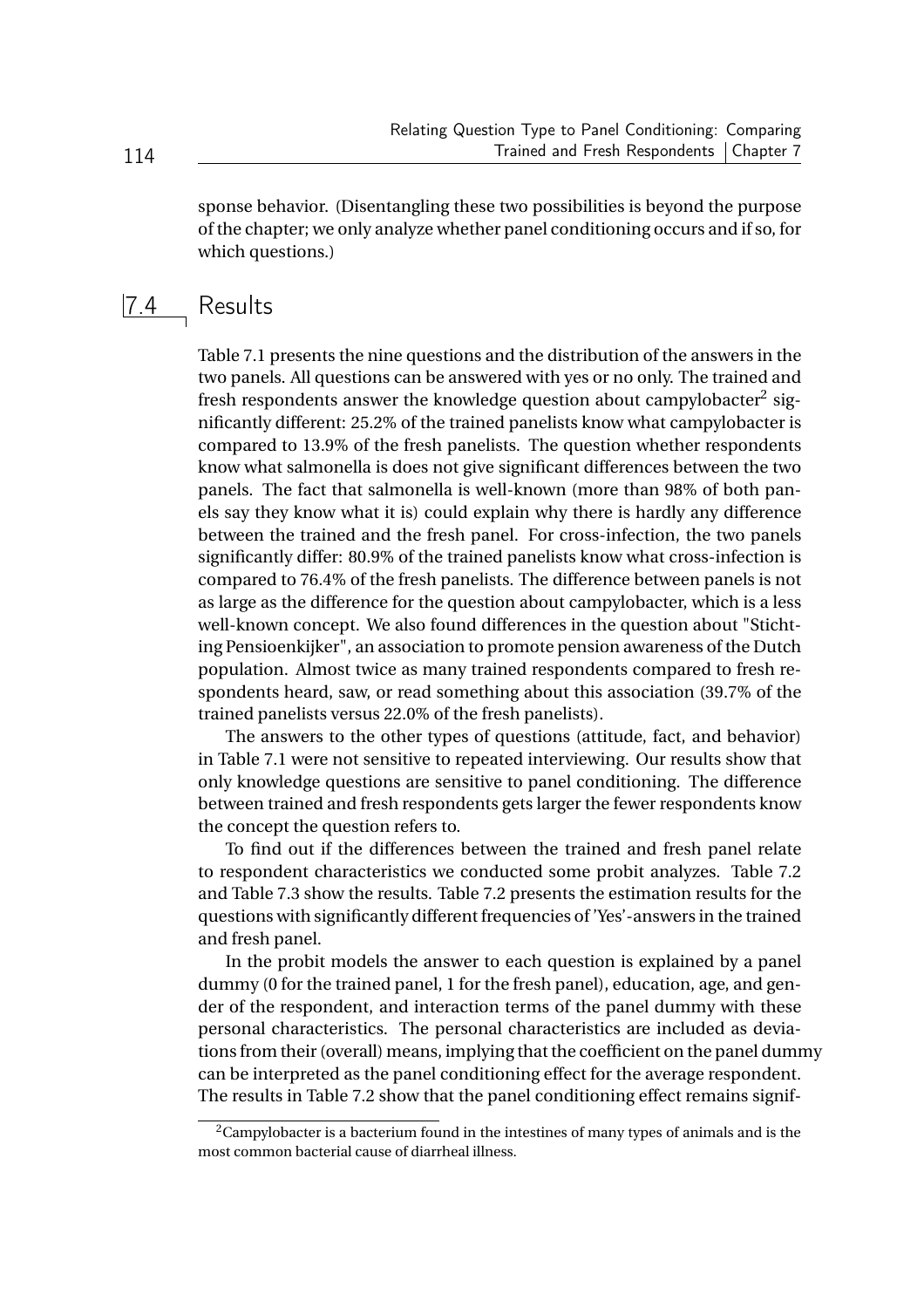sponse behavior. (Disentangling these two possibilities is beyond the purpose of the chapter; we only analyze whether panel conditioning occurs and if so, for which questions.)

## 7.4 Results

Table 7.1 presents the nine questions and the distribution of the answers in the two panels. All questions can be answered with yes or no only. The trained and fresh respondents answer the knowledge question about campylobacter[2] significantly different: 25.2% of the trained panelists know what campylobacter is compared to 13.9% of the fresh panelists. The question whether respondents know what salmonella is does not give significant differences between the two panels. The fact that salmonella is well-known (more than 98% of both panels say they know what it is) could explain why there is hardly any difference between the trained and the fresh panel. For cross-infection, the two panels significantly differ: 80.9% of the trained panelists know what cross-infection is compared to 76.4% of the fresh panelists. The difference between panels is not as large as the difference for the question about campylobacter, which is a less well-known concept. We also found differences in the question about "Stichting Pensioenkijker", an association to promote pension awareness of the Dutch population. Almost twice as many trained respondents compared to fresh respondents heard, saw, or read something about this association (39.7% of the trained panelists versus 22.0% of the fresh panelists).

The answers to the other types of questions (attitude, fact, and behavior) in Table 7.1 were not sensitive to repeated interviewing. Our results show that only knowledge questions are sensitive to panel conditioning. The difference between trained and fresh respondents gets larger the fewer respondents know the concept the question refers to.

To find out if the differences between the trained and fresh panel relate to respondent characteristics we conducted some probit analyzes. Table 7.2 and Table 7.3 show the results. Table 7.2 presents the estimation results for the questions with significantly different frequencies of 'Yes'-answers in the trained and fresh panel.

In the probit models the answer to each question is explained by a panel dummy (0 for the trained panel, 1 for the fresh panel), education, age, and gender of the respondent, and interaction terms of the panel dummy with these personal characteristics. The personal characteristics are included as deviations from their (overall) means, implying that the coefficient on the panel dummy can be interpreted as the panel conditioning effect for the average respondent. The results in Table 7.2 show that the panel conditioning effect remains signif-

[2] Campylobacter is a bacterium found in the intestines of many types of animals and is the most common bacterial cause of diarrheal illness.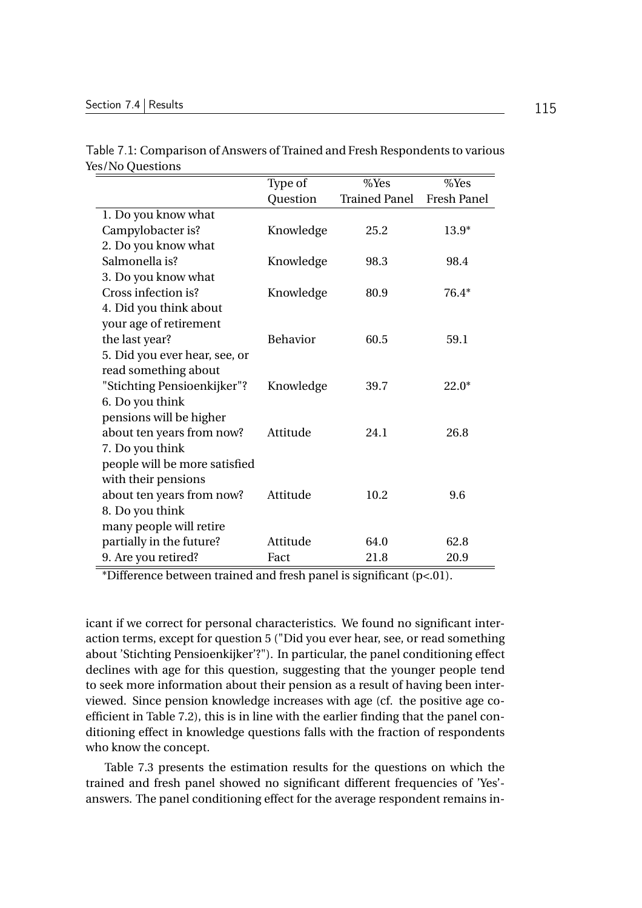Table 7.1: Comparison of Answers of Trained and Fresh Respondents to various Yes/No Questions

| | Type of Question | %Yes Trained Panel | %Yes Fresh Panel |
|---|---|---|---|
| 1. Do you know what Campylobacter is? | Knowledge | 25.2 | 13.9* |
| 2. Do you know what Salmonella is? | Knowledge | 98.3 | 98.4 |
| 3. Do you know what Cross infection is? | Knowledge | 80.9 | 76.4* |
| 4. Did you think about your age of retirement the last year? | Behavior | 60.5 | 59.1 |
| 5. Did you ever hear, see, or read something about "Stichting Pensioenkijker"? | Knowledge | 39.7 | 22.0* |
| 6. Do you think pensions will be higher about ten years from now? | Attitude | 24.1 | 26.8 |
| 7. Do you think people will be more satisfied with their pensions about ten years from now? | Attitude | 10.2 | 9.6 |
| 8. Do you think many people will retire partially in the future? | Attitude | 64.0 | 62.8 |
| 9. Are you retired? | Fact | 21.8 | 20.9 |

*Difference between trained and fresh panel is significant (p<.01).

icant if we correct for personal characteristics. We found no significant interaction terms, except for question 5 ("Did you ever hear, see, or read something about 'Stichting Pensioenkijker'?"). In particular, the panel conditioning effect declines with age for this question, suggesting that the younger people tend to seek more information about their pension as a result of having been interviewed. Since pension knowledge increases with age (cf. the positive age coefficient in Table 7.2), this is in line with the earlier finding that the panel conditioning effect in knowledge questions falls with the fraction of respondents who know the concept.

Table 7.3 presents the estimation results for the questions on which the trained and fresh panel showed no significant different frequencies of 'Yes'-answers. The panel conditioning effect for the average respondent remains in-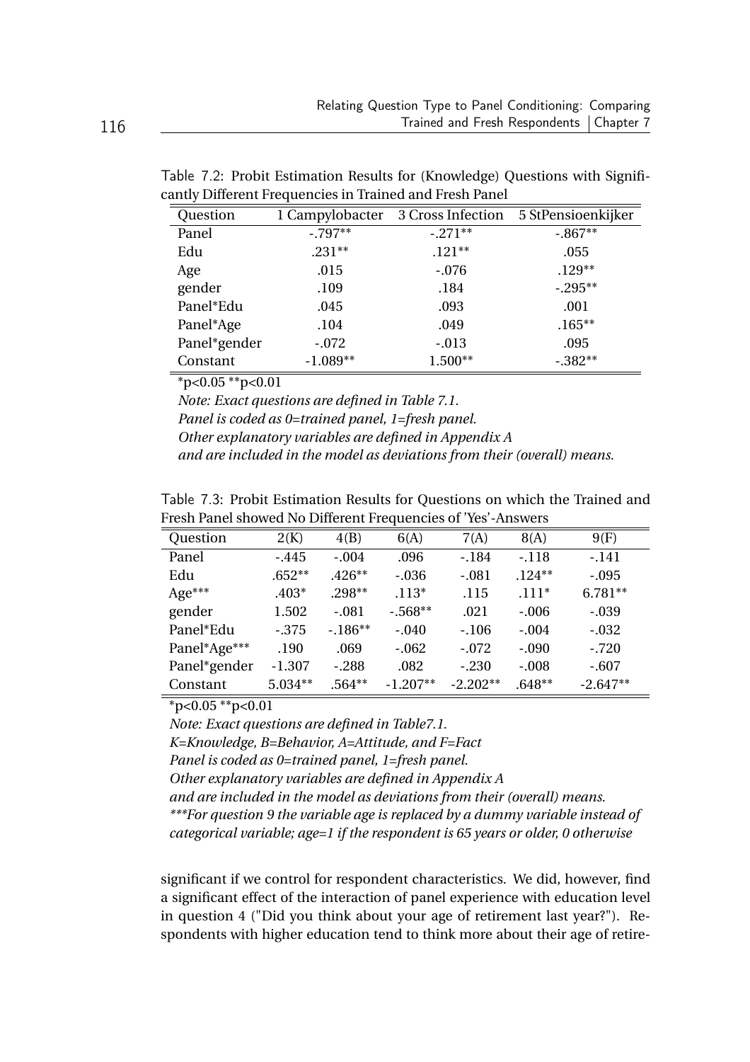Table 7.2: Probit Estimation Results for (Knowledge) Questions with Significantly Different Frequencies in Trained and Fresh Panel

| Question | 1 Campylobacter | 3 Cross Infection | 5 StPensioenkijker |
|---|---|---|---|
| Panel | -.797** | -.271** | -.867** |
| Edu | .231** | .121** | .055 |
| Age | .015 | -.076 | .129** |
| gender | .109 | .184 | -.295** |
| Panel*Edu | .045 | .093 | .001 |
| Panel*Age | .104 | .049 | .165** |
| Panel*gender | -.072 | -.013 | .095 |
| Constant | -1.089** | 1.500** | -.382** |

*p<0.05 **p<0.01

*Note: Exact questions are defined in Table 7.1.*

*Panel is coded as 0=trained panel, 1=fresh panel.*

*Other explanatory variables are defined in Appendix A*

*and are included in the model as deviations from their (overall) means.*

Table 7.3: Probit Estimation Results for Questions on which the Trained and Fresh Panel showed No Different Frequencies of 'Yes'-Answers

| Question | 2(K) | 4(B) | 6(A) | 7(A) | 8(A) | 9(F) |
|---|---|---|---|---|---|---|
| Panel | -.445 | -.004 | .096 | -.184 | -.118 | -.141 |
| Edu | .652** | .426** | -.036 | -.081 | .124** | -.095 |
| Age*** | .403* | .298** | .113* | .115 | .111* | 6.781** |
| gender | 1.502 | -.081 | -.568** | .021 | -.006 | -.039 |
| Panel*Edu | -.375 | -.186** | -.040 | -.106 | -.004 | -.032 |
| Panel*Age*** | .190 | .069 | -.062 | -.072 | -.090 | -.720 |
| Panel*gender | -1.307 | -.288 | .082 | -.230 | -.008 | -.607 |
| Constant | 5.034** | .564** | -1.207** | -2.202** | .648** | -2.647** |

*p<0.05 **p<0.01

*Note: Exact questions are defined in Table7.1.*

*K=Knowledge, B=Behavior, A=Attitude, and F=Fact*

*Panel is coded as 0=trained panel, 1=fresh panel.*

*Other explanatory variables are defined in Appendix A*

*and are included in the model as deviations from their (overall) means.*

*\*\*\*For question 9 the variable age is replaced by a dummy variable instead of categorical variable; age=1 if the respondent is 65 years or older, 0 otherwise*

significant if we control for respondent characteristics. We did, however, find a significant effect of the interaction of panel experience with education level in question 4 ("Did you think about your age of retirement last year?"). Respondents with higher education tend to think more about their age of retire-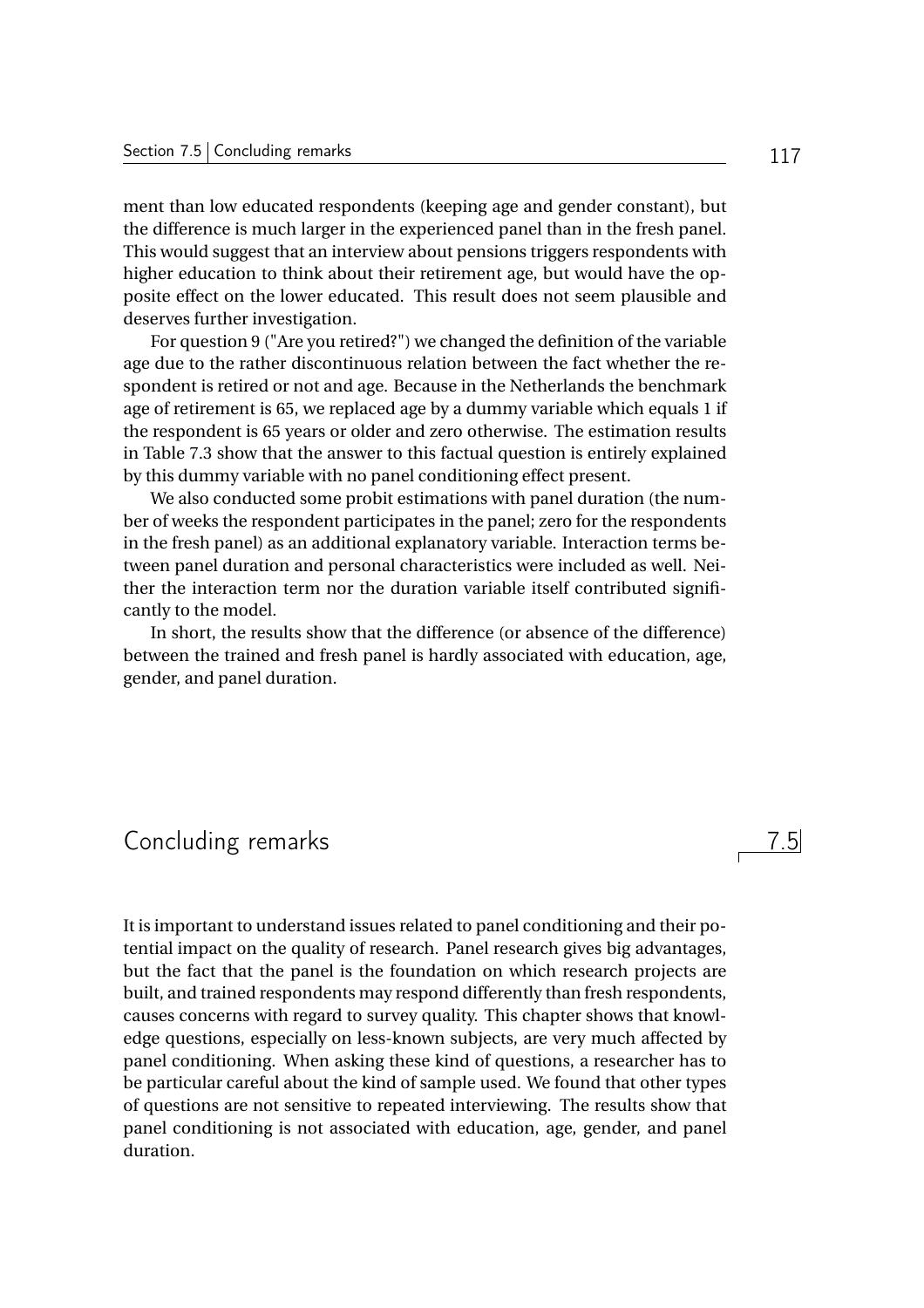ment than low educated respondents (keeping age and gender constant), but the difference is much larger in the experienced panel than in the fresh panel. This would suggest that an interview about pensions triggers respondents with higher education to think about their retirement age, but would have the opposite effect on the lower educated. This result does not seem plausible and deserves further investigation.

For question 9 ("Are you retired?") we changed the definition of the variable age due to the rather discontinuous relation between the fact whether the respondent is retired or not and age. Because in the Netherlands the benchmark age of retirement is 65, we replaced age by a dummy variable which equals 1 if the respondent is 65 years or older and zero otherwise. The estimation results in Table 7.3 show that the answer to this factual question is entirely explained by this dummy variable with no panel conditioning effect present.

We also conducted some probit estimations with panel duration (the number of weeks the respondent participates in the panel; zero for the respondents in the fresh panel) as an additional explanatory variable. Interaction terms between panel duration and personal characteristics were included as well. Neither the interaction term nor the duration variable itself contributed significantly to the model.

In short, the results show that the difference (or absence of the difference) between the trained and fresh panel is hardly associated with education, age, gender, and panel duration.

## 7.5 Concluding remarks

It is important to understand issues related to panel conditioning and their potential impact on the quality of research. Panel research gives big advantages, but the fact that the panel is the foundation on which research projects are built, and trained respondents may respond differently than fresh respondents, causes concerns with regard to survey quality. This chapter shows that knowledge questions, especially on less-known subjects, are very much affected by panel conditioning. When asking these kind of questions, a researcher has to be particular careful about the kind of sample used. We found that other types of questions are not sensitive to repeated interviewing. The results show that panel conditioning is not associated with education, age, gender, and panel duration.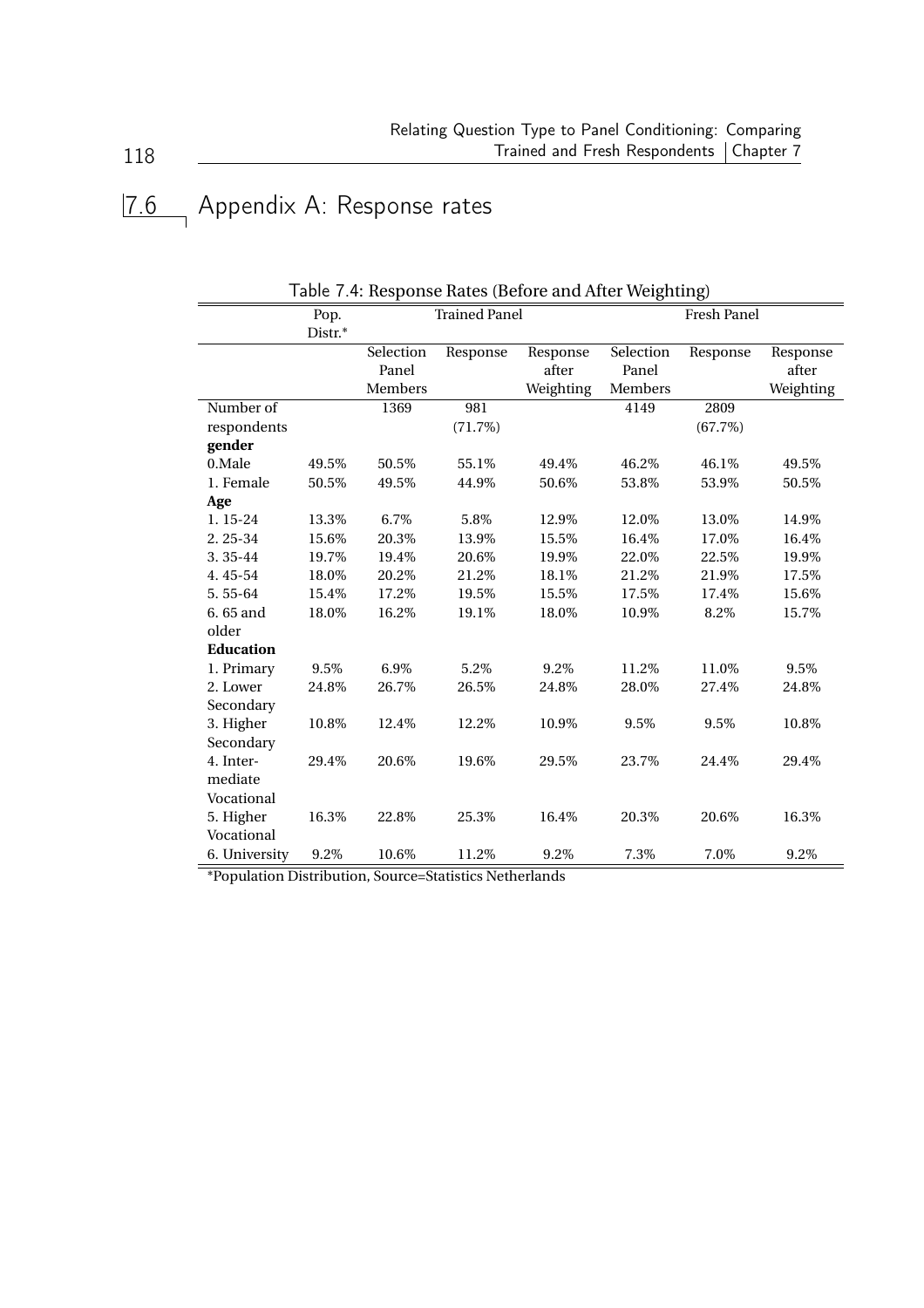## 7.6 Appendix A: Response rates

Table 7.4: Response Rates (Before and After Weighting)

| | Pop. Distr.* | Trained Panel | | | Fresh Panel | | |
|---|---|---|---|---|---|---|---|
| | | Selection Panel Members | Response | Response after Weighting | Selection Panel Members | Response | Response after Weighting |
| Number of respondents | | 1369 | 981 (71.7%) | | 4149 | 2809 (67.7%) | |
| **gender** | | | | | | | |
| 0.Male | 49.5% | 50.5% | 55.1% | 49.4% | 46.2% | 46.1% | 49.5% |
| 1. Female | 50.5% | 49.5% | 44.9% | 50.6% | 53.8% | 53.9% | 50.5% |
| **Age** | | | | | | | |
| 1. 15-24 | 13.3% | 6.7% | 5.8% | 12.9% | 12.0% | 13.0% | 14.9% |
| 2. 25-34 | 15.6% | 20.3% | 13.9% | 15.5% | 16.4% | 17.0% | 16.4% |
| 3. 35-44 | 19.7% | 19.4% | 20.6% | 19.9% | 22.0% | 22.5% | 19.9% |
| 4. 45-54 | 18.0% | 20.2% | 21.2% | 18.1% | 21.2% | 21.9% | 17.5% |
| 5. 55-64 | 15.4% | 17.2% | 19.5% | 15.5% | 17.5% | 17.4% | 15.6% |
| 6. 65 and older | 18.0% | 16.2% | 19.1% | 18.0% | 10.9% | 8.2% | 15.7% |
| **Education** | | | | | | | |
| 1. Primary | 9.5% | 6.9% | 5.2% | 9.2% | 11.2% | 11.0% | 9.5% |
| 2. Lower Secondary | 24.8% | 26.7% | 26.5% | 24.8% | 28.0% | 27.4% | 24.8% |
| 3. Higher Secondary | 10.8% | 12.4% | 12.2% | 10.9% | 9.5% | 9.5% | 10.8% |
| 4. Intermediate Vocational | 29.4% | 20.6% | 19.6% | 29.5% | 23.7% | 24.4% | 29.4% |
| 5. Higher Vocational | 16.3% | 22.8% | 25.3% | 16.4% | 20.3% | 20.6% | 16.3% |
| 6. University | 9.2% | 10.6% | 11.2% | 9.2% | 7.3% | 7.0% | 9.2% |

*Population Distribution, Source=Statistics Netherlands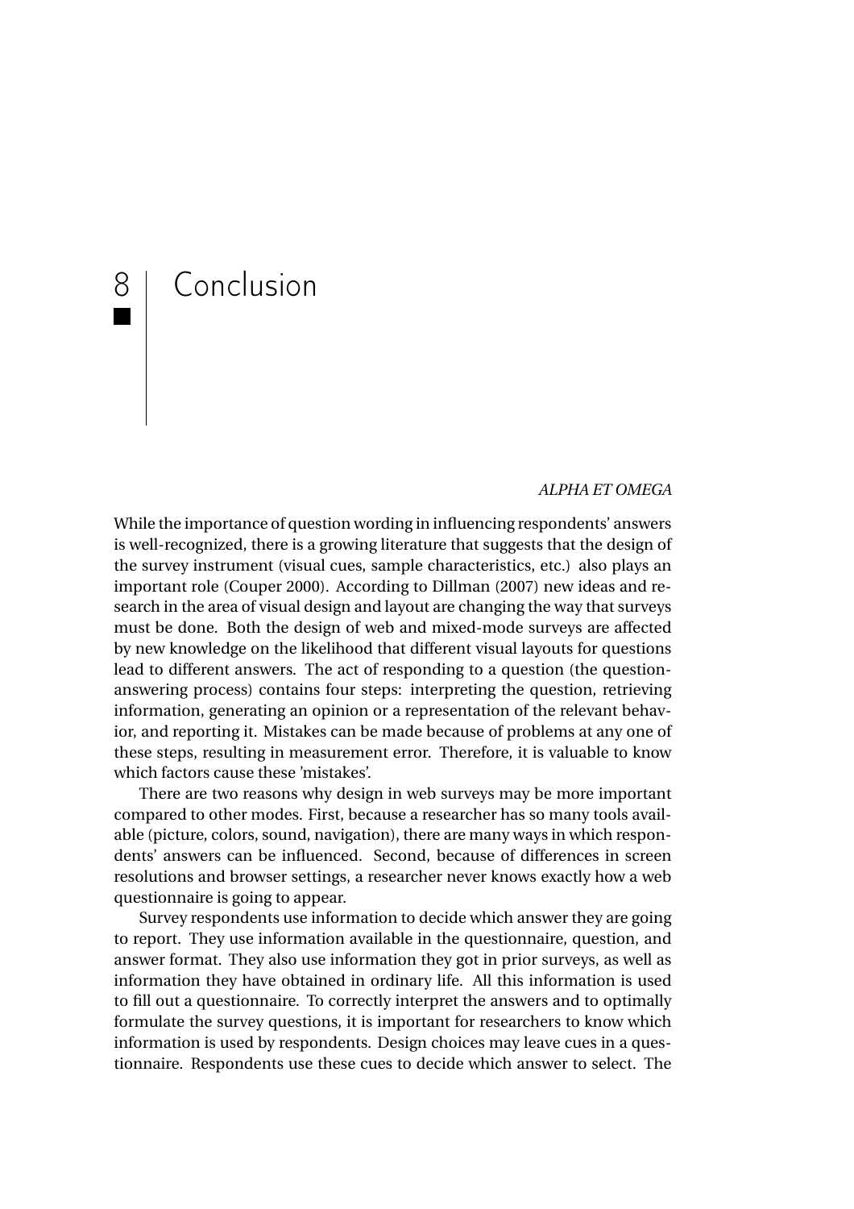# 8 Conclusion

*ALPHA ET OMEGA*

While the importance of question wording in influencing respondents' answers is well-recognized, there is a growing literature that suggests that the design of the survey instrument (visual cues, sample characteristics, etc.) also plays an important role (Couper 2000). According to Dillman (2007) new ideas and research in the area of visual design and layout are changing the way that surveys must be done. Both the design of web and mixed-mode surveys are affected by new knowledge on the likelihood that different visual layouts for questions lead to different answers. The act of responding to a question (the question-answering process) contains four steps: interpreting the question, retrieving information, generating an opinion or a representation of the relevant behavior, and reporting it. Mistakes can be made because of problems at any one of these steps, resulting in measurement error. Therefore, it is valuable to know which factors cause these 'mistakes'.

There are two reasons why design in web surveys may be more important compared to other modes. First, because a researcher has so many tools available (picture, colors, sound, navigation), there are many ways in which respondents' answers can be influenced. Second, because of differences in screen resolutions and browser settings, a researcher never knows exactly how a web questionnaire is going to appear.

Survey respondents use information to decide which answer they are going to report. They use information available in the questionnaire, question, and answer format. They also use information they got in prior surveys, as well as information they have obtained in ordinary life. All this information is used to fill out a questionnaire. To correctly interpret the answers and to optimally formulate the survey questions, it is important for researchers to know which information is used by respondents. Design choices may leave cues in a questionnaire. Respondents use these cues to decide which answer to select. The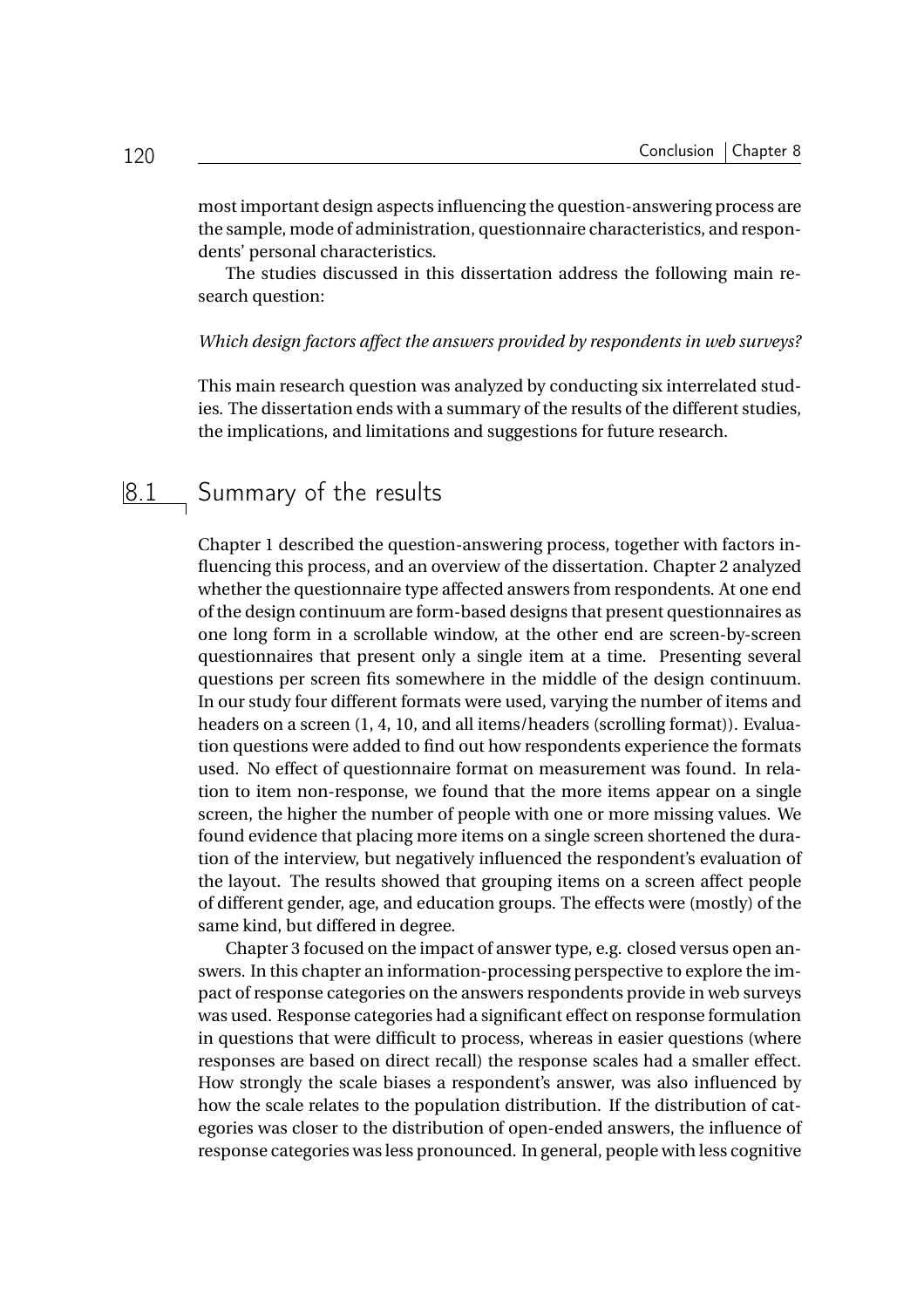most important design aspects influencing the question-answering process are the sample, mode of administration, questionnaire characteristics, and respondents' personal characteristics.

The studies discussed in this dissertation address the following main research question:

*Which design factors affect the answers provided by respondents in web surveys?*

This main research question was analyzed by conducting six interrelated studies. The dissertation ends with a summary of the results of the different studies, the implications, and limitations and suggestions for future research.

## 8.1 Summary of the results

Chapter 1 described the question-answering process, together with factors influencing this process, and an overview of the dissertation. Chapter 2 analyzed whether the questionnaire type affected answers from respondents. At one end of the design continuum are form-based designs that present questionnaires as one long form in a scrollable window, at the other end are screen-by-screen questionnaires that present only a single item at a time. Presenting several questions per screen fits somewhere in the middle of the design continuum. In our study four different formats were used, varying the number of items and headers on a screen (1, 4, 10, and all items/headers (scrolling format)). Evaluation questions were added to find out how respondents experience the formats used. No effect of questionnaire format on measurement was found. In relation to item non-response, we found that the more items appear on a single screen, the higher the number of people with one or more missing values. We found evidence that placing more items on a single screen shortened the duration of the interview, but negatively influenced the respondent's evaluation of the layout. The results showed that grouping items on a screen affect people of different gender, age, and education groups. The effects were (mostly) of the same kind, but differed in degree.

Chapter 3 focused on the impact of answer type, e.g. closed versus open answers. In this chapter an information-processing perspective to explore the impact of response categories on the answers respondents provide in web surveys was used. Response categories had a significant effect on response formulation in questions that were difficult to process, whereas in easier questions (where responses are based on direct recall) the response scales had a smaller effect. How strongly the scale biases a respondent's answer, was also influenced by how the scale relates to the population distribution. If the distribution of categories was closer to the distribution of open-ended answers, the influence of response categories was less pronounced. In general, people with less cognitive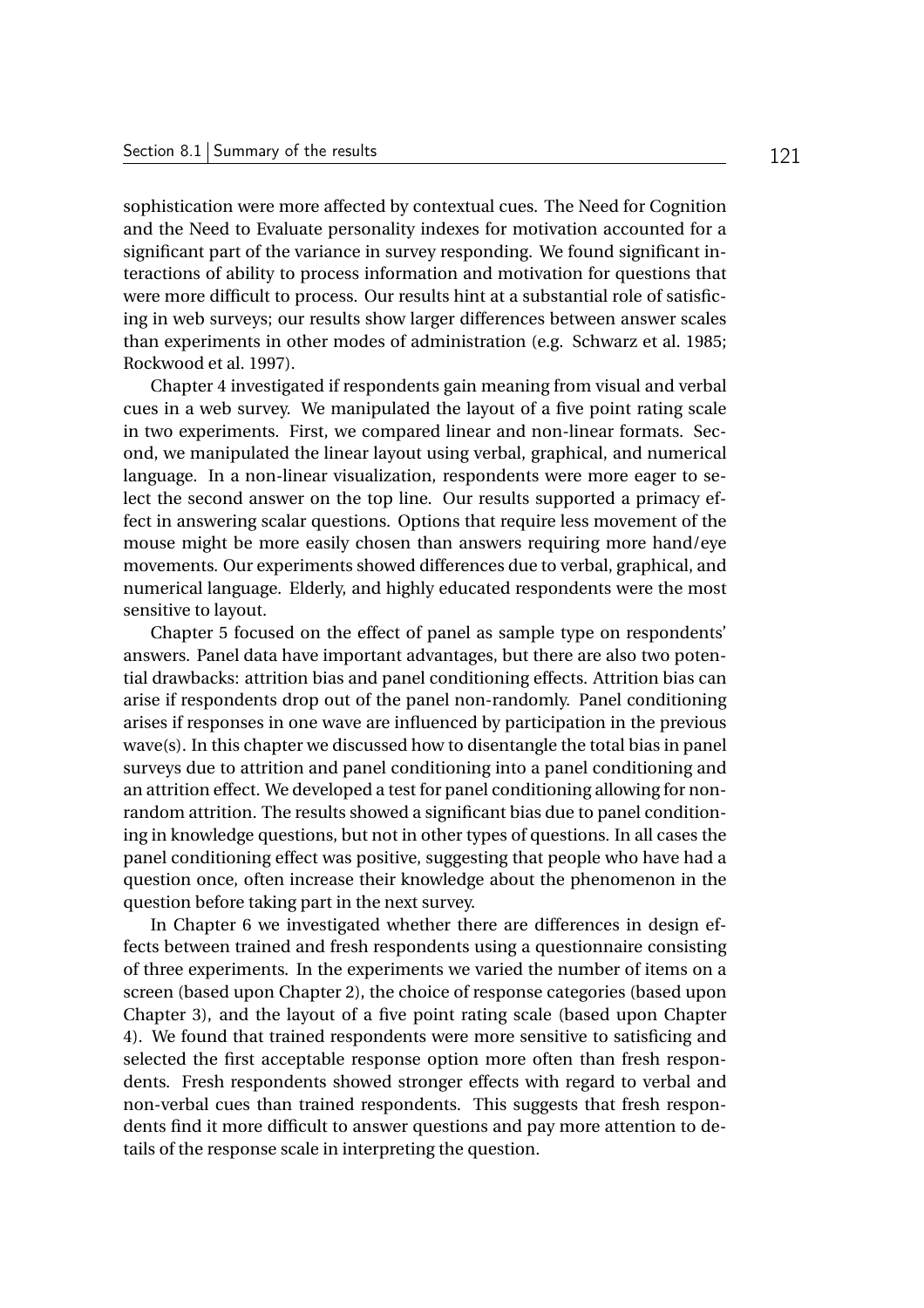sophistication were more affected by contextual cues. The Need for Cognition and the Need to Evaluate personality indexes for motivation accounted for a significant part of the variance in survey responding. We found significant interactions of ability to process information and motivation for questions that were more difficult to process. Our results hint at a substantial role of satisficing in web surveys; our results show larger differences between answer scales than experiments in other modes of administration (e.g. Schwarz et al. 1985; Rockwood et al. 1997).

Chapter 4 investigated if respondents gain meaning from visual and verbal cues in a web survey. We manipulated the layout of a five point rating scale in two experiments. First, we compared linear and non-linear formats. Second, we manipulated the linear layout using verbal, graphical, and numerical language. In a non-linear visualization, respondents were more eager to select the second answer on the top line. Our results supported a primacy effect in answering scalar questions. Options that require less movement of the mouse might be more easily chosen than answers requiring more hand/eye movements. Our experiments showed differences due to verbal, graphical, and numerical language. Elderly, and highly educated respondents were the most sensitive to layout.

Chapter 5 focused on the effect of panel as sample type on respondents' answers. Panel data have important advantages, but there are also two potential drawbacks: attrition bias and panel conditioning effects. Attrition bias can arise if respondents drop out of the panel non-randomly. Panel conditioning arises if responses in one wave are influenced by participation in the previous wave(s). In this chapter we discussed how to disentangle the total bias in panel surveys due to attrition and panel conditioning into a panel conditioning and an attrition effect. We developed a test for panel conditioning allowing for non-random attrition. The results showed a significant bias due to panel conditioning in knowledge questions, but not in other types of questions. In all cases the panel conditioning effect was positive, suggesting that people who have had a question once, often increase their knowledge about the phenomenon in the question before taking part in the next survey.

In Chapter 6 we investigated whether there are differences in design effects between trained and fresh respondents using a questionnaire consisting of three experiments. In the experiments we varied the number of items on a screen (based upon Chapter 2), the choice of response categories (based upon Chapter 3), and the layout of a five point rating scale (based upon Chapter 4). We found that trained respondents were more sensitive to satisficing and selected the first acceptable response option more often than fresh respondents. Fresh respondents showed stronger effects with regard to verbal and non-verbal cues than trained respondents. This suggests that fresh respondents find it more difficult to answer questions and pay more attention to details of the response scale in interpreting the question.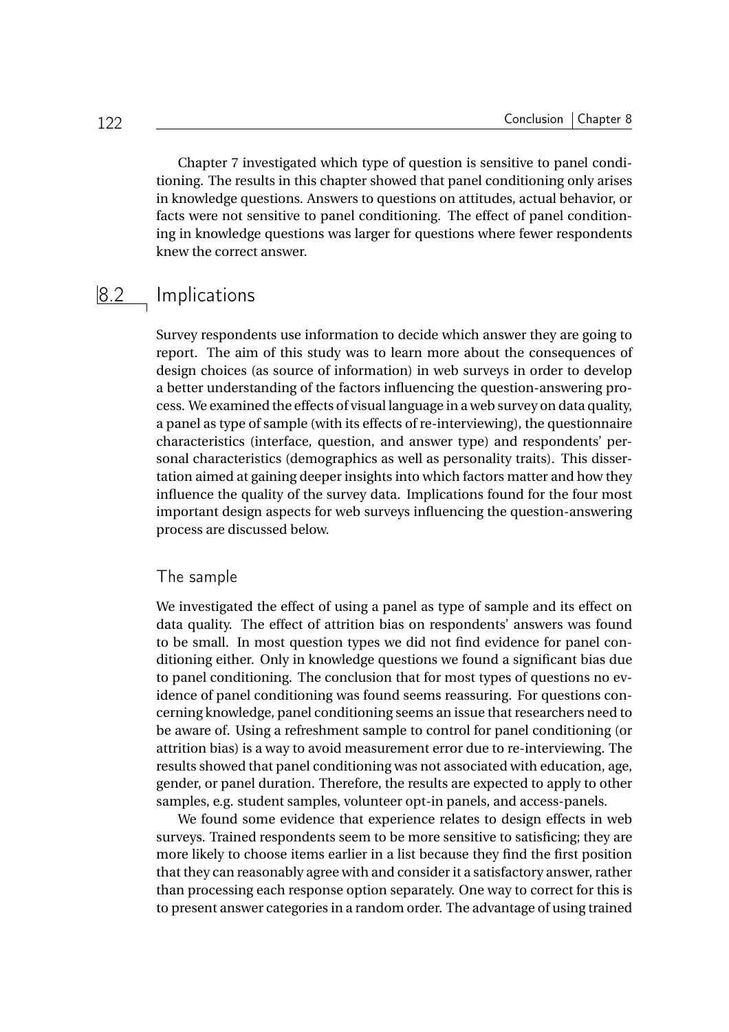Chapter 7 investigated which type of question is sensitive to panel conditioning. The results in this chapter showed that panel conditioning only arises in knowledge questions. Answers to questions on attitudes, actual behavior, or facts were not sensitive to panel conditioning. The effect of panel conditioning in knowledge questions was larger for questions where fewer respondents knew the correct answer.

## 8.2 Implications

Survey respondents use information to decide which answer they are going to report. The aim of this study was to learn more about the consequences of design choices (as source of information) in web surveys in order to develop a better understanding of the factors influencing the question-answering process. We examined the effects of visual language in a web survey on data quality, a panel as type of sample (with its effects of re-interviewing), the questionnaire characteristics (interface, question, and answer type) and respondents' personal characteristics (demographics as well as personality traits). This dissertation aimed at gaining deeper insights into which factors matter and how they influence the quality of the survey data. Implications found for the four most important design aspects for web surveys influencing the question-answering process are discussed below.

### The sample

We investigated the effect of using a panel as type of sample and its effect on data quality. The effect of attrition bias on respondents' answers was found to be small. In most question types we did not find evidence for panel conditioning either. Only in knowledge questions we found a significant bias due to panel conditioning. The conclusion that for most types of questions no evidence of panel conditioning was found seems reassuring. For questions concerning knowledge, panel conditioning seems an issue that researchers need to be aware of. Using a refreshment sample to control for panel conditioning (or attrition bias) is a way to avoid measurement error due to re-interviewing. The results showed that panel conditioning was not associated with education, age, gender, or panel duration. Therefore, the results are expected to apply to other samples, e.g. student samples, volunteer opt-in panels, and access-panels.

We found some evidence that experience relates to design effects in web surveys. Trained respondents seem to be more sensitive to satisficing; they are more likely to choose items earlier in a list because they find the first position that they can reasonably agree with and consider it a satisfactory answer, rather than processing each response option separately. One way to correct for this is to present answer categories in a random order. The advantage of using trained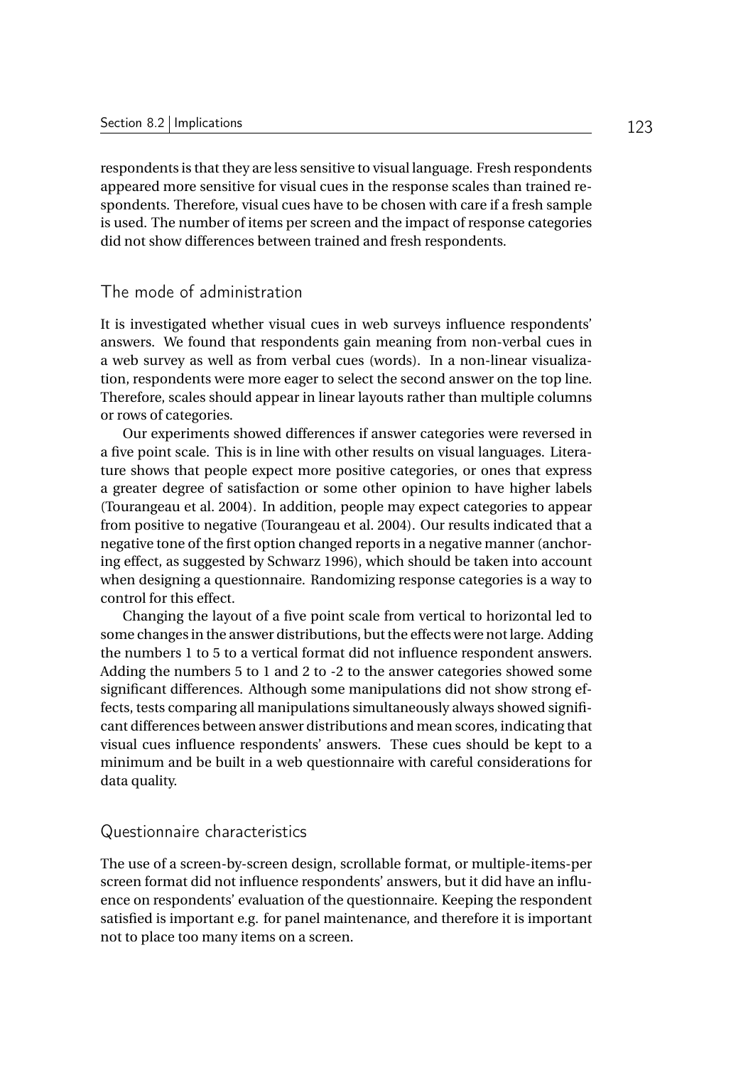respondents is that they are less sensitive to visual language. Fresh respondents appeared more sensitive for visual cues in the response scales than trained respondents. Therefore, visual cues have to be chosen with care if a fresh sample is used. The number of items per screen and the impact of response categories did not show differences between trained and fresh respondents.

### The mode of administration

It is investigated whether visual cues in web surveys influence respondents' answers. We found that respondents gain meaning from non-verbal cues in a web survey as well as from verbal cues (words). In a non-linear visualization, respondents were more eager to select the second answer on the top line. Therefore, scales should appear in linear layouts rather than multiple columns or rows of categories.

Our experiments showed differences if answer categories were reversed in a five point scale. This is in line with other results on visual languages. Literature shows that people expect more positive categories, or ones that express a greater degree of satisfaction or some other opinion to have higher labels (Tourangeau et al. 2004). In addition, people may expect categories to appear from positive to negative (Tourangeau et al. 2004). Our results indicated that a negative tone of the first option changed reports in a negative manner (anchoring effect, as suggested by Schwarz 1996), which should be taken into account when designing a questionnaire. Randomizing response categories is a way to control for this effect.

Changing the layout of a five point scale from vertical to horizontal led to some changes in the answer distributions, but the effects were not large. Adding the numbers 1 to 5 to a vertical format did not influence respondent answers. Adding the numbers 5 to 1 and 2 to -2 to the answer categories showed some significant differences. Although some manipulations did not show strong effects, tests comparing all manipulations simultaneously always showed significant differences between answer distributions and mean scores, indicating that visual cues influence respondents' answers. These cues should be kept to a minimum and be built in a web questionnaire with careful considerations for data quality.

### Questionnaire characteristics

The use of a screen-by-screen design, scrollable format, or multiple-items-per screen format did not influence respondents' answers, but it did have an influence on respondents' evaluation of the questionnaire. Keeping the respondent satisfied is important e.g. for panel maintenance, and therefore it is important not to place too many items on a screen.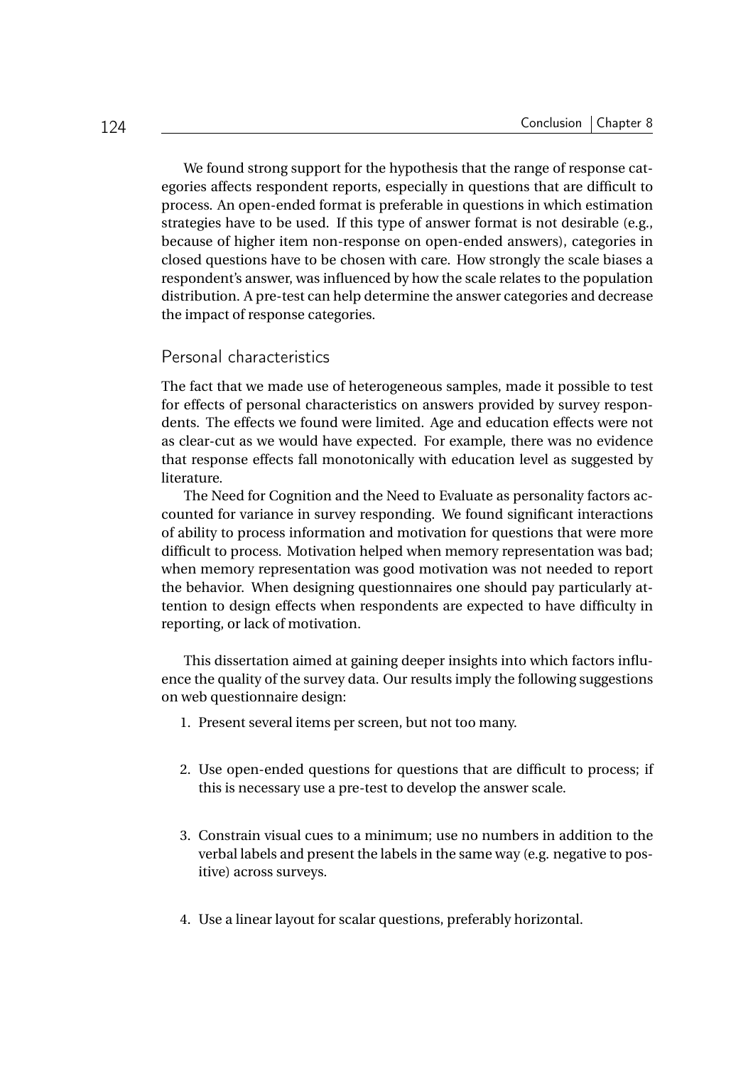We found strong support for the hypothesis that the range of response categories affects respondent reports, especially in questions that are difficult to process. An open-ended format is preferable in questions in which estimation strategies have to be used. If this type of answer format is not desirable (e.g., because of higher item non-response on open-ended answers), categories in closed questions have to be chosen with care. How strongly the scale biases a respondent's answer, was influenced by how the scale relates to the population distribution. A pre-test can help determine the answer categories and decrease the impact of response categories.

## Personal characteristics

The fact that we made use of heterogeneous samples, made it possible to test for effects of personal characteristics on answers provided by survey respondents. The effects we found were limited. Age and education effects were not as clear-cut as we would have expected. For example, there was no evidence that response effects fall monotonically with education level as suggested by literature.

The Need for Cognition and the Need to Evaluate as personality factors accounted for variance in survey responding. We found significant interactions of ability to process information and motivation for questions that were more difficult to process. Motivation helped when memory representation was bad; when memory representation was good motivation was not needed to report the behavior. When designing questionnaires one should pay particularly attention to design effects when respondents are expected to have difficulty in reporting, or lack of motivation.

This dissertation aimed at gaining deeper insights into which factors influence the quality of the survey data. Our results imply the following suggestions on web questionnaire design:

1. Present several items per screen, but not too many.

2. Use open-ended questions for questions that are difficult to process; if this is necessary use a pre-test to develop the answer scale.

3. Constrain visual cues to a minimum; use no numbers in addition to the verbal labels and present the labels in the same way (e.g. negative to positive) across surveys.

4. Use a linear layout for scalar questions, preferably horizontal.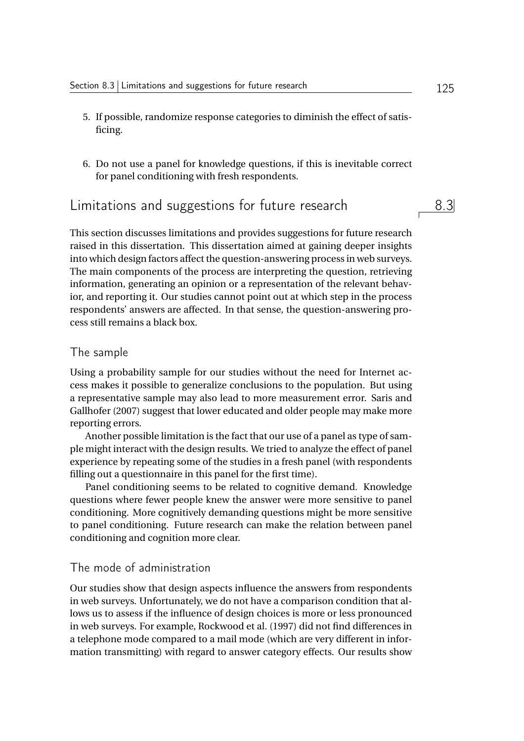5. If possible, randomize response categories to diminish the effect of satisficing.

6. Do not use a panel for knowledge questions, if this is inevitable correct for panel conditioning with fresh respondents.

## 8.3 Limitations and suggestions for future research

This section discusses limitations and provides suggestions for future research raised in this dissertation. This dissertation aimed at gaining deeper insights into which design factors affect the question-answering process in web surveys. The main components of the process are interpreting the question, retrieving information, generating an opinion or a representation of the relevant behavior, and reporting it. Our studies cannot point out at which step in the process respondents' answers are affected. In that sense, the question-answering process still remains a black box.

### The sample

Using a probability sample for our studies without the need for Internet access makes it possible to generalize conclusions to the population. But using a representative sample may also lead to more measurement error. Saris and Gallhofer (2007) suggest that lower educated and older people may make more reporting errors.

Another possible limitation is the fact that our use of a panel as type of sample might interact with the design results. We tried to analyze the effect of panel experience by repeating some of the studies in a fresh panel (with respondents filling out a questionnaire in this panel for the first time).

Panel conditioning seems to be related to cognitive demand. Knowledge questions where fewer people knew the answer were more sensitive to panel conditioning. More cognitively demanding questions might be more sensitive to panel conditioning. Future research can make the relation between panel conditioning and cognition more clear.

### The mode of administration

Our studies show that design aspects influence the answers from respondents in web surveys. Unfortunately, we do not have a comparison condition that allows us to assess if the influence of design choices is more or less pronounced in web surveys. For example, Rockwood et al. (1997) did not find differences in a telephone mode compared to a mail mode (which are very different in information transmitting) with regard to answer category effects. Our results show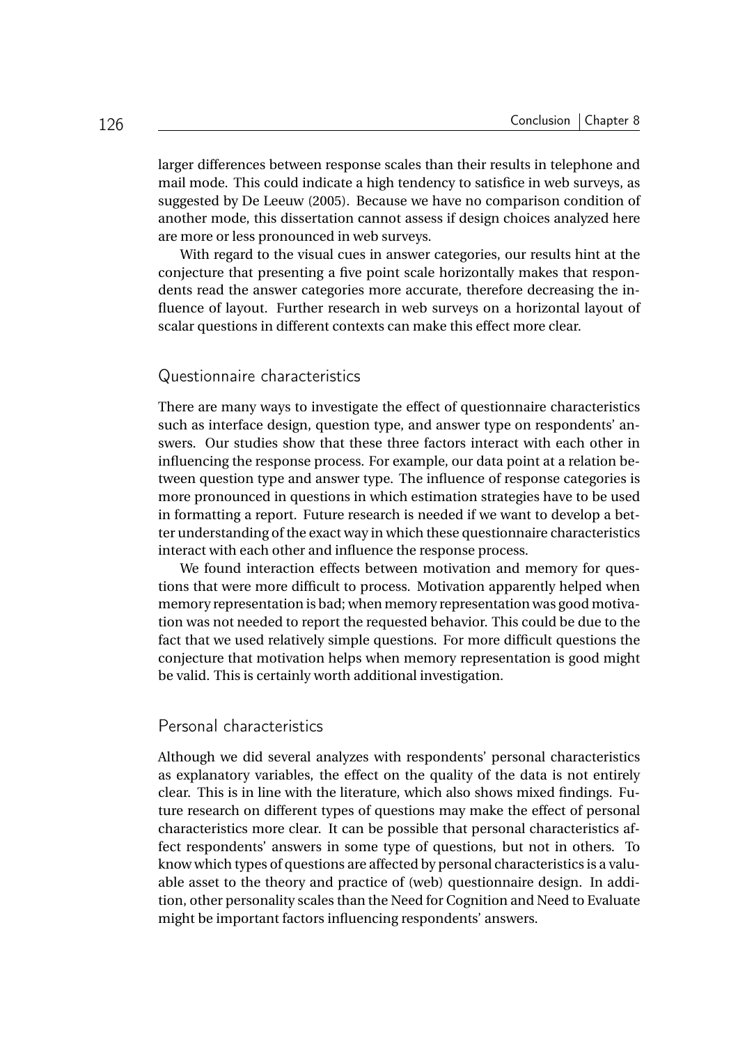larger differences between response scales than their results in telephone and mail mode. This could indicate a high tendency to satisfice in web surveys, as suggested by De Leeuw (2005). Because we have no comparison condition of another mode, this dissertation cannot assess if design choices analyzed here are more or less pronounced in web surveys.

With regard to the visual cues in answer categories, our results hint at the conjecture that presenting a five point scale horizontally makes that respondents read the answer categories more accurate, therefore decreasing the influence of layout. Further research in web surveys on a horizontal layout of scalar questions in different contexts can make this effect more clear.

### Questionnaire characteristics

There are many ways to investigate the effect of questionnaire characteristics such as interface design, question type, and answer type on respondents' answers. Our studies show that these three factors interact with each other in influencing the response process. For example, our data point at a relation between question type and answer type. The influence of response categories is more pronounced in questions in which estimation strategies have to be used in formatting a report. Future research is needed if we want to develop a better understanding of the exact way in which these questionnaire characteristics interact with each other and influence the response process.

We found interaction effects between motivation and memory for questions that were more difficult to process. Motivation apparently helped when memory representation is bad; when memory representation was good motivation was not needed to report the requested behavior. This could be due to the fact that we used relatively simple questions. For more difficult questions the conjecture that motivation helps when memory representation is good might be valid. This is certainly worth additional investigation.

### Personal characteristics

Although we did several analyzes with respondents' personal characteristics as explanatory variables, the effect on the quality of the data is not entirely clear. This is in line with the literature, which also shows mixed findings. Future research on different types of questions may make the effect of personal characteristics more clear. It can be possible that personal characteristics affect respondents' answers in some type of questions, but not in others. To know which types of questions are affected by personal characteristics is a valuable asset to the theory and practice of (web) questionnaire design. In addition, other personality scales than the Need for Cognition and Need to Evaluate might be important factors influencing respondents' answers.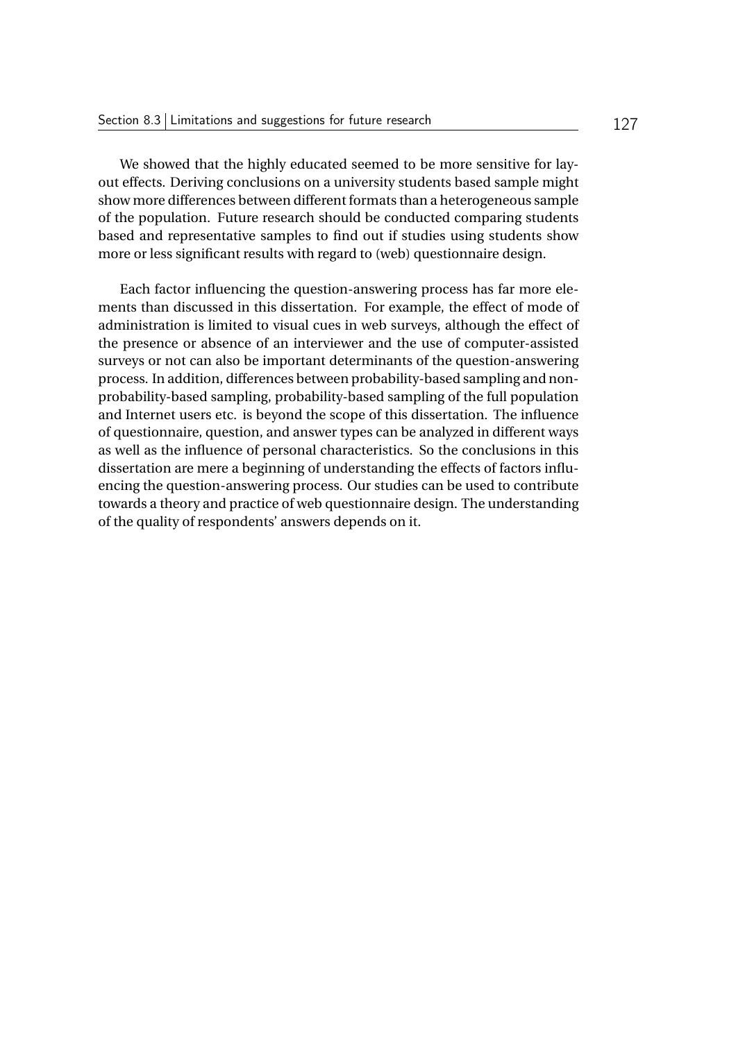We showed that the highly educated seemed to be more sensitive for layout effects. Deriving conclusions on a university students based sample might show more differences between different formats than a heterogeneous sample of the population. Future research should be conducted comparing students based and representative samples to find out if studies using students show more or less significant results with regard to (web) questionnaire design.

Each factor influencing the question-answering process has far more elements than discussed in this dissertation. For example, the effect of mode of administration is limited to visual cues in web surveys, although the effect of the presence or absence of an interviewer and the use of computer-assisted surveys or not can also be important determinants of the question-answering process. In addition, differences between probability-based sampling and non-probability-based sampling, probability-based sampling of the full population and Internet users etc. is beyond the scope of this dissertation. The influence of questionnaire, question, and answer types can be analyzed in different ways as well as the influence of personal characteristics. So the conclusions in this dissertation are mere a beginning of understanding the effects of factors influencing the question-answering process. Our studies can be used to contribute towards a theory and practice of web questionnaire design. The understanding of the quality of respondents' answers depends on it.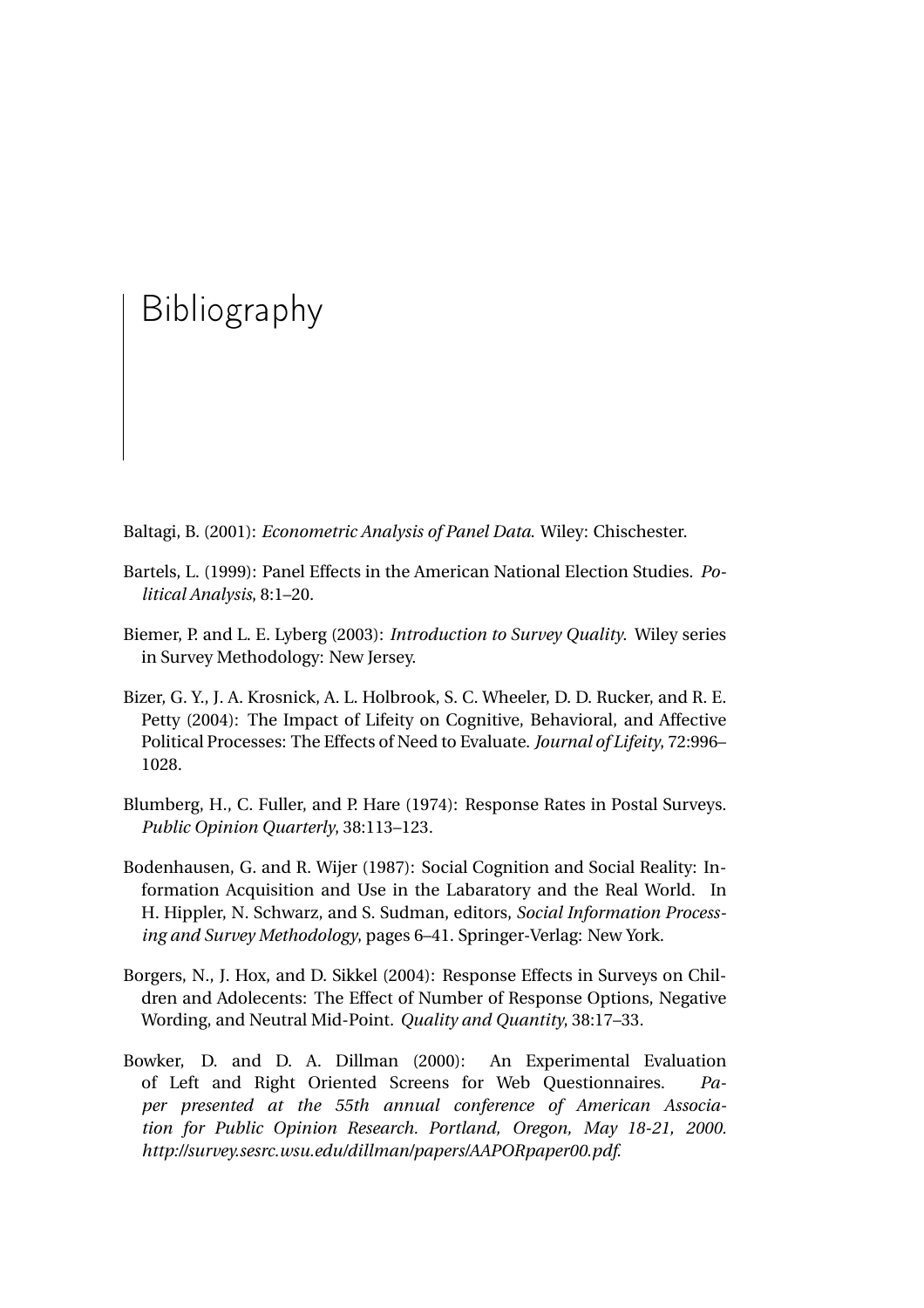# Bibliography

Baltagi, B. (2001): *Econometric Analysis of Panel Data.* Wiley: Chischester.

Bartels, L. (1999): Panel Effects in the American National Election Studies. *Political Analysis*, 8:1–20.

Biemer, P. and L. E. Lyberg (2003): *Introduction to Survey Quality.* Wiley series in Survey Methodology: New Jersey.

Bizer, G. Y., J. A. Krosnick, A. L. Holbrook, S. C. Wheeler, D. D. Rucker, and R. E. Petty (2004): The Impact of Lifeity on Cognitive, Behavioral, and Affective Political Processes: The Effects of Need to Evaluate. *Journal of Lifeity*, 72:996–1028.

Blumberg, H., C. Fuller, and P. Hare (1974): Response Rates in Postal Surveys. *Public Opinion Quarterly*, 38:113–123.

Bodenhausen, G. and R. Wijer (1987): Social Cognition and Social Reality: Information Acquisition and Use in the Labaratory and the Real World. In H. Hippler, N. Schwarz, and S. Sudman, editors, *Social Information Processing and Survey Methodology*, pages 6–41. Springer-Verlag: New York.

Borgers, N., J. Hox, and D. Sikkel (2004): Response Effects in Surveys on Children and Adolecents: The Effect of Number of Response Options, Negative Wording, and Neutral Mid-Point. *Quality and Quantity*, 38:17–33.

Bowker, D. and D. A. Dillman (2000): An Experimental Evaluation of Left and Right Oriented Screens for Web Questionnaires. *Paper presented at the 55th annual conference of American Association for Public Opinion Research. Portland, Oregon, May 18-21, 2000. http://survey.sesrc.wsu.edu/dillman/papers/AAPORpaper00.pdf.*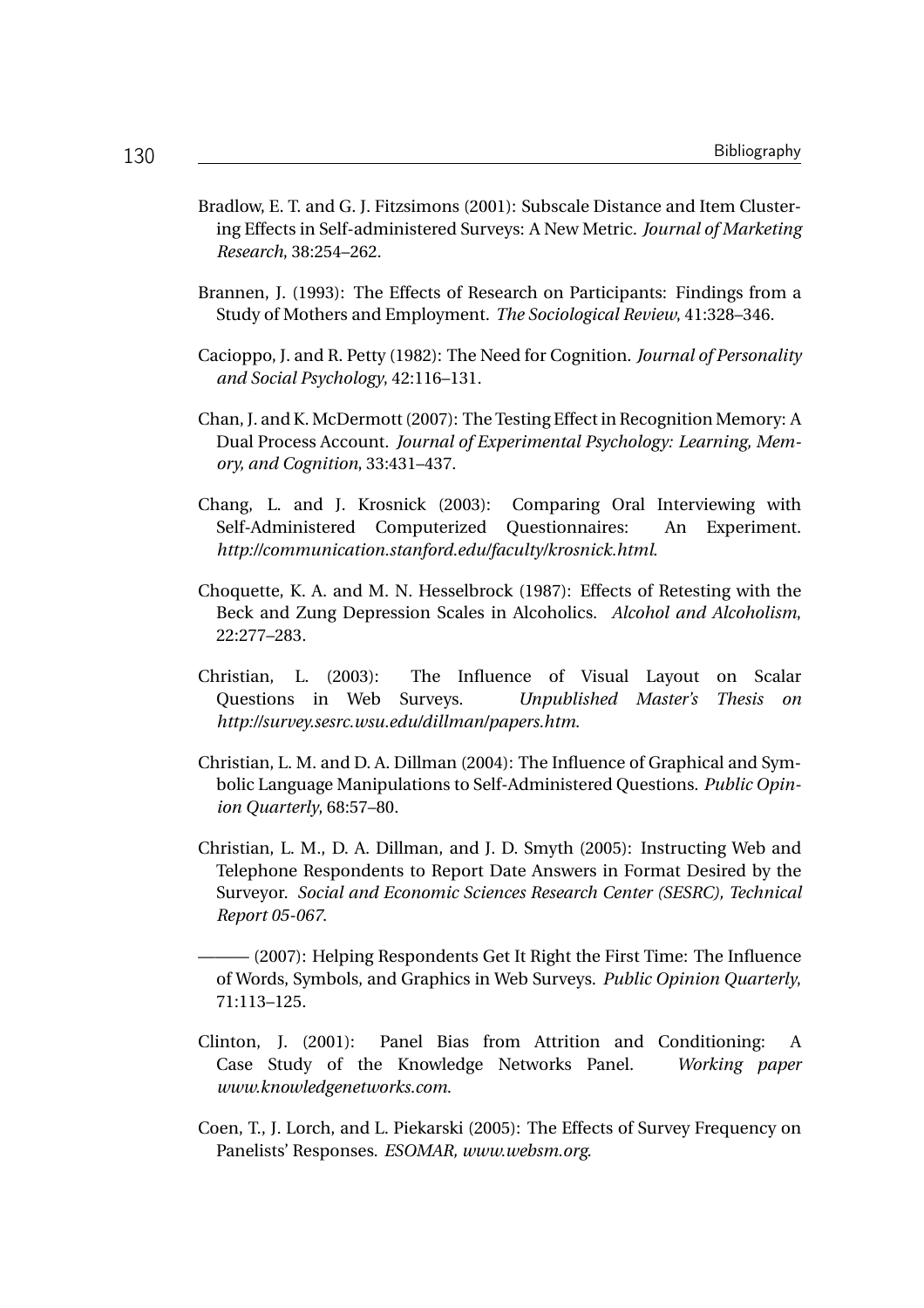Bradlow, E. T. and G. J. Fitzsimons (2001): Subscale Distance and Item Clustering Effects in Self-administered Surveys: A New Metric. *Journal of Marketing Research*, 38:254–262.

Brannen, J. (1993): The Effects of Research on Participants: Findings from a Study of Mothers and Employment. *The Sociological Review*, 41:328–346.

Cacioppo, J. and R. Petty (1982): The Need for Cognition. *Journal of Personality and Social Psychology*, 42:116–131.

Chan, J. and K. McDermott (2007): The Testing Effect in Recognition Memory: A Dual Process Account. *Journal of Experimental Psychology: Learning, Memory, and Cognition*, 33:431–437.

Chang, L. and J. Krosnick (2003): Comparing Oral Interviewing with Self-Administered Computerized Questionnaires: An Experiment. *http://communication.stanford.edu/faculty/krosnick.html*.

Choquette, K. A. and M. N. Hesselbrock (1987): Effects of Retesting with the Beck and Zung Depression Scales in Alcoholics. *Alcohol and Alcoholism*, 22:277–283.

Christian, L. (2003): The Influence of Visual Layout on Scalar Questions in Web Surveys. *Unpublished Master's Thesis on http://survey.sesrc.wsu.edu/dillman/papers.htm*.

Christian, L. M. and D. A. Dillman (2004): The Influence of Graphical and Symbolic Language Manipulations to Self-Administered Questions. *Public Opinion Quarterly*, 68:57–80.

Christian, L. M., D. A. Dillman, and J. D. Smyth (2005): Instructing Web and Telephone Respondents to Report Date Answers in Format Desired by the Surveyor. *Social and Economic Sciences Research Center (SESRC), Technical Report 05-067*.

——— (2007): Helping Respondents Get It Right the First Time: The Influence of Words, Symbols, and Graphics in Web Surveys. *Public Opinion Quarterly*, 71:113–125.

Clinton, J. (2001): Panel Bias from Attrition and Conditioning: A Case Study of the Knowledge Networks Panel. *Working paper www.knowledgenetworks.com*.

Coen, T., J. Lorch, and L. Piekarski (2005): The Effects of Survey Frequency on Panelists' Responses. *ESOMAR, www.websm.org*.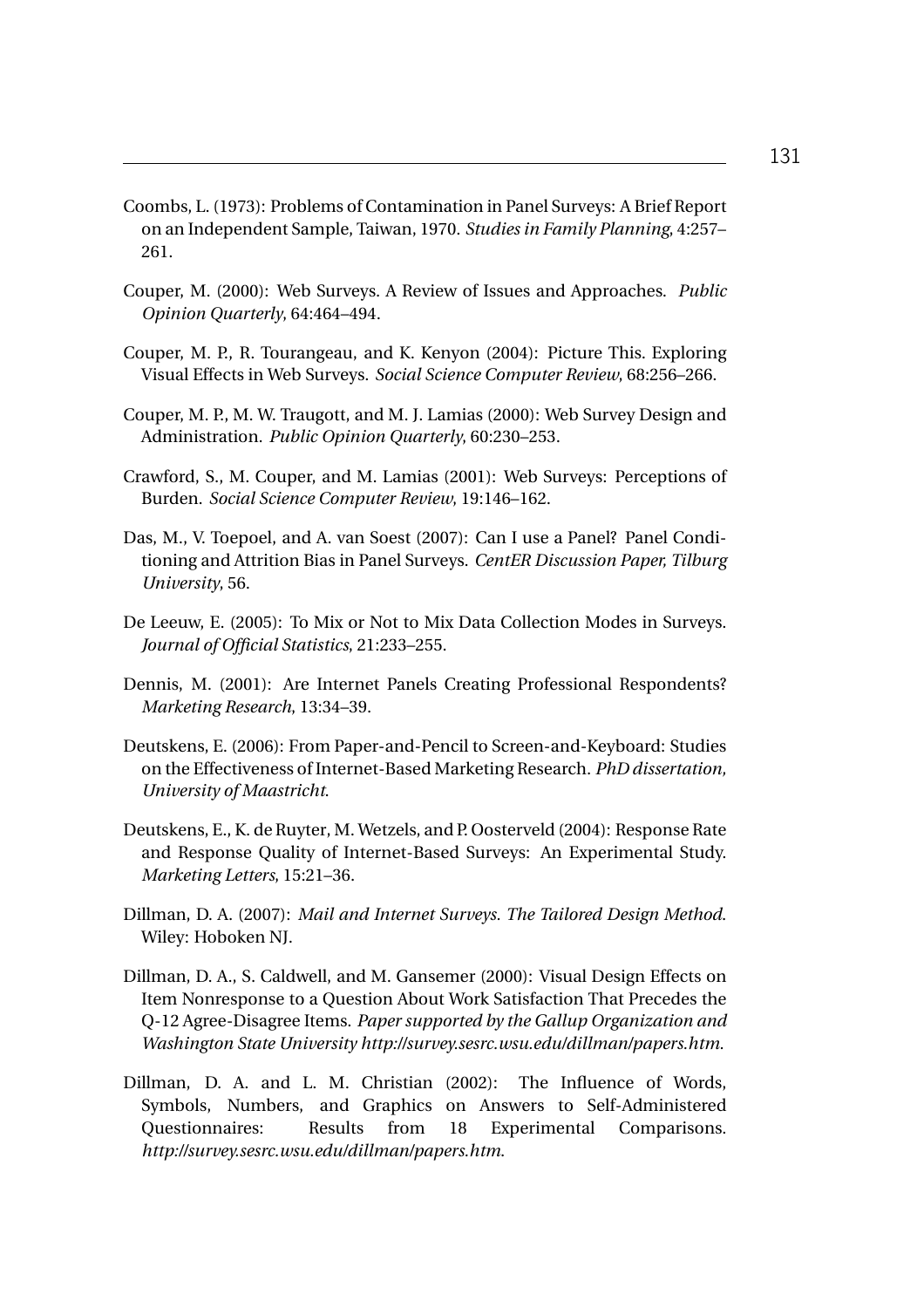Coombs, L. (1973): Problems of Contamination in Panel Surveys: A Brief Report on an Independent Sample, Taiwan, 1970. *Studies in Family Planning*, 4:257–261.

Couper, M. (2000): Web Surveys. A Review of Issues and Approaches. *Public Opinion Quarterly*, 64:464–494.

Couper, M. P., R. Tourangeau, and K. Kenyon (2004): Picture This. Exploring Visual Effects in Web Surveys. *Social Science Computer Review*, 68:256–266.

Couper, M. P., M. W. Traugott, and M. J. Lamias (2000): Web Survey Design and Administration. *Public Opinion Quarterly*, 60:230–253.

Crawford, S., M. Couper, and M. Lamias (2001): Web Surveys: Perceptions of Burden. *Social Science Computer Review*, 19:146–162.

Das, M., V. Toepoel, and A. van Soest (2007): Can I use a Panel? Panel Conditioning and Attrition Bias in Panel Surveys. *CentER Discussion Paper, Tilburg University*, 56.

De Leeuw, E. (2005): To Mix or Not to Mix Data Collection Modes in Surveys. *Journal of Official Statistics*, 21:233–255.

Dennis, M. (2001): Are Internet Panels Creating Professional Respondents? *Marketing Research*, 13:34–39.

Deutskens, E. (2006): From Paper-and-Pencil to Screen-and-Keyboard: Studies on the Effectiveness of Internet-Based Marketing Research. *PhD dissertation, University of Maastricht.*

Deutskens, E., K. de Ruyter, M. Wetzels, and P. Oosterveld (2004): Response Rate and Response Quality of Internet-Based Surveys: An Experimental Study. *Marketing Letters*, 15:21–36.

Dillman, D. A. (2007): *Mail and Internet Surveys. The Tailored Design Method*. Wiley: Hoboken NJ.

Dillman, D. A., S. Caldwell, and M. Gansemer (2000): Visual Design Effects on Item Nonresponse to a Question About Work Satisfaction That Precedes the Q-12 Agree-Disagree Items. *Paper supported by the Gallup Organization and Washington State University http://survey.sesrc.wsu.edu/dillman/papers.htm.*

Dillman, D. A. and L. M. Christian (2002): The Influence of Words, Symbols, Numbers, and Graphics on Answers to Self-Administered Questionnaires: Results from 18 Experimental Comparisons. *http://survey.sesrc.wsu.edu/dillman/papers.htm.*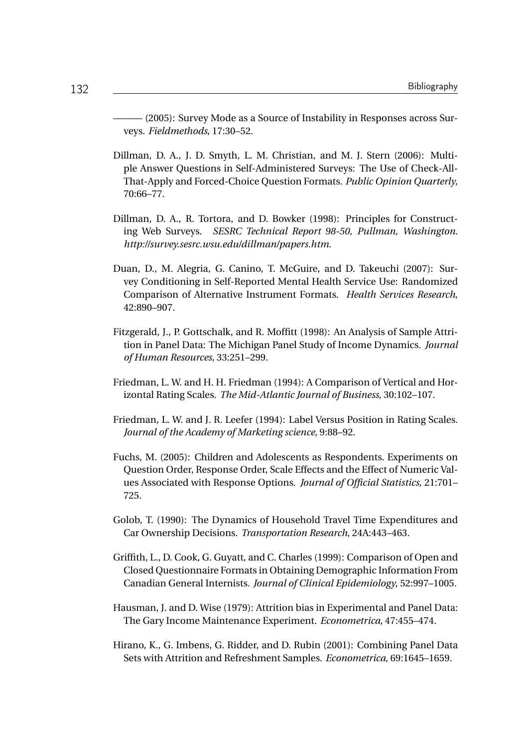——— (2005): Survey Mode as a Source of Instability in Responses across Surveys. *Fieldmethods*, 17:30–52.

Dillman, D. A., J. D. Smyth, L. M. Christian, and M. J. Stern (2006): Multiple Answer Questions in Self-Administered Surveys: The Use of Check-All-That-Apply and Forced-Choice Question Formats. *Public Opinion Quarterly*, 70:66–77.

Dillman, D. A., R. Tortora, and D. Bowker (1998): Principles for Constructing Web Surveys. *SESRC Technical Report 98-50, Pullman, Washington. http://survey.sesrc.wsu.edu/dillman/papers.htm.*

Duan, D., M. Alegria, G. Canino, T. McGuire, and D. Takeuchi (2007): Survey Conditioning in Self-Reported Mental Health Service Use: Randomized Comparison of Alternative Instrument Formats. *Health Services Research*, 42:890–907.

Fitzgerald, J., P. Gottschalk, and R. Moffitt (1998): An Analysis of Sample Attrition in Panel Data: The Michigan Panel Study of Income Dynamics. *Journal of Human Resources*, 33:251–299.

Friedman, L. W. and H. H. Friedman (1994): A Comparison of Vertical and Horizontal Rating Scales. *The Mid-Atlantic Journal of Business*, 30:102–107.

Friedman, L. W. and J. R. Leefer (1994): Label Versus Position in Rating Scales. *Journal of the Academy of Marketing science*, 9:88–92.

Fuchs, M. (2005): Children and Adolescents as Respondents. Experiments on Question Order, Response Order, Scale Effects and the Effect of Numeric Values Associated with Response Options. *Journal of Official Statistics*, 21:701–725.

Golob, T. (1990): The Dynamics of Household Travel Time Expenditures and Car Ownership Decisions. *Transportation Research*, 24A:443–463.

Griffith, L., D. Cook, G. Guyatt, and C. Charles (1999): Comparison of Open and Closed Questionnaire Formats in Obtaining Demographic Information From Canadian General Internists. *Journal of Clinical Epidemiology*, 52:997–1005.

Hausman, J. and D. Wise (1979): Attrition bias in Experimental and Panel Data: The Gary Income Maintenance Experiment. *Econometrica*, 47:455–474.

Hirano, K., G. Imbens, G. Ridder, and D. Rubin (2001): Combining Panel Data Sets with Attrition and Refreshment Samples. *Econometrica*, 69:1645–1659.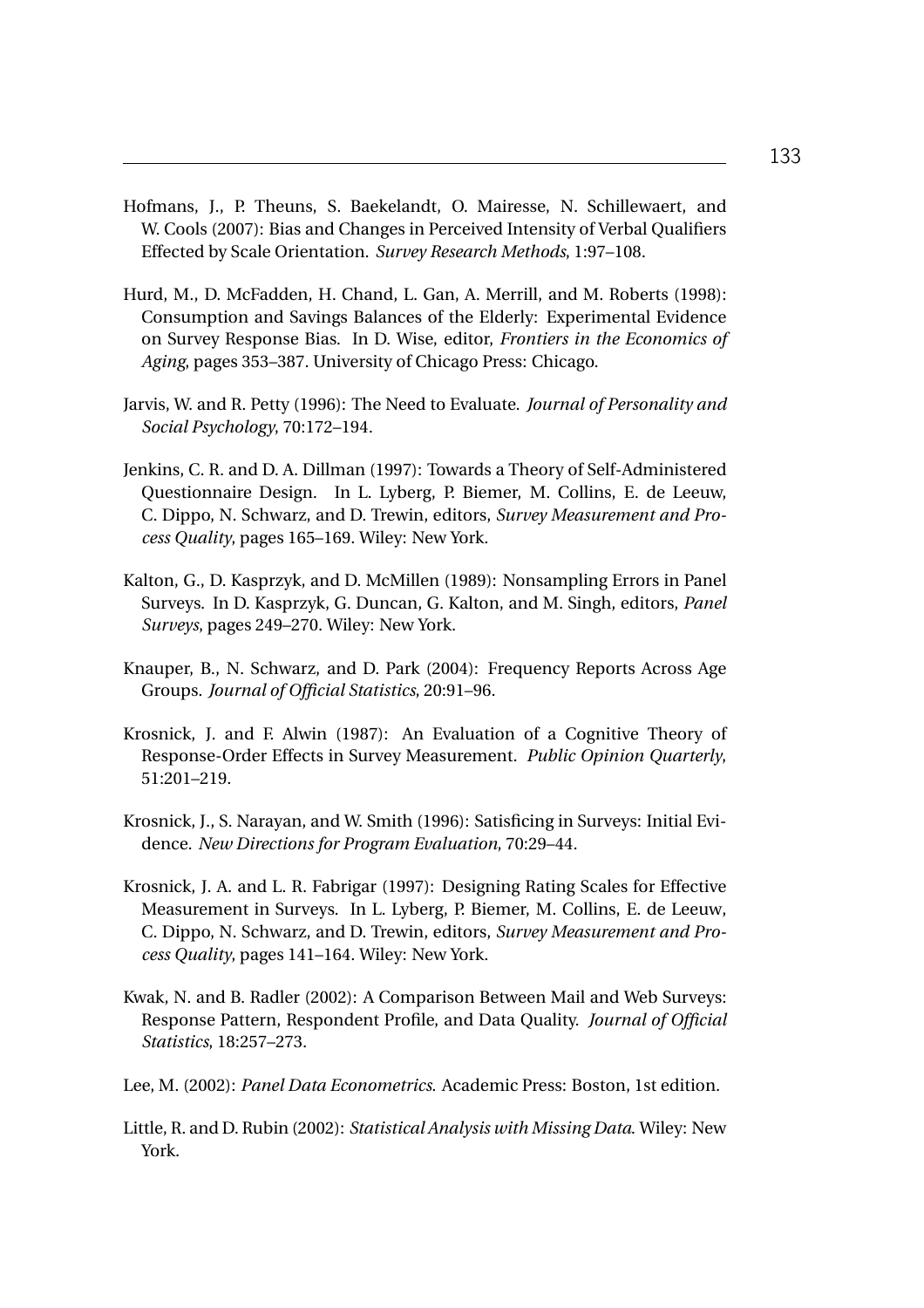Hofmans, J., P. Theuns, S. Baekelandt, O. Mairesse, N. Schillewaert, and W. Cools (2007): Bias and Changes in Perceived Intensity of Verbal Qualifiers Effected by Scale Orientation. *Survey Research Methods*, 1:97–108.

Hurd, M., D. McFadden, H. Chand, L. Gan, A. Merrill, and M. Roberts (1998): Consumption and Savings Balances of the Elderly: Experimental Evidence on Survey Response Bias. In D. Wise, editor, *Frontiers in the Economics of Aging*, pages 353–387. University of Chicago Press: Chicago.

Jarvis, W. and R. Petty (1996): The Need to Evaluate. *Journal of Personality and Social Psychology*, 70:172–194.

Jenkins, C. R. and D. A. Dillman (1997): Towards a Theory of Self-Administered Questionnaire Design. In L. Lyberg, P. Biemer, M. Collins, E. de Leeuw, C. Dippo, N. Schwarz, and D. Trewin, editors, *Survey Measurement and Process Quality*, pages 165–169. Wiley: New York.

Kalton, G., D. Kasprzyk, and D. McMillen (1989): Nonsampling Errors in Panel Surveys. In D. Kasprzyk, G. Duncan, G. Kalton, and M. Singh, editors, *Panel Surveys*, pages 249–270. Wiley: New York.

Knauper, B., N. Schwarz, and D. Park (2004): Frequency Reports Across Age Groups. *Journal of Official Statistics*, 20:91–96.

Krosnick, J. and F. Alwin (1987): An Evaluation of a Cognitive Theory of Response-Order Effects in Survey Measurement. *Public Opinion Quarterly*, 51:201–219.

Krosnick, J., S. Narayan, and W. Smith (1996): Satisficing in Surveys: Initial Evidence. *New Directions for Program Evaluation*, 70:29–44.

Krosnick, J. A. and L. R. Fabrigar (1997): Designing Rating Scales for Effective Measurement in Surveys. In L. Lyberg, P. Biemer, M. Collins, E. de Leeuw, C. Dippo, N. Schwarz, and D. Trewin, editors, *Survey Measurement and Process Quality*, pages 141–164. Wiley: New York.

Kwak, N. and B. Radler (2002): A Comparison Between Mail and Web Surveys: Response Pattern, Respondent Profile, and Data Quality. *Journal of Official Statistics*, 18:257–273.

Lee, M. (2002): *Panel Data Econometrics*. Academic Press: Boston, 1st edition.

Little, R. and D. Rubin (2002): *Statistical Analysis with Missing Data*. Wiley: New York.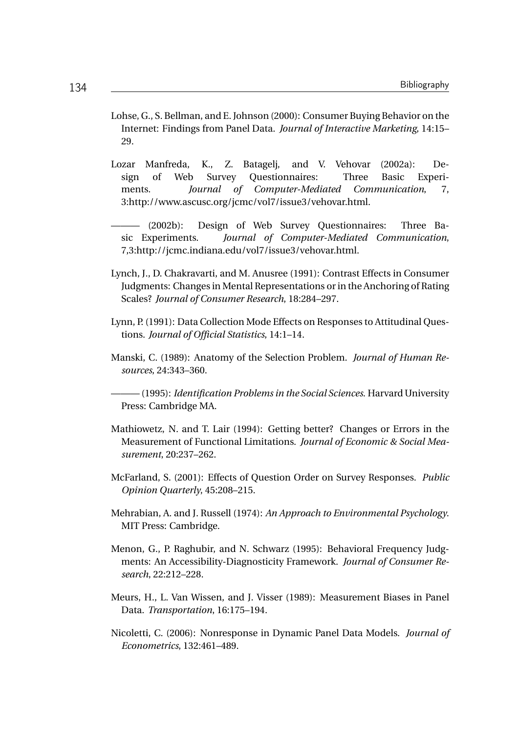Lohse, G., S. Bellman, and E. Johnson (2000): Consumer Buying Behavior on the Internet: Findings from Panel Data. *Journal of Interactive Marketing*, 14:15–29.

Lozar Manfreda, K., Z. Batagelj, and V. Vehovar (2002a): Design of Web Survey Questionnaires: Three Basic Experiments. *Journal of Computer-Mediated Communication*, 7, 3:http://www.ascusc.org/jcmc/vol7/issue3/vehovar.html.

——— (2002b): Design of Web Survey Questionnaires: Three Basic Experiments. *Journal of Computer-Mediated Communication*, 7,3:http://jcmc.indiana.edu/vol7/issue3/vehovar.html.

Lynch, J., D. Chakravarti, and M. Anusree (1991): Contrast Effects in Consumer Judgments: Changes in Mental Representations or in the Anchoring of Rating Scales? *Journal of Consumer Research*, 18:284–297.

Lynn, P. (1991): Data Collection Mode Effects on Responses to Attitudinal Questions. *Journal of Official Statistics*, 14:1–14.

Manski, C. (1989): Anatomy of the Selection Problem. *Journal of Human Resources*, 24:343–360.

——— (1995): *Identification Problems in the Social Sciences*. Harvard University Press: Cambridge MA.

Mathiowetz, N. and T. Lair (1994): Getting better? Changes or Errors in the Measurement of Functional Limitations. *Journal of Economic & Social Measurement*, 20:237–262.

McFarland, S. (2001): Effects of Question Order on Survey Responses. *Public Opinion Quarterly*, 45:208–215.

Mehrabian, A. and J. Russell (1974): *An Approach to Environmental Psychology*. MIT Press: Cambridge.

Menon, G., P. Raghubir, and N. Schwarz (1995): Behavioral Frequency Judgments: An Accessibility-Diagnosticity Framework. *Journal of Consumer Research*, 22:212–228.

Meurs, H., L. Van Wissen, and J. Visser (1989): Measurement Biases in Panel Data. *Transportation*, 16:175–194.

Nicoletti, C. (2006): Nonresponse in Dynamic Panel Data Models. *Journal of Econometrics*, 132:461–489.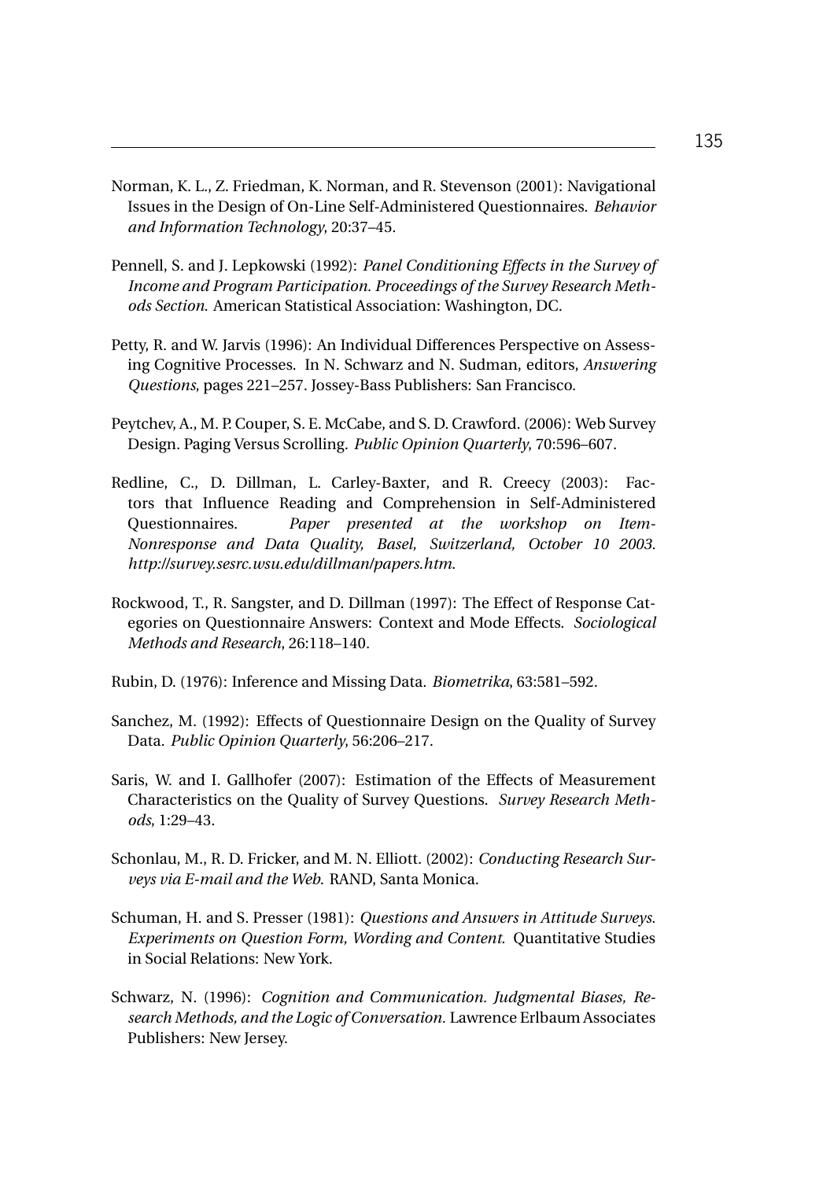Norman, K. L., Z. Friedman, K. Norman, and R. Stevenson (2001): Navigational Issues in the Design of On-Line Self-Administered Questionnaires. *Behavior and Information Technology*, 20:37–45.

Pennell, S. and J. Lepkowski (1992): *Panel Conditioning Effects in the Survey of Income and Program Participation. Proceedings of the Survey Research Methods Section.* American Statistical Association: Washington, DC.

Petty, R. and W. Jarvis (1996): An Individual Differences Perspective on Assessing Cognitive Processes. In N. Schwarz and N. Sudman, editors, *Answering Questions*, pages 221–257. Jossey-Bass Publishers: San Francisco.

Peytchev, A., M. P. Couper, S. E. McCabe, and S. D. Crawford. (2006): Web Survey Design. Paging Versus Scrolling. *Public Opinion Quarterly*, 70:596–607.

Redline, C., D. Dillman, L. Carley-Baxter, and R. Creecy (2003): Factors that Influence Reading and Comprehension in Self-Administered Questionnaires. *Paper presented at the workshop on Item-Nonresponse and Data Quality, Basel, Switzerland, October 10 2003. http://survey.sesrc.wsu.edu/dillman/papers.htm.*

Rockwood, T., R. Sangster, and D. Dillman (1997): The Effect of Response Categories on Questionnaire Answers: Context and Mode Effects. *Sociological Methods and Research*, 26:118–140.

Rubin, D. (1976): Inference and Missing Data. *Biometrika*, 63:581–592.

Sanchez, M. (1992): Effects of Questionnaire Design on the Quality of Survey Data. *Public Opinion Quarterly*, 56:206–217.

Saris, W. and I. Gallhofer (2007): Estimation of the Effects of Measurement Characteristics on the Quality of Survey Questions. *Survey Research Methods*, 1:29–43.

Schonlau, M., R. D. Fricker, and M. N. Elliott. (2002): *Conducting Research Surveys via E-mail and the Web.* RAND, Santa Monica.

Schuman, H. and S. Presser (1981): *Questions and Answers in Attitude Surveys. Experiments on Question Form, Wording and Content.* Quantitative Studies in Social Relations: New York.

Schwarz, N. (1996): *Cognition and Communication. Judgmental Biases, Research Methods, and the Logic of Conversation.* Lawrence Erlbaum Associates Publishers: New Jersey.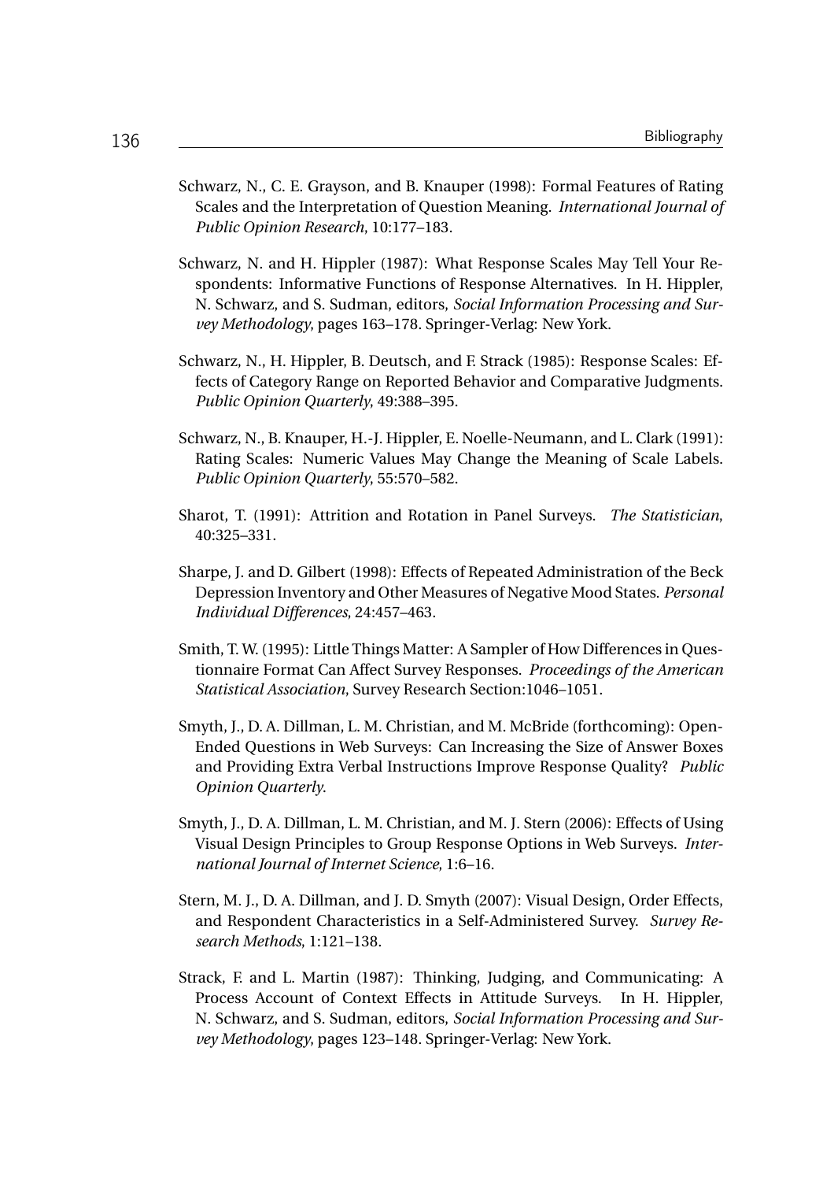Schwarz, N., C. E. Grayson, and B. Knauper (1998): Formal Features of Rating Scales and the Interpretation of Question Meaning. *International Journal of Public Opinion Research*, 10:177–183.

Schwarz, N. and H. Hippler (1987): What Response Scales May Tell Your Respondents: Informative Functions of Response Alternatives. In H. Hippler, N. Schwarz, and S. Sudman, editors, *Social Information Processing and Survey Methodology*, pages 163–178. Springer-Verlag: New York.

Schwarz, N., H. Hippler, B. Deutsch, and F. Strack (1985): Response Scales: Effects of Category Range on Reported Behavior and Comparative Judgments. *Public Opinion Quarterly*, 49:388–395.

Schwarz, N., B. Knauper, H.-J. Hippler, E. Noelle-Neumann, and L. Clark (1991): Rating Scales: Numeric Values May Change the Meaning of Scale Labels. *Public Opinion Quarterly*, 55:570–582.

Sharot, T. (1991): Attrition and Rotation in Panel Surveys. *The Statistician*, 40:325–331.

Sharpe, J. and D. Gilbert (1998): Effects of Repeated Administration of the Beck Depression Inventory and Other Measures of Negative Mood States. *Personal Individual Differences*, 24:457–463.

Smith, T. W. (1995): Little Things Matter: A Sampler of How Differences in Questionnaire Format Can Affect Survey Responses. *Proceedings of the American Statistical Association*, Survey Research Section:1046–1051.

Smyth, J., D. A. Dillman, L. M. Christian, and M. McBride (forthcoming): Open-Ended Questions in Web Surveys: Can Increasing the Size of Answer Boxes and Providing Extra Verbal Instructions Improve Response Quality? *Public Opinion Quarterly*.

Smyth, J., D. A. Dillman, L. M. Christian, and M. J. Stern (2006): Effects of Using Visual Design Principles to Group Response Options in Web Surveys. *International Journal of Internet Science*, 1:6–16.

Stern, M. J., D. A. Dillman, and J. D. Smyth (2007): Visual Design, Order Effects, and Respondent Characteristics in a Self-Administered Survey. *Survey Research Methods*, 1:121–138.

Strack, F. and L. Martin (1987): Thinking, Judging, and Communicating: A Process Account of Context Effects in Attitude Surveys. In H. Hippler, N. Schwarz, and S. Sudman, editors, *Social Information Processing and Survey Methodology*, pages 123–148. Springer-Verlag: New York.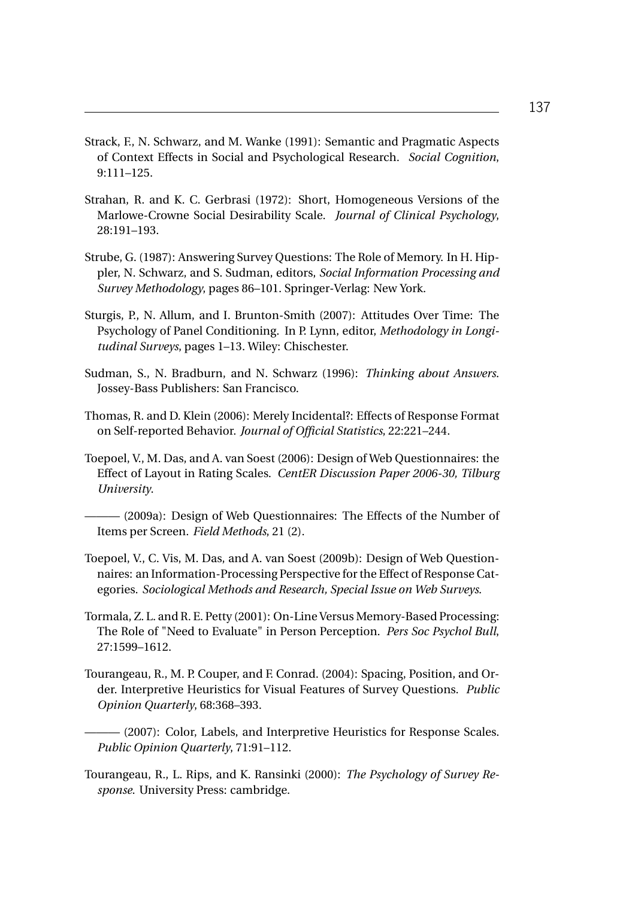Strack, F., N. Schwarz, and M. Wanke (1991): Semantic and Pragmatic Aspects of Context Effects in Social and Psychological Research. *Social Cognition*, 9:111–125.

Strahan, R. and K. C. Gerbrasi (1972): Short, Homogeneous Versions of the Marlowe-Crowne Social Desirability Scale. *Journal of Clinical Psychology*, 28:191–193.

Strube, G. (1987): Answering Survey Questions: The Role of Memory. In H. Hippler, N. Schwarz, and S. Sudman, editors, *Social Information Processing and Survey Methodology*, pages 86–101. Springer-Verlag: New York.

Sturgis, P., N. Allum, and I. Brunton-Smith (2007): Attitudes Over Time: The Psychology of Panel Conditioning. In P. Lynn, editor, *Methodology in Longitudinal Surveys*, pages 1–13. Wiley: Chischester.

Sudman, S., N. Bradburn, and N. Schwarz (1996): *Thinking about Answers*. Jossey-Bass Publishers: San Francisco.

Thomas, R. and D. Klein (2006): Merely Incidental?: Effects of Response Format on Self-reported Behavior. *Journal of Official Statistics*, 22:221–244.

Toepoel, V., M. Das, and A. van Soest (2006): Design of Web Questionnaires: the Effect of Layout in Rating Scales. *CentER Discussion Paper 2006-30, Tilburg University*.

——— (2009a): Design of Web Questionnaires: The Effects of the Number of Items per Screen. *Field Methods*, 21 (2).

Toepoel, V., C. Vis, M. Das, and A. van Soest (2009b): Design of Web Questionnaires: an Information-Processing Perspective for the Effect of Response Categories. *Sociological Methods and Research, Special Issue on Web Surveys*.

Tormala, Z. L. and R. E. Petty (2001): On-Line Versus Memory-Based Processing: The Role of "Need to Evaluate" in Person Perception. *Pers Soc Psychol Bull*, 27:1599–1612.

Tourangeau, R., M. P. Couper, and F. Conrad. (2004): Spacing, Position, and Order. Interpretive Heuristics for Visual Features of Survey Questions. *Public Opinion Quarterly*, 68:368–393.

——— (2007): Color, Labels, and Interpretive Heuristics for Response Scales. *Public Opinion Quarterly*, 71:91–112.

Tourangeau, R., L. Rips, and K. Ransinki (2000): *The Psychology of Survey Response*. University Press: cambridge.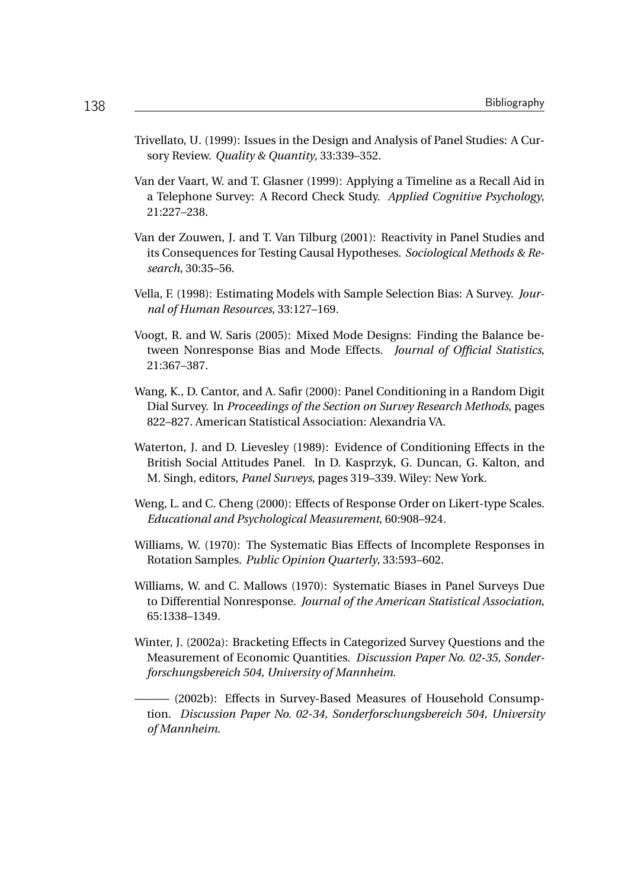Trivellato, U. (1999): Issues in the Design and Analysis of Panel Studies: A Cursory Review. *Quality & Quantity*, 33:339–352.

Van der Vaart, W. and T. Glasner (1999): Applying a Timeline as a Recall Aid in a Telephone Survey: A Record Check Study. *Applied Cognitive Psychology*, 21:227–238.

Van der Zouwen, J. and T. Van Tilburg (2001): Reactivity in Panel Studies and its Consequences for Testing Causal Hypotheses. *Sociological Methods & Research*, 30:35–56.

Vella, F. (1998): Estimating Models with Sample Selection Bias: A Survey. *Journal of Human Resources*, 33:127–169.

Voogt, R. and W. Saris (2005): Mixed Mode Designs: Finding the Balance between Nonresponse Bias and Mode Effects. *Journal of Official Statistics*, 21:367–387.

Wang, K., D. Cantor, and A. Safir (2000): Panel Conditioning in a Random Digit Dial Survey. In *Proceedings of the Section on Survey Research Methods*, pages 822–827. American Statistical Association: Alexandria VA.

Waterton, J. and D. Lievesley (1989): Evidence of Conditioning Effects in the British Social Attitudes Panel. In D. Kasprzyk, G. Duncan, G. Kalton, and M. Singh, editors, *Panel Surveys*, pages 319–339. Wiley: New York.

Weng, L. and C. Cheng (2000): Effects of Response Order on Likert-type Scales. *Educational and Psychological Measurement*, 60:908–924.

Williams, W. (1970): The Systematic Bias Effects of Incomplete Responses in Rotation Samples. *Public Opinion Quarterly*, 33:593–602.

Williams, W. and C. Mallows (1970): Systematic Biases in Panel Surveys Due to Differential Nonresponse. *Journal of the American Statistical Association*, 65:1338–1349.

Winter, J. (2002a): Bracketing Effects in Categorized Survey Questions and the Measurement of Economic Quantities. *Discussion Paper No. 02-35, Sonderforschungsbereich 504, University of Mannheim*.

——— (2002b): Effects in Survey-Based Measures of Household Consumption. *Discussion Paper No. 02-34, Sonderforschungsbereich 504, University of Mannheim*.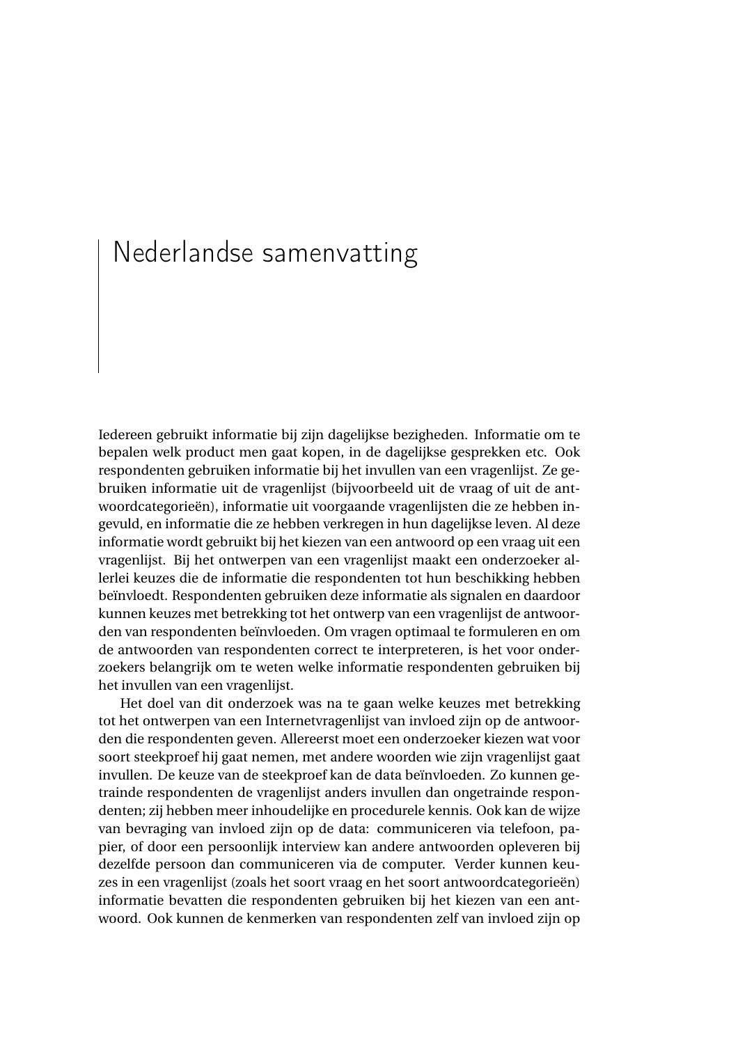# Nederlandse samenvatting

Iedereen gebruikt informatie bij zijn dagelijkse bezigheden. Informatie om te bepalen welk product men gaat kopen, in de dagelijkse gesprekken etc. Ook respondenten gebruiken informatie bij het invullen van een vragenlijst. Ze gebruiken informatie uit de vragenlijst (bijvoorbeeld uit de vraag of uit de antwoordcategorieën), informatie uit voorgaande vragenlijsten die ze hebben ingevuld, en informatie die ze hebben verkregen in hun dagelijkse leven. Al deze informatie wordt gebruikt bij het kiezen van een antwoord op een vraag uit een vragenlijst. Bij het ontwerpen van een vragenlijst maakt een onderzoeker allerlei keuzes die de informatie die respondenten tot hun beschikking hebben beïnvloedt. Respondenten gebruiken deze informatie als signalen en daardoor kunnen keuzes met betrekking tot het ontwerp van een vragenlijst de antwoorden van respondenten beïnvloeden. Om vragen optimaal te formuleren en om de antwoorden van respondenten correct te interpreteren, is het voor onderzoekers belangrijk om te weten welke informatie respondenten gebruiken bij het invullen van een vragenlijst.

Het doel van dit onderzoek was na te gaan welke keuzes met betrekking tot het ontwerpen van een Internetvragenlijst van invloed zijn op de antwoorden die respondenten geven. Allereerst moet een onderzoeker kiezen wat voor soort steekproef hij gaat nemen, met andere woorden wie zijn vragenlijst gaat invullen. De keuze van de steekproef kan de data beïnvloeden. Zo kunnen getrainde respondenten de vragenlijst anders invullen dan ongetrainde respondenten; zij hebben meer inhoudelijke en procedurele kennis. Ook kan de wijze van bevraging van invloed zijn op de data: communiceren via telefoon, papier, of door een persoonlijk interview kan andere antwoorden opleveren bij dezelfde persoon dan communiceren via de computer. Verder kunnen keuzes in een vragenlijst (zoals het soort vraag en het soort antwoordcategorieën) informatie bevatten die respondenten gebruiken bij het kiezen van een antwoord. Ook kunnen de kenmerken van respondenten zelf van invloed zijn op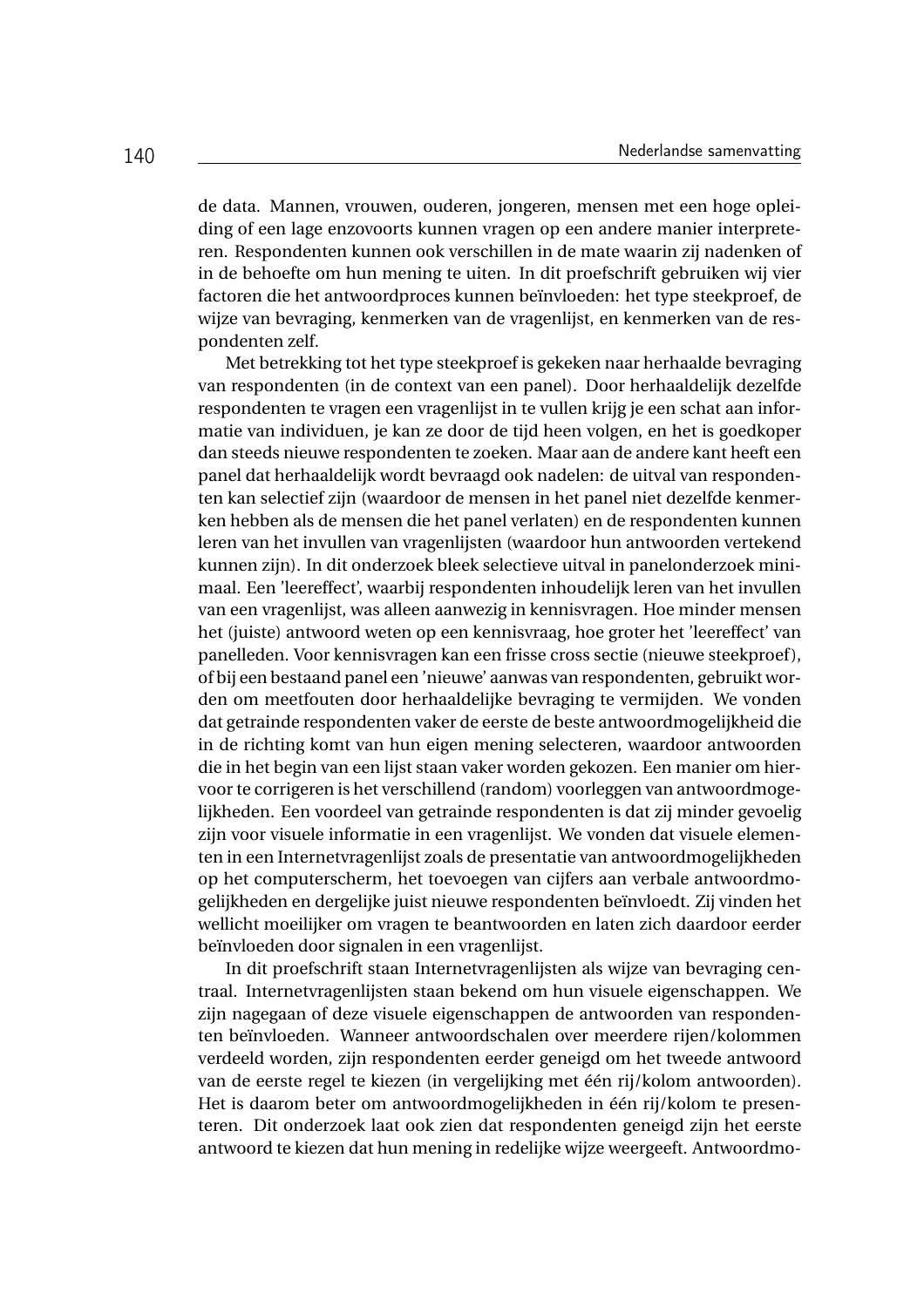de data. Mannen, vrouwen, ouderen, jongeren, mensen met een hoge opleiding of een lage enzovoorts kunnen vragen op een andere manier interpreteren. Respondenten kunnen ook verschillen in de mate waarin zij nadenken of in de behoefte om hun mening te uiten. In dit proefschrift gebruiken wij vier factoren die het antwoordproces kunnen beïnvloeden: het type steekproef, de wijze van bevraging, kenmerken van de vragenlijst, en kenmerken van de respondenten zelf.

Met betrekking tot het type steekproef is gekeken naar herhaalde bevraging van respondenten (in de context van een panel). Door herhaaldelijk dezelfde respondenten te vragen een vragenlijst in te vullen krijg je een schat aan informatie van individuen, je kan ze door de tijd heen volgen, en het is goedkoper dan steeds nieuwe respondenten te zoeken. Maar aan de andere kant heeft een panel dat herhaaldelijk wordt bevraagd ook nadelen: de uitval van respondenten kan selectief zijn (waardoor de mensen in het panel niet dezelfde kenmerken hebben als de mensen die het panel verlaten) en de respondenten kunnen leren van het invullen van vragenlijsten (waardoor hun antwoorden vertekend kunnen zijn). In dit onderzoek bleek selectieve uitval in panelonderzoek minimaal. Een 'leereffect', waarbij respondenten inhoudelijk leren van het invullen van een vragenlijst, was alleen aanwezig in kennisvragen. Hoe minder mensen het (juiste) antwoord weten op een kennisvraag, hoe groter het 'leereffect' van panelleden. Voor kennisvragen kan een frisse cross sectie (nieuwe steekproef), of bij een bestaand panel een 'nieuwe' aanwas van respondenten, gebruikt worden om meetfouten door herhaaldelijke bevraging te vermijden. We vonden dat getrainde respondenten vaker de eerste de beste antwoordmogelijkheid die in de richting komt van hun eigen mening selecteren, waardoor antwoorden die in het begin van een lijst staan vaker worden gekozen. Een manier om hiervoor te corrigeren is het verschillend (random) voorleggen van antwoordmogelijkheden. Een voordeel van getrainde respondenten is dat zij minder gevoelig zijn voor visuele informatie in een vragenlijst. We vonden dat visuele elementen in een Internetvragenlijst zoals de presentatie van antwoordmogelijkheden op het computerscherm, het toevoegen van cijfers aan verbale antwoordmogelijkheden en dergelijke juist nieuwe respondenten beïnvloedt. Zij vinden het wellicht moeilijker om vragen te beantwoorden en laten zich daardoor eerder beïnvloeden door signalen in een vragenlijst.

In dit proefschrift staan Internetvragenlijsten als wijze van bevraging centraal. Internetvragenlijsten staan bekend om hun visuele eigenschappen. We zijn nagegaan of deze visuele eigenschappen de antwoorden van respondenten beïnvloeden. Wanneer antwoordschalen over meerdere rijen/kolommen verdeeld worden, zijn respondenten eerder geneigd om het tweede antwoord van de eerste regel te kiezen (in vergelijking met één rij/kolom antwoorden). Het is daarom beter om antwoordmogelijkheden in één rij/kolom te presenteren. Dit onderzoek laat ook zien dat respondenten geneigd zijn het eerste antwoord te kiezen dat hun mening in redelijke wijze weergeeft. Antwoordmo-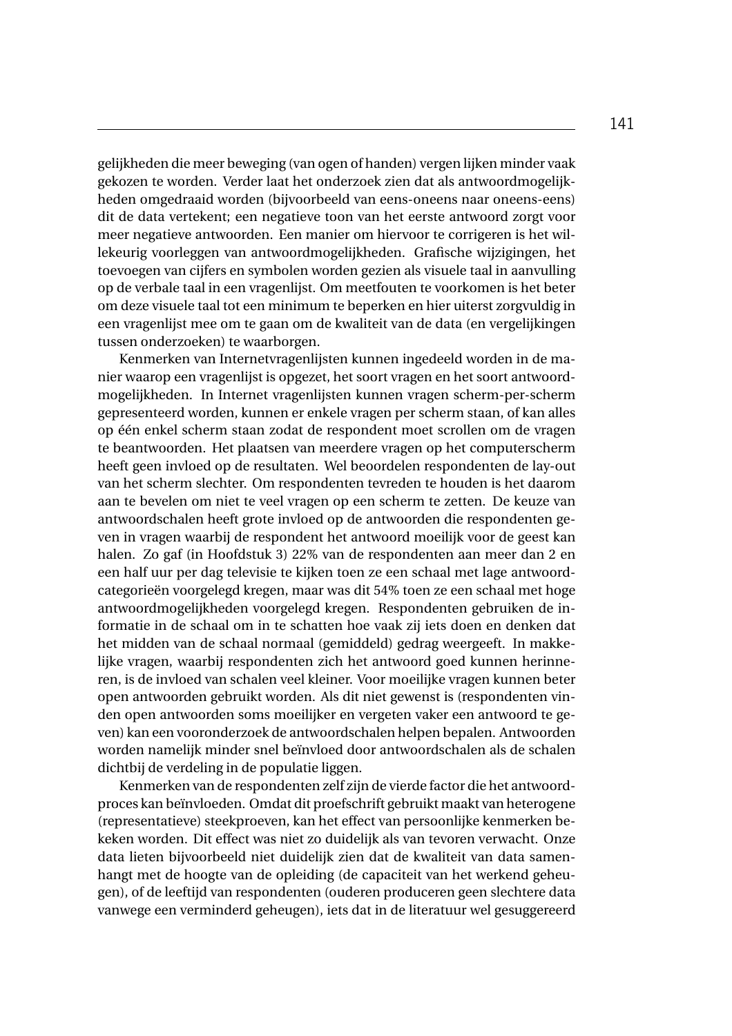gelijkheden die meer beweging (van ogen of handen) vergen lijken minder vaak gekozen te worden. Verder laat het onderzoek zien dat als antwoordmogelijkheden omgedraaid worden (bijvoorbeeld van eens-oneens naar oneens-eens) dit de data vertekent; een negatieve toon van het eerste antwoord zorgt voor meer negatieve antwoorden. Een manier om hiervoor te corrigeren is het willekeurig voorleggen van antwoordmogelijkheden. Grafische wijzigingen, het toevoegen van cijfers en symbolen worden gezien als visuele taal in aanvulling op de verbale taal in een vragenlijst. Om meetfouten te voorkomen is het beter om deze visuele taal tot een minimum te beperken en hier uiterst zorgvuldig in een vragenlijst mee om te gaan om de kwaliteit van de data (en vergelijkingen tussen onderzoeken) te waarborgen.

Kenmerken van Internetvragenlijsten kunnen ingedeeld worden in de manier waarop een vragenlijst is opgezet, het soort vragen en het soort antwoordmogelijkheden. In Internet vragenlijsten kunnen vragen scherm-per-scherm gepresenteerd worden, kunnen er enkele vragen per scherm staan, of kan alles op één enkel scherm staan zodat de respondent moet scrollen om de vragen te beantwoorden. Het plaatsen van meerdere vragen op het computerscherm heeft geen invloed op de resultaten. Wel beoordelen respondenten de lay-out van het scherm slechter. Om respondenten tevreden te houden is het daarom aan te bevelen om niet te veel vragen op een scherm te zetten. De keuze van antwoordschalen heeft grote invloed op de antwoorden die respondenten geven in vragen waarbij de respondent het antwoord moeilijk voor de geest kan halen. Zo gaf (in Hoofdstuk 3) 22% van de respondenten aan meer dan 2 en een half uur per dag televisie te kijken toen ze een schaal met lage antwoordcategorieën voorgelegd kregen, maar was dit 54% toen ze een schaal met hoge antwoordmogelijkheden voorgelegd kregen. Respondenten gebruiken de informatie in de schaal om in te schatten hoe vaak zij iets doen en denken dat het midden van de schaal normaal (gemiddeld) gedrag weergeeft. In makkelijke vragen, waarbij respondenten zich het antwoord goed kunnen herinneren, is de invloed van schalen veel kleiner. Voor moeilijke vragen kunnen beter open antwoorden gebruikt worden. Als dit niet gewenst is (respondenten vinden open antwoorden soms moeilijker en vergeten vaker een antwoord te geven) kan een vooronderzoek de antwoordschalen helpen bepalen. Antwoorden worden namelijk minder snel beïnvloed door antwoordschalen als de schalen dichtbij de verdeling in de populatie liggen.

Kenmerken van de respondenten zelf zijn de vierde factor die het antwoordproces kan beïnvloeden. Omdat dit proefschrift gebruikt maakt van heterogene (representatieve) steekproeven, kan het effect van persoonlijke kenmerken bekeken worden. Dit effect was niet zo duidelijk als van tevoren verwacht. Onze data lieten bijvoorbeeld niet duidelijk zien dat de kwaliteit van data samenhangt met de hoogte van de opleiding (de capaciteit van het werkend geheugen), of de leeftijd van respondenten (ouderen produceren geen slechtere data vanwege een verminderd geheugen), iets dat in de literatuur wel gesuggereerd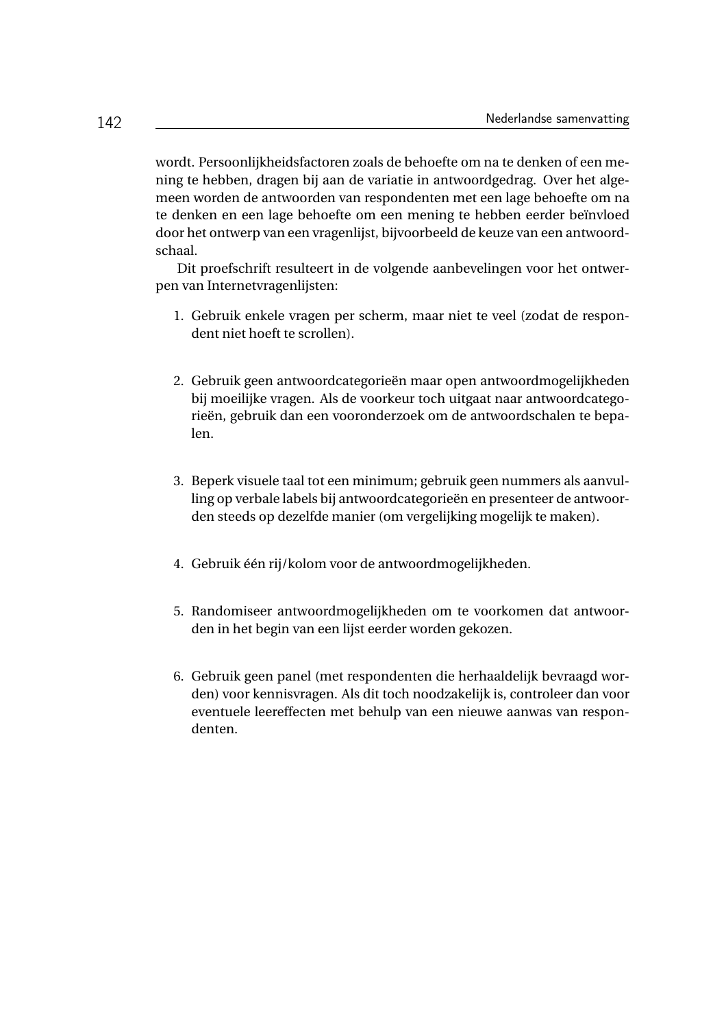wordt. Persoonlijkheidsfactoren zoals de behoefte om na te denken of een mening te hebben, dragen bij aan de variatie in antwoordgedrag. Over het algemeen worden de antwoorden van respondenten met een lage behoefte om na te denken en een lage behoefte om een mening te hebben eerder beïnvloed door het ontwerp van een vragenlijst, bijvoorbeeld de keuze van een antwoordschaal.

Dit proefschrift resulteert in de volgende aanbevelingen voor het ontwerpen van Internetvragenlijsten:

1. Gebruik enkele vragen per scherm, maar niet te veel (zodat de respondent niet hoeft te scrollen).

2. Gebruik geen antwoordcategorieën maar open antwoordmogelijkheden bij moeilijke vragen. Als de voorkeur toch uitgaat naar antwoordcategorieën, gebruik dan een vooronderzoek om de antwoordschalen te bepalen.

3. Beperk visuele taal tot een minimum; gebruik geen nummers als aanvulling op verbale labels bij antwoordcategorieën en presenteer de antwoorden steeds op dezelfde manier (om vergelijking mogelijk te maken).

4. Gebruik één rij/kolom voor de antwoordmogelijkheden.

5. Randomiseer antwoordmogelijkheden om te voorkomen dat antwoorden in het begin van een lijst eerder worden gekozen.

6. Gebruik geen panel (met respondenten die herhaaldelijk bevraagd worden) voor kennisvragen. Als dit toch noodzakelijk is, controleer dan voor eventuele leereffecten met behulp van een nieuwe aanwas van respondenten.